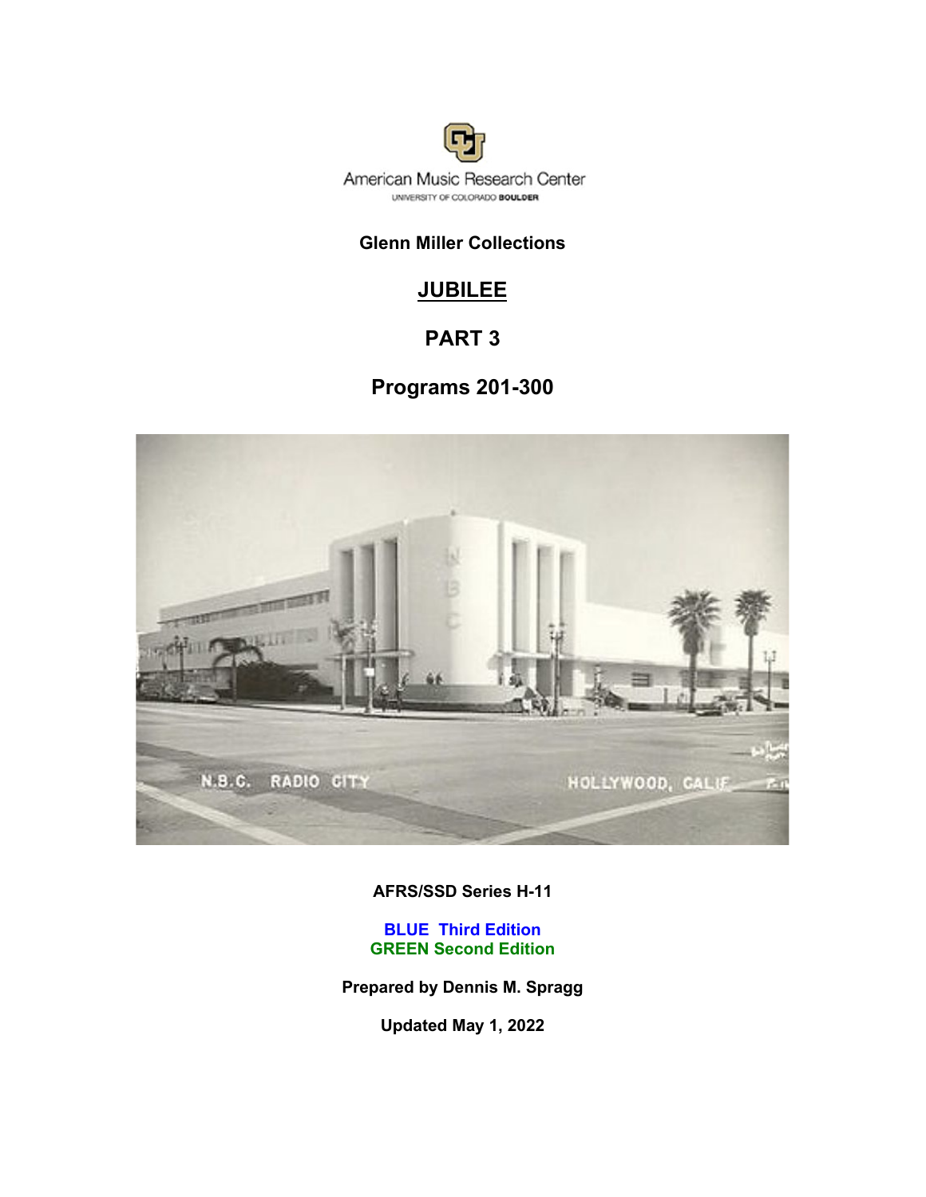American Music Research Center

UNIVERSITY OF COLORADO BOULDER

**Glenn Miller Collections**

# JUBILEE

## PART 3

## Programs 201-300

**AFRS/SSD Series H-11**

**BLUE Third Edition**
**GREEN Second Edition**

**Prepared by Dennis M. Spragg**

**Updated May 1, 2022**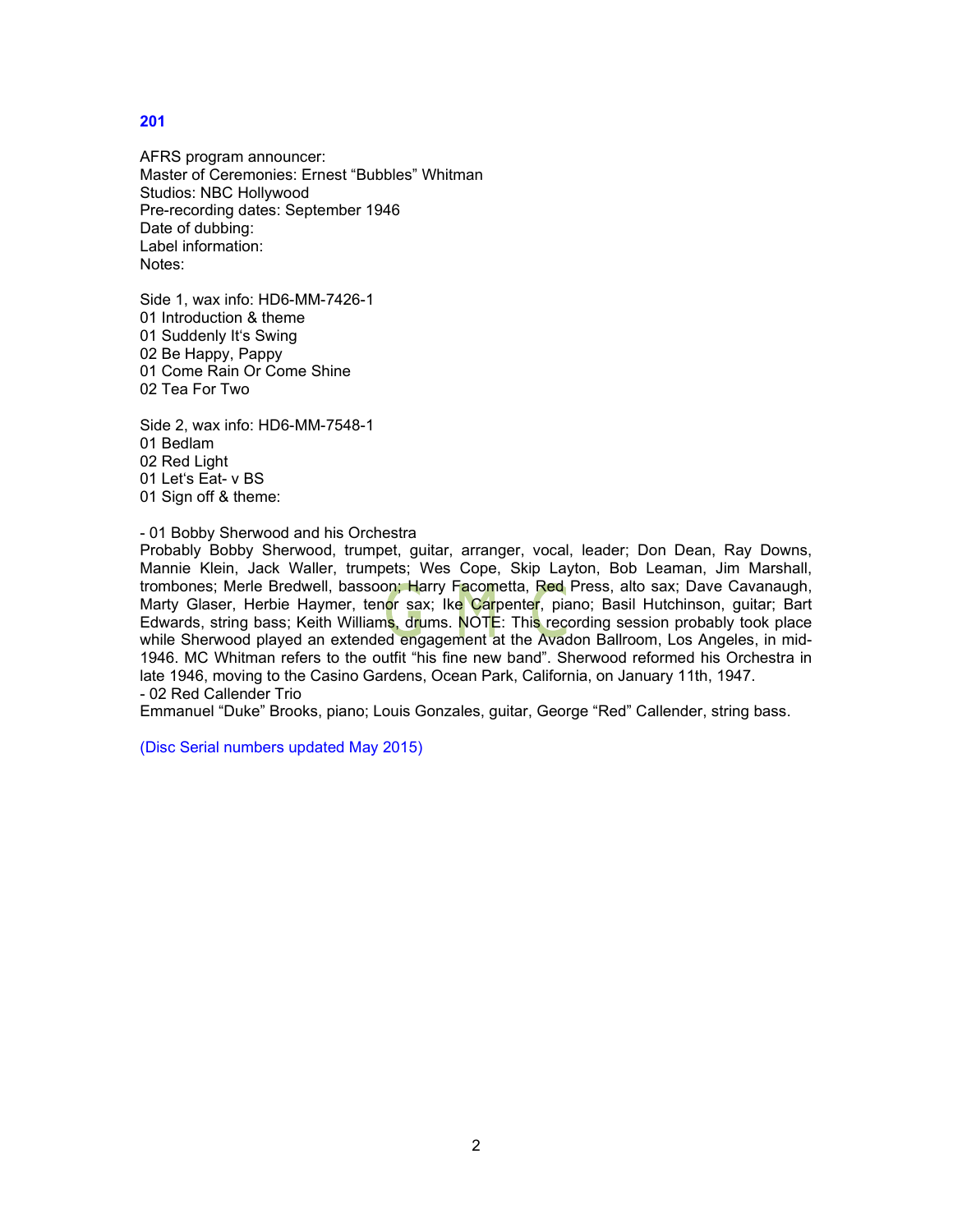**201**

AFRS program announcer:
Master of Ceremonies: Ernest “Bubbles” Whitman
Studios: NBC Hollywood
Pre-recording dates: September 1946
Date of dubbing:
Label information:
Notes:

Side 1, wax info: HD6-MM-7426-1
01 Introduction & theme
01 Suddenly It‘s Swing
02 Be Happy, Pappy
01 Come Rain Or Come Shine
02 Tea For Two

Side 2, wax info: HD6-MM-7548-1
01 Bedlam
02 Red Light
01 Let‘s Eat- v BS
01 Sign off & theme:

- 01 Bobby Sherwood and his Orchestra
Probably Bobby Sherwood, trumpet, guitar, arranger, vocal, leader; Don Dean, Ray Downs, Mannie Klein, Jack Waller, trumpets; Wes Cope, Skip Layton, Bob Leaman, Jim Marshall, trombones; Merle Bredwell, bassoon; Harry Facometta, Red Press, alto sax; Dave Cavanaugh, Marty Glaser, Herbie Haymer, tenor sax; Ike Carpenter, piano; Basil Hutchinson, guitar; Bart Edwards, string bass; Keith Williams, drums. NOTE: This recording session probably took place while Sherwood played an extended engagement at the Avadon Ballroom, Los Angeles, in mid-1946. MC Whitman refers to the outfit “his fine new band”. Sherwood reformed his Orchestra in late 1946, moving to the Casino Gardens, Ocean Park, California, on January 11th, 1947.
- 02 Red Callender Trio
Emmanuel “Duke” Brooks, piano; Louis Gonzales, guitar, George “Red” Callender, string bass.

(Disc Serial numbers updated May 2015)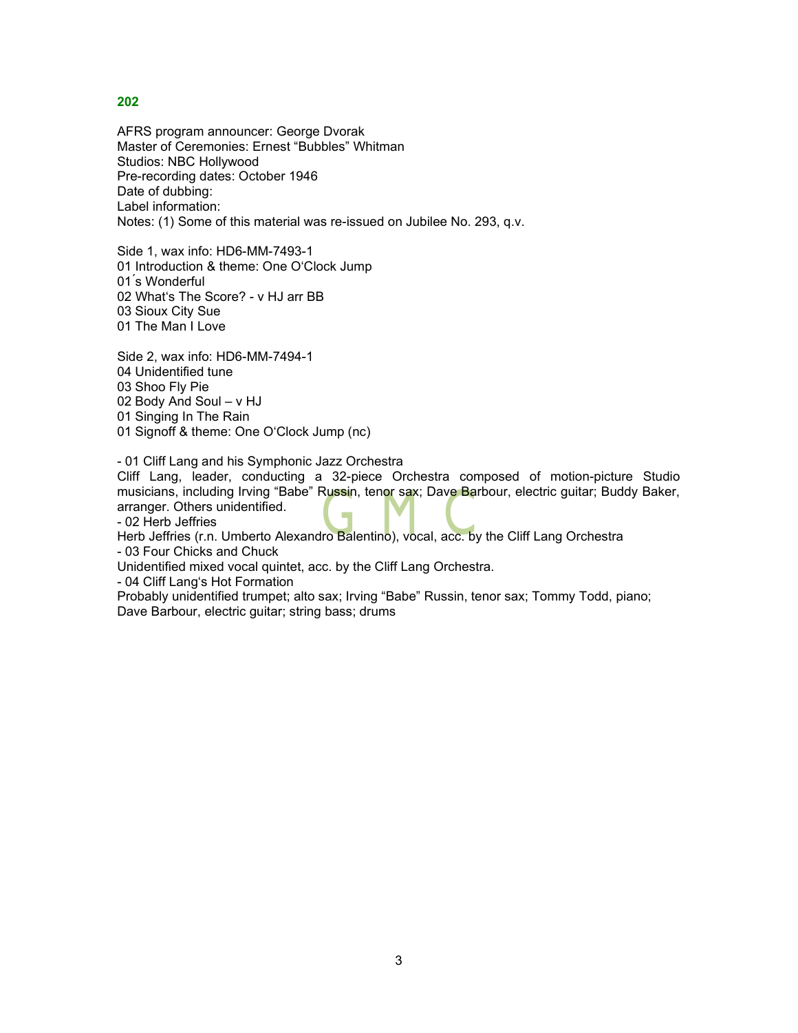**202**

AFRS program announcer: George Dvorak
Master of Ceremonies: Ernest “Bubbles” Whitman
Studios: NBC Hollywood
Pre-recording dates: October 1946
Date of dubbing:
Label information:
Notes: (1) Some of this material was re-issued on Jubilee No. 293, q.v.

Side 1, wax info: HD6-MM-7493-1
01 Introduction & theme: One O‘Clock Jump
01´s Wonderful
02 What‘s The Score? - v HJ arr BB
03 Sioux City Sue
01 The Man I Love

Side 2, wax info: HD6-MM-7494-1
04 Unidentified tune
03 Shoo Fly Pie
02 Body And Soul – v HJ
01 Singing In The Rain
01 Signoff & theme: One O‘Clock Jump (nc)

- 01 Cliff Lang and his Symphonic Jazz Orchestra
Cliff Lang, leader, conducting a 32-piece Orchestra composed of motion-picture Studio musicians, including Irving “Babe” Russin, tenor sax; Dave Barbour, electric guitar; Buddy Baker, arranger. Others unidentified.
- 02 Herb Jeffries
Herb Jeffries (r.n. Umberto Alexandro Balentino), vocal, acc. by the Cliff Lang Orchestra
- 03 Four Chicks and Chuck
Unidentified mixed vocal quintet, acc. by the Cliff Lang Orchestra.
- 04 Cliff Lang‘s Hot Formation
Probably unidentified trumpet; alto sax; Irving “Babe” Russin, tenor sax; Tommy Todd, piano; Dave Barbour, electric guitar; string bass; drums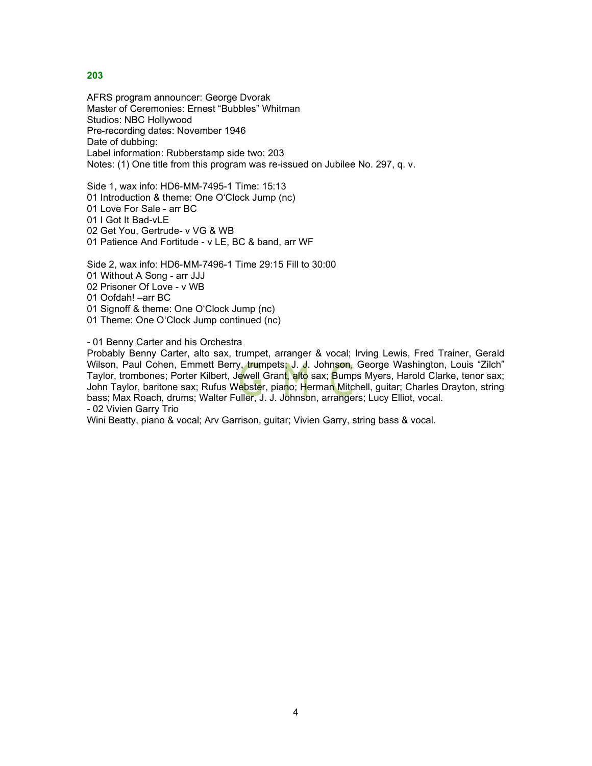## 203

AFRS program announcer: George Dvorak
Master of Ceremonies: Ernest “Bubbles” Whitman
Studios: NBC Hollywood
Pre-recording dates: November 1946
Date of dubbing:
Label information: Rubberstamp side two: 203
Notes: (1) One title from this program was re-issued on Jubilee No. 297, q. v.

Side 1, wax info: HD6-MM-7495-1 Time: 15:13
01 Introduction & theme: One O‘Clock Jump (nc)
01 Love For Sale - arr BC
01 I Got It Bad-vLE
02 Get You, Gertrude- v VG & WB
01 Patience And Fortitude - v LE, BC & band, arr WF

Side 2, wax info: HD6-MM-7496-1 Time 29:15 Fill to 30:00
01 Without A Song - arr JJJ
02 Prisoner Of Love - v WB
01 Oofdah! –arr BC
01 Signoff & theme: One O‘Clock Jump (nc)
01 Theme: One O‘Clock Jump continued (nc)

- 01 Benny Carter and his Orchestra

Probably Benny Carter, alto sax, trumpet, arranger & vocal; Irving Lewis, Fred Trainer, Gerald Wilson, Paul Cohen, Emmett Berry, trumpets; J. J. Johnson, George Washington, Louis “Zilch” Taylor, trombones; Porter Kilbert, Jewell Grant, alto sax; Bumps Myers, Harold Clarke, tenor sax; John Taylor, baritone sax; Rufus Webster, piano; Herman Mitchell, guitar; Charles Drayton, string bass; Max Roach, drums; Walter Fuller, J. J. Johnson, arrangers; Lucy Elliot, vocal.

- 02 Vivien Garry Trio

Wini Beatty, piano & vocal; Arv Garrison, guitar; Vivien Garry, string bass & vocal.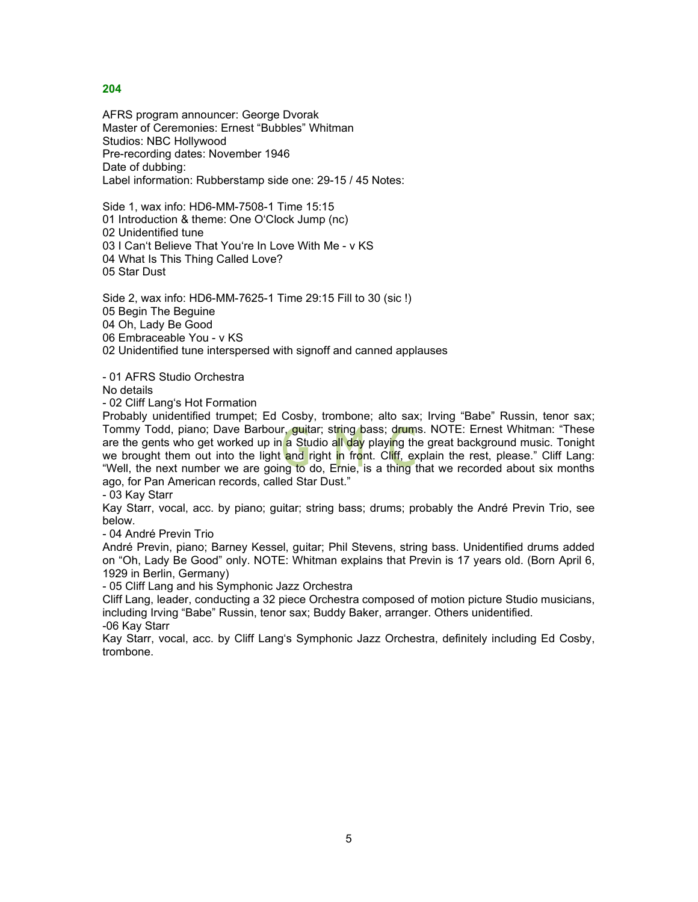**204**

AFRS program announcer: George Dvorak
Master of Ceremonies: Ernest “Bubbles” Whitman
Studios: NBC Hollywood
Pre-recording dates: November 1946
Date of dubbing:
Label information: Rubberstamp side one: 29-15 / 45 Notes:

Side 1, wax info: HD6-MM-7508-1 Time 15:15
01 Introduction & theme: One O‘Clock Jump (nc)
02 Unidentified tune
03 I Can‘t Believe That You‘re In Love With Me - v KS
04 What Is This Thing Called Love?
05 Star Dust

Side 2, wax info: HD6-MM-7625-1 Time 29:15 Fill to 30 (sic !)
05 Begin The Beguine
04 Oh, Lady Be Good
06 Embraceable You - v KS
02 Unidentified tune interspersed with signoff and canned applauses

- 01 AFRS Studio Orchestra
No details
- 02 Cliff Lang‘s Hot Formation
Probably unidentified trumpet; Ed Cosby, trombone; alto sax; Irving “Babe” Russin, tenor sax; Tommy Todd, piano; Dave Barbour, guitar; string bass; drums. NOTE: Ernest Whitman: “These are the gents who get worked up in a Studio all day playing the great background music. Tonight we brought them out into the light and right in front. Cliff, explain the rest, please.” Cliff Lang: “Well, the next number we are going to do, Ernie, is a thing that we recorded about six months ago, for Pan American records, called Star Dust.”
- 03 Kay Starr
Kay Starr, vocal, acc. by piano; guitar; string bass; drums; probably the André Previn Trio, see below.
- 04 André Previn Trio
André Previn, piano; Barney Kessel, guitar; Phil Stevens, string bass. Unidentified drums added on “Oh, Lady Be Good” only. NOTE: Whitman explains that Previn is 17 years old. (Born April 6, 1929 in Berlin, Germany)
- 05 Cliff Lang and his Symphonic Jazz Orchestra
Cliff Lang, leader, conducting a 32 piece Orchestra composed of motion picture Studio musicians, including Irving “Babe” Russin, tenor sax; Buddy Baker, arranger. Others unidentified.
-06 Kay Starr
Kay Starr, vocal, acc. by Cliff Lang‘s Symphonic Jazz Orchestra, definitely including Ed Cosby, trombone.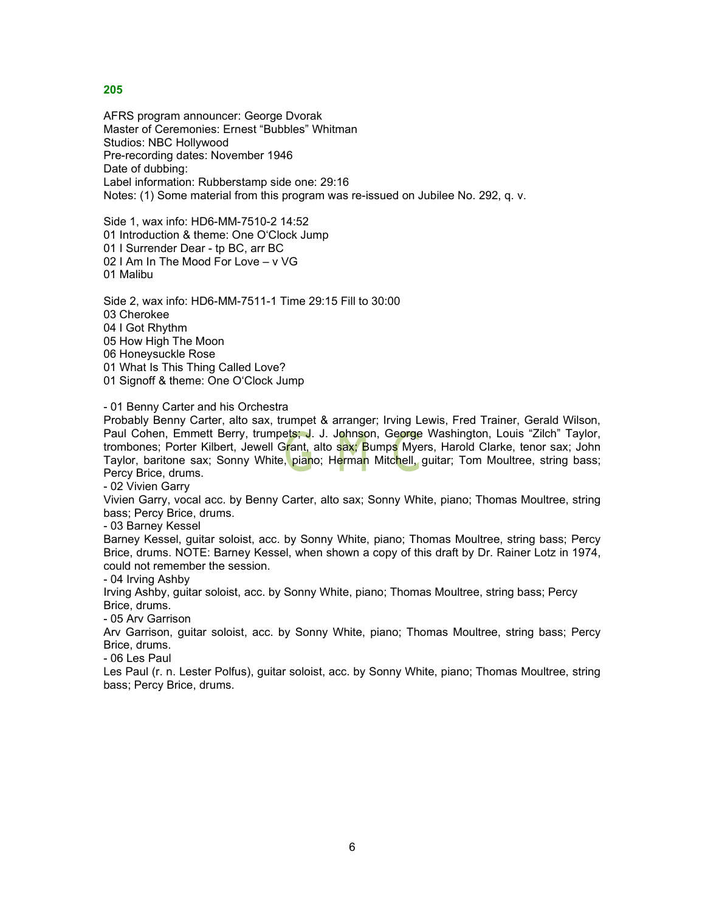## 205

AFRS program announcer: George Dvorak
Master of Ceremonies: Ernest "Bubbles" Whitman
Studios: NBC Hollywood
Pre-recording dates: November 1946
Date of dubbing:
Label information: Rubberstamp side one: 29:16
Notes: (1) Some material from this program was re-issued on Jubilee No. 292, q. v.

Side 1, wax info: HD6-MM-7510-2 14:52
01 Introduction & theme: One O'Clock Jump
01 I Surrender Dear - tp BC, arr BC
02 I Am In The Mood For Love – v VG
01 Malibu

Side 2, wax info: HD6-MM-7511-1 Time 29:15 Fill to 30:00
03 Cherokee
04 I Got Rhythm
05 How High The Moon
06 Honeysuckle Rose
01 What Is This Thing Called Love?
01 Signoff & theme: One O'Clock Jump

- 01 Benny Carter and his Orchestra
Probably Benny Carter, alto sax, trumpet & arranger; Irving Lewis, Fred Trainer, Gerald Wilson, Paul Cohen, Emmett Berry, trumpets; J. J. Johnson, George Washington, Louis "Zilch" Taylor, trombones; Porter Kilbert, Jewell Grant, alto sax; Bumps Myers, Harold Clarke, tenor sax; John Taylor, baritone sax; Sonny White, piano; Herman Mitchell, guitar; Tom Moultree, string bass; Percy Brice, drums.
- 02 Vivien Garry
Vivien Garry, vocal acc. by Benny Carter, alto sax; Sonny White, piano; Thomas Moultree, string bass; Percy Brice, drums.
- 03 Barney Kessel
Barney Kessel, guitar soloist, acc. by Sonny White, piano; Thomas Moultree, string bass; Percy Brice, drums. NOTE: Barney Kessel, when shown a copy of this draft by Dr. Rainer Lotz in 1974, could not remember the session.
- 04 Irving Ashby
Irving Ashby, guitar soloist, acc. by Sonny White, piano; Thomas Moultree, string bass; Percy Brice, drums.
- 05 Arv Garrison
Arv Garrison, guitar soloist, acc. by Sonny White, piano; Thomas Moultree, string bass; Percy Brice, drums.
- 06 Les Paul
Les Paul (r. n. Lester Polfus), guitar soloist, acc. by Sonny White, piano; Thomas Moultree, string bass; Percy Brice, drums.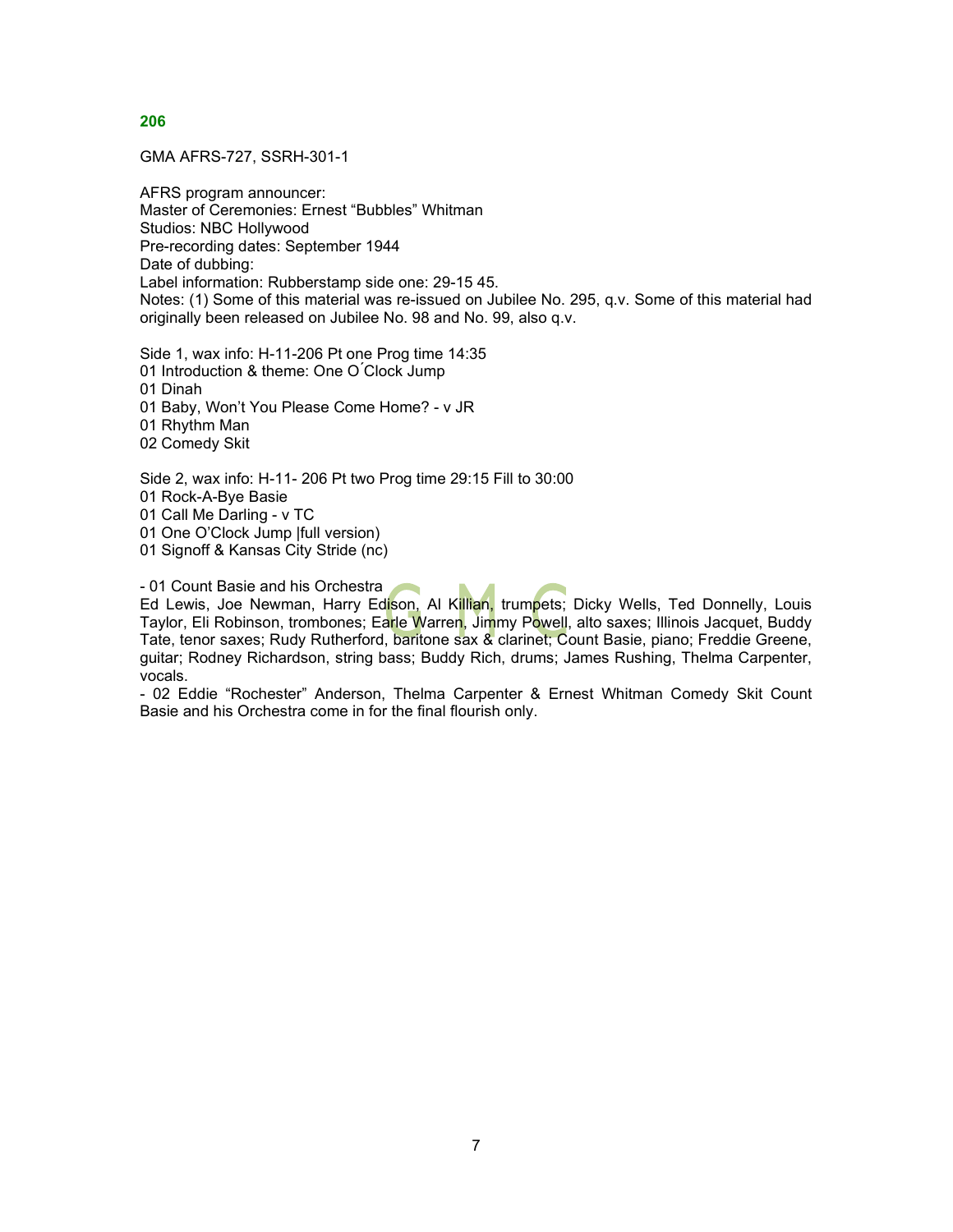**206**

GMA AFRS-727, SSRH-301-1

AFRS program announcer:
Master of Ceremonies: Ernest "Bubbles" Whitman
Studios: NBC Hollywood
Pre-recording dates: September 1944
Date of dubbing:
Label information: Rubberstamp side one: 29-15 45.
Notes: (1) Some of this material was re-issued on Jubilee No. 295, q.v. Some of this material had originally been released on Jubilee No. 98 and No. 99, also q.v.

Side 1, wax info: H-11-206 Pt one Prog time 14:35
01 Introduction & theme: One O´Clock Jump
01 Dinah
01 Baby, Won't You Please Come Home? - v JR
01 Rhythm Man
02 Comedy Skit

Side 2, wax info: H-11- 206 Pt two Prog time 29:15 Fill to 30:00
01 Rock-A-Bye Basie
01 Call Me Darling - v TC
01 One O'Clock Jump |full version)
01 Signoff & Kansas City Stride (nc)

- 01 Count Basie and his Orchestra
Ed Lewis, Joe Newman, Harry Edison, Al Killian, trumpets; Dicky Wells, Ted Donnelly, Louis Taylor, Eli Robinson, trombones; Earle Warren, Jimmy Powell, alto saxes; Illinois Jacquet, Buddy Tate, tenor saxes; Rudy Rutherford, baritone sax & clarinet; Count Basie, piano; Freddie Greene, guitar; Rodney Richardson, string bass; Buddy Rich, drums; James Rushing, Thelma Carpenter, vocals.
- 02 Eddie "Rochester" Anderson, Thelma Carpenter & Ernest Whitman Comedy Skit Count Basie and his Orchestra come in for the final flourish only.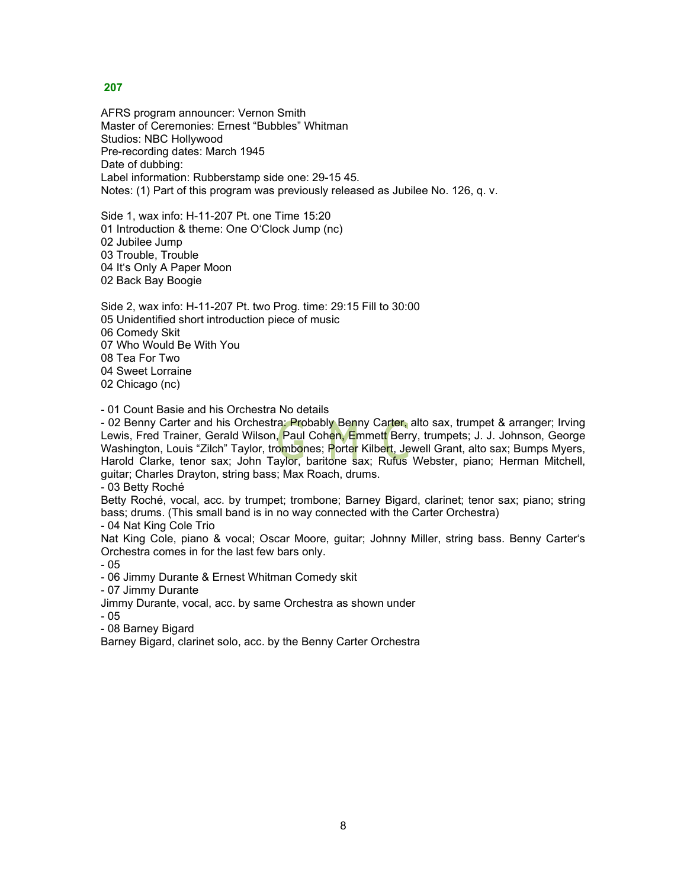**207**

AFRS program announcer: Vernon Smith
Master of Ceremonies: Ernest “Bubbles” Whitman
Studios: NBC Hollywood
Pre-recording dates: March 1945
Date of dubbing:
Label information: Rubberstamp side one: 29-15 45.
Notes: (1) Part of this program was previously released as Jubilee No. 126, q. v.

Side 1, wax info: H-11-207 Pt. one Time 15:20
01 Introduction & theme: One O‘Clock Jump (nc)
02 Jubilee Jump
03 Trouble, Trouble
04 It‘s Only A Paper Moon
02 Back Bay Boogie

Side 2, wax info: H-11-207 Pt. two Prog. time: 29:15 Fill to 30:00
05 Unidentified short introduction piece of music
06 Comedy Skit
07 Who Would Be With You
08 Tea For Two
04 Sweet Lorraine
02 Chicago (nc)

- 01 Count Basie and his Orchestra No details
- 02 Benny Carter and his Orchestra: Probably Benny Carter, alto sax, trumpet & arranger; Irving Lewis, Fred Trainer, Gerald Wilson, Paul Cohen, Emmett Berry, trumpets; J. J. Johnson, George Washington, Louis “Zilch” Taylor, trombones; Porter Kilbert, Jewell Grant, alto sax; Bumps Myers, Harold Clarke, tenor sax; John Taylor, baritone sax; Rufus Webster, piano; Herman Mitchell, guitar; Charles Drayton, string bass; Max Roach, drums.
- 03 Betty Roché
Betty Roché, vocal, acc. by trumpet; trombone; Barney Bigard, clarinet; tenor sax; piano; string bass; drums. (This small band is in no way connected with the Carter Orchestra)
- 04 Nat King Cole Trio
Nat King Cole, piano & vocal; Oscar Moore, guitar; Johnny Miller, string bass. Benny Carter‘s Orchestra comes in for the last few bars only.
- 05
- 06 Jimmy Durante & Ernest Whitman Comedy skit
- 07 Jimmy Durante
Jimmy Durante, vocal, acc. by same Orchestra as shown under
- 05
- 08 Barney Bigard
Barney Bigard, clarinet solo, acc. by the Benny Carter Orchestra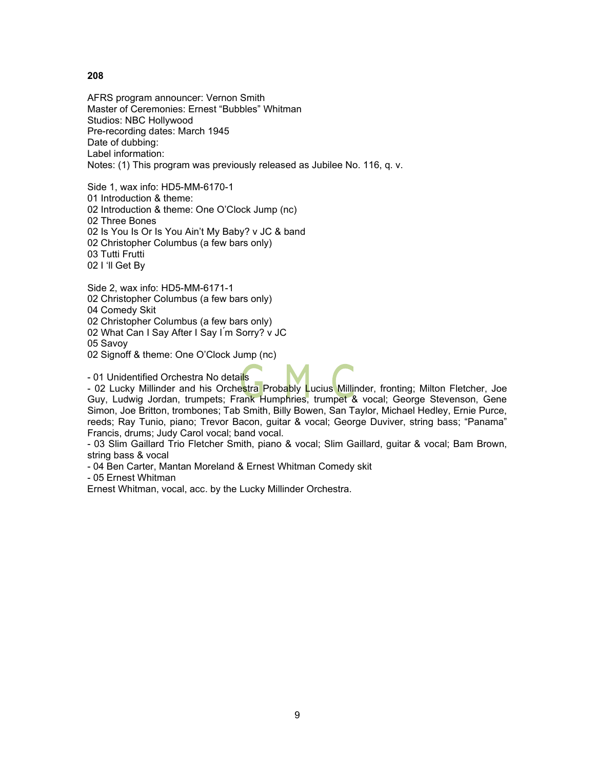**208**

AFRS program announcer: Vernon Smith
Master of Ceremonies: Ernest "Bubbles" Whitman
Studios: NBC Hollywood
Pre-recording dates: March 1945
Date of dubbing:
Label information:
Notes: (1) This program was previously released as Jubilee No. 116, q. v.

Side 1, wax info: HD5-MM-6170-1
01 Introduction & theme:
02 Introduction & theme: One O'Clock Jump (nc)
02 Three Bones
02 Is You Is Or Is You Ain't My Baby? v JC & band
02 Christopher Columbus (a few bars only)
03 Tutti Frutti
02 I 'll Get By

Side 2, wax info: HD5-MM-6171-1
02 Christopher Columbus (a few bars only)
04 Comedy Skit
02 Christopher Columbus (a few bars only)
02 What Can I Say After I Say I´m Sorry? v JC
05 Savoy
02 Signoff & theme: One O'Clock Jump (nc)

- 01 Unidentified Orchestra No details
- 02 Lucky Millinder and his Orchestra Probably Lucius Millinder, fronting; Milton Fletcher, Joe Guy, Ludwig Jordan, trumpets; Frank Humphries, trumpet & vocal; George Stevenson, Gene Simon, Joe Britton, trombones; Tab Smith, Billy Bowen, San Taylor, Michael Hedley, Ernie Purce, reeds; Ray Tunio, piano; Trevor Bacon, guitar & vocal; George Duviver, string bass; "Panama" Francis, drums; Judy Carol vocal; band vocal.
- 03 Slim Gaillard Trio Fletcher Smith, piano & vocal; Slim Gaillard, guitar & vocal; Bam Brown, string bass & vocal
- 04 Ben Carter, Mantan Moreland & Ernest Whitman Comedy skit
- 05 Ernest Whitman
Ernest Whitman, vocal, acc. by the Lucky Millinder Orchestra.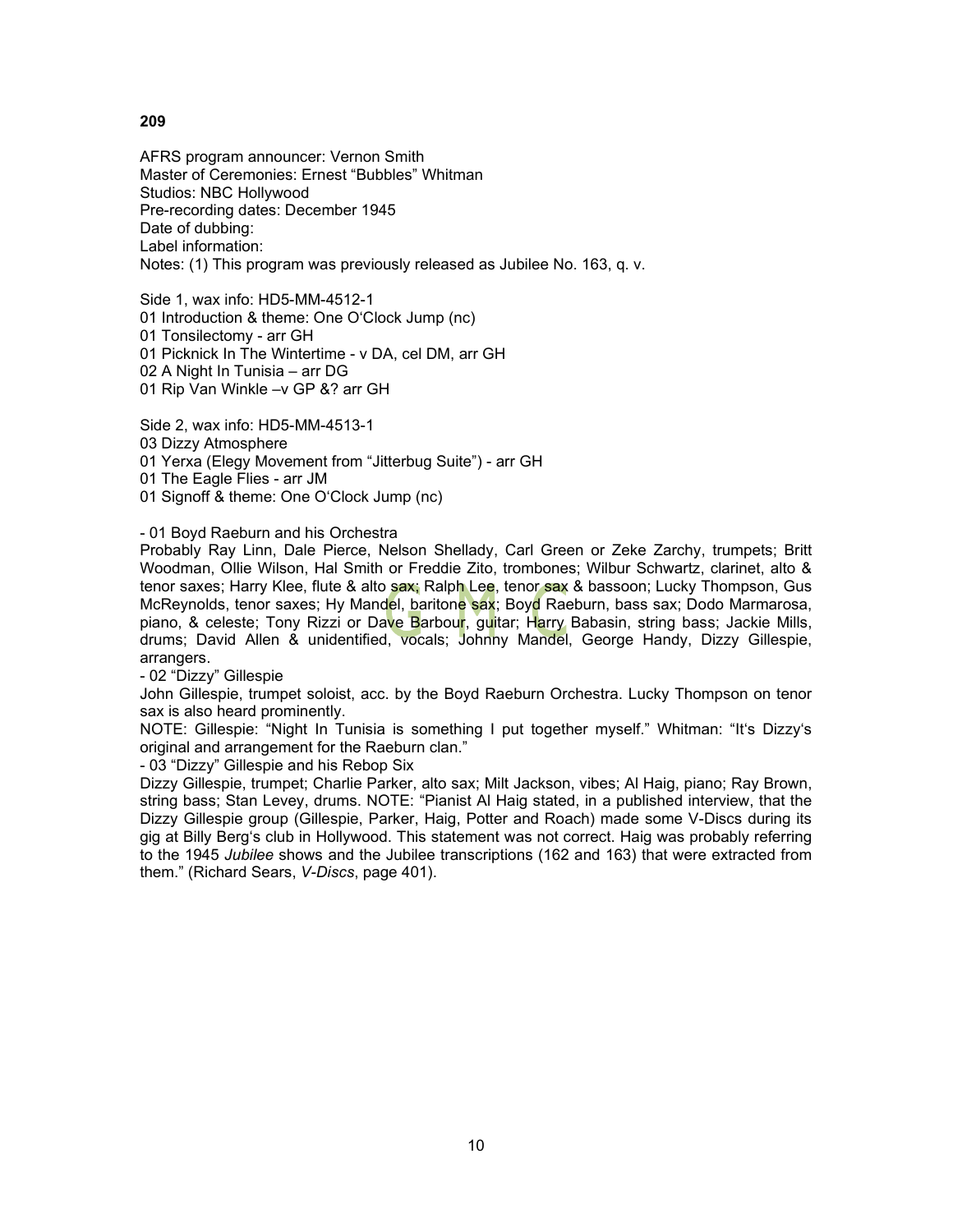**209**

AFRS program announcer: Vernon Smith
Master of Ceremonies: Ernest "Bubbles" Whitman
Studios: NBC Hollywood
Pre-recording dates: December 1945
Date of dubbing:
Label information:
Notes: (1) This program was previously released as Jubilee No. 163, q. v.

Side 1, wax info: HD5-MM-4512-1
01 Introduction & theme: One O'Clock Jump (nc)
01 Tonsilectomy - arr GH
01 Picknick In The Wintertime - v DA, cel DM, arr GH
02 A Night In Tunisia – arr DG
01 Rip Van Winkle –v GP &? arr GH

Side 2, wax info: HD5-MM-4513-1
03 Dizzy Atmosphere
01 Yerxa (Elegy Movement from "Jitterbug Suite") - arr GH
01 The Eagle Flies - arr JM
01 Signoff & theme: One O'Clock Jump (nc)

- 01 Boyd Raeburn and his Orchestra
Probably Ray Linn, Dale Pierce, Nelson Shellady, Carl Green or Zeke Zarchy, trumpets; Britt Woodman, Ollie Wilson, Hal Smith or Freddie Zito, trombones; Wilbur Schwartz, clarinet, alto & tenor saxes; Harry Klee, flute & alto sax; Ralph Lee, tenor sax & bassoon; Lucky Thompson, Gus McReynolds, tenor saxes; Hy Mandel, baritone sax; Boyd Raeburn, bass sax; Dodo Marmarosa, piano, & celeste; Tony Rizzi or Dave Barbour, guitar; Harry Babasin, string bass; Jackie Mills, drums; David Allen & unidentified, vocals; Johnny Mandel, George Handy, Dizzy Gillespie, arrangers.
- 02 "Dizzy" Gillespie
John Gillespie, trumpet soloist, acc. by the Boyd Raeburn Orchestra. Lucky Thompson on tenor sax is also heard prominently.
NOTE: Gillespie: "Night In Tunisia is something I put together myself." Whitman: "It's Dizzy's original and arrangement for the Raeburn clan."
- 03 "Dizzy" Gillespie and his Rebop Six
Dizzy Gillespie, trumpet; Charlie Parker, alto sax; Milt Jackson, vibes; Al Haig, piano; Ray Brown, string bass; Stan Levey, drums. NOTE: "Pianist Al Haig stated, in a published interview, that the Dizzy Gillespie group (Gillespie, Parker, Haig, Potter and Roach) made some V-Discs during its gig at Billy Berg's club in Hollywood. This statement was not correct. Haig was probably referring to the 1945 *Jubilee* shows and the Jubilee transcriptions (162 and 163) that were extracted from them." (Richard Sears, *V-Discs*, page 401).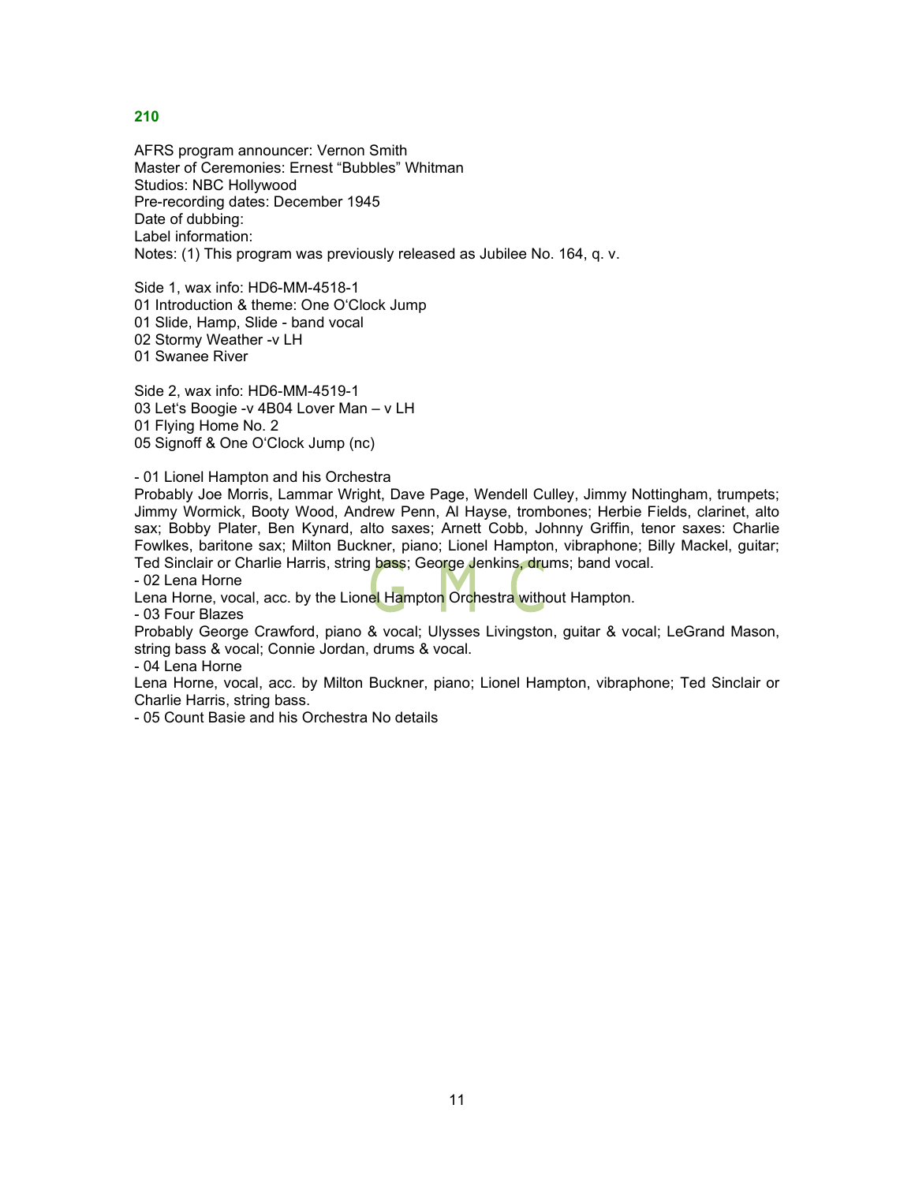**210**

AFRS program announcer: Vernon Smith
Master of Ceremonies: Ernest “Bubbles” Whitman
Studios: NBC Hollywood
Pre-recording dates: December 1945
Date of dubbing:
Label information:
Notes: (1) This program was previously released as Jubilee No. 164, q. v.

Side 1, wax info: HD6-MM-4518-1
01 Introduction & theme: One O'Clock Jump
01 Slide, Hamp, Slide - band vocal
02 Stormy Weather -v LH
01 Swanee River

Side 2, wax info: HD6-MM-4519-1
03 Let's Boogie -v 4B04 Lover Man – v LH
01 Flying Home No. 2
05 Signoff & One O'Clock Jump (nc)

- 01 Lionel Hampton and his Orchestra

Probably Joe Morris, Lammar Wright, Dave Page, Wendell Culley, Jimmy Nottingham, trumpets; Jimmy Wormick, Booty Wood, Andrew Penn, Al Hayse, trombones; Herbie Fields, clarinet, alto sax; Bobby Plater, Ben Kynard, alto saxes; Arnett Cobb, Johnny Griffin, tenor saxes: Charlie Fowlkes, baritone sax; Milton Buckner, piano; Lionel Hampton, vibraphone; Billy Mackel, guitar; Ted Sinclair or Charlie Harris, string bass; George Jenkins, drums; band vocal.

- 02 Lena Horne

Lena Horne, vocal, acc. by the Lionel Hampton Orchestra without Hampton.

- 03 Four Blazes

Probably George Crawford, piano & vocal; Ulysses Livingston, guitar & vocal; LeGrand Mason, string bass & vocal; Connie Jordan, drums & vocal.

- 04 Lena Horne

Lena Horne, vocal, acc. by Milton Buckner, piano; Lionel Hampton, vibraphone; Ted Sinclair or Charlie Harris, string bass.

- 05 Count Basie and his Orchestra No details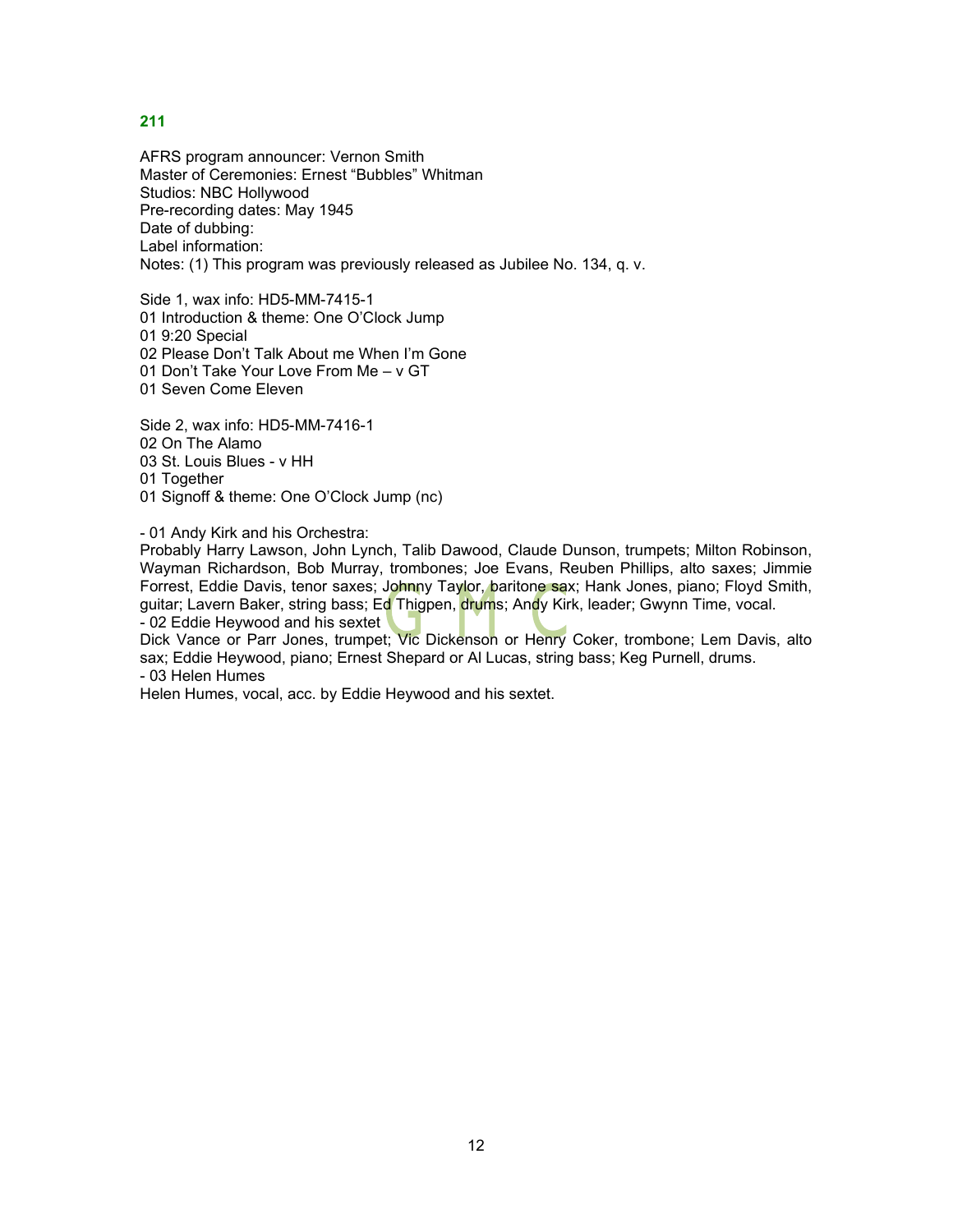**211**

AFRS program announcer: Vernon Smith
Master of Ceremonies: Ernest “Bubbles” Whitman
Studios: NBC Hollywood
Pre-recording dates: May 1945
Date of dubbing:
Label information:
Notes: (1) This program was previously released as Jubilee No. 134, q. v.

Side 1, wax info: HD5-MM-7415-1
01 Introduction & theme: One O’Clock Jump
01 9:20 Special
02 Please Don’t Talk About me When I’m Gone
01 Don’t Take Your Love From Me – v GT
01 Seven Come Eleven

Side 2, wax info: HD5-MM-7416-1
02 On The Alamo
03 St. Louis Blues - v HH
01 Together
01 Signoff & theme: One O’Clock Jump (nc)

- 01 Andy Kirk and his Orchestra:
Probably Harry Lawson, John Lynch, Talib Dawood, Claude Dunson, trumpets; Milton Robinson, Wayman Richardson, Bob Murray, trombones; Joe Evans, Reuben Phillips, alto saxes; Jimmie Forrest, Eddie Davis, tenor saxes; Johnny Taylor, baritone sax; Hank Jones, piano; Floyd Smith, guitar; Lavern Baker, string bass; Ed Thigpen, drums; Andy Kirk, leader; Gwynn Time, vocal.
- 02 Eddie Heywood and his sextet
Dick Vance or Parr Jones, trumpet; Vic Dickenson or Henry Coker, trombone; Lem Davis, alto sax; Eddie Heywood, piano; Ernest Shepard or Al Lucas, string bass; Keg Purnell, drums.
- 03 Helen Humes
Helen Humes, vocal, acc. by Eddie Heywood and his sextet.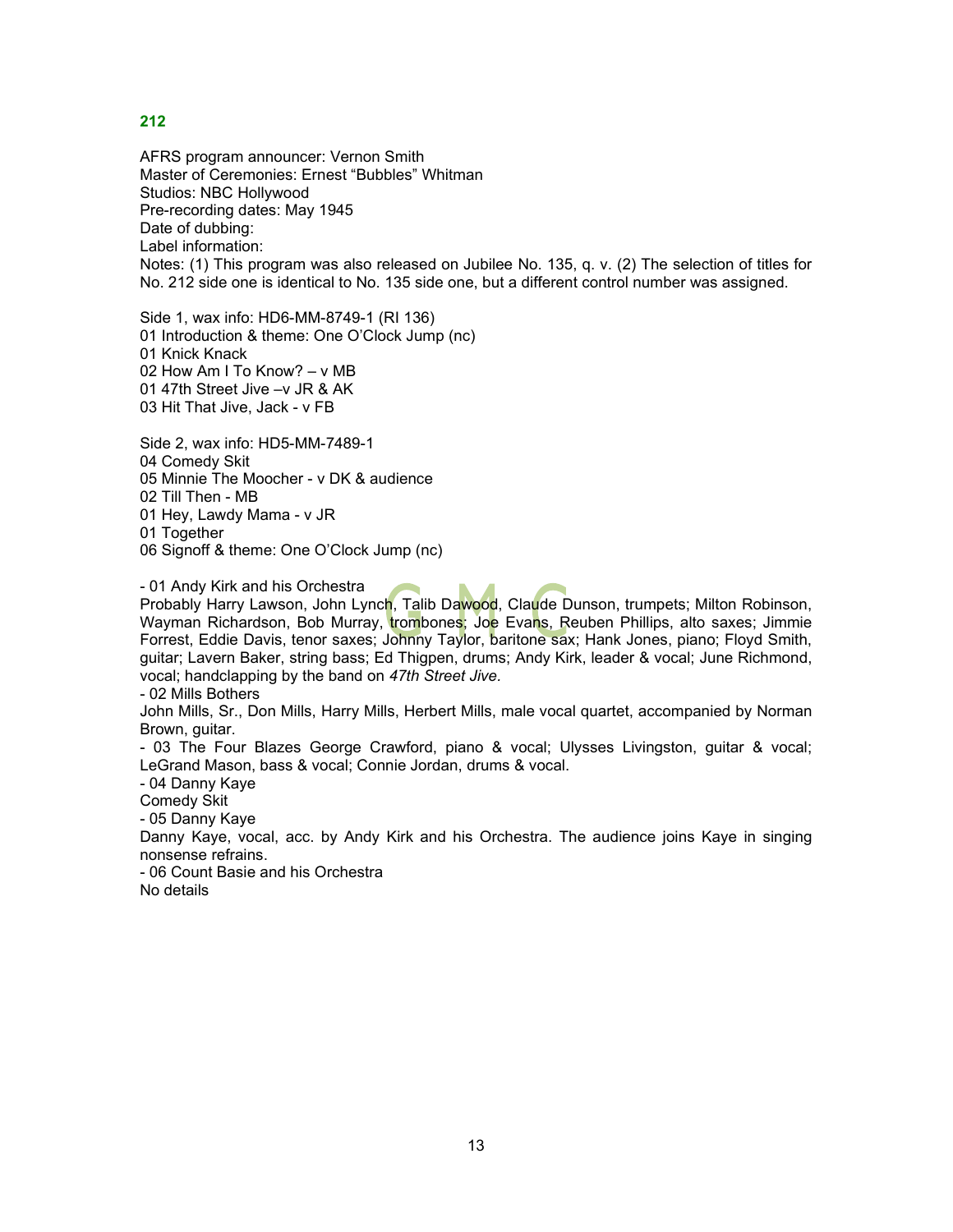**212**

AFRS program announcer: Vernon Smith
Master of Ceremonies: Ernest “Bubbles” Whitman
Studios: NBC Hollywood
Pre-recording dates: May 1945
Date of dubbing:
Label information:
Notes: (1) This program was also released on Jubilee No. 135, q. v. (2) The selection of titles for No. 212 side one is identical to No. 135 side one, but a different control number was assigned.

Side 1, wax info: HD6-MM-8749-1 (RI 136)
01 Introduction & theme: One O’Clock Jump (nc)
01 Knick Knack
02 How Am I To Know? – v MB
01 47th Street Jive –v JR & AK
03 Hit That Jive, Jack - v FB

Side 2, wax info: HD5-MM-7489-1
04 Comedy Skit
05 Minnie The Moocher - v DK & audience
02 Till Then - MB
01 Hey, Lawdy Mama - v JR
01 Together
06 Signoff & theme: One O’Clock Jump (nc)

- 01 Andy Kirk and his Orchestra
Probably Harry Lawson, John Lynch, Talib Dawood, Claude Dunson, trumpets; Milton Robinson, Wayman Richardson, Bob Murray, trombones; Joe Evans, Reuben Phillips, alto saxes; Jimmie Forrest, Eddie Davis, tenor saxes; Johnny Taylor, baritone sax; Hank Jones, piano; Floyd Smith, guitar; Lavern Baker, string bass; Ed Thigpen, drums; Andy Kirk, leader & vocal; June Richmond, vocal; handclapping by the band on *47th Street Jive.*
- 02 Mills Bothers
John Mills, Sr., Don Mills, Harry Mills, Herbert Mills, male vocal quartet, accompanied by Norman Brown, guitar.
- 03 The Four Blazes George Crawford, piano & vocal; Ulysses Livingston, guitar & vocal; LeGrand Mason, bass & vocal; Connie Jordan, drums & vocal.
- 04 Danny Kaye
Comedy Skit
- 05 Danny Kaye
Danny Kaye, vocal, acc. by Andy Kirk and his Orchestra. The audience joins Kaye in singing nonsense refrains.
- 06 Count Basie and his Orchestra
No details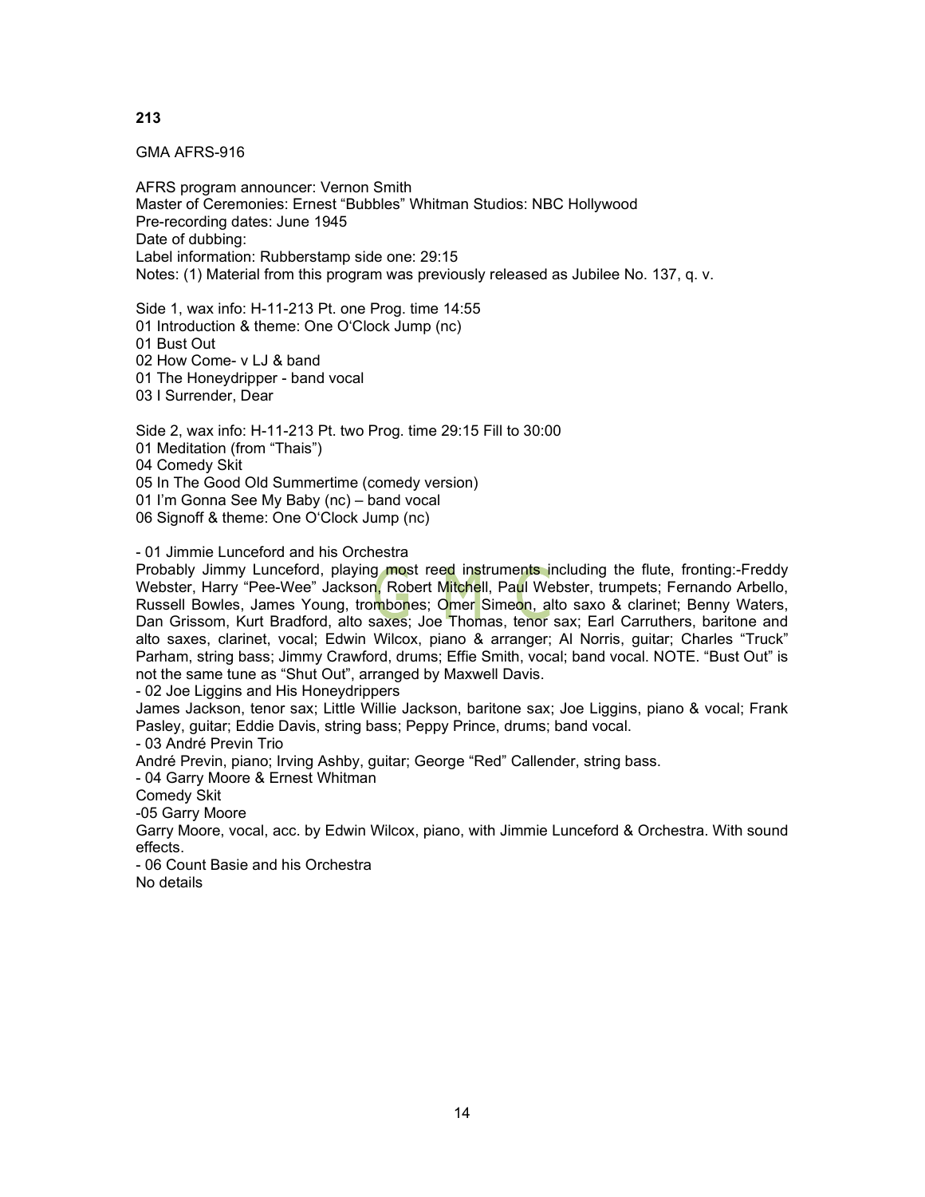**213**

GMA AFRS-916

AFRS program announcer: Vernon Smith
Master of Ceremonies: Ernest “Bubbles” Whitman Studios: NBC Hollywood
Pre-recording dates: June 1945
Date of dubbing:
Label information: Rubberstamp side one: 29:15
Notes: (1) Material from this program was previously released as Jubilee No. 137, q. v.

Side 1, wax info: H-11-213 Pt. one Prog. time 14:55
01 Introduction & theme: One O‘Clock Jump (nc)
01 Bust Out
02 How Come- v LJ & band
01 The Honeydripper - band vocal
03 I Surrender, Dear

Side 2, wax info: H-11-213 Pt. two Prog. time 29:15 Fill to 30:00
01 Meditation (from “Thais”)
04 Comedy Skit
05 In The Good Old Summertime (comedy version)
01 I’m Gonna See My Baby (nc) – band vocal
06 Signoff & theme: One O‘Clock Jump (nc)

- 01 Jimmie Lunceford and his Orchestra

Probably Jimmy Lunceford, playing most reed instruments including the flute, fronting:-Freddy Webster, Harry “Pee-Wee” Jackson, Robert Mitchell, Paul Webster, trumpets; Fernando Arbello, Russell Bowles, James Young, trombones; Omer Simeon, alto saxo & clarinet; Benny Waters, Dan Grissom, Kurt Bradford, alto saxes; Joe Thomas, tenor sax; Earl Carruthers, baritone and alto saxes, clarinet, vocal; Edwin Wilcox, piano & arranger; Al Norris, guitar; Charles “Truck” Parham, string bass; Jimmy Crawford, drums; Effie Smith, vocal; band vocal. NOTE. “Bust Out” is not the same tune as “Shut Out”, arranged by Maxwell Davis.

- 02 Joe Liggins and His Honeydrippers

James Jackson, tenor sax; Little Willie Jackson, baritone sax; Joe Liggins, piano & vocal; Frank Pasley, guitar; Eddie Davis, string bass; Peppy Prince, drums; band vocal.

- 03 André Previn Trio

André Previn, piano; Irving Ashby, guitar; George “Red” Callender, string bass.

- 04 Garry Moore & Ernest Whitman

Comedy Skit

-05 Garry Moore

Garry Moore, vocal, acc. by Edwin Wilcox, piano, with Jimmie Lunceford & Orchestra. With sound effects.

- 06 Count Basie and his Orchestra

No details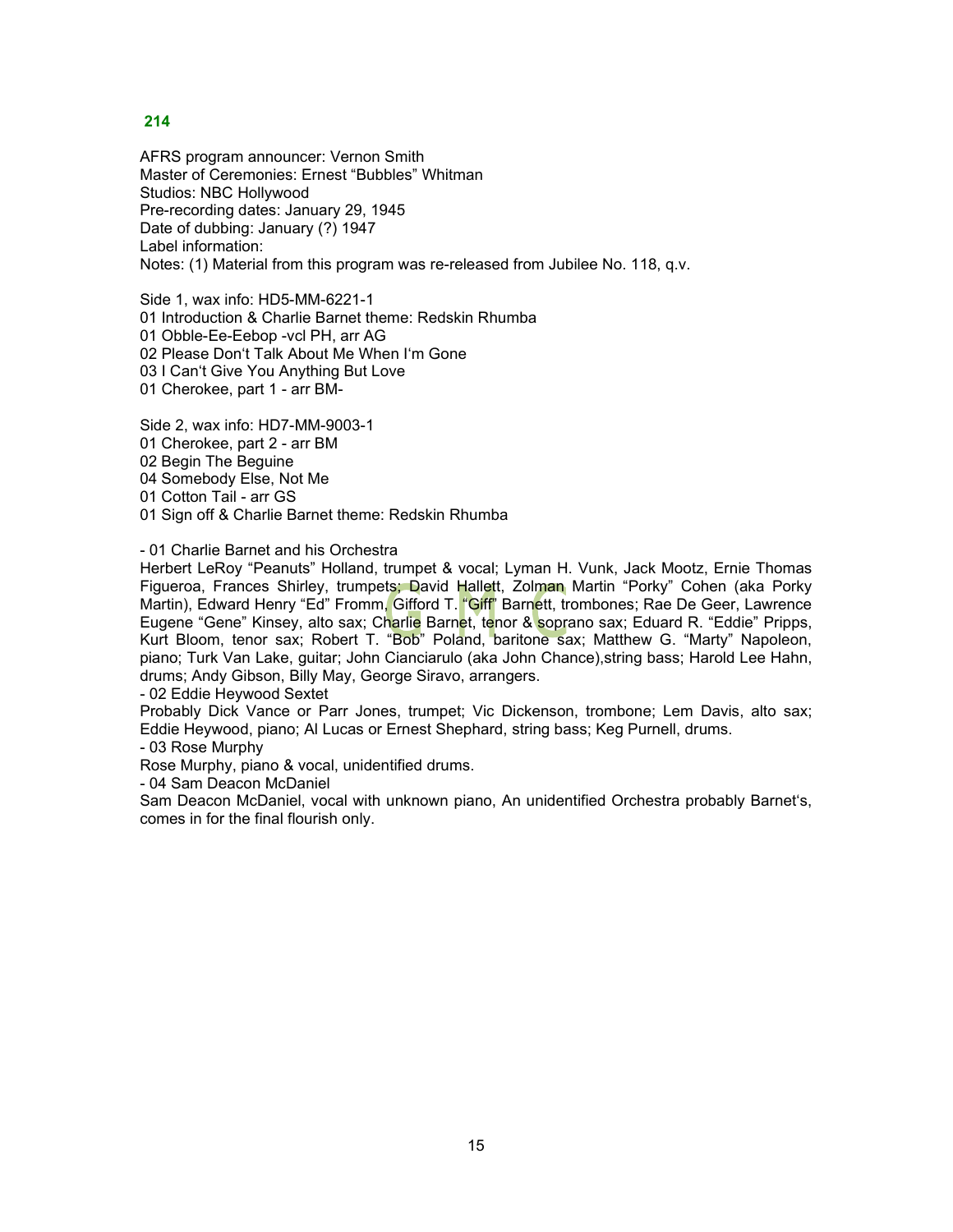## 214

AFRS program announcer: Vernon Smith
Master of Ceremonies: Ernest “Bubbles” Whitman
Studios: NBC Hollywood
Pre-recording dates: January 29, 1945
Date of dubbing: January (?) 1947
Label information:
Notes: (1) Material from this program was re-released from Jubilee No. 118, q.v.

Side 1, wax info: HD5-MM-6221-1
01 Introduction & Charlie Barnet theme: Redskin Rhumba
01 Obble-Ee-Eebop -vcl PH, arr AG
02 Please Don‘t Talk About Me When I‘m Gone
03 I Can't Give You Anything But Love
01 Cherokee, part 1 - arr BM-

Side 2, wax info: HD7-MM-9003-1
01 Cherokee, part 2 - arr BM
02 Begin The Beguine
04 Somebody Else, Not Me
01 Cotton Tail - arr GS
01 Sign off & Charlie Barnet theme: Redskin Rhumba

- 01 Charlie Barnet and his Orchestra
Herbert LeRoy “Peanuts” Holland, trumpet & vocal; Lyman H. Vunk, Jack Mootz, Ernie Thomas Figueroa, Frances Shirley, trumpets; David Hallett, Zolman Martin “Porky” Cohen (aka Porky Martin), Edward Henry “Ed” Fromm, Gifford T. “Giff” Barnett, trombones; Rae De Geer, Lawrence Eugene “Gene” Kinsey, alto sax; Charlie Barnet, tenor & soprano sax; Eduard R. “Eddie” Pripps, Kurt Bloom, tenor sax; Robert T. “Bob” Poland, baritone sax; Matthew G. “Marty” Napoleon, piano; Turk Van Lake, guitar; John Cianciarulo (aka John Chance),string bass; Harold Lee Hahn, drums; Andy Gibson, Billy May, George Siravo, arrangers.
- 02 Eddie Heywood Sextet
Probably Dick Vance or Parr Jones, trumpet; Vic Dickenson, trombone; Lem Davis, alto sax; Eddie Heywood, piano; Al Lucas or Ernest Shephard, string bass; Keg Purnell, drums.
- 03 Rose Murphy
Rose Murphy, piano & vocal, unidentified drums.
- 04 Sam Deacon McDaniel
Sam Deacon McDaniel, vocal with unknown piano, An unidentified Orchestra probably Barnet‘s, comes in for the final flourish only.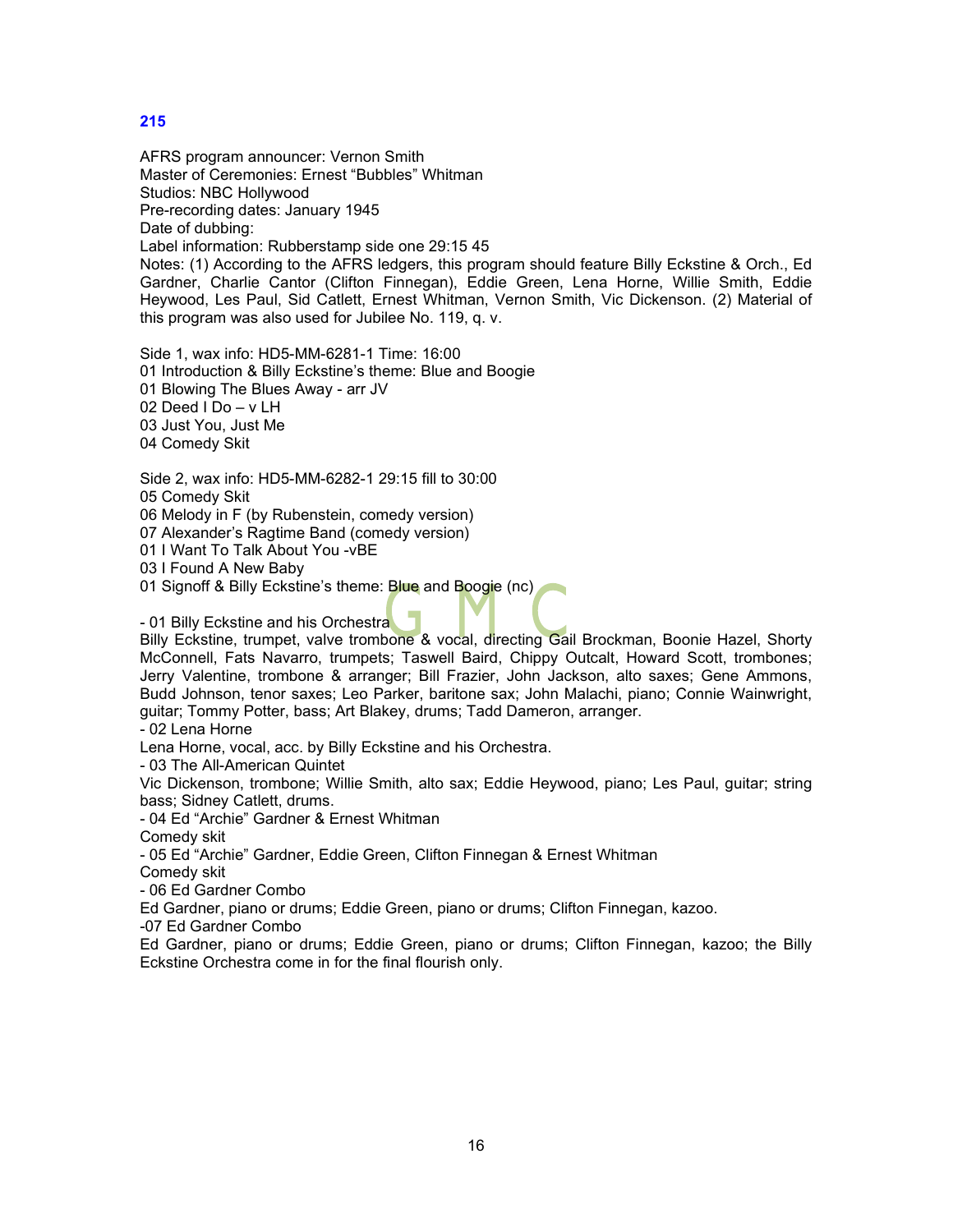**215**

AFRS program announcer: Vernon Smith
Master of Ceremonies: Ernest “Bubbles” Whitman
Studios: NBC Hollywood
Pre-recording dates: January 1945
Date of dubbing:
Label information: Rubberstamp side one 29:15 45
Notes: (1) According to the AFRS ledgers, this program should feature Billy Eckstine & Orch., Ed Gardner, Charlie Cantor (Clifton Finnegan), Eddie Green, Lena Horne, Willie Smith, Eddie Heywood, Les Paul, Sid Catlett, Ernest Whitman, Vernon Smith, Vic Dickenson. (2) Material of this program was also used for Jubilee No. 119, q. v.

Side 1, wax info: HD5-MM-6281-1 Time: 16:00
01 Introduction & Billy Eckstine’s theme: Blue and Boogie
01 Blowing The Blues Away - arr JV
02 Deed I Do – v LH
03 Just You, Just Me
04 Comedy Skit

Side 2, wax info: HD5-MM-6282-1 29:15 fill to 30:00
05 Comedy Skit
06 Melody in F (by Rubenstein, comedy version)
07 Alexander’s Ragtime Band (comedy version)
01 I Want To Talk About You -vBE
03 I Found A New Baby
01 Signoff & Billy Eckstine’s theme: Blue and Boogie (nc)

- 01 Billy Eckstine and his Orchestra
Billy Eckstine, trumpet, valve trombone & vocal, directing Gail Brockman, Boonie Hazel, Shorty McConnell, Fats Navarro, trumpets; Taswell Baird, Chippy Outcalt, Howard Scott, trombones; Jerry Valentine, trombone & arranger; Bill Frazier, John Jackson, alto saxes; Gene Ammons, Budd Johnson, tenor saxes; Leo Parker, baritone sax; John Malachi, piano; Connie Wainwright, guitar; Tommy Potter, bass; Art Blakey, drums; Tadd Dameron, arranger.
- 02 Lena Horne
Lena Horne, vocal, acc. by Billy Eckstine and his Orchestra.
- 03 The All-American Quintet
Vic Dickenson, trombone; Willie Smith, alto sax; Eddie Heywood, piano; Les Paul, guitar; string bass; Sidney Catlett, drums.
- 04 Ed “Archie” Gardner & Ernest Whitman
Comedy skit
- 05 Ed “Archie” Gardner, Eddie Green, Clifton Finnegan & Ernest Whitman
Comedy skit
- 06 Ed Gardner Combo
Ed Gardner, piano or drums; Eddie Green, piano or drums; Clifton Finnegan, kazoo.
-07 Ed Gardner Combo
Ed Gardner, piano or drums; Eddie Green, piano or drums; Clifton Finnegan, kazoo; the Billy Eckstine Orchestra come in for the final flourish only.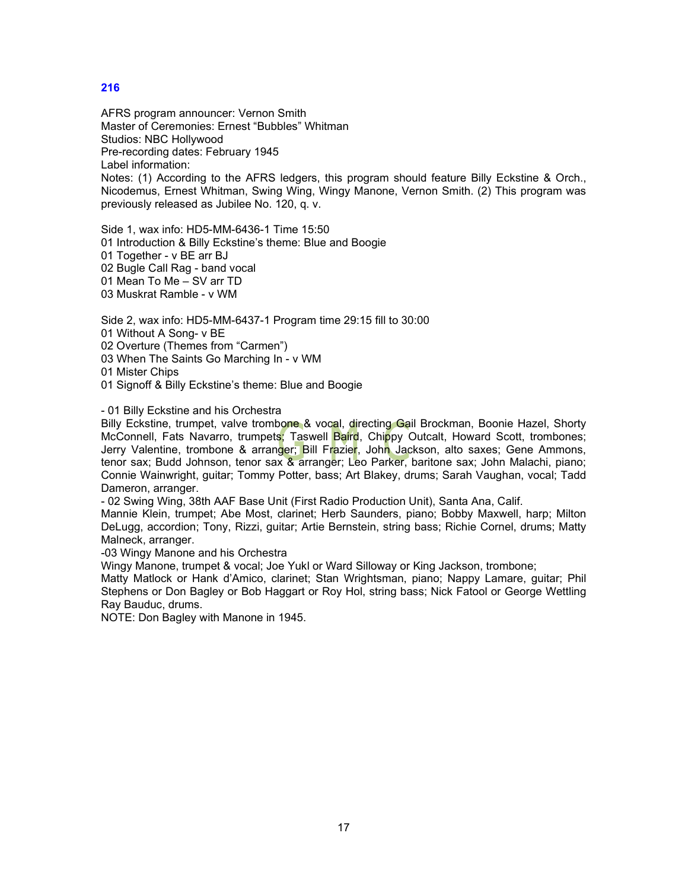## 216

AFRS program announcer: Vernon Smith
Master of Ceremonies: Ernest "Bubbles" Whitman
Studios: NBC Hollywood
Pre-recording dates: February 1945
Label information:
Notes: (1) According to the AFRS ledgers, this program should feature Billy Eckstine & Orch., Nicodemus, Ernest Whitman, Swing Wing, Wingy Manone, Vernon Smith. (2) This program was previously released as Jubilee No. 120, q. v.

Side 1, wax info: HD5-MM-6436-1 Time 15:50
01 Introduction & Billy Eckstine's theme: Blue and Boogie
01 Together - v BE arr BJ
02 Bugle Call Rag - band vocal
01 Mean To Me – SV arr TD
03 Muskrat Ramble - v WM

Side 2, wax info: HD5-MM-6437-1 Program time 29:15 fill to 30:00
01 Without A Song- v BE
02 Overture (Themes from "Carmen")
03 When The Saints Go Marching In - v WM
01 Mister Chips
01 Signoff & Billy Eckstine's theme: Blue and Boogie

- 01 Billy Eckstine and his Orchestra
Billy Eckstine, trumpet, valve trombone & vocal, directing Gail Brockman, Boonie Hazel, Shorty McConnell, Fats Navarro, trumpets; Taswell Baird, Chippy Outcalt, Howard Scott, trombones; Jerry Valentine, trombone & arranger; Bill Frazier, John Jackson, alto saxes; Gene Ammons, tenor sax; Budd Johnson, tenor sax & arranger; Leo Parker, baritone sax; John Malachi, piano; Connie Wainwright, guitar; Tommy Potter, bass; Art Blakey, drums; Sarah Vaughan, vocal; Tadd Dameron, arranger.
- 02 Swing Wing, 38th AAF Base Unit (First Radio Production Unit), Santa Ana, Calif.
Mannie Klein, trumpet; Abe Most, clarinet; Herb Saunders, piano; Bobby Maxwell, harp; Milton DeLugg, accordion; Tony, Rizzi, guitar; Artie Bernstein, string bass; Richie Cornel, drums; Matty Malneck, arranger.
-03 Wingy Manone and his Orchestra
Wingy Manone, trumpet & vocal; Joe Yukl or Ward Silloway or King Jackson, trombone;
Matty Matlock or Hank d'Amico, clarinet; Stan Wrightsman, piano; Nappy Lamare, guitar; Phil Stephens or Don Bagley or Bob Haggart or Roy Hol, string bass; Nick Fatool or George Wettling Ray Bauduc, drums.
NOTE: Don Bagley with Manone in 1945.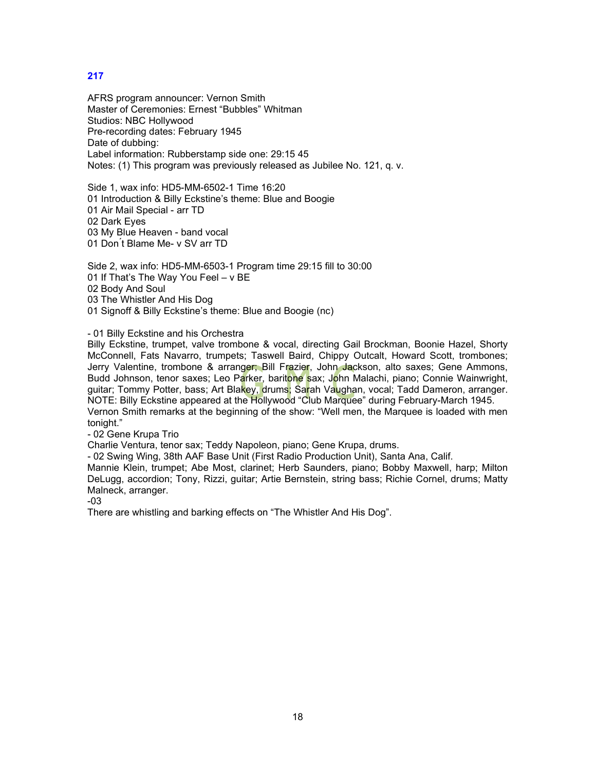**217**

AFRS program announcer: Vernon Smith
Master of Ceremonies: Ernest "Bubbles" Whitman
Studios: NBC Hollywood
Pre-recording dates: February 1945
Date of dubbing:
Label information: Rubberstamp side one: 29:15 45
Notes: (1) This program was previously released as Jubilee No. 121, q. v.

Side 1, wax info: HD5-MM-6502-1 Time 16:20
01 Introduction & Billy Eckstine's theme: Blue and Boogie
01 Air Mail Special - arr TD
02 Dark Eyes
03 My Blue Heaven - band vocal
01 Don´t Blame Me- v SV arr TD

Side 2, wax info: HD5-MM-6503-1 Program time 29:15 fill to 30:00
01 If That's The Way You Feel – v BE
02 Body And Soul
03 The Whistler And His Dog
01 Signoff & Billy Eckstine's theme: Blue and Boogie (nc)

- 01 Billy Eckstine and his Orchestra
Billy Eckstine, trumpet, valve trombone & vocal, directing Gail Brockman, Boonie Hazel, Shorty McConnell, Fats Navarro, trumpets; Taswell Baird, Chippy Outcalt, Howard Scott, trombones; Jerry Valentine, trombone & arranger; Bill Frazier, John Jackson, alto saxes; Gene Ammons, Budd Johnson, tenor saxes; Leo Parker, baritone sax; John Malachi, piano; Connie Wainwright, guitar; Tommy Potter, bass; Art Blakey, drums; Sarah Vaughan, vocal; Tadd Dameron, arranger.
NOTE: Billy Eckstine appeared at the Hollywood "Club Marquee" during February-March 1945.
Vernon Smith remarks at the beginning of the show: "Well men, the Marquee is loaded with men tonight."
- 02 Gene Krupa Trio
Charlie Ventura, tenor sax; Teddy Napoleon, piano; Gene Krupa, drums.
- 02 Swing Wing, 38th AAF Base Unit (First Radio Production Unit), Santa Ana, Calif.
Mannie Klein, trumpet; Abe Most, clarinet; Herb Saunders, piano; Bobby Maxwell, harp; Milton DeLugg, accordion; Tony, Rizzi, guitar; Artie Bernstein, string bass; Richie Cornel, drums; Matty Malneck, arranger.
-03
There are whistling and barking effects on "The Whistler And His Dog".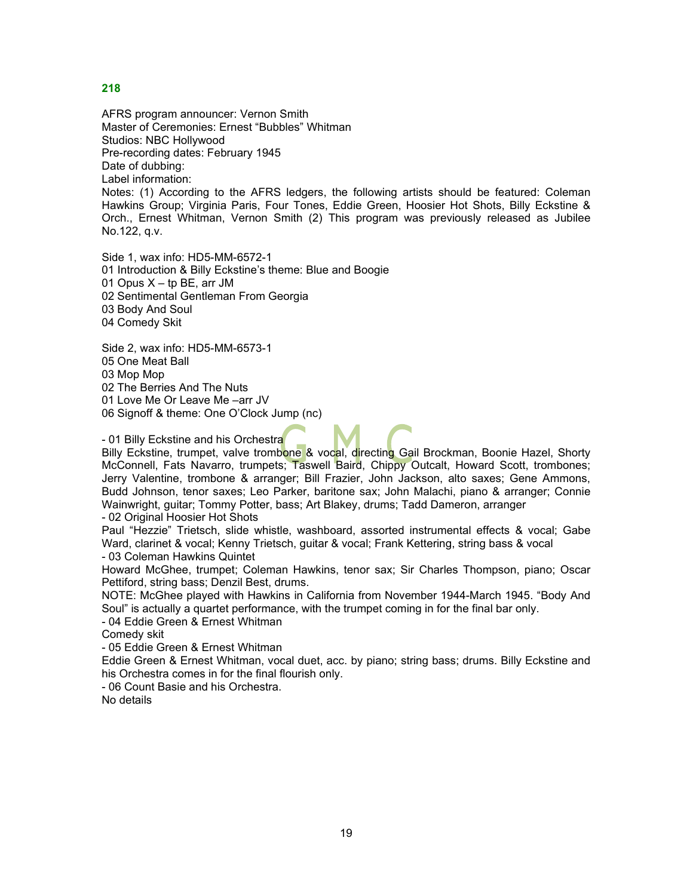## 218

AFRS program announcer: Vernon Smith
Master of Ceremonies: Ernest "Bubbles" Whitman
Studios: NBC Hollywood
Pre-recording dates: February 1945
Date of dubbing:
Label information:
Notes: (1) According to the AFRS ledgers, the following artists should be featured: Coleman Hawkins Group; Virginia Paris, Four Tones, Eddie Green, Hoosier Hot Shots, Billy Eckstine & Orch., Ernest Whitman, Vernon Smith (2) This program was previously released as Jubilee No.122, q.v.

Side 1, wax info: HD5-MM-6572-1
01 Introduction & Billy Eckstine's theme: Blue and Boogie
01 Opus X – tp BE, arr JM
02 Sentimental Gentleman From Georgia
03 Body And Soul
04 Comedy Skit

Side 2, wax info: HD5-MM-6573-1
05 One Meat Ball
03 Mop Mop
02 The Berries And The Nuts
01 Love Me Or Leave Me –arr JV
06 Signoff & theme: One O'Clock Jump (nc)

- 01 Billy Eckstine and his Orchestra
Billy Eckstine, trumpet, valve trombone & vocal, directing Gail Brockman, Boonie Hazel, Shorty McConnell, Fats Navarro, trumpets; Taswell Baird, Chippy Outcalt, Howard Scott, trombones; Jerry Valentine, trombone & arranger; Bill Frazier, John Jackson, alto saxes; Gene Ammons, Budd Johnson, tenor saxes; Leo Parker, baritone sax; John Malachi, piano & arranger; Connie Wainwright, guitar; Tommy Potter, bass; Art Blakey, drums; Tadd Dameron, arranger
- 02 Original Hoosier Hot Shots
Paul "Hezzie" Trietsch, slide whistle, washboard, assorted instrumental effects & vocal; Gabe Ward, clarinet & vocal; Kenny Trietsch, guitar & vocal; Frank Kettering, string bass & vocal
- 03 Coleman Hawkins Quintet
Howard McGhee, trumpet; Coleman Hawkins, tenor sax; Sir Charles Thompson, piano; Oscar Pettiford, string bass; Denzil Best, drums.
NOTE: McGhee played with Hawkins in California from November 1944-March 1945. "Body And Soul" is actually a quartet performance, with the trumpet coming in for the final bar only.
- 04 Eddie Green & Ernest Whitman
Comedy skit
- 05 Eddie Green & Ernest Whitman
Eddie Green & Ernest Whitman, vocal duet, acc. by piano; string bass; drums. Billy Eckstine and his Orchestra comes in for the final flourish only.
- 06 Count Basie and his Orchestra.
No details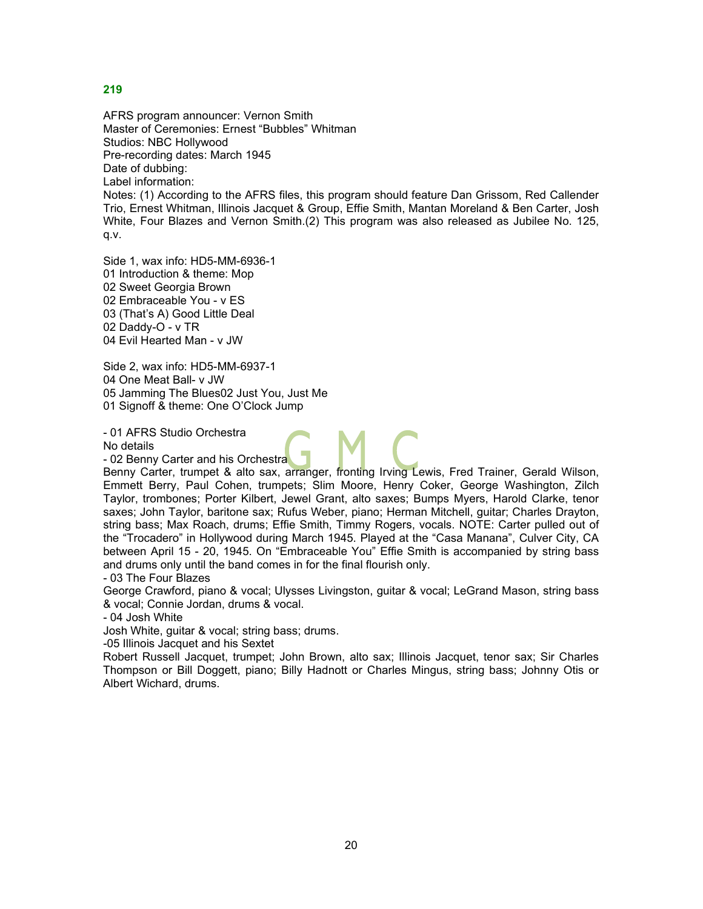**219**

AFRS program announcer: Vernon Smith
Master of Ceremonies: Ernest "Bubbles" Whitman
Studios: NBC Hollywood
Pre-recording dates: March 1945
Date of dubbing:
Label information:
Notes: (1) According to the AFRS files, this program should feature Dan Grissom, Red Callender Trio, Ernest Whitman, Illinois Jacquet & Group, Effie Smith, Mantan Moreland & Ben Carter, Josh White, Four Blazes and Vernon Smith.(2) This program was also released as Jubilee No. 125, q.v.

Side 1, wax info: HD5-MM-6936-1
01 Introduction & theme: Mop
02 Sweet Georgia Brown
02 Embraceable You - v ES
03 (That's A) Good Little Deal
02 Daddy-O - v TR
04 Evil Hearted Man - v JW

Side 2, wax info: HD5-MM-6937-1
04 One Meat Ball- v JW
05 Jamming The Blues02 Just You, Just Me
01 Signoff & theme: One O'Clock Jump

- 01 AFRS Studio Orchestra
No details
- 02 Benny Carter and his Orchestra
Benny Carter, trumpet & alto sax, arranger, fronting Irving Lewis, Fred Trainer, Gerald Wilson, Emmett Berry, Paul Cohen, trumpets; Slim Moore, Henry Coker, George Washington, Zilch Taylor, trombones; Porter Kilbert, Jewel Grant, alto saxes; Bumps Myers, Harold Clarke, tenor saxes; John Taylor, baritone sax; Rufus Weber, piano; Herman Mitchell, guitar; Charles Drayton, string bass; Max Roach, drums; Effie Smith, Timmy Rogers, vocals. NOTE: Carter pulled out of the "Trocadero" in Hollywood during March 1945. Played at the "Casa Manana", Culver City, CA between April 15 - 20, 1945. On "Embraceable You" Effie Smith is accompanied by string bass and drums only until the band comes in for the final flourish only.
- 03 The Four Blazes
George Crawford, piano & vocal; Ulysses Livingston, guitar & vocal; LeGrand Mason, string bass & vocal; Connie Jordan, drums & vocal.
- 04 Josh White
Josh White, guitar & vocal; string bass; drums.
-05 Illinois Jacquet and his Sextet
Robert Russell Jacquet, trumpet; John Brown, alto sax; Illinois Jacquet, tenor sax; Sir Charles Thompson or Bill Doggett, piano; Billy Hadnott or Charles Mingus, string bass; Johnny Otis or Albert Wichard, drums.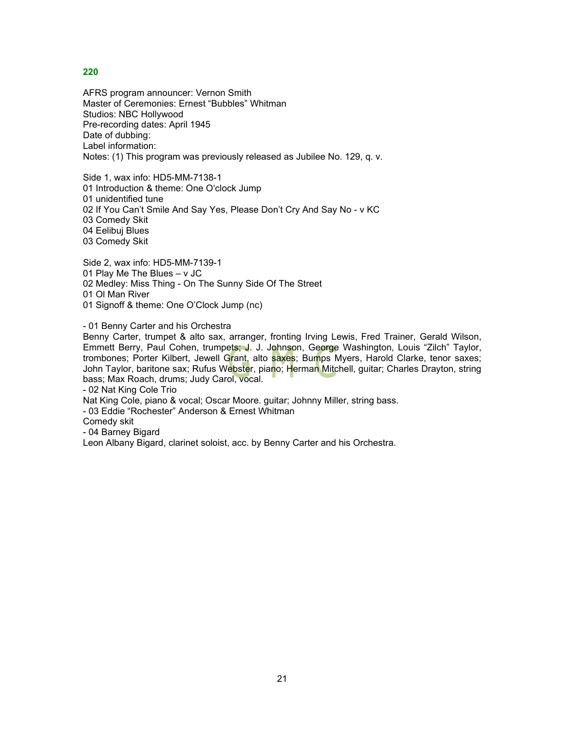**220**

AFRS program announcer: Vernon Smith
Master of Ceremonies: Ernest “Bubbles” Whitman
Studios: NBC Hollywood
Pre-recording dates: April 1945
Date of dubbing:
Label information:
Notes: (1) This program was previously released as Jubilee No. 129, q. v.

Side 1, wax info: HD5-MM-7138-1
01 Introduction & theme: One O‘clock Jump
01 unidentified tune
02 If You Can’t Smile And Say Yes, Please Don’t Cry And Say No - v KC
03 Comedy Skit
04 Eelibuj Blues
03 Comedy Skit

Side 2, wax info: HD5-MM-7139-1
01 Play Me The Blues – v JC
02 Medley: Miss Thing - On The Sunny Side Of The Street
01 Ol Man River
01 Signoff & theme: One O’Clock Jump (nc)

- 01 Benny Carter and his Orchestra
Benny Carter, trumpet & alto sax, arranger, fronting Irving Lewis, Fred Trainer, Gerald Wilson, Emmett Berry, Paul Cohen, trumpets; J. J. Johnson, George Washington, Louis “Zilch” Taylor, trombones; Porter Kilbert, Jewell Grant, alto saxes; Bumps Myers, Harold Clarke, tenor saxes; John Taylor, baritone sax; Rufus Webster, piano; Herman Mitchell, guitar; Charles Drayton, string bass; Max Roach, drums; Judy Carol, vocal.
- 02 Nat King Cole Trio
Nat King Cole, piano & vocal; Oscar Moore. guitar; Johnny Miller, string bass.
- 03 Eddie “Rochester” Anderson & Ernest Whitman
Comedy skit
- 04 Barney Bigard
Leon Albany Bigard, clarinet soloist, acc. by Benny Carter and his Orchestra.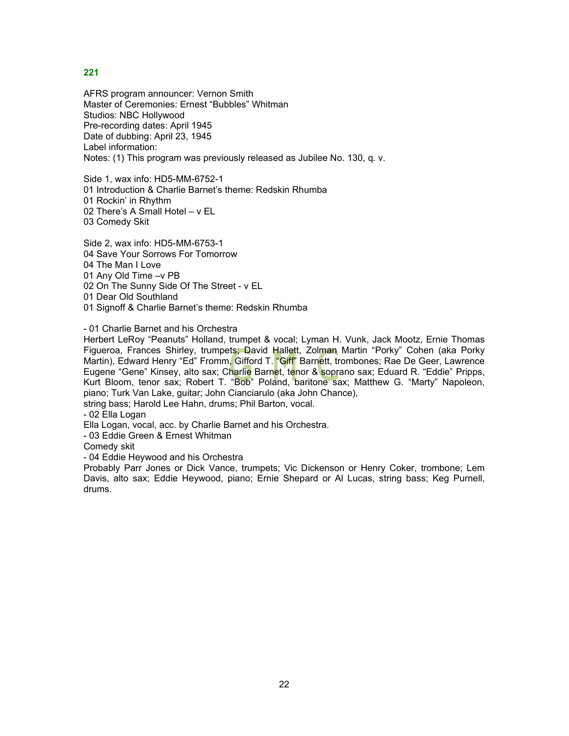## 221

AFRS program announcer: Vernon Smith
Master of Ceremonies: Ernest "Bubbles" Whitman
Studios: NBC Hollywood
Pre-recording dates: April 1945
Date of dubbing: April 23, 1945
Label information:
Notes: (1) This program was previously released as Jubilee No. 130, q. v.

Side 1, wax info: HD5-MM-6752-1
01 Introduction & Charlie Barnet's theme: Redskin Rhumba
01 Rockin' in Rhythm
02 There's A Small Hotel – v EL
03 Comedy Skit

Side 2, wax info: HD5-MM-6753-1
04 Save Your Sorrows For Tomorrow
04 The Man I Love
01 Any Old Time –v PB
02 On The Sunny Side Of The Street - v EL
01 Dear Old Southland
01 Signoff & Charlie Barnet's theme: Redskin Rhumba

- 01 Charlie Barnet and his Orchestra
Herbert LeRoy "Peanuts" Holland, trumpet & vocal; Lyman H. Vunk, Jack Mootz, Ernie Thomas Figueroa, Frances Shirley, trumpets; David Hallett, Zolman Martin "Porky" Cohen (aka Porky Martin), Edward Henry "Ed" Fromm, Gifford T. "Giff" Barnett, trombones; Rae De Geer, Lawrence Eugene "Gene" Kinsey, alto sax; Charlie Barnet, tenor & soprano sax; Eduard R. "Eddie" Pripps, Kurt Bloom, tenor sax; Robert T. "Bob" Poland, baritone sax; Matthew G. "Marty" Napoleon, piano; Turk Van Lake, guitar; John Cianciarulo (aka John Chance),
string bass; Harold Lee Hahn, drums; Phil Barton, vocal.
- 02 Ella Logan
Ella Logan, vocal, acc. by Charlie Barnet and his Orchestra.
- 03 Eddie Green & Ernest Whitman
Comedy skit
- 04 Eddie Heywood and his Orchestra
Probably Parr Jones or Dick Vance, trumpets; Vic Dickenson or Henry Coker, trombone; Lem Davis, alto sax; Eddie Heywood, piano; Ernie Shepard or Al Lucas, string bass; Keg Purnell, drums.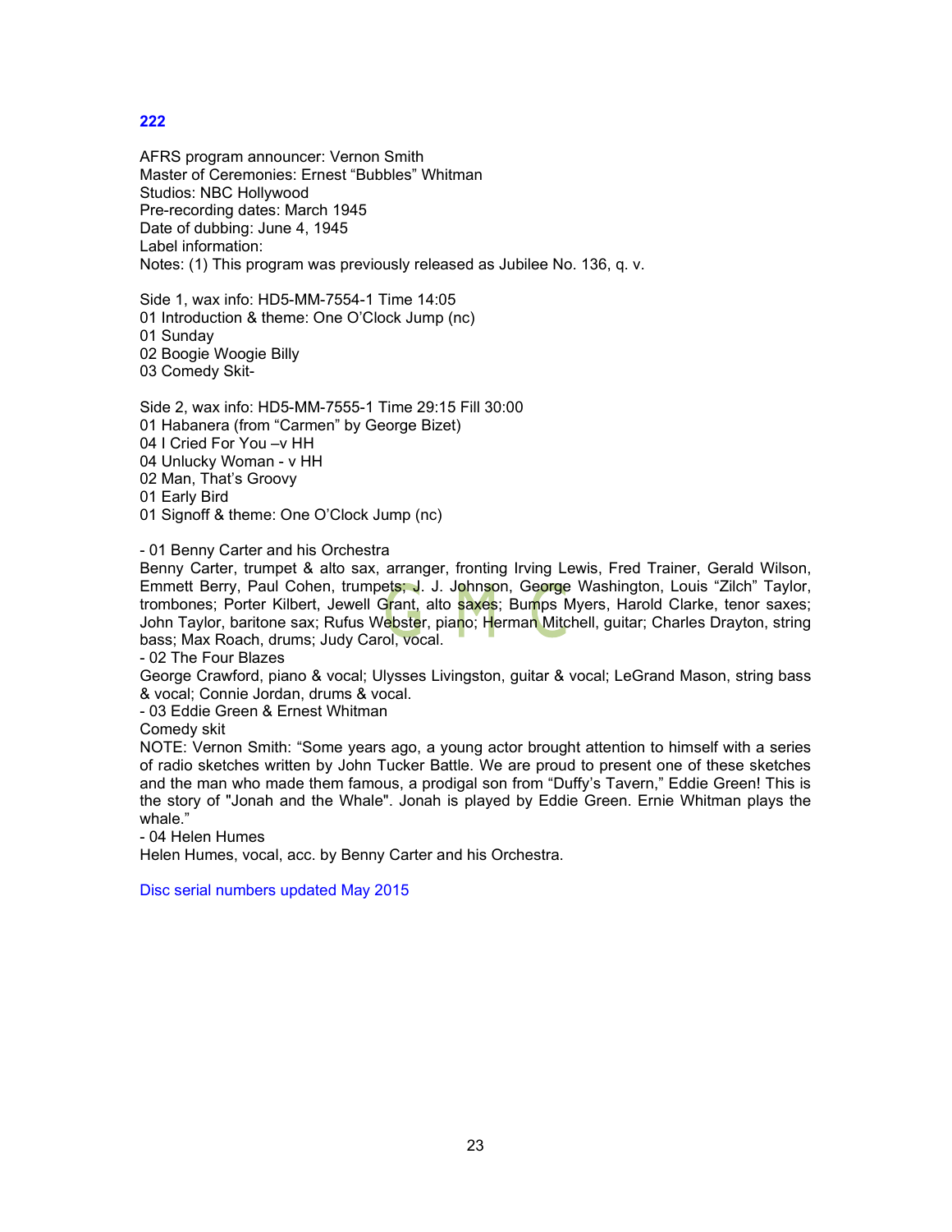**222**

AFRS program announcer: Vernon Smith
Master of Ceremonies: Ernest “Bubbles” Whitman
Studios: NBC Hollywood
Pre-recording dates: March 1945
Date of dubbing: June 4, 1945
Label information:
Notes: (1) This program was previously released as Jubilee No. 136, q. v.

Side 1, wax info: HD5-MM-7554-1 Time 14:05
01 Introduction & theme: One O’Clock Jump (nc)
01 Sunday
02 Boogie Woogie Billy
03 Comedy Skit-

Side 2, wax info: HD5-MM-7555-1 Time 29:15 Fill 30:00
01 Habanera (from “Carmen” by George Bizet)
04 I Cried For You –v HH
04 Unlucky Woman - v HH
02 Man, That’s Groovy
01 Early Bird
01 Signoff & theme: One O’Clock Jump (nc)

- 01 Benny Carter and his Orchestra
Benny Carter, trumpet & alto sax, arranger, fronting Irving Lewis, Fred Trainer, Gerald Wilson, Emmett Berry, Paul Cohen, trumpets; J. J. Johnson, George Washington, Louis “Zilch” Taylor, trombones; Porter Kilbert, Jewell Grant, alto saxes; Bumps Myers, Harold Clarke, tenor saxes; John Taylor, baritone sax; Rufus Webster, piano; Herman Mitchell, guitar; Charles Drayton, string bass; Max Roach, drums; Judy Carol, vocal.
- 02 The Four Blazes
George Crawford, piano & vocal; Ulysses Livingston, guitar & vocal; LeGrand Mason, string bass & vocal; Connie Jordan, drums & vocal.
- 03 Eddie Green & Ernest Whitman
Comedy skit
NOTE: Vernon Smith: “Some years ago, a young actor brought attention to himself with a series of radio sketches written by John Tucker Battle. We are proud to present one of these sketches and the man who made them famous, a prodigal son from “Duffy’s Tavern,” Eddie Green! This is the story of "Jonah and the Whale". Jonah is played by Eddie Green. Ernie Whitman plays the whale.”
- 04 Helen Humes
Helen Humes, vocal, acc. by Benny Carter and his Orchestra.

Disc serial numbers updated May 2015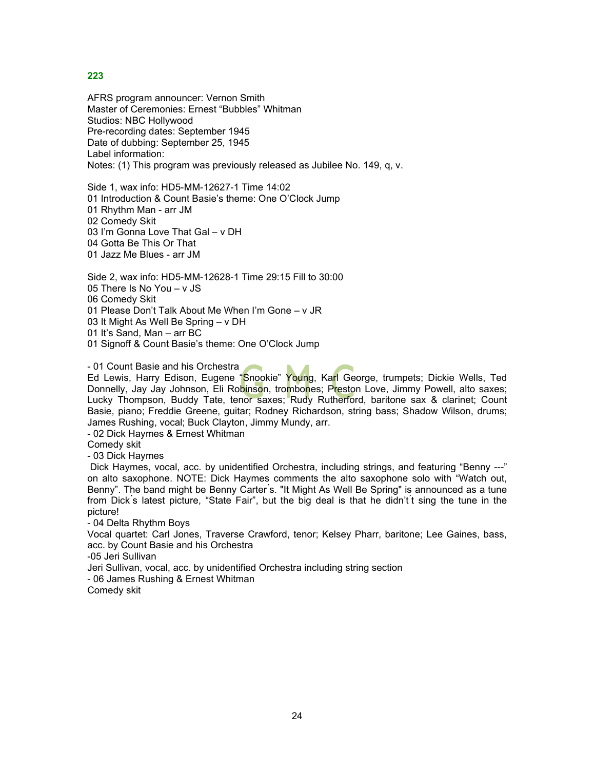**223**

AFRS program announcer: Vernon Smith
Master of Ceremonies: Ernest "Bubbles" Whitman
Studios: NBC Hollywood
Pre-recording dates: September 1945
Date of dubbing: September 25, 1945
Label information:
Notes: (1) This program was previously released as Jubilee No. 149, q, v.

Side 1, wax info: HD5-MM-12627-1 Time 14:02
01 Introduction & Count Basie's theme: One O'Clock Jump
01 Rhythm Man - arr JM
02 Comedy Skit
03 I'm Gonna Love That Gal – v DH
04 Gotta Be This Or That
01 Jazz Me Blues - arr JM

Side 2, wax info: HD5-MM-12628-1 Time 29:15 Fill to 30:00
05 There Is No You – v JS
06 Comedy Skit
01 Please Don't Talk About Me When I'm Gone – v JR
03 It Might As Well Be Spring – v DH
01 It's Sand, Man – arr BC
01 Signoff & Count Basie's theme: One O'Clock Jump

- 01 Count Basie and his Orchestra
Ed Lewis, Harry Edison, Eugene "Snookie" Young, Karl George, trumpets; Dickie Wells, Ted Donnelly, Jay Jay Johnson, Eli Robinson, trombones; Preston Love, Jimmy Powell, alto saxes; Lucky Thompson, Buddy Tate, tenor saxes; Rudy Rutherford, baritone sax & clarinet; Count Basie, piano; Freddie Greene, guitar; Rodney Richardson, string bass; Shadow Wilson, drums; James Rushing, vocal; Buck Clayton, Jimmy Mundy, arr.
- 02 Dick Haymes & Ernest Whitman
Comedy skit
- 03 Dick Haymes
Dick Haymes, vocal, acc. by unidentified Orchestra, including strings, and featuring "Benny ---" on alto saxophone. NOTE: Dick Haymes comments the alto saxophone solo with "Watch out, Benny". The band might be Benny Carter´s. "It Might As Well Be Spring" is announced as a tune from Dick´s latest picture, "State Fair", but the big deal is that he didn't´t sing the tune in the picture!
- 04 Delta Rhythm Boys
Vocal quartet: Carl Jones, Traverse Crawford, tenor; Kelsey Pharr, baritone; Lee Gaines, bass, acc. by Count Basie and his Orchestra
-05 Jeri Sullivan
Jeri Sullivan, vocal, acc. by unidentified Orchestra including string section
- 06 James Rushing & Ernest Whitman
Comedy skit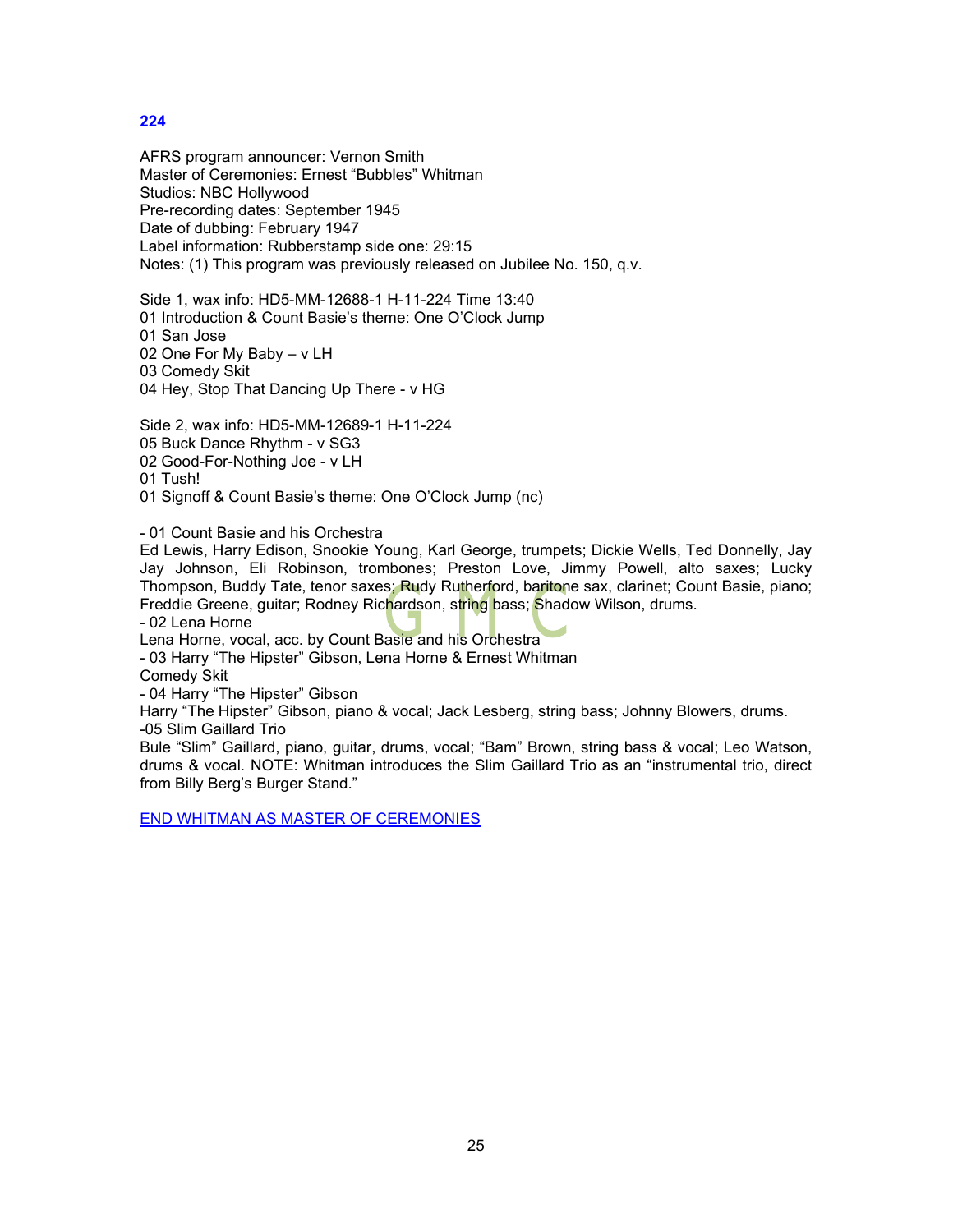**224**

AFRS program announcer: Vernon Smith
Master of Ceremonies: Ernest "Bubbles" Whitman
Studios: NBC Hollywood
Pre-recording dates: September 1945
Date of dubbing: February 1947
Label information: Rubberstamp side one: 29:15
Notes: (1) This program was previously released on Jubilee No. 150, q.v.

Side 1, wax info: HD5-MM-12688-1 H-11-224 Time 13:40
01 Introduction & Count Basie's theme: One O'Clock Jump
01 San Jose
02 One For My Baby – v LH
03 Comedy Skit
04 Hey, Stop That Dancing Up There - v HG

Side 2, wax info: HD5-MM-12689-1 H-11-224
05 Buck Dance Rhythm - v SG3
02 Good-For-Nothing Joe - v LH
01 Tush!
01 Signoff & Count Basie's theme: One O'Clock Jump (nc)

- 01 Count Basie and his Orchestra
Ed Lewis, Harry Edison, Snookie Young, Karl George, trumpets; Dickie Wells, Ted Donnelly, Jay Jay Johnson, Eli Robinson, trombones; Preston Love, Jimmy Powell, alto saxes; Lucky Thompson, Buddy Tate, tenor saxes; Rudy Rutherford, baritone sax, clarinet; Count Basie, piano; Freddie Greene, guitar; Rodney Richardson, string bass; Shadow Wilson, drums.
- 02 Lena Horne
Lena Horne, vocal, acc. by Count Basie and his Orchestra
- 03 Harry "The Hipster" Gibson, Lena Horne & Ernest Whitman
Comedy Skit
- 04 Harry "The Hipster" Gibson
Harry "The Hipster" Gibson, piano & vocal; Jack Lesberg, string bass; Johnny Blowers, drums.
-05 Slim Gaillard Trio
Bule "Slim" Gaillard, piano, guitar, drums, vocal; "Bam" Brown, string bass & vocal; Leo Watson, drums & vocal. NOTE: Whitman introduces the Slim Gaillard Trio as an "instrumental trio, direct from Billy Berg's Burger Stand."

END WHITMAN AS MASTER OF CEREMONIES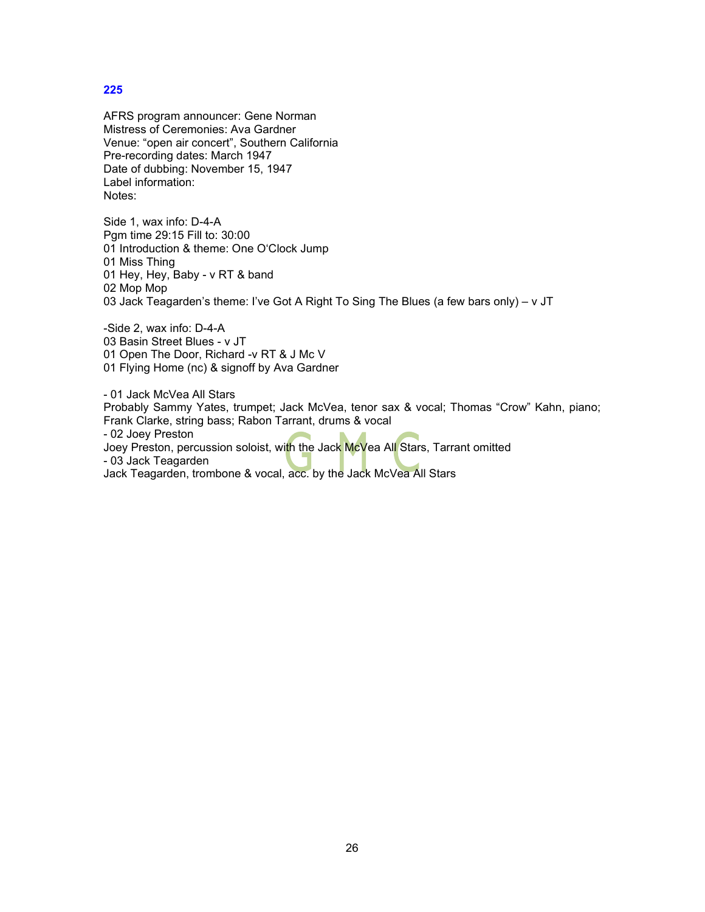**225**

AFRS program announcer: Gene Norman
Mistress of Ceremonies: Ava Gardner
Venue: "open air concert", Southern California
Pre-recording dates: March 1947
Date of dubbing: November 15, 1947
Label information:
Notes:

Side 1, wax info: D-4-A
Pgm time 29:15 Fill to: 30:00
01 Introduction & theme: One O'Clock Jump
01 Miss Thing
01 Hey, Hey, Baby - v RT & band
02 Mop Mop
03 Jack Teagarden's theme: I've Got A Right To Sing The Blues (a few bars only) – v JT

-Side 2, wax info: D-4-A
03 Basin Street Blues - v JT
01 Open The Door, Richard -v RT & J Mc V
01 Flying Home (nc) & signoff by Ava Gardner

- 01 Jack McVea All Stars
Probably Sammy Yates, trumpet; Jack McVea, tenor sax & vocal; Thomas "Crow" Kahn, piano; Frank Clarke, string bass; Rabon Tarrant, drums & vocal
- 02 Joey Preston
Joey Preston, percussion soloist, with the Jack McVea All Stars, Tarrant omitted
- 03 Jack Teagarden
Jack Teagarden, trombone & vocal, acc. by the Jack McVea All Stars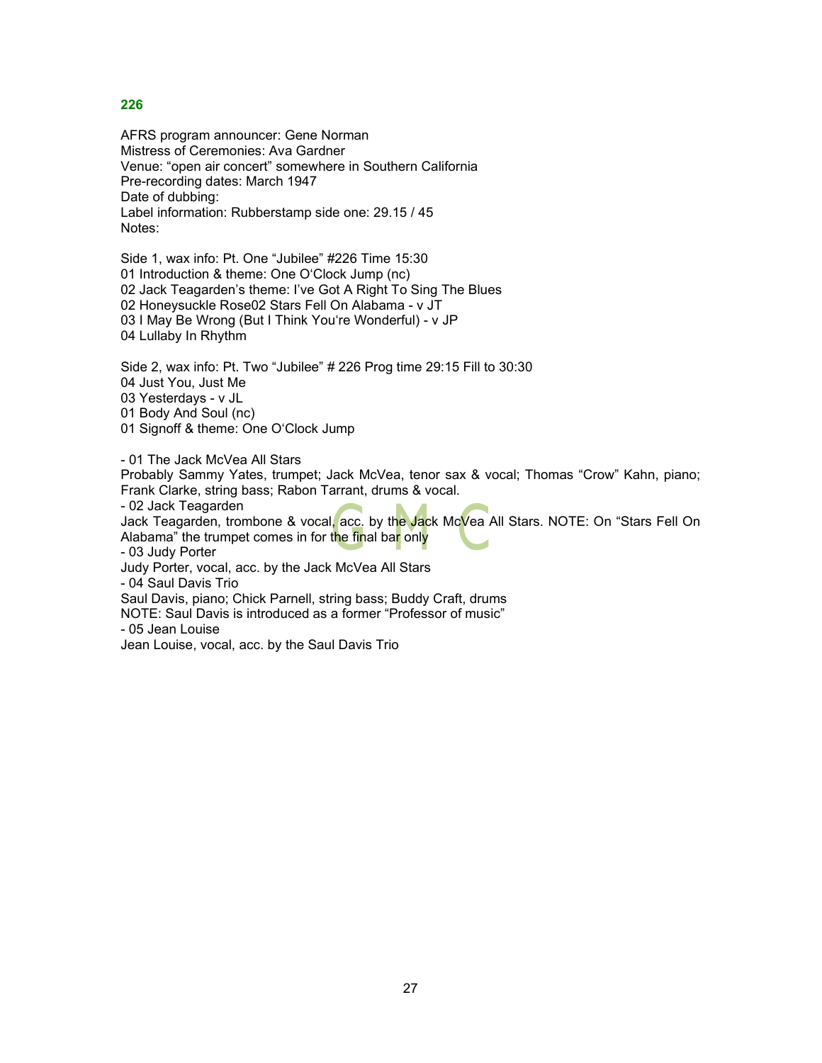**226**

AFRS program announcer: Gene Norman
Mistress of Ceremonies: Ava Gardner
Venue: “open air concert” somewhere in Southern California
Pre-recording dates: March 1947
Date of dubbing:
Label information: Rubberstamp side one: 29.15 / 45
Notes:

Side 1, wax info: Pt. One “Jubilee” #226 Time 15:30
01 Introduction & theme: One O‘Clock Jump (nc)
02 Jack Teagarden’s theme: I’ve Got A Right To Sing The Blues
02 Honeysuckle Rose02 Stars Fell On Alabama - v JT
03 I May Be Wrong (But I Think You’re Wonderful) - v JP
04 Lullaby In Rhythm

Side 2, wax info: Pt. Two “Jubilee” # 226 Prog time 29:15 Fill to 30:30
04 Just You, Just Me
03 Yesterdays - v JL
01 Body And Soul (nc)
01 Signoff & theme: One O‘Clock Jump

- 01 The Jack McVea All Stars
Probably Sammy Yates, trumpet; Jack McVea, tenor sax & vocal; Thomas “Crow” Kahn, piano; Frank Clarke, string bass; Rabon Tarrant, drums & vocal.
- 02 Jack Teagarden
Jack Teagarden, trombone & vocal, acc. by the Jack McVea All Stars. NOTE: On “Stars Fell On Alabama” the trumpet comes in for the final bar only
- 03 Judy Porter
Judy Porter, vocal, acc. by the Jack McVea All Stars
- 04 Saul Davis Trio
Saul Davis, piano; Chick Parnell, string bass; Buddy Craft, drums
NOTE: Saul Davis is introduced as a former “Professor of music”
- 05 Jean Louise
Jean Louise, vocal, acc. by the Saul Davis Trio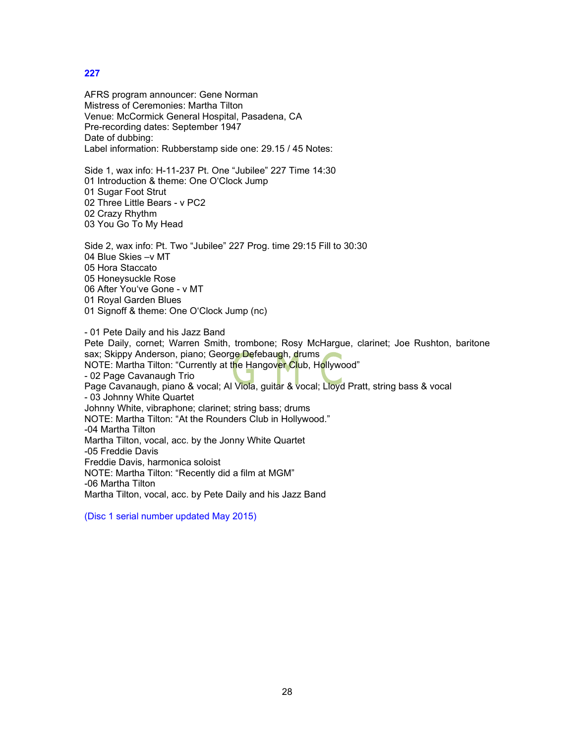**227**

AFRS program announcer: Gene Norman
Mistress of Ceremonies: Martha Tilton
Venue: McCormick General Hospital, Pasadena, CA
Pre-recording dates: September 1947
Date of dubbing:
Label information: Rubberstamp side one: 29.15 / 45 Notes:

Side 1, wax info: H-11-237 Pt. One “Jubilee” 227 Time 14:30
01 Introduction & theme: One O‘Clock Jump
01 Sugar Foot Strut
02 Three Little Bears - v PC2
02 Crazy Rhythm
03 You Go To My Head

Side 2, wax info: Pt. Two “Jubilee” 227 Prog. time 29:15 Fill to 30:30
04 Blue Skies –v MT
05 Hora Staccato
05 Honeysuckle Rose
06 After You‘ve Gone - v MT
01 Royal Garden Blues
01 Signoff & theme: One O‘Clock Jump (nc)

- 01 Pete Daily and his Jazz Band
Pete Daily, cornet; Warren Smith, trombone; Rosy McHargue, clarinet; Joe Rushton, baritone sax; Skippy Anderson, piano; George Defebaugh, drums
NOTE: Martha Tilton: “Currently at the Hangover Club, Hollywood”
- 02 Page Cavanaugh Trio
Page Cavanaugh, piano & vocal; Al Viola, guitar & vocal; Lloyd Pratt, string bass & vocal
- 03 Johnny White Quartet
Johnny White, vibraphone; clarinet; string bass; drums
NOTE: Martha Tilton: “At the Rounders Club in Hollywood.”
-04 Martha Tilton
Martha Tilton, vocal, acc. by the Jonny White Quartet
-05 Freddie Davis
Freddie Davis, harmonica soloist
NOTE: Martha Tilton: “Recently did a film at MGM”
-06 Martha Tilton
Martha Tilton, vocal, acc. by Pete Daily and his Jazz Band

(Disc 1 serial number updated May 2015)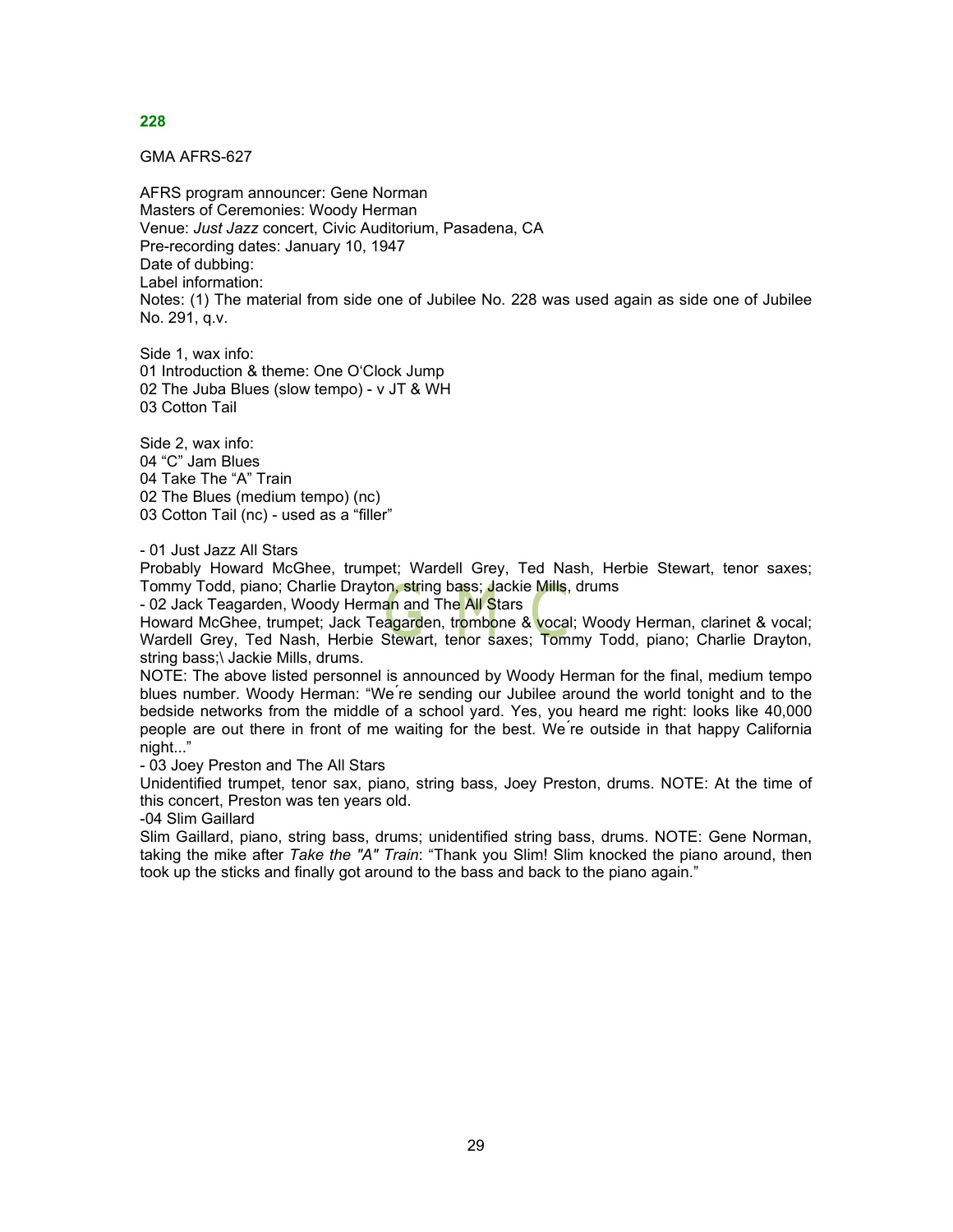## 228

GMA AFRS-627

AFRS program announcer: Gene Norman
Masters of Ceremonies: Woody Herman
Venue: *Just Jazz* concert, Civic Auditorium, Pasadena, CA
Pre-recording dates: January 10, 1947
Date of dubbing:
Label information:
Notes: (1) The material from side one of Jubilee No. 228 was used again as side one of Jubilee No. 291, q.v.

Side 1, wax info:
01 Introduction & theme: One O'Clock Jump
02 The Juba Blues (slow tempo) - v JT & WH
03 Cotton Tail

Side 2, wax info:
04 "C" Jam Blues
04 Take The "A" Train
02 The Blues (medium tempo) (nc)
03 Cotton Tail (nc) - used as a "filler"

- 01 Just Jazz All Stars
Probably Howard McGhee, trumpet; Wardell Grey, Ted Nash, Herbie Stewart, tenor saxes; Tommy Todd, piano; Charlie Drayton, string bass; Jackie Mills, drums
- 02 Jack Teagarden, Woody Herman and The All Stars
Howard McGhee, trumpet; Jack Teagarden, trombone & vocal; Woody Herman, clarinet & vocal; Wardell Grey, Ted Nash, Herbie Stewart, tenor saxes; Tommy Todd, piano; Charlie Drayton, string bass;\ Jackie Mills, drums.
NOTE: The above listed personnel is announced by Woody Herman for the final, medium tempo blues number. Woody Herman: "We´re sending our Jubilee around the world tonight and to the bedside networks from the middle of a school yard. Yes, you heard me right: looks like 40,000 people are out there in front of me waiting for the best. We´re outside in that happy California night..."
- 03 Joey Preston and The All Stars
Unidentified trumpet, tenor sax, piano, string bass, Joey Preston, drums. NOTE: At the time of this concert, Preston was ten years old.
-04 Slim Gaillard
Slim Gaillard, piano, string bass, drums; unidentified string bass, drums. NOTE: Gene Norman, taking the mike after *Take the "A" Train*: "Thank you Slim! Slim knocked the piano around, then took up the sticks and finally got around to the bass and back to the piano again."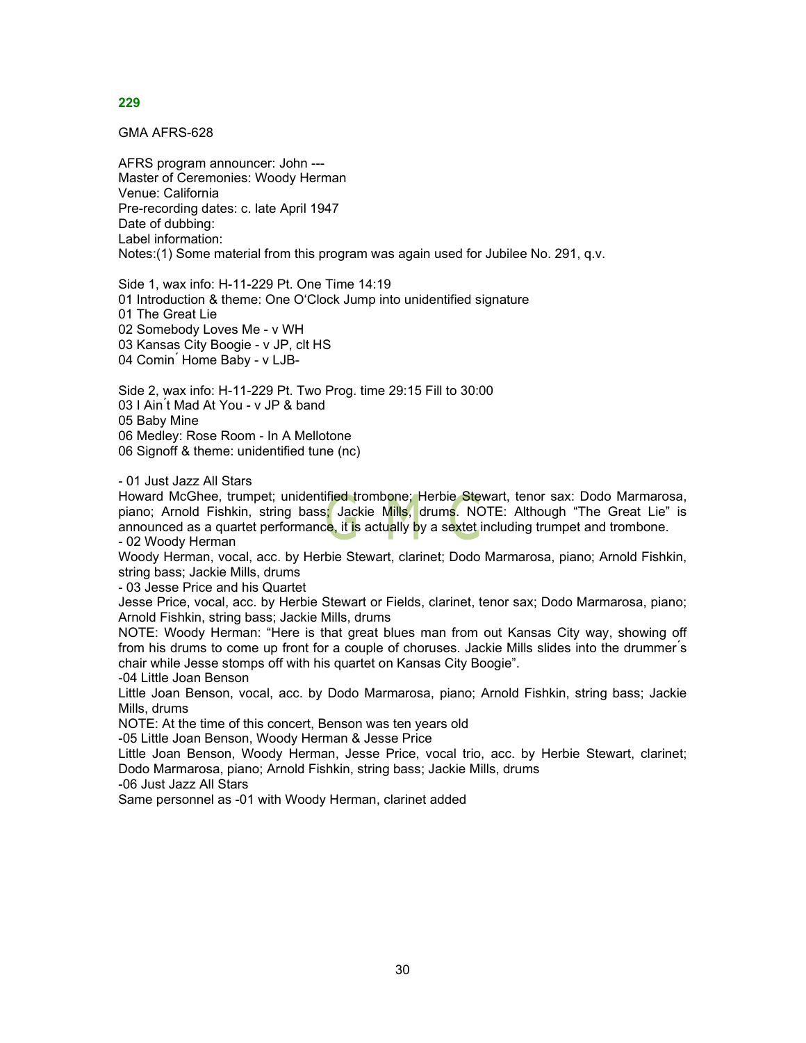## 229

GMA AFRS-628

AFRS program announcer: John ---
Master of Ceremonies: Woody Herman
Venue: California
Pre-recording dates: c. late April 1947
Date of dubbing:
Label information:
Notes:(1) Some material from this program was again used for Jubilee No. 291, q.v.

Side 1, wax info: H-11-229 Pt. One Time 14:19
01 Introduction & theme: One O'Clock Jump into unidentified signature
01 The Great Lie
02 Somebody Loves Me - v WH
03 Kansas City Boogie - v JP, clt HS
04 Comin´ Home Baby - v LJB-

Side 2, wax info: H-11-229 Pt. Two Prog. time 29:15 Fill to 30:00
03 I Ain´t Mad At You - v JP & band
05 Baby Mine
06 Medley: Rose Room - In A Mellotone
06 Signoff & theme: unidentified tune (nc)

- 01 Just Jazz All Stars
Howard McGhee, trumpet; unidentified trombone; Herbie Stewart, tenor sax: Dodo Marmarosa, piano; Arnold Fishkin, string bass; Jackie Mills, drums. NOTE: Although "The Great Lie" is announced as a quartet performance, it is actually by a sextet including trumpet and trombone.
- 02 Woody Herman
Woody Herman, vocal, acc. by Herbie Stewart, clarinet; Dodo Marmarosa, piano; Arnold Fishkin, string bass; Jackie Mills, drums
- 03 Jesse Price and his Quartet
Jesse Price, vocal, acc. by Herbie Stewart or Fields, clarinet, tenor sax; Dodo Marmarosa, piano; Arnold Fishkin, string bass; Jackie Mills, drums
NOTE: Woody Herman: "Here is that great blues man from out Kansas City way, showing off from his drums to come up front for a couple of choruses. Jackie Mills slides into the drummer´s chair while Jesse stomps off with his quartet on Kansas City Boogie".
-04 Little Joan Benson
Little Joan Benson, vocal, acc. by Dodo Marmarosa, piano; Arnold Fishkin, string bass; Jackie Mills, drums
NOTE: At the time of this concert, Benson was ten years old
-05 Little Joan Benson, Woody Herman & Jesse Price
Little Joan Benson, Woody Herman, Jesse Price, vocal trio, acc. by Herbie Stewart, clarinet; Dodo Marmarosa, piano; Arnold Fishkin, string bass; Jackie Mills, drums
-06 Just Jazz All Stars
Same personnel as -01 with Woody Herman, clarinet added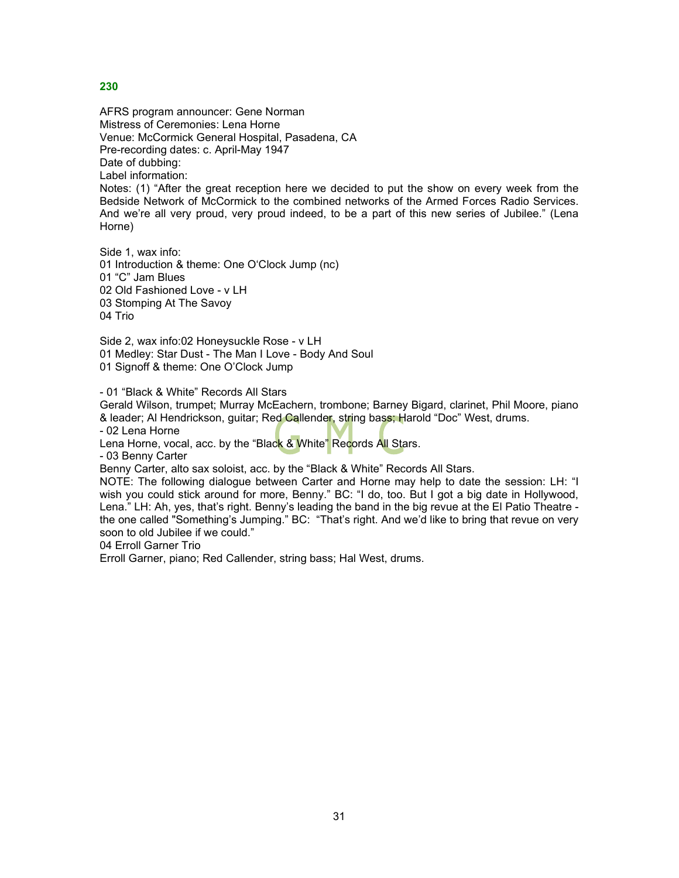**230**

AFRS program announcer: Gene Norman
Mistress of Ceremonies: Lena Horne
Venue: McCormick General Hospital, Pasadena, CA
Pre-recording dates: c. April-May 1947
Date of dubbing:
Label information:
Notes: (1) "After the great reception here we decided to put the show on every week from the Bedside Network of McCormick to the combined networks of the Armed Forces Radio Services. And we're all very proud, very proud indeed, to be a part of this new series of Jubilee." (Lena Horne)

Side 1, wax info:
01 Introduction & theme: One O'Clock Jump (nc)
01 "C" Jam Blues
02 Old Fashioned Love - v LH
03 Stomping At The Savoy
04 Trio

Side 2, wax info:02 Honeysuckle Rose - v LH
01 Medley: Star Dust - The Man I Love - Body And Soul
01 Signoff & theme: One O'Clock Jump

- 01 "Black & White" Records All Stars
Gerald Wilson, trumpet; Murray McEachern, trombone; Barney Bigard, clarinet, Phil Moore, piano & leader; Al Hendrickson, guitar; Red Callender, string bass; Harold "Doc" West, drums.
- 02 Lena Horne
Lena Horne, vocal, acc. by the "Black & White" Records All Stars.
- 03 Benny Carter
Benny Carter, alto sax soloist, acc. by the "Black & White" Records All Stars.
NOTE: The following dialogue between Carter and Horne may help to date the session: LH: "I wish you could stick around for more, Benny." BC: "I do, too. But I got a big date in Hollywood, Lena." LH: Ah, yes, that's right. Benny's leading the band in the big revue at the El Patio Theatre - the one called "Something's Jumping." BC: "That's right. And we'd like to bring that revue on very soon to old Jubilee if we could."
04 Erroll Garner Trio
Erroll Garner, piano; Red Callender, string bass; Hal West, drums.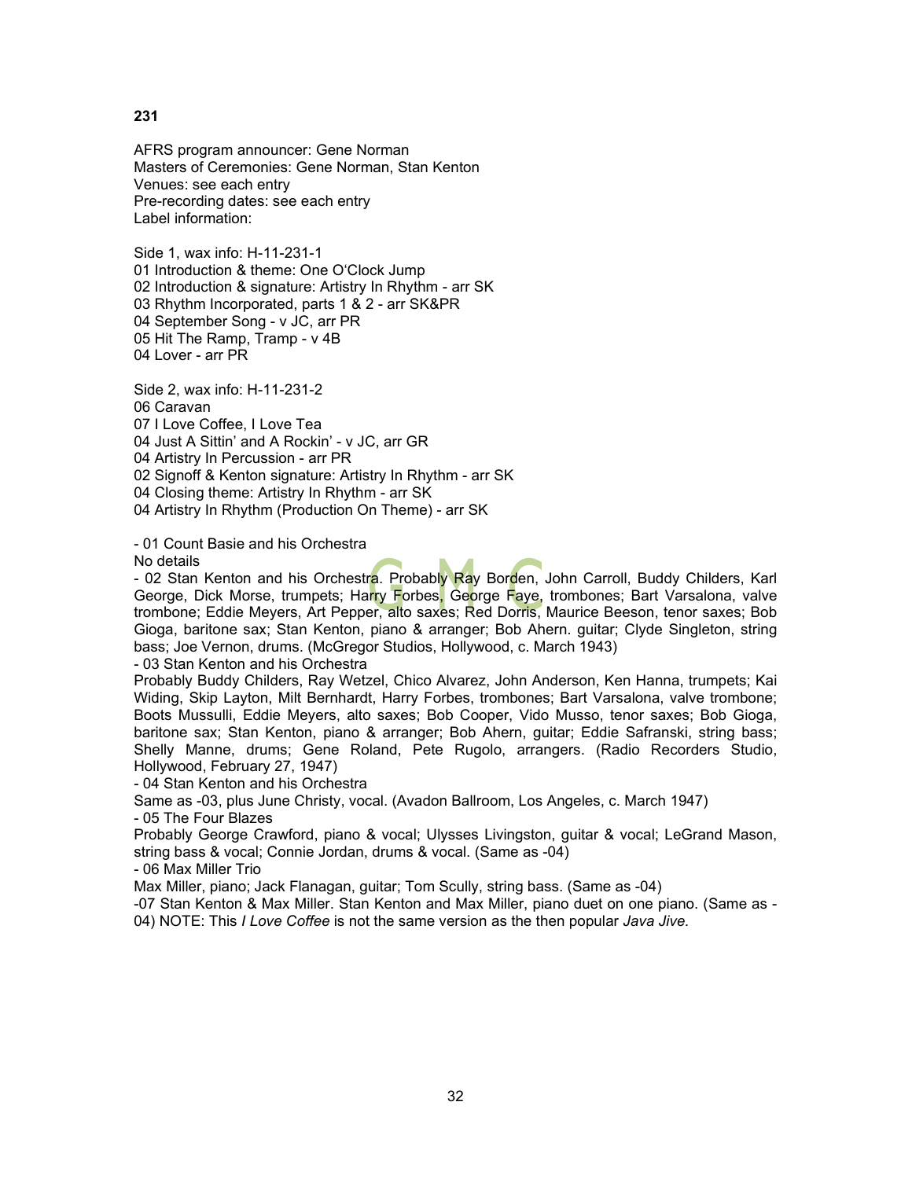**231**

AFRS program announcer: Gene Norman
Masters of Ceremonies: Gene Norman, Stan Kenton
Venues: see each entry
Pre-recording dates: see each entry
Label information:

Side 1, wax info: H-11-231-1
01 Introduction & theme: One O'Clock Jump
02 Introduction & signature: Artistry In Rhythm - arr SK
03 Rhythm Incorporated, parts 1 & 2 - arr SK&PR
04 September Song - v JC, arr PR
05 Hit The Ramp, Tramp - v 4B
04 Lover - arr PR

Side 2, wax info: H-11-231-2
06 Caravan
07 I Love Coffee, I Love Tea
04 Just A Sittin' and A Rockin' - v JC, arr GR
04 Artistry In Percussion - arr PR
02 Signoff & Kenton signature: Artistry In Rhythm - arr SK
04 Closing theme: Artistry In Rhythm - arr SK
04 Artistry In Rhythm (Production On Theme) - arr SK

- 01 Count Basie and his Orchestra
No details
- 02 Stan Kenton and his Orchestra. Probably Ray Borden, John Carroll, Buddy Childers, Karl George, Dick Morse, trumpets; Harry Forbes, George Faye, trombones; Bart Varsalona, valve trombone; Eddie Meyers, Art Pepper, alto saxes; Red Dorris, Maurice Beeson, tenor saxes; Bob Gioga, baritone sax; Stan Kenton, piano & arranger; Bob Ahern. guitar; Clyde Singleton, string bass; Joe Vernon, drums. (McGregor Studios, Hollywood, c. March 1943)
- 03 Stan Kenton and his Orchestra
Probably Buddy Childers, Ray Wetzel, Chico Alvarez, John Anderson, Ken Hanna, trumpets; Kai Widing, Skip Layton, Milt Bernhardt, Harry Forbes, trombones; Bart Varsalona, valve trombone; Boots Mussulli, Eddie Meyers, alto saxes; Bob Cooper, Vido Musso, tenor saxes; Bob Gioga, baritone sax; Stan Kenton, piano & arranger; Bob Ahern, guitar; Eddie Safranski, string bass; Shelly Manne, drums; Gene Roland, Pete Rugolo, arrangers. (Radio Recorders Studio, Hollywood, February 27, 1947)
- 04 Stan Kenton and his Orchestra
Same as -03, plus June Christy, vocal. (Avadon Ballroom, Los Angeles, c. March 1947)
- 05 The Four Blazes
Probably George Crawford, piano & vocal; Ulysses Livingston, guitar & vocal; LeGrand Mason, string bass & vocal; Connie Jordan, drums & vocal. (Same as -04)
- 06 Max Miller Trio
Max Miller, piano; Jack Flanagan, guitar; Tom Scully, string bass. (Same as -04)
-07 Stan Kenton & Max Miller. Stan Kenton and Max Miller, piano duet on one piano. (Same as -04) NOTE: This *I Love Coffee* is not the same version as the then popular *Java Jive.*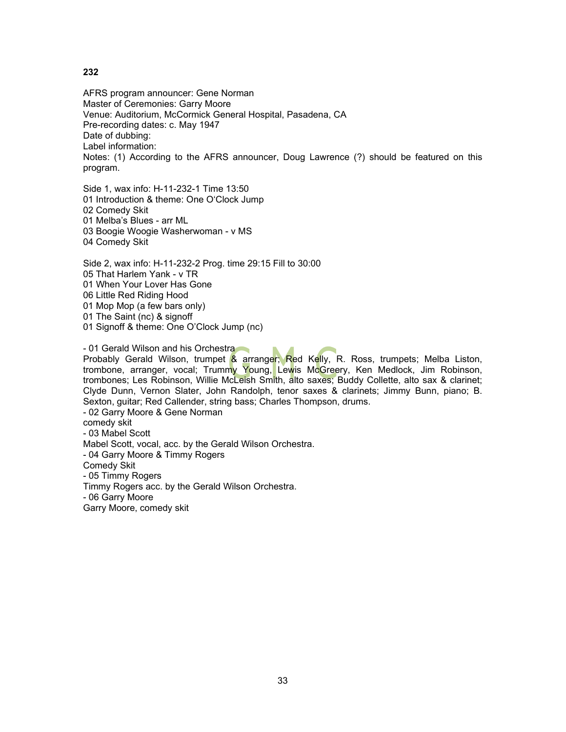**232**

AFRS program announcer: Gene Norman
Master of Ceremonies: Garry Moore
Venue: Auditorium, McCormick General Hospital, Pasadena, CA
Pre-recording dates: c. May 1947
Date of dubbing:
Label information:
Notes: (1) According to the AFRS announcer, Doug Lawrence (?) should be featured on this program.

Side 1, wax info: H-11-232-1 Time 13:50
01 Introduction & theme: One O'Clock Jump
02 Comedy Skit
01 Melba's Blues - arr ML
03 Boogie Woogie Washerwoman - v MS
04 Comedy Skit

Side 2, wax info: H-11-232-2 Prog. time 29:15 Fill to 30:00
05 That Harlem Yank - v TR
01 When Your Lover Has Gone
06 Little Red Riding Hood
01 Mop Mop (a few bars only)
01 The Saint (nc) & signoff
01 Signoff & theme: One O'Clock Jump (nc)

- 01 Gerald Wilson and his Orchestra
Probably Gerald Wilson, trumpet & arranger; Red Kelly, R. Ross, trumpets; Melba Liston, trombone, arranger, vocal; Trummy Young, Lewis McGreery, Ken Medlock, Jim Robinson, trombones; Les Robinson, Willie McLeish Smith, alto saxes; Buddy Collette, alto sax & clarinet; Clyde Dunn, Vernon Slater, John Randolph, tenor saxes & clarinets; Jimmy Bunn, piano; B. Sexton, guitar; Red Callender, string bass; Charles Thompson, drums.
- 02 Garry Moore & Gene Norman
comedy skit
- 03 Mabel Scott
Mabel Scott, vocal, acc. by the Gerald Wilson Orchestra.
- 04 Garry Moore & Timmy Rogers
Comedy Skit
- 05 Timmy Rogers
Timmy Rogers acc. by the Gerald Wilson Orchestra.
- 06 Garry Moore
Garry Moore, comedy skit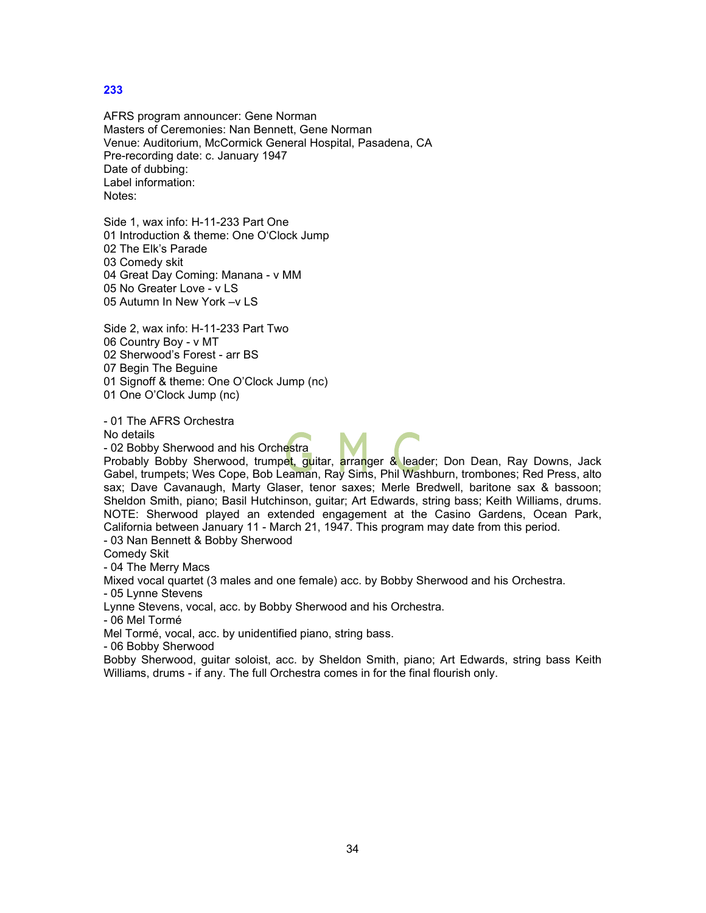## 233

AFRS program announcer: Gene Norman
Masters of Ceremonies: Nan Bennett, Gene Norman
Venue: Auditorium, McCormick General Hospital, Pasadena, CA
Pre-recording date: c. January 1947
Date of dubbing:
Label information:
Notes:

Side 1, wax info: H-11-233 Part One
01 Introduction & theme: One O'Clock Jump
02 The Elk's Parade
03 Comedy skit
04 Great Day Coming: Manana - v MM
05 No Greater Love - v LS
05 Autumn In New York –v LS

Side 2, wax info: H-11-233 Part Two
06 Country Boy - v MT
02 Sherwood's Forest - arr BS
07 Begin The Beguine
01 Signoff & theme: One O'Clock Jump (nc)
01 One O'Clock Jump (nc)

- 01 The AFRS Orchestra
No details
- 02 Bobby Sherwood and his Orchestra
Probably Bobby Sherwood, trumpet, guitar, arranger & leader; Don Dean, Ray Downs, Jack Gabel, trumpets; Wes Cope, Bob Leaman, Ray Sims, Phil Washburn, trombones; Red Press, alto sax; Dave Cavanaugh, Marty Glaser, tenor saxes; Merle Bredwell, baritone sax & bassoon; Sheldon Smith, piano; Basil Hutchinson, guitar; Art Edwards, string bass; Keith Williams, drums. NOTE: Sherwood played an extended engagement at the Casino Gardens, Ocean Park, California between January 11 - March 21, 1947. This program may date from this period.
- 03 Nan Bennett & Bobby Sherwood
Comedy Skit
- 04 The Merry Macs
Mixed vocal quartet (3 males and one female) acc. by Bobby Sherwood and his Orchestra.
- 05 Lynne Stevens
Lynne Stevens, vocal, acc. by Bobby Sherwood and his Orchestra.
- 06 Mel Tormé
Mel Tormé, vocal, acc. by unidentified piano, string bass.
- 06 Bobby Sherwood
Bobby Sherwood, guitar soloist, acc. by Sheldon Smith, piano; Art Edwards, string bass Keith Williams, drums - if any. The full Orchestra comes in for the final flourish only.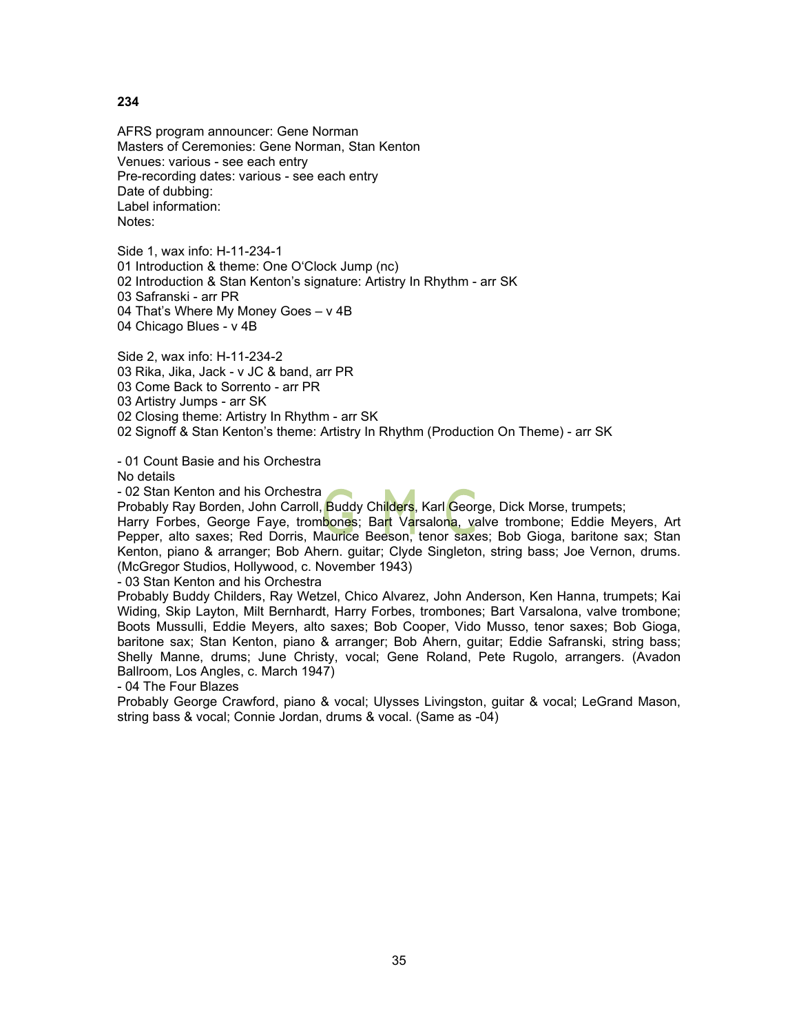**234**

AFRS program announcer: Gene Norman
Masters of Ceremonies: Gene Norman, Stan Kenton
Venues: various - see each entry
Pre-recording dates: various - see each entry
Date of dubbing:
Label information:
Notes:

Side 1, wax info: H-11-234-1
01 Introduction & theme: One O'Clock Jump (nc)
02 Introduction & Stan Kenton's signature: Artistry In Rhythm - arr SK
03 Safranski - arr PR
04 That's Where My Money Goes – v 4B
04 Chicago Blues - v 4B

Side 2, wax info: H-11-234-2
03 Rika, Jika, Jack - v JC & band, arr PR
03 Come Back to Sorrento - arr PR
03 Artistry Jumps - arr SK
02 Closing theme: Artistry In Rhythm - arr SK
02 Signoff & Stan Kenton's theme: Artistry In Rhythm (Production On Theme) - arr SK

- 01 Count Basie and his Orchestra
No details
- 02 Stan Kenton and his Orchestra
Probably Ray Borden, John Carroll, Buddy Childers, Karl George, Dick Morse, trumpets; Harry Forbes, George Faye, trombones; Bart Varsalona, valve trombone; Eddie Meyers, Art Pepper, alto saxes; Red Dorris, Maurice Beeson, tenor saxes; Bob Gioga, baritone sax; Stan Kenton, piano & arranger; Bob Ahern. guitar; Clyde Singleton, string bass; Joe Vernon, drums. (McGregor Studios, Hollywood, c. November 1943)
- 03 Stan Kenton and his Orchestra
Probably Buddy Childers, Ray Wetzel, Chico Alvarez, John Anderson, Ken Hanna, trumpets; Kai Widing, Skip Layton, Milt Bernhardt, Harry Forbes, trombones; Bart Varsalona, valve trombone; Boots Mussulli, Eddie Meyers, alto saxes; Bob Cooper, Vido Musso, tenor saxes; Bob Gioga, baritone sax; Stan Kenton, piano & arranger; Bob Ahern, guitar; Eddie Safranski, string bass; Shelly Manne, drums; June Christy, vocal; Gene Roland, Pete Rugolo, arrangers. (Avadon Ballroom, Los Angles, c. March 1947)
- 04 The Four Blazes
Probably George Crawford, piano & vocal; Ulysses Livingston, guitar & vocal; LeGrand Mason, string bass & vocal; Connie Jordan, drums & vocal. (Same as -04)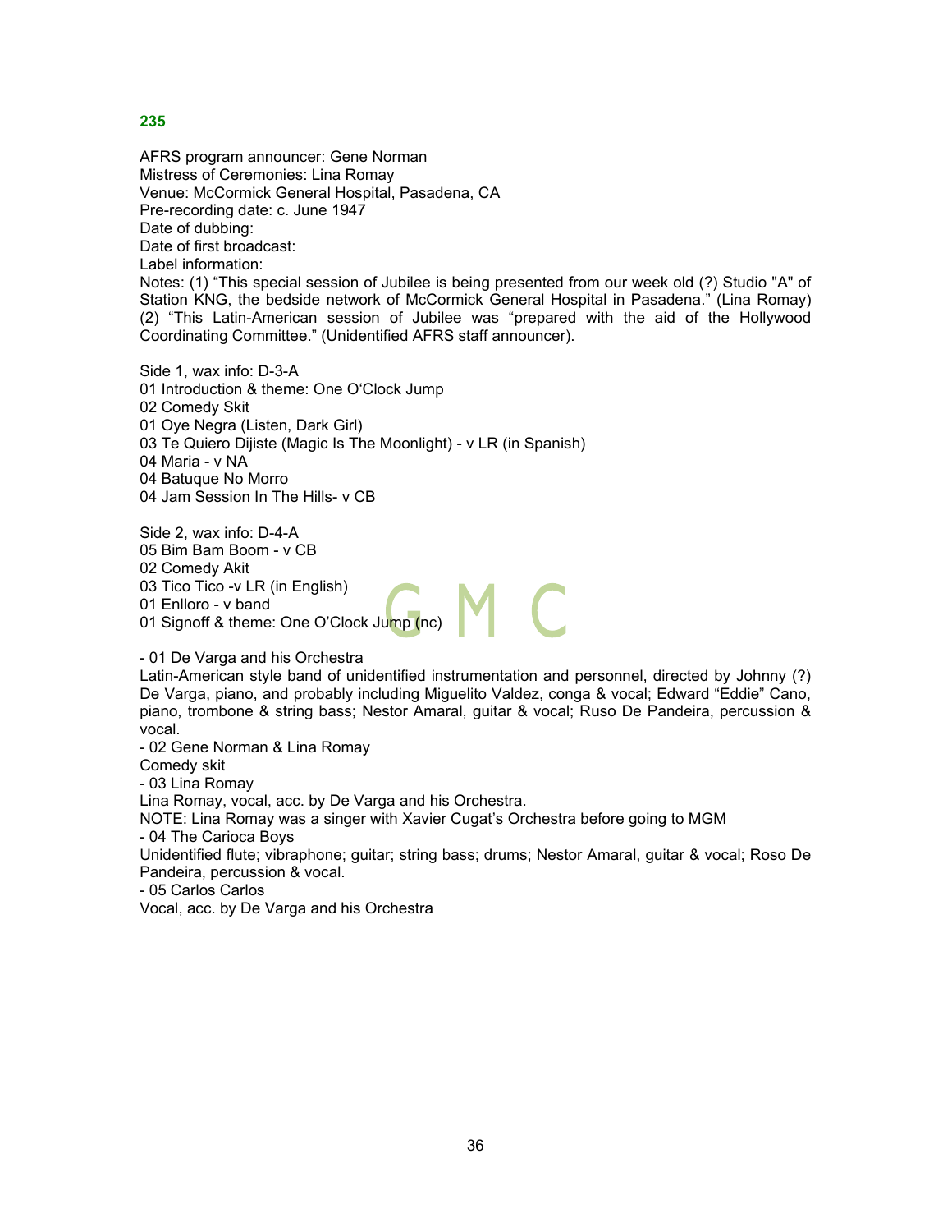**235**

AFRS program announcer: Gene Norman
Mistress of Ceremonies: Lina Romay
Venue: McCormick General Hospital, Pasadena, CA
Pre-recording date: c. June 1947
Date of dubbing:
Date of first broadcast:
Label information:
Notes: (1) "This special session of Jubilee is being presented from our week old (?) Studio "A" of Station KNG, the bedside network of McCormick General Hospital in Pasadena." (Lina Romay) (2) "This Latin-American session of Jubilee was "prepared with the aid of the Hollywood Coordinating Committee." (Unidentified AFRS staff announcer).

Side 1, wax info: D-3-A
01 Introduction & theme: One O'Clock Jump
02 Comedy Skit
01 Oye Negra (Listen, Dark Girl)
03 Te Quiero Dijiste (Magic Is The Moonlight) - v LR (in Spanish)
04 Maria - v NA
04 Batuque No Morro
04 Jam Session In The Hills- v CB

Side 2, wax info: D-4-A
05 Bim Bam Boom - v CB
02 Comedy Akit
03 Tico Tico -v LR (in English)
01 Enlloro - v band
01 Signoff & theme: One O'Clock Jump (nc)

- 01 De Varga and his Orchestra
Latin-American style band of unidentified instrumentation and personnel, directed by Johnny (?) De Varga, piano, and probably including Miguelito Valdez, conga & vocal; Edward "Eddie" Cano, piano, trombone & string bass; Nestor Amaral, guitar & vocal; Ruso De Pandeira, percussion & vocal.
- 02 Gene Norman & Lina Romay
Comedy skit
- 03 Lina Romay
Lina Romay, vocal, acc. by De Varga and his Orchestra.
NOTE: Lina Romay was a singer with Xavier Cugat's Orchestra before going to MGM
- 04 The Carioca Boys
Unidentified flute; vibraphone; guitar; string bass; drums; Nestor Amaral, guitar & vocal; Roso De Pandeira, percussion & vocal.
- 05 Carlos Carlos
Vocal, acc. by De Varga and his Orchestra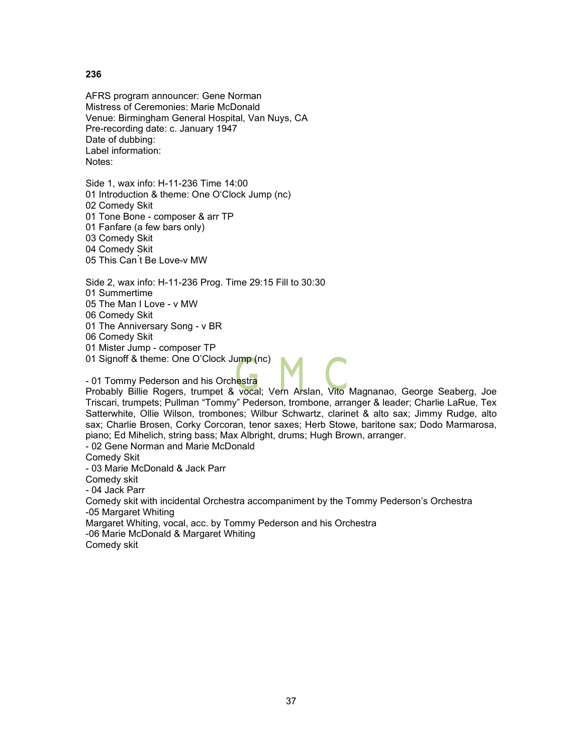**236**

AFRS program announcer: Gene Norman
Mistress of Ceremonies: Marie McDonald
Venue: Birmingham General Hospital, Van Nuys, CA
Pre-recording date: c. January 1947
Date of dubbing:
Label information:
Notes:

Side 1, wax info: H-11-236 Time 14:00
01 Introduction & theme: One O'Clock Jump (nc)
02 Comedy Skit
01 Tone Bone - composer & arr TP
01 Fanfare (a few bars only)
03 Comedy Skit
04 Comedy Skit
05 This Can´t Be Love-v MW

Side 2, wax info: H-11-236 Prog. Time 29:15 Fill to 30:30
01 Summertime
05 The Man I Love - v MW
06 Comedy Skit
01 The Anniversary Song - v BR
06 Comedy Skit
01 Mister Jump - composer TP
01 Signoff & theme: One O'Clock Jump (nc)

- 01 Tommy Pederson and his Orchestra
Probably Billie Rogers, trumpet & vocal; Vern Arslan, Vito Magnanao, George Seaberg, Joe Triscari, trumpets; Pullman "Tommy" Pederson, trombone, arranger & leader; Charlie LaRue, Tex Satterwhite, Ollie Wilson, trombones; Wilbur Schwartz, clarinet & alto sax; Jimmy Rudge, alto sax; Charlie Brosen, Corky Corcoran, tenor saxes; Herb Stowe, baritone sax; Dodo Marmarosa, piano; Ed Mihelich, string bass; Max Albright, drums; Hugh Brown, arranger.
- 02 Gene Norman and Marie McDonald
Comedy Skit
- 03 Marie McDonald & Jack Parr
Comedy skit
- 04 Jack Parr
Comedy skit with incidental Orchestra accompaniment by the Tommy Pederson's Orchestra
-05 Margaret Whiting
Margaret Whiting, vocal, acc. by Tommy Pederson and his Orchestra
-06 Marie McDonald & Margaret Whiting
Comedy skit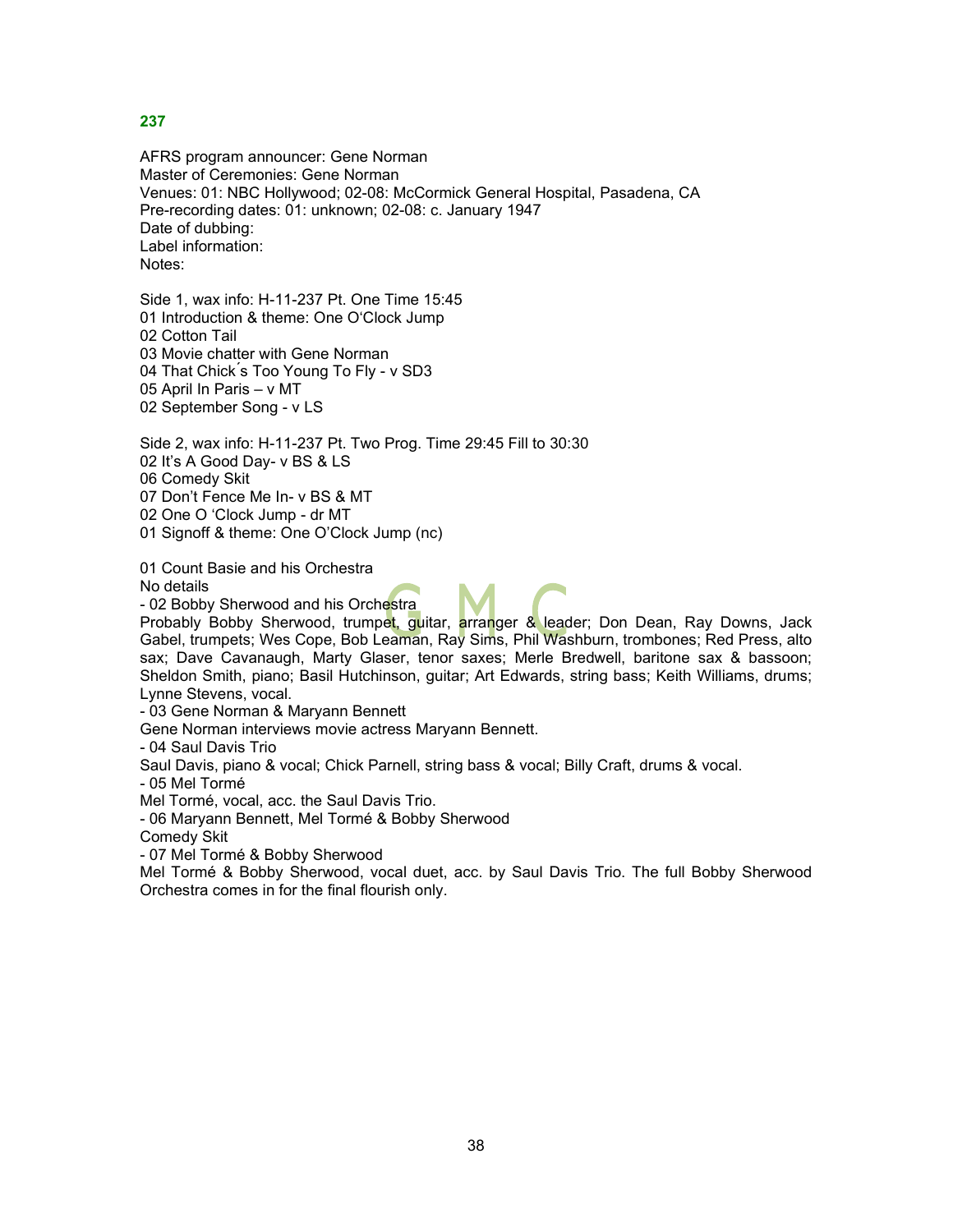## 237

AFRS program announcer: Gene Norman
Master of Ceremonies: Gene Norman
Venues: 01: NBC Hollywood; 02-08: McCormick General Hospital, Pasadena, CA
Pre-recording dates: 01: unknown; 02-08: c. January 1947
Date of dubbing:
Label information:
Notes:

Side 1, wax info: H-11-237 Pt. One Time 15:45
01 Introduction & theme: One O'Clock Jump
02 Cotton Tail
03 Movie chatter with Gene Norman
04 That Chick´s Too Young To Fly - v SD3
05 April In Paris – v MT
02 September Song - v LS

Side 2, wax info: H-11-237 Pt. Two Prog. Time 29:45 Fill to 30:30
02 It's A Good Day- v BS & LS
06 Comedy Skit
07 Don't Fence Me In- v BS & MT
02 One O 'Clock Jump - dr MT
01 Signoff & theme: One O'Clock Jump (nc)

01 Count Basie and his Orchestra
No details
- 02 Bobby Sherwood and his Orchestra
Probably Bobby Sherwood, trumpet, guitar, arranger & leader; Don Dean, Ray Downs, Jack Gabel, trumpets; Wes Cope, Bob Leaman, Ray Sims, Phil Washburn, trombones; Red Press, alto sax; Dave Cavanaugh, Marty Glaser, tenor saxes; Merle Bredwell, baritone sax & bassoon; Sheldon Smith, piano; Basil Hutchinson, guitar; Art Edwards, string bass; Keith Williams, drums; Lynne Stevens, vocal.
- 03 Gene Norman & Maryann Bennett
Gene Norman interviews movie actress Maryann Bennett.
- 04 Saul Davis Trio
Saul Davis, piano & vocal; Chick Parnell, string bass & vocal; Billy Craft, drums & vocal.
- 05 Mel Tormé
Mel Tormé, vocal, acc. the Saul Davis Trio.
- 06 Maryann Bennett, Mel Tormé & Bobby Sherwood
Comedy Skit
- 07 Mel Tormé & Bobby Sherwood
Mel Tormé & Bobby Sherwood, vocal duet, acc. by Saul Davis Trio. The full Bobby Sherwood Orchestra comes in for the final flourish only.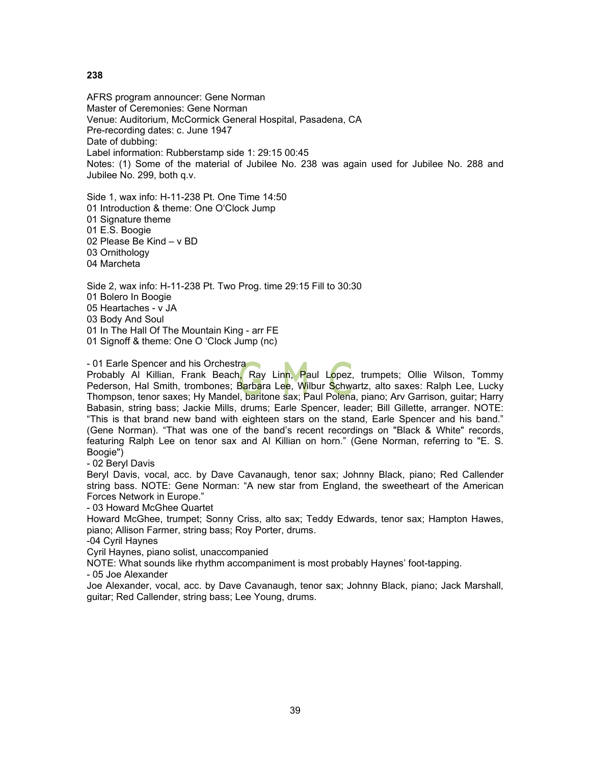**238**

AFRS program announcer: Gene Norman
Master of Ceremonies: Gene Norman
Venue: Auditorium, McCormick General Hospital, Pasadena, CA
Pre-recording dates: c. June 1947
Date of dubbing:
Label information: Rubberstamp side 1: 29:15 00:45
Notes: (1) Some of the material of Jubilee No. 238 was again used for Jubilee No. 288 and Jubilee No. 299, both q.v.

Side 1, wax info: H-11-238 Pt. One Time 14:50
01 Introduction & theme: One O'Clock Jump
01 Signature theme
01 E.S. Boogie
02 Please Be Kind – v BD
03 Ornithology
04 Marcheta

Side 2, wax info: H-11-238 Pt. Two Prog. time 29:15 Fill to 30:30
01 Bolero In Boogie
05 Heartaches - v JA
03 Body And Soul
01 In The Hall Of The Mountain King - arr FE
01 Signoff & theme: One O 'Clock Jump (nc)

- 01 Earle Spencer and his Orchestra
Probably Al Killian, Frank Beach, Ray Linn, Paul Lopez, trumpets; Ollie Wilson, Tommy Pederson, Hal Smith, trombones; Barbara Lee, Wilbur Schwartz, alto saxes: Ralph Lee, Lucky Thompson, tenor saxes; Hy Mandel, baritone sax; Paul Polena, piano; Arv Garrison, guitar; Harry Babasin, string bass; Jackie Mills, drums; Earle Spencer, leader; Bill Gillette, arranger. NOTE: "This is that brand new band with eighteen stars on the stand, Earle Spencer and his band." (Gene Norman). "That was one of the band's recent recordings on "Black & White" records, featuring Ralph Lee on tenor sax and Al Killian on horn." (Gene Norman, referring to "E. S. Boogie")
- 02 Beryl Davis
Beryl Davis, vocal, acc. by Dave Cavanaugh, tenor sax; Johnny Black, piano; Red Callender string bass. NOTE: Gene Norman: "A new star from England, the sweetheart of the American Forces Network in Europe."
- 03 Howard McGhee Quartet
Howard McGhee, trumpet; Sonny Criss, alto sax; Teddy Edwards, tenor sax; Hampton Hawes, piano; Allison Farmer, string bass; Roy Porter, drums.
-04 Cyril Haynes
Cyril Haynes, piano solist, unaccompanied
NOTE: What sounds like rhythm accompaniment is most probably Haynes' foot-tapping.
- 05 Joe Alexander
Joe Alexander, vocal, acc. by Dave Cavanaugh, tenor sax; Johnny Black, piano; Jack Marshall, guitar; Red Callender, string bass; Lee Young, drums.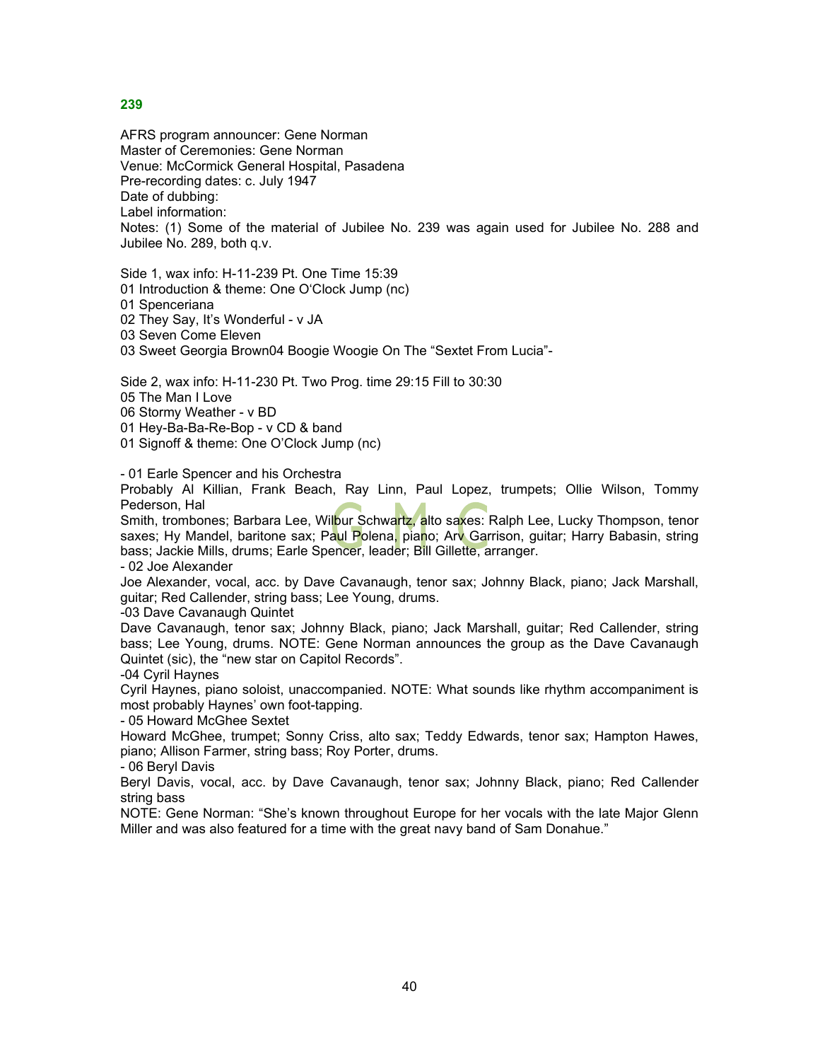## 239

AFRS program announcer: Gene Norman
Master of Ceremonies: Gene Norman
Venue: McCormick General Hospital, Pasadena
Pre-recording dates: c. July 1947
Date of dubbing:
Label information:
Notes: (1) Some of the material of Jubilee No. 239 was again used for Jubilee No. 288 and Jubilee No. 289, both q.v.

Side 1, wax info: H-11-239 Pt. One Time 15:39
01 Introduction & theme: One O'Clock Jump (nc)
01 Spenceriana
02 They Say, It's Wonderful - v JA
03 Seven Come Eleven
03 Sweet Georgia Brown04 Boogie Woogie On The "Sextet From Lucia"-

Side 2, wax info: H-11-230 Pt. Two Prog. time 29:15 Fill to 30:30
05 The Man I Love
06 Stormy Weather - v BD
01 Hey-Ba-Ba-Re-Bop - v CD & band
01 Signoff & theme: One O'Clock Jump (nc)

- 01 Earle Spencer and his Orchestra
Probably Al Killian, Frank Beach, Ray Linn, Paul Lopez, trumpets; Ollie Wilson, Tommy Pederson, Hal
Smith, trombones; Barbara Lee, Wilbur Schwartz, alto saxes: Ralph Lee, Lucky Thompson, tenor saxes; Hy Mandel, baritone sax; Paul Polena, piano; Arv Garrison, guitar; Harry Babasin, string bass; Jackie Mills, drums; Earle Spencer, leader; Bill Gillette, arranger.
- 02 Joe Alexander
Joe Alexander, vocal, acc. by Dave Cavanaugh, tenor sax; Johnny Black, piano; Jack Marshall, guitar; Red Callender, string bass; Lee Young, drums.
-03 Dave Cavanaugh Quintet
Dave Cavanaugh, tenor sax; Johnny Black, piano; Jack Marshall, guitar; Red Callender, string bass; Lee Young, drums. NOTE: Gene Norman announces the group as the Dave Cavanaugh Quintet (sic), the "new star on Capitol Records".
-04 Cyril Haynes
Cyril Haynes, piano soloist, unaccompanied. NOTE: What sounds like rhythm accompaniment is most probably Haynes' own foot-tapping.
- 05 Howard McGhee Sextet
Howard McGhee, trumpet; Sonny Criss, alto sax; Teddy Edwards, tenor sax; Hampton Hawes, piano; Allison Farmer, string bass; Roy Porter, drums.
- 06 Beryl Davis
Beryl Davis, vocal, acc. by Dave Cavanaugh, tenor sax; Johnny Black, piano; Red Callender string bass
NOTE: Gene Norman: "She's known throughout Europe for her vocals with the late Major Glenn Miller and was also featured for a time with the great navy band of Sam Donahue."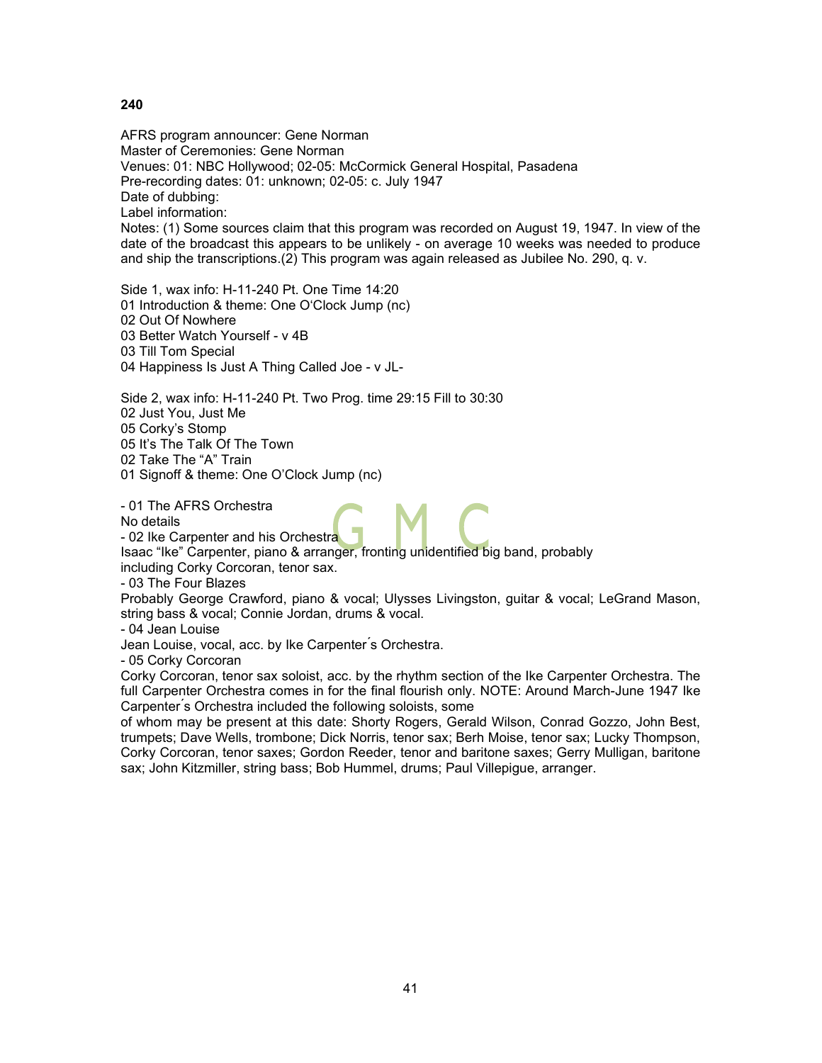**240**

AFRS program announcer: Gene Norman
Master of Ceremonies: Gene Norman
Venues: 01: NBC Hollywood; 02-05: McCormick General Hospital, Pasadena
Pre-recording dates: 01: unknown; 02-05: c. July 1947
Date of dubbing:
Label information:
Notes: (1) Some sources claim that this program was recorded on August 19, 1947. In view of the date of the broadcast this appears to be unlikely - on average 10 weeks was needed to produce and ship the transcriptions.(2) This program was again released as Jubilee No. 290, q. v.

Side 1, wax info: H-11-240 Pt. One Time 14:20
01 Introduction & theme: One O'Clock Jump (nc)
02 Out Of Nowhere
03 Better Watch Yourself - v 4B
03 Till Tom Special
04 Happiness Is Just A Thing Called Joe - v JL-

Side 2, wax info: H-11-240 Pt. Two Prog. time 29:15 Fill to 30:30
02 Just You, Just Me
05 Corky's Stomp
05 It's The Talk Of The Town
02 Take The "A" Train
01 Signoff & theme: One O'Clock Jump (nc)

- 01 The AFRS Orchestra
No details
- 02 Ike Carpenter and his Orchestra
Isaac "Ike" Carpenter, piano & arranger, fronting unidentified big band, probably including Corky Corcoran, tenor sax.
- 03 The Four Blazes
Probably George Crawford, piano & vocal; Ulysses Livingston, guitar & vocal; LeGrand Mason, string bass & vocal; Connie Jordan, drums & vocal.
- 04 Jean Louise
Jean Louise, vocal, acc. by Ike Carpenter´s Orchestra.
- 05 Corky Corcoran
Corky Corcoran, tenor sax soloist, acc. by the rhythm section of the Ike Carpenter Orchestra. The full Carpenter Orchestra comes in for the final flourish only. NOTE: Around March-June 1947 Ike Carpenter´s Orchestra included the following soloists, some of whom may be present at this date: Shorty Rogers, Gerald Wilson, Conrad Gozzo, John Best, trumpets; Dave Wells, trombone; Dick Norris, tenor sax; Berh Moise, tenor sax; Lucky Thompson, Corky Corcoran, tenor saxes; Gordon Reeder, tenor and baritone saxes; Gerry Mulligan, baritone sax; John Kitzmiller, string bass; Bob Hummel, drums; Paul Villepigue, arranger.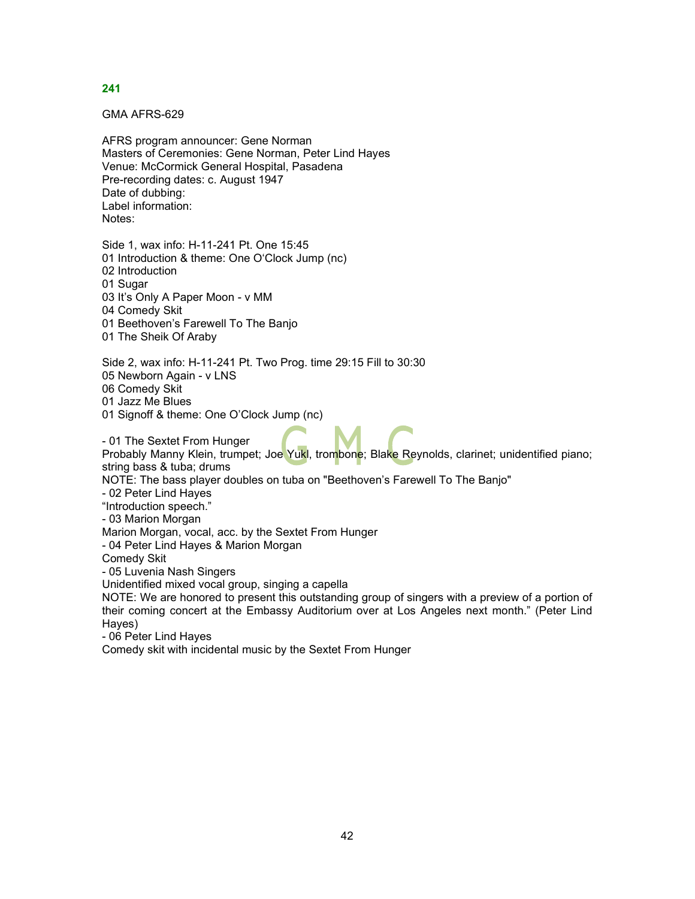**241**

GMA AFRS-629

AFRS program announcer: Gene Norman
Masters of Ceremonies: Gene Norman, Peter Lind Hayes
Venue: McCormick General Hospital, Pasadena
Pre-recording dates: c. August 1947
Date of dubbing:
Label information:
Notes:

Side 1, wax info: H-11-241 Pt. One 15:45
01 Introduction & theme: One O'Clock Jump (nc)
02 Introduction
01 Sugar
03 It's Only A Paper Moon - v MM
04 Comedy Skit
01 Beethoven's Farewell To The Banjo
01 The Sheik Of Araby

Side 2, wax info: H-11-241 Pt. Two Prog. time 29:15 Fill to 30:30
05 Newborn Again - v LNS
06 Comedy Skit
01 Jazz Me Blues
01 Signoff & theme: One O'Clock Jump (nc)

- 01 The Sextet From Hunger
Probably Manny Klein, trumpet; Joe Yukl, trombone; Blake Reynolds, clarinet; unidentified piano; string bass & tuba; drums
NOTE: The bass player doubles on tuba on "Beethoven's Farewell To The Banjo"
- 02 Peter Lind Hayes
"Introduction speech."
- 03 Marion Morgan
Marion Morgan, vocal, acc. by the Sextet From Hunger
- 04 Peter Lind Hayes & Marion Morgan
Comedy Skit
- 05 Luvenia Nash Singers
Unidentified mixed vocal group, singing a capella
NOTE: We are honored to present this outstanding group of singers with a preview of a portion of their coming concert at the Embassy Auditorium over at Los Angeles next month." (Peter Lind Hayes)
- 06 Peter Lind Hayes
Comedy skit with incidental music by the Sextet From Hunger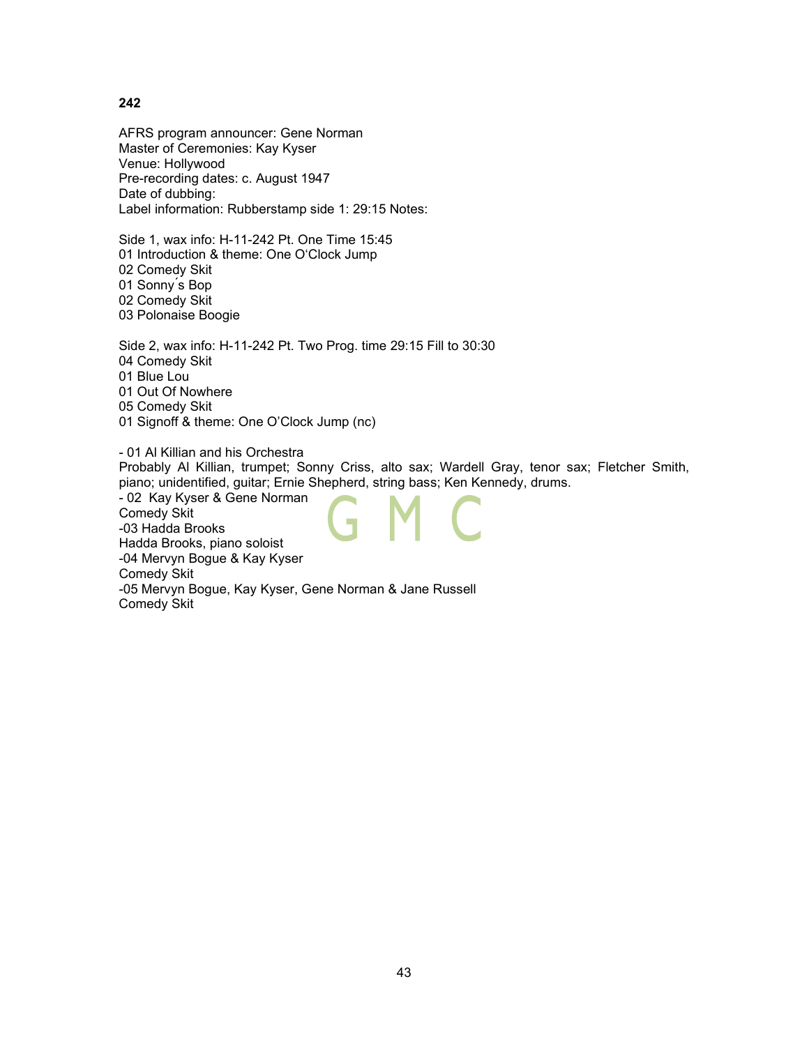**242**

AFRS program announcer: Gene Norman
Master of Ceremonies: Kay Kyser
Venue: Hollywood
Pre-recording dates: c. August 1947
Date of dubbing:
Label information: Rubberstamp side 1: 29:15 Notes:

Side 1, wax info: H-11-242 Pt. One Time 15:45
01 Introduction & theme: One O'Clock Jump
02 Comedy Skit
01 Sonny´s Bop
02 Comedy Skit
03 Polonaise Boogie

Side 2, wax info: H-11-242 Pt. Two Prog. time 29:15 Fill to 30:30
04 Comedy Skit
01 Blue Lou
01 Out Of Nowhere
05 Comedy Skit
01 Signoff & theme: One O'Clock Jump (nc)

- 01 Al Killian and his Orchestra
Probably Al Killian, trumpet; Sonny Criss, alto sax; Wardell Gray, tenor sax; Fletcher Smith, piano; unidentified, guitar; Ernie Shepherd, string bass; Ken Kennedy, drums.
- 02 Kay Kyser & Gene Norman
Comedy Skit
-03 Hadda Brooks
Hadda Brooks, piano soloist
-04 Mervyn Bogue & Kay Kyser
Comedy Skit
-05 Mervyn Bogue, Kay Kyser, Gene Norman & Jane Russell
Comedy Skit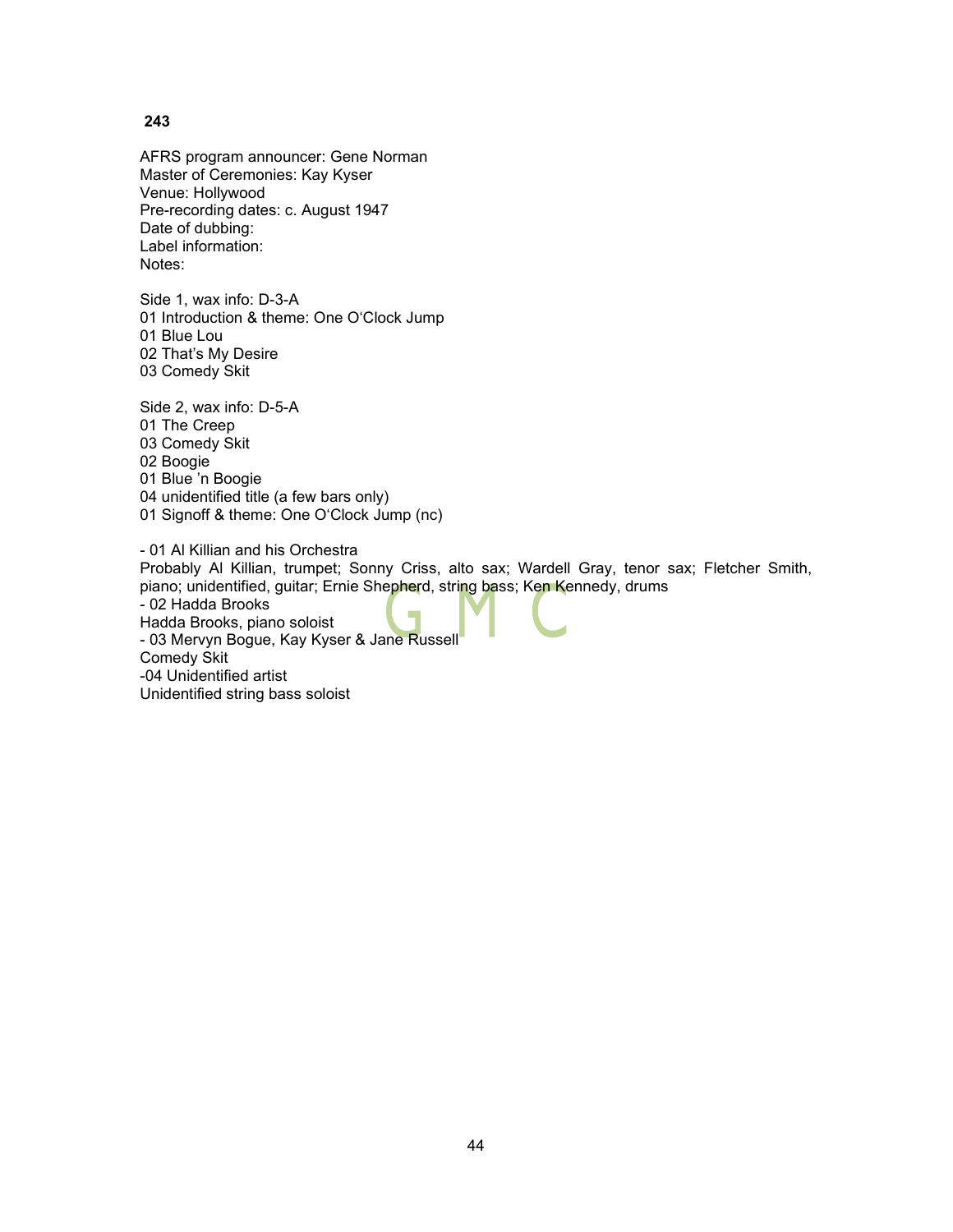**243**

AFRS program announcer: Gene Norman
Master of Ceremonies: Kay Kyser
Venue: Hollywood
Pre-recording dates: c. August 1947
Date of dubbing:
Label information:
Notes:

Side 1, wax info: D-3-A
01 Introduction & theme: One O'Clock Jump
01 Blue Lou
02 That's My Desire
03 Comedy Skit

Side 2, wax info: D-5-A
01 The Creep
03 Comedy Skit
02 Boogie
01 Blue 'n Boogie
04 unidentified title (a few bars only)
01 Signoff & theme: One O'Clock Jump (nc)

- 01 Al Killian and his Orchestra
Probably Al Killian, trumpet; Sonny Criss, alto sax; Wardell Gray, tenor sax; Fletcher Smith, piano; unidentified, guitar; Ernie Shepherd, string bass; Ken Kennedy, drums
- 02 Hadda Brooks
Hadda Brooks, piano soloist
- 03 Mervyn Bogue, Kay Kyser & Jane Russell
Comedy Skit
-04 Unidentified artist
Unidentified string bass soloist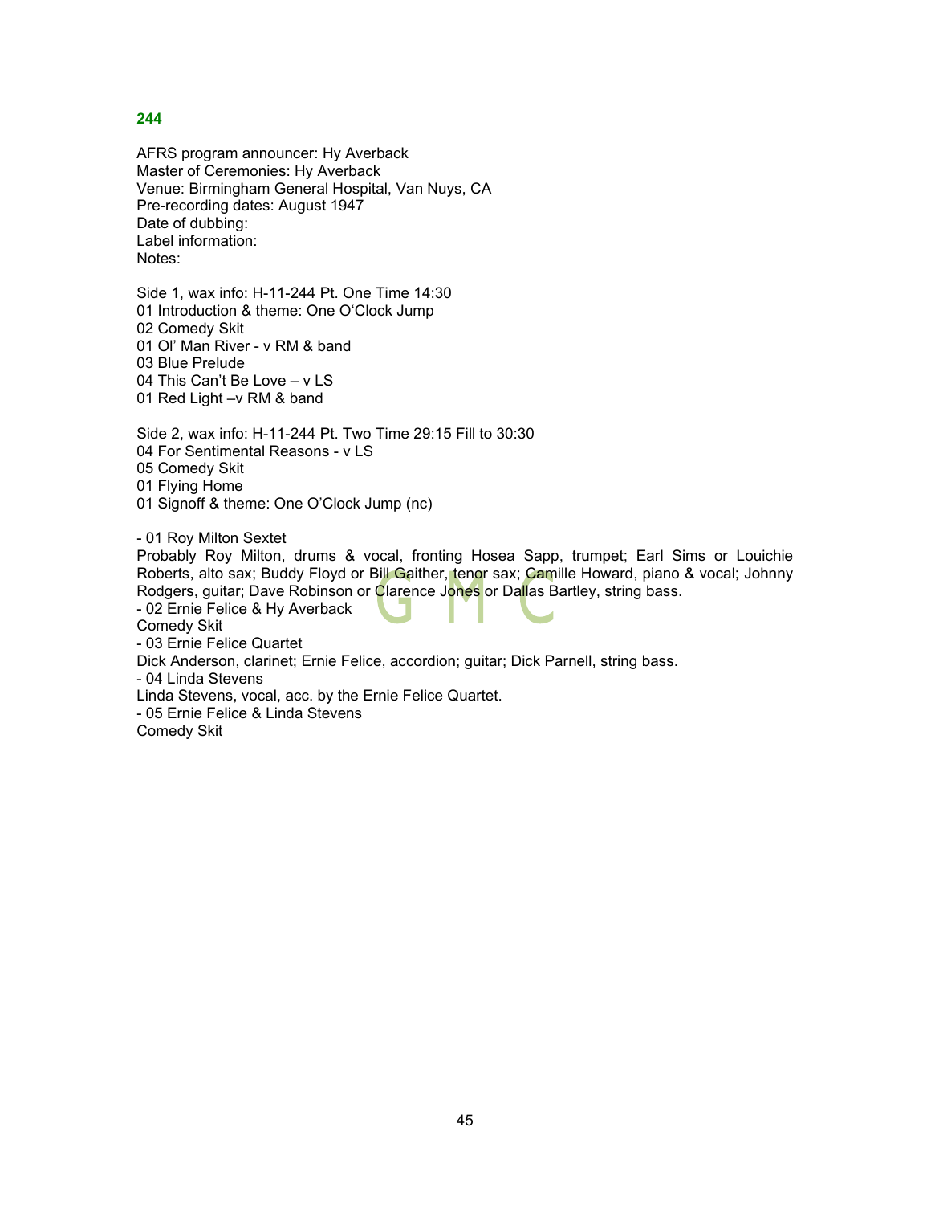**244**

AFRS program announcer: Hy Averback
Master of Ceremonies: Hy Averback
Venue: Birmingham General Hospital, Van Nuys, CA
Pre-recording dates: August 1947
Date of dubbing:
Label information:
Notes:

Side 1, wax info: H-11-244 Pt. One Time 14:30
01 Introduction & theme: One O'Clock Jump
02 Comedy Skit
01 Ol' Man River - v RM & band
03 Blue Prelude
04 This Can't Be Love – v LS
01 Red Light –v RM & band

Side 2, wax info: H-11-244 Pt. Two Time 29:15 Fill to 30:30
04 For Sentimental Reasons - v LS
05 Comedy Skit
01 Flying Home
01 Signoff & theme: One O'Clock Jump (nc)

- 01 Roy Milton Sextet
Probably Roy Milton, drums & vocal, fronting Hosea Sapp, trumpet; Earl Sims or Louichie Roberts, alto sax; Buddy Floyd or Bill Gaither, tenor sax; Camille Howard, piano & vocal; Johnny Rodgers, guitar; Dave Robinson or Clarence Jones or Dallas Bartley, string bass.
- 02 Ernie Felice & Hy Averback
Comedy Skit
- 03 Ernie Felice Quartet
Dick Anderson, clarinet; Ernie Felice, accordion; guitar; Dick Parnell, string bass.
- 04 Linda Stevens
Linda Stevens, vocal, acc. by the Ernie Felice Quartet.
- 05 Ernie Felice & Linda Stevens
Comedy Skit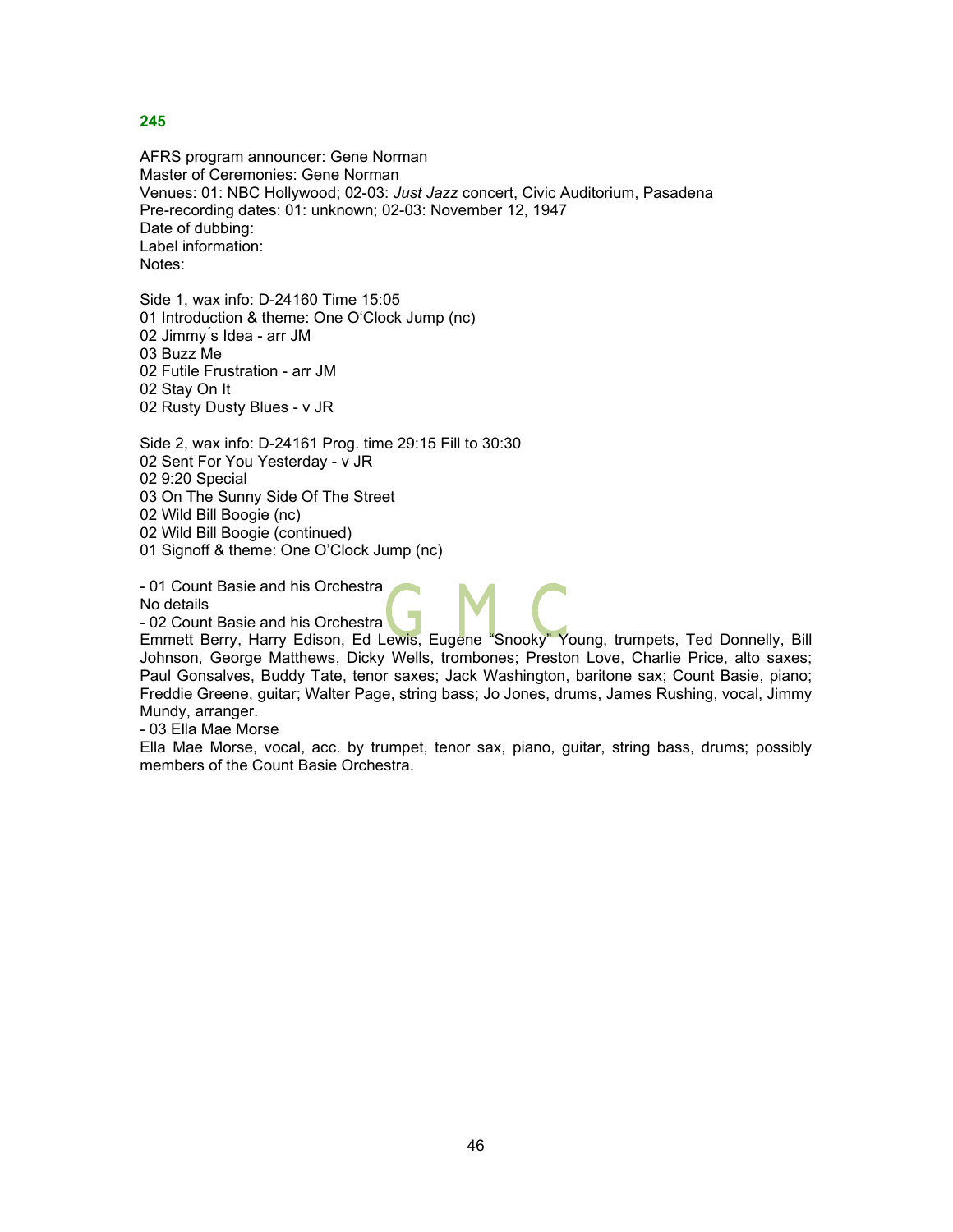**245**

AFRS program announcer: Gene Norman
Master of Ceremonies: Gene Norman
Venues: 01: NBC Hollywood; 02-03: *Just Jazz* concert, Civic Auditorium, Pasadena
Pre-recording dates: 01: unknown; 02-03: November 12, 1947
Date of dubbing:
Label information:
Notes:

Side 1, wax info: D-24160 Time 15:05
01 Introduction & theme: One O'Clock Jump (nc)
02 Jimmy´s Idea - arr JM
03 Buzz Me
02 Futile Frustration - arr JM
02 Stay On It
02 Rusty Dusty Blues - v JR

Side 2, wax info: D-24161 Prog. time 29:15 Fill to 30:30
02 Sent For You Yesterday - v JR
02 9:20 Special
03 On The Sunny Side Of The Street
02 Wild Bill Boogie (nc)
02 Wild Bill Boogie (continued)
01 Signoff & theme: One O'Clock Jump (nc)

- 01 Count Basie and his Orchestra
No details
- 02 Count Basie and his Orchestra
Emmett Berry, Harry Edison, Ed Lewis, Eugene "Snooky" Young, trumpets, Ted Donnelly, Bill Johnson, George Matthews, Dicky Wells, trombones; Preston Love, Charlie Price, alto saxes; Paul Gonsalves, Buddy Tate, tenor saxes; Jack Washington, baritone sax; Count Basie, piano; Freddie Greene, guitar; Walter Page, string bass; Jo Jones, drums, James Rushing, vocal, Jimmy Mundy, arranger.
- 03 Ella Mae Morse
Ella Mae Morse, vocal, acc. by trumpet, tenor sax, piano, guitar, string bass, drums; possibly members of the Count Basie Orchestra.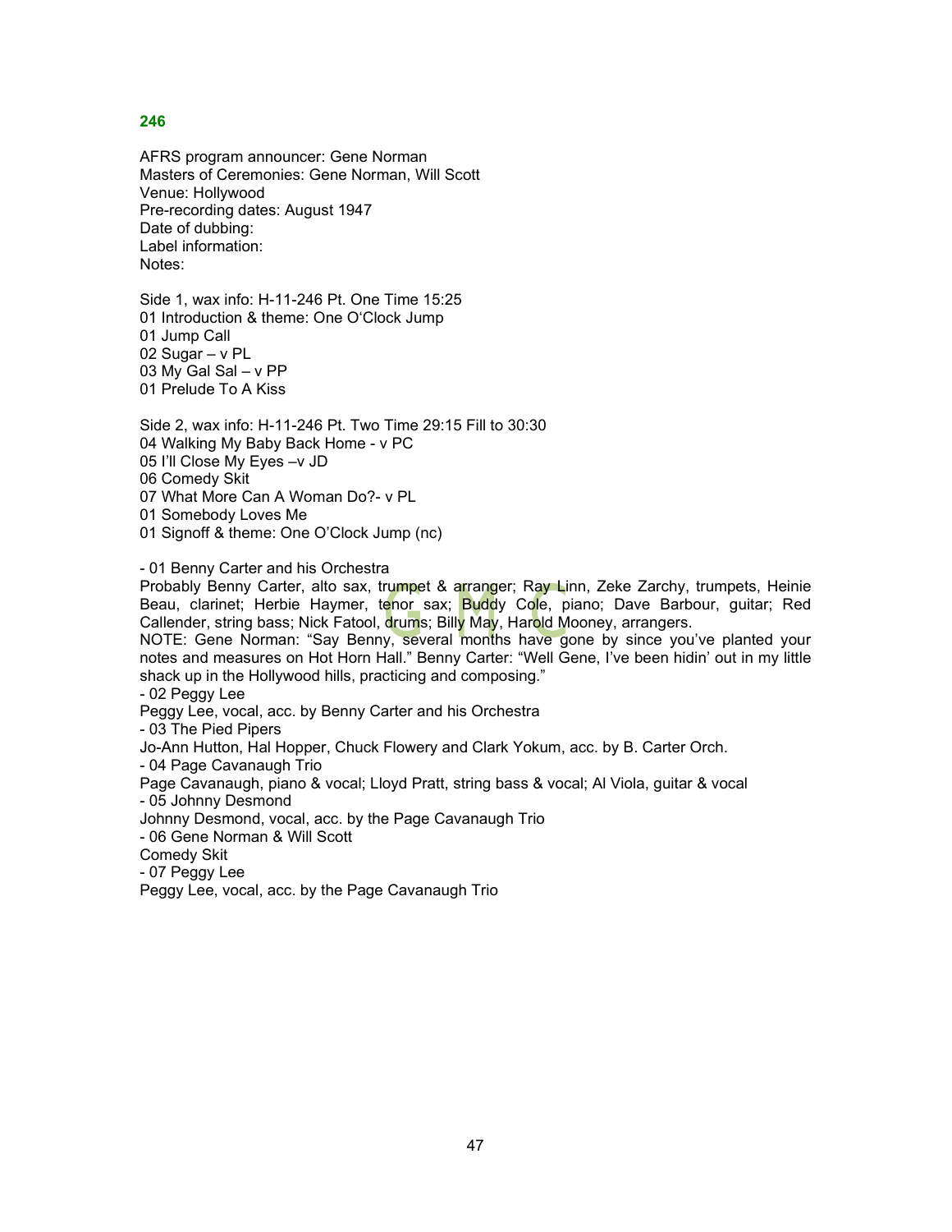**246**

AFRS program announcer: Gene Norman
Masters of Ceremonies: Gene Norman, Will Scott
Venue: Hollywood
Pre-recording dates: August 1947
Date of dubbing:
Label information:
Notes:

Side 1, wax info: H-11-246 Pt. One Time 15:25
01 Introduction & theme: One O'Clock Jump
01 Jump Call
02 Sugar – v PL
03 My Gal Sal – v PP
01 Prelude To A Kiss

Side 2, wax info: H-11-246 Pt. Two Time 29:15 Fill to 30:30
04 Walking My Baby Back Home - v PC
05 I'll Close My Eyes –v JD
06 Comedy Skit
07 What More Can A Woman Do?- v PL
01 Somebody Loves Me
01 Signoff & theme: One O'Clock Jump (nc)

- 01 Benny Carter and his Orchestra
Probably Benny Carter, alto sax, trumpet & arranger; Ray Linn, Zeke Zarchy, trumpets, Heinie Beau, clarinet; Herbie Haymer, tenor sax; Buddy Cole, piano; Dave Barbour, guitar; Red Callender, string bass; Nick Fatool, drums; Billy May, Harold Mooney, arrangers.
NOTE: Gene Norman: "Say Benny, several months have gone by since you've planted your notes and measures on Hot Horn Hall." Benny Carter: "Well Gene, I've been hidin' out in my little shack up in the Hollywood hills, practicing and composing."
- 02 Peggy Lee
Peggy Lee, vocal, acc. by Benny Carter and his Orchestra
- 03 The Pied Pipers
Jo-Ann Hutton, Hal Hopper, Chuck Flowery and Clark Yokum, acc. by B. Carter Orch.
- 04 Page Cavanaugh Trio
Page Cavanaugh, piano & vocal; Lloyd Pratt, string bass & vocal; Al Viola, guitar & vocal
- 05 Johnny Desmond
Johnny Desmond, vocal, acc. by the Page Cavanaugh Trio
- 06 Gene Norman & Will Scott
Comedy Skit
- 07 Peggy Lee
Peggy Lee, vocal, acc. by the Page Cavanaugh Trio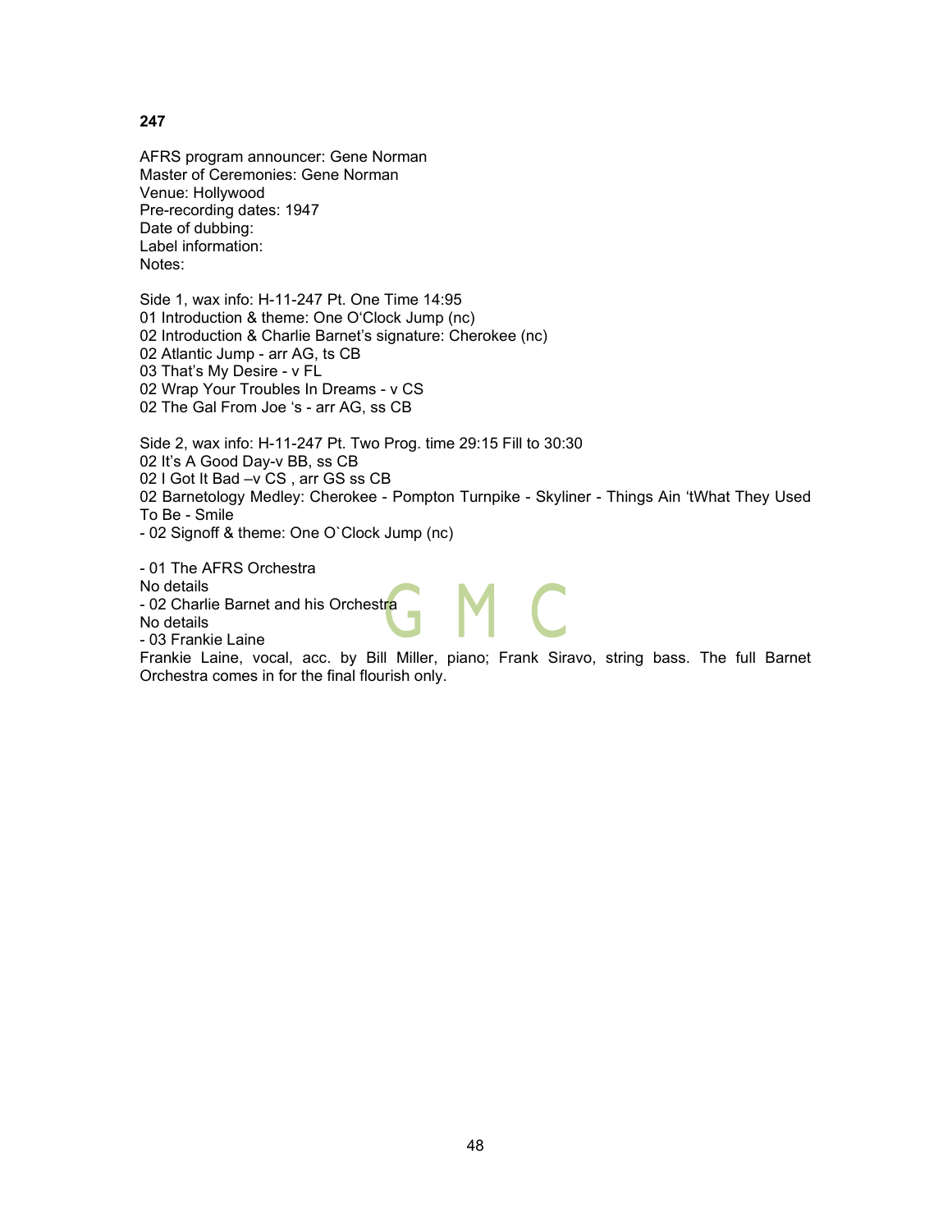**247**

AFRS program announcer: Gene Norman
Master of Ceremonies: Gene Norman
Venue: Hollywood
Pre-recording dates: 1947
Date of dubbing:
Label information:
Notes:

Side 1, wax info: H-11-247 Pt. One Time 14:95
01 Introduction & theme: One O'Clock Jump (nc)
02 Introduction & Charlie Barnet's signature: Cherokee (nc)
02 Atlantic Jump - arr AG, ts CB
03 That's My Desire - v FL
02 Wrap Your Troubles In Dreams - v CS
02 The Gal From Joe 's - arr AG, ss CB

Side 2, wax info: H-11-247 Pt. Two Prog. time 29:15 Fill to 30:30
02 It's A Good Day-v BB, ss CB
02 I Got It Bad –v CS , arr GS ss CB
02 Barnetology Medley: Cherokee - Pompton Turnpike - Skyliner - Things Ain 'tWhat They Used To Be - Smile
- 02 Signoff & theme: One O`Clock Jump (nc)

- 01 The AFRS Orchestra
No details
- 02 Charlie Barnet and his Orchestra
No details
- 03 Frankie Laine
Frankie Laine, vocal, acc. by Bill Miller, piano; Frank Siravo, string bass. The full Barnet Orchestra comes in for the final flourish only.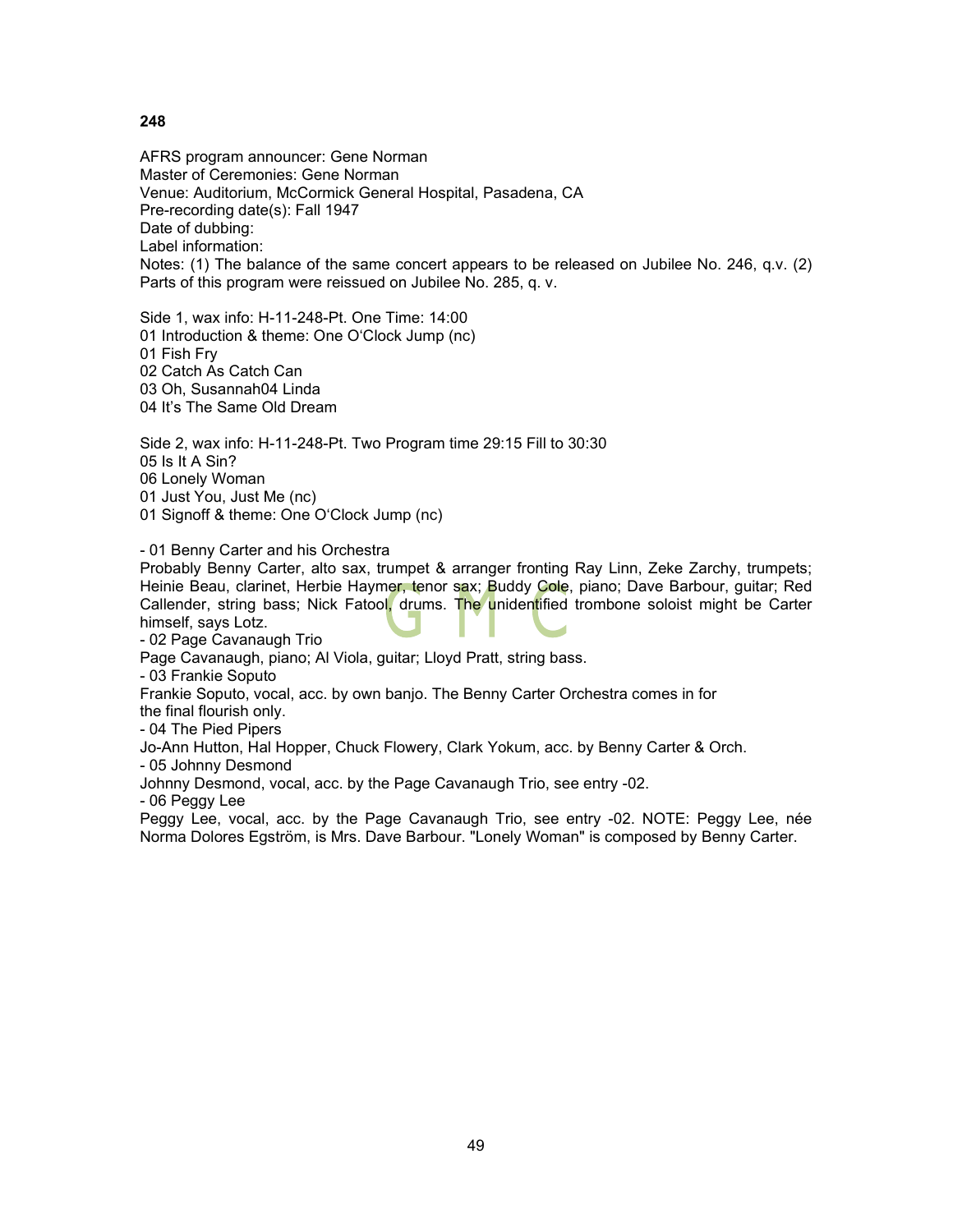**248**

AFRS program announcer: Gene Norman
Master of Ceremonies: Gene Norman
Venue: Auditorium, McCormick General Hospital, Pasadena, CA
Pre-recording date(s): Fall 1947
Date of dubbing:
Label information:
Notes: (1) The balance of the same concert appears to be released on Jubilee No. 246, q.v. (2) Parts of this program were reissued on Jubilee No. 285, q. v.

Side 1, wax info: H-11-248-Pt. One Time: 14:00
01 Introduction & theme: One O'Clock Jump (nc)
01 Fish Fry
02 Catch As Catch Can
03 Oh, Susannah04 Linda
04 It's The Same Old Dream

Side 2, wax info: H-11-248-Pt. Two Program time 29:15 Fill to 30:30
05 Is It A Sin?
06 Lonely Woman
01 Just You, Just Me (nc)
01 Signoff & theme: One O'Clock Jump (nc)

- 01 Benny Carter and his Orchestra
Probably Benny Carter, alto sax, trumpet & arranger fronting Ray Linn, Zeke Zarchy, trumpets; Heinie Beau, clarinet, Herbie Haymer, tenor sax; Buddy Cole, piano; Dave Barbour, guitar; Red Callender, string bass; Nick Fatool, drums. The unidentified trombone soloist might be Carter himself, says Lotz.
- 02 Page Cavanaugh Trio
Page Cavanaugh, piano; Al Viola, guitar; Lloyd Pratt, string bass.
- 03 Frankie Soputo
Frankie Soputo, vocal, acc. by own banjo. The Benny Carter Orchestra comes in for the final flourish only.
- 04 The Pied Pipers
Jo-Ann Hutton, Hal Hopper, Chuck Flowery, Clark Yokum, acc. by Benny Carter & Orch.
- 05 Johnny Desmond
Johnny Desmond, vocal, acc. by the Page Cavanaugh Trio, see entry -02.
- 06 Peggy Lee
Peggy Lee, vocal, acc. by the Page Cavanaugh Trio, see entry -02. NOTE: Peggy Lee, née Norma Dolores Egström, is Mrs. Dave Barbour. "Lonely Woman" is composed by Benny Carter.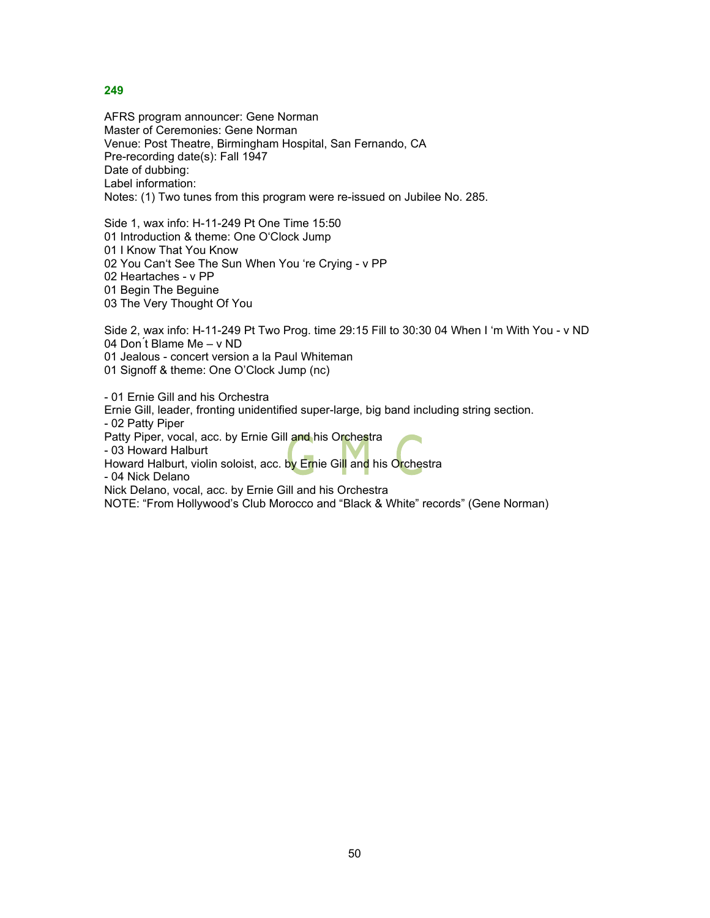**249**

AFRS program announcer: Gene Norman
Master of Ceremonies: Gene Norman
Venue: Post Theatre, Birmingham Hospital, San Fernando, CA
Pre-recording date(s): Fall 1947
Date of dubbing:
Label information:
Notes: (1) Two tunes from this program were re-issued on Jubilee No. 285.

Side 1, wax info: H-11-249 Pt One Time 15:50
01 Introduction & theme: One O'Clock Jump
01 I Know That You Know
02 You Can't See The Sun When You 're Crying - v PP
02 Heartaches - v PP
01 Begin The Beguine
03 The Very Thought Of You

Side 2, wax info: H-11-249 Pt Two Prog. time 29:15 Fill to 30:30 04 When I 'm With You - v ND
04 Don´t Blame Me – v ND
01 Jealous - concert version a la Paul Whiteman
01 Signoff & theme: One O'Clock Jump (nc)

- 01 Ernie Gill and his Orchestra
Ernie Gill, leader, fronting unidentified super-large, big band including string section.
- 02 Patty Piper
Patty Piper, vocal, acc. by Ernie Gill and his Orchestra
- 03 Howard Halburt
Howard Halburt, violin soloist, acc. by Ernie Gill and his Orchestra
- 04 Nick Delano
Nick Delano, vocal, acc. by Ernie Gill and his Orchestra
NOTE: "From Hollywood's Club Morocco and "Black & White" records" (Gene Norman)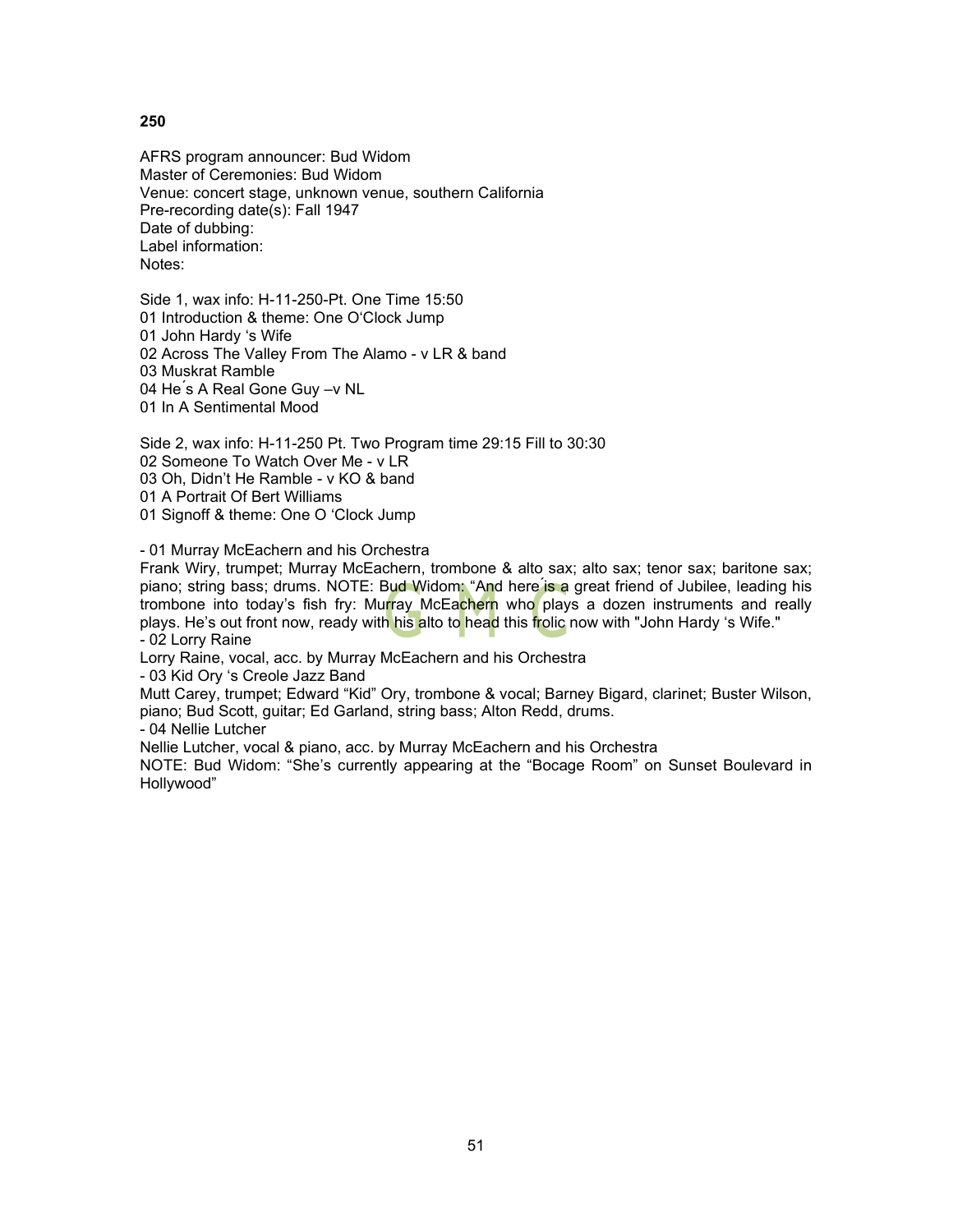**250**

AFRS program announcer: Bud Widom
Master of Ceremonies: Bud Widom
Venue: concert stage, unknown venue, southern California
Pre-recording date(s): Fall 1947
Date of dubbing:
Label information:
Notes:

Side 1, wax info: H-11-250-Pt. One Time 15:50
01 Introduction & theme: One O'Clock Jump
01 John Hardy 's Wife
02 Across The Valley From The Alamo - v LR & band
03 Muskrat Ramble
04 He´s A Real Gone Guy –v NL
01 In A Sentimental Mood

Side 2, wax info: H-11-250 Pt. Two Program time 29:15 Fill to 30:30
02 Someone To Watch Over Me - v LR
03 Oh, Didn't He Ramble - v KO & band
01 A Portrait Of Bert Williams
01 Signoff & theme: One O 'Clock Jump

- 01 Murray McEachern and his Orchestra
Frank Wiry, trumpet; Murray McEachern, trombone & alto sax; alto sax; tenor sax; baritone sax; piano; string bass; drums. NOTE: Bud Widom: "And here´is a great friend of Jubilee, leading his trombone into today's fish fry: Murray McEachern who plays a dozen instruments and really plays. He's out front now, ready with his alto to head this frolic now with "John Hardy 's Wife."
- 02 Lorry Raine
Lorry Raine, vocal, acc. by Murray McEachern and his Orchestra
- 03 Kid Ory 's Creole Jazz Band
Mutt Carey, trumpet; Edward "Kid" Ory, trombone & vocal; Barney Bigard, clarinet; Buster Wilson, piano; Bud Scott, guitar; Ed Garland, string bass; Alton Redd, drums.
- 04 Nellie Lutcher
Nellie Lutcher, vocal & piano, acc. by Murray McEachern and his Orchestra
NOTE: Bud Widom: "She's currently appearing at the "Bocage Room" on Sunset Boulevard in Hollywood"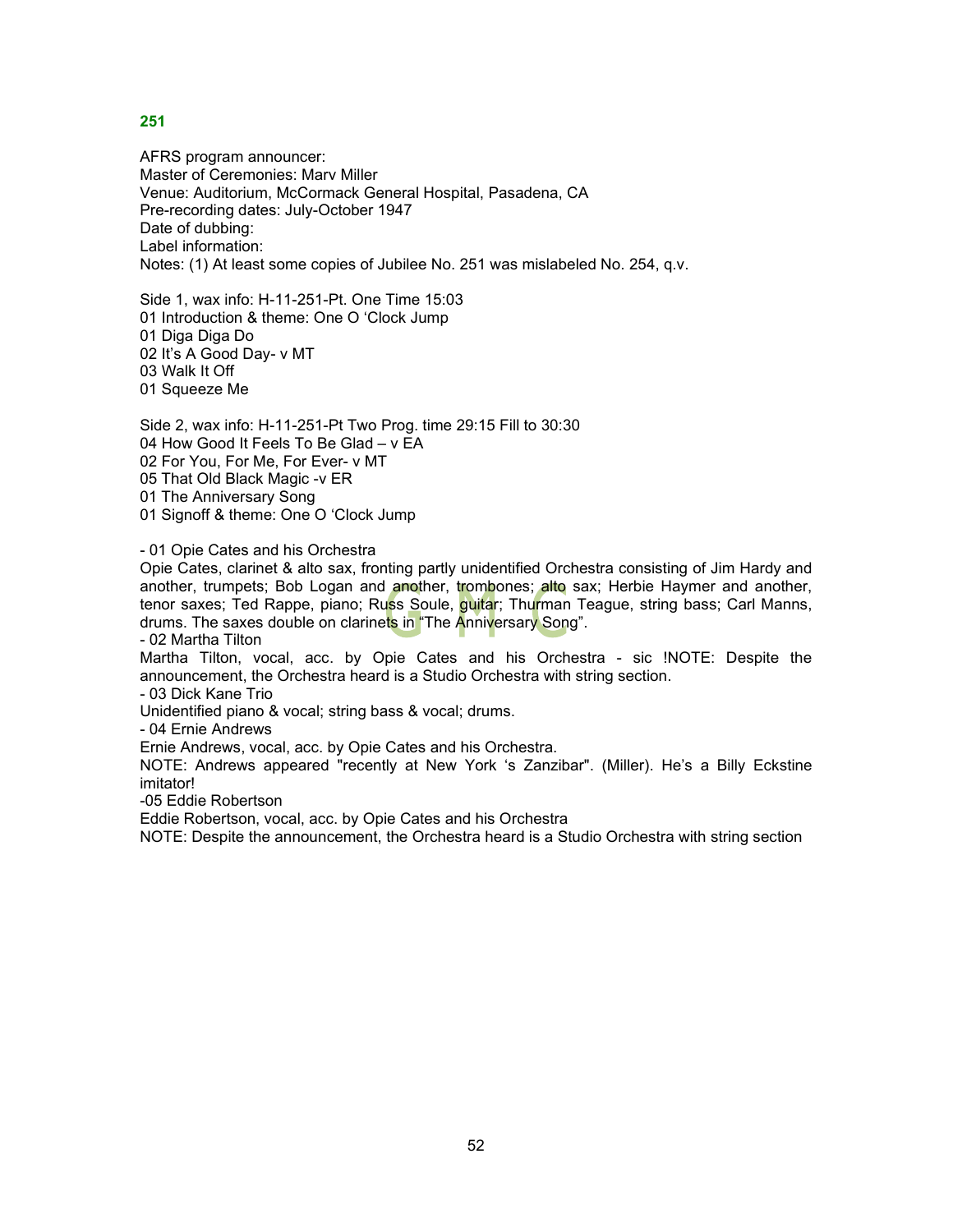## 251

AFRS program announcer:
Master of Ceremonies: Marv Miller
Venue: Auditorium, McCormack General Hospital, Pasadena, CA
Pre-recording dates: July-October 1947
Date of dubbing:
Label information:
Notes: (1) At least some copies of Jubilee No. 251 was mislabeled No. 254, q.v.

Side 1, wax info: H-11-251-Pt. One Time 15:03
01 Introduction & theme: One O 'Clock Jump
01 Diga Diga Do
02 It's A Good Day- v MT
03 Walk It Off
01 Squeeze Me

Side 2, wax info: H-11-251-Pt Two Prog. time 29:15 Fill to 30:30
04 How Good It Feels To Be Glad – v EA
02 For You, For Me, For Ever- v MT
05 That Old Black Magic -v ER
01 The Anniversary Song
01 Signoff & theme: One O 'Clock Jump

- 01 Opie Cates and his Orchestra

Opie Cates, clarinet & alto sax, fronting partly unidentified Orchestra consisting of Jim Hardy and another, trumpets; Bob Logan and another, trombones; alto sax; Herbie Haymer and another, tenor saxes; Ted Rappe, piano; Russ Soule, guitar; Thurman Teague, string bass; Carl Manns, drums. The saxes double on clarinets in "The Anniversary Song".

- 02 Martha Tilton

Martha Tilton, vocal, acc. by Opie Cates and his Orchestra - sic !NOTE: Despite the announcement, the Orchestra heard is a Studio Orchestra with string section.

- 03 Dick Kane Trio

Unidentified piano & vocal; string bass & vocal; drums.

- 04 Ernie Andrews

Ernie Andrews, vocal, acc. by Opie Cates and his Orchestra.

NOTE: Andrews appeared "recently at New York 's Zanzibar". (Miller). He's a Billy Eckstine imitator!

-05 Eddie Robertson

Eddie Robertson, vocal, acc. by Opie Cates and his Orchestra

NOTE: Despite the announcement, the Orchestra heard is a Studio Orchestra with string section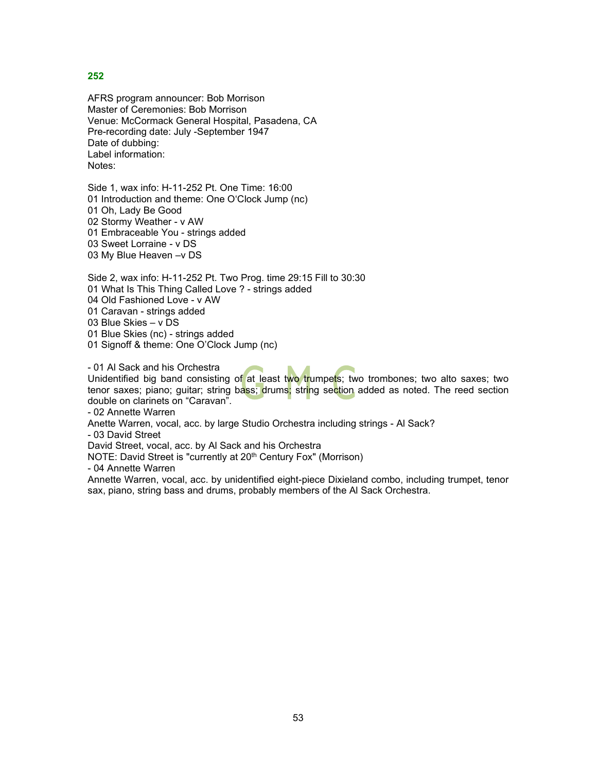## 252

AFRS program announcer: Bob Morrison
Master of Ceremonies: Bob Morrison
Venue: McCormack General Hospital, Pasadena, CA
Pre-recording date: July -September 1947
Date of dubbing:
Label information:
Notes:

Side 1, wax info: H-11-252 Pt. One Time: 16:00
01 Introduction and theme: One O'Clock Jump (nc)
01 Oh, Lady Be Good
02 Stormy Weather - v AW
01 Embraceable You - strings added
03 Sweet Lorraine - v DS
03 My Blue Heaven –v DS

Side 2, wax info: H-11-252 Pt. Two Prog. time 29:15 Fill to 30:30
01 What Is This Thing Called Love ? - strings added
04 Old Fashioned Love - v AW
01 Caravan - strings added
03 Blue Skies – v DS
01 Blue Skies (nc) - strings added
01 Signoff & theme: One O'Clock Jump (nc)

- 01 Al Sack and his Orchestra

Unidentified big band consisting of at least two trumpets; two trombones; two alto saxes; two tenor saxes; piano; guitar; string bass; drums; string section added as noted. The reed section double on clarinets on "Caravan".

- 02 Annette Warren

Anette Warren, vocal, acc. by large Studio Orchestra including strings - Al Sack?

- 03 David Street

David Street, vocal, acc. by Al Sack and his Orchestra

NOTE: David Street is "currently at 20th Century Fox" (Morrison)

- 04 Annette Warren

Annette Warren, vocal, acc. by unidentified eight-piece Dixieland combo, including trumpet, tenor sax, piano, string bass and drums, probably members of the Al Sack Orchestra.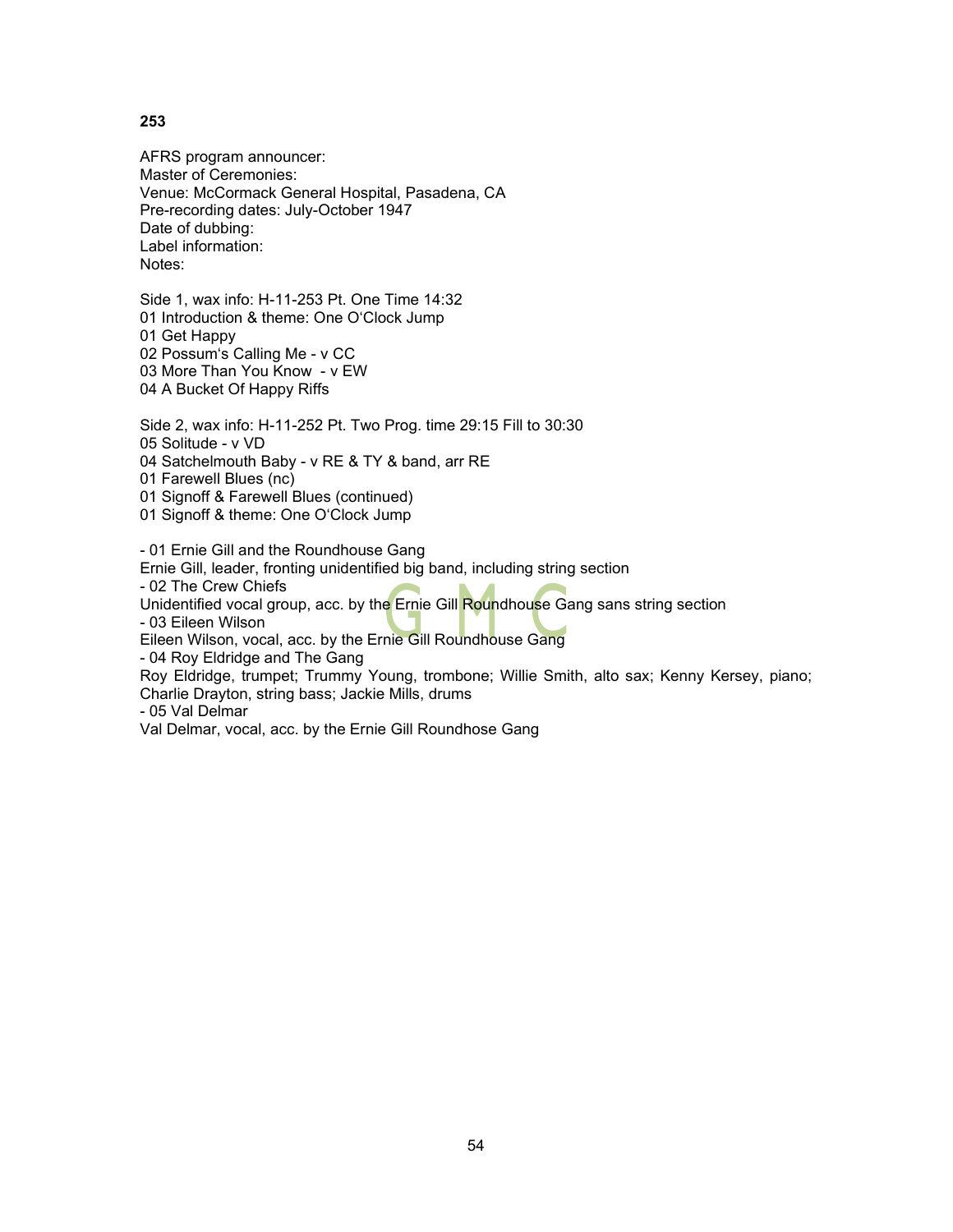**253**

AFRS program announcer:
Master of Ceremonies:
Venue: McCormack General Hospital, Pasadena, CA
Pre-recording dates: July-October 1947
Date of dubbing:
Label information:
Notes:

Side 1, wax info: H-11-253 Pt. One Time 14:32
01 Introduction & theme: One O'Clock Jump
01 Get Happy
02 Possum's Calling Me - v CC
03 More Than You Know - v EW
04 A Bucket Of Happy Riffs

Side 2, wax info: H-11-252 Pt. Two Prog. time 29:15 Fill to 30:30
05 Solitude - v VD
04 Satchelmouth Baby - v RE & TY & band, arr RE
01 Farewell Blues (nc)
01 Signoff & Farewell Blues (continued)
01 Signoff & theme: One O'Clock Jump

- 01 Ernie Gill and the Roundhouse Gang
Ernie Gill, leader, fronting unidentified big band, including string section
- 02 The Crew Chiefs
Unidentified vocal group, acc. by the Ernie Gill Roundhouse Gang sans string section
- 03 Eileen Wilson
Eileen Wilson, vocal, acc. by the Ernie Gill Roundhouse Gang
- 04 Roy Eldridge and The Gang
Roy Eldridge, trumpet; Trummy Young, trombone; Willie Smith, alto sax; Kenny Kersey, piano; Charlie Drayton, string bass; Jackie Mills, drums
- 05 Val Delmar
Val Delmar, vocal, acc. by the Ernie Gill Roundhose Gang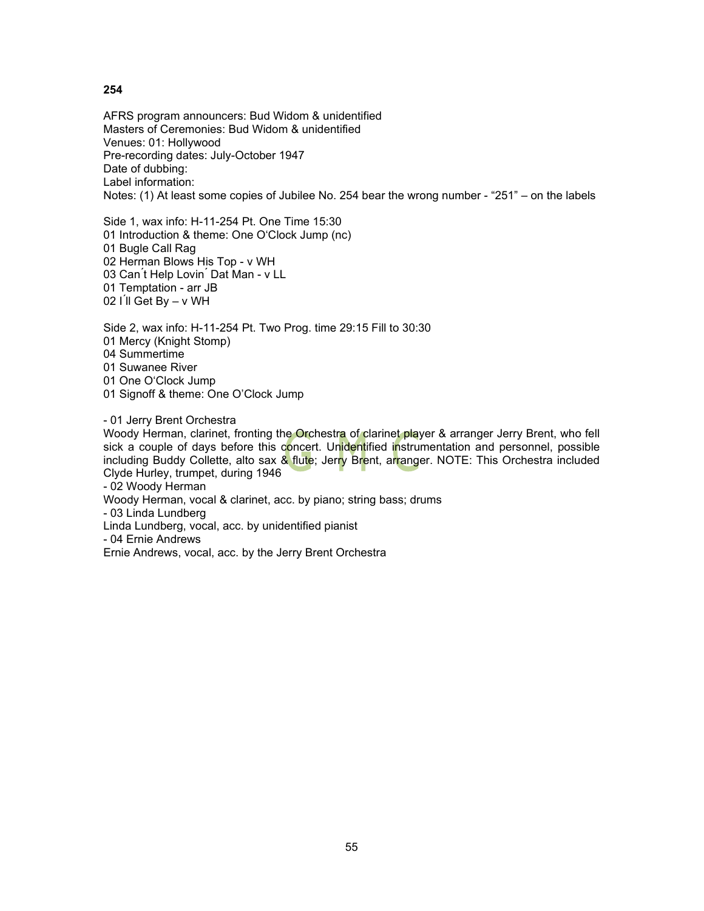**254**

AFRS program announcers: Bud Widom & unidentified
Masters of Ceremonies: Bud Widom & unidentified
Venues: 01: Hollywood
Pre-recording dates: July-October 1947
Date of dubbing:
Label information:
Notes: (1) At least some copies of Jubilee No. 254 bear the wrong number - "251" – on the labels

Side 1, wax info: H-11-254 Pt. One Time 15:30
01 Introduction & theme: One O'Clock Jump (nc)
01 Bugle Call Rag
02 Herman Blows His Top - v WH
03 Can´t Help Lovin´ Dat Man - v LL
01 Temptation - arr JB
02 I´ll Get By – v WH

Side 2, wax info: H-11-254 Pt. Two Prog. time 29:15 Fill to 30:30
01 Mercy (Knight Stomp)
04 Summertime
01 Suwanee River
01 One O'Clock Jump
01 Signoff & theme: One O'Clock Jump

- 01 Jerry Brent Orchestra
Woody Herman, clarinet, fronting the Orchestra of clarinet player & arranger Jerry Brent, who fell sick a couple of days before this concert. Unidentified instrumentation and personnel, possible including Buddy Collette, alto sax & flute; Jerry Brent, arranger. NOTE: This Orchestra included Clyde Hurley, trumpet, during 1946
- 02 Woody Herman
Woody Herman, vocal & clarinet, acc. by piano; string bass; drums
- 03 Linda Lundberg
Linda Lundberg, vocal, acc. by unidentified pianist
- 04 Ernie Andrews
Ernie Andrews, vocal, acc. by the Jerry Brent Orchestra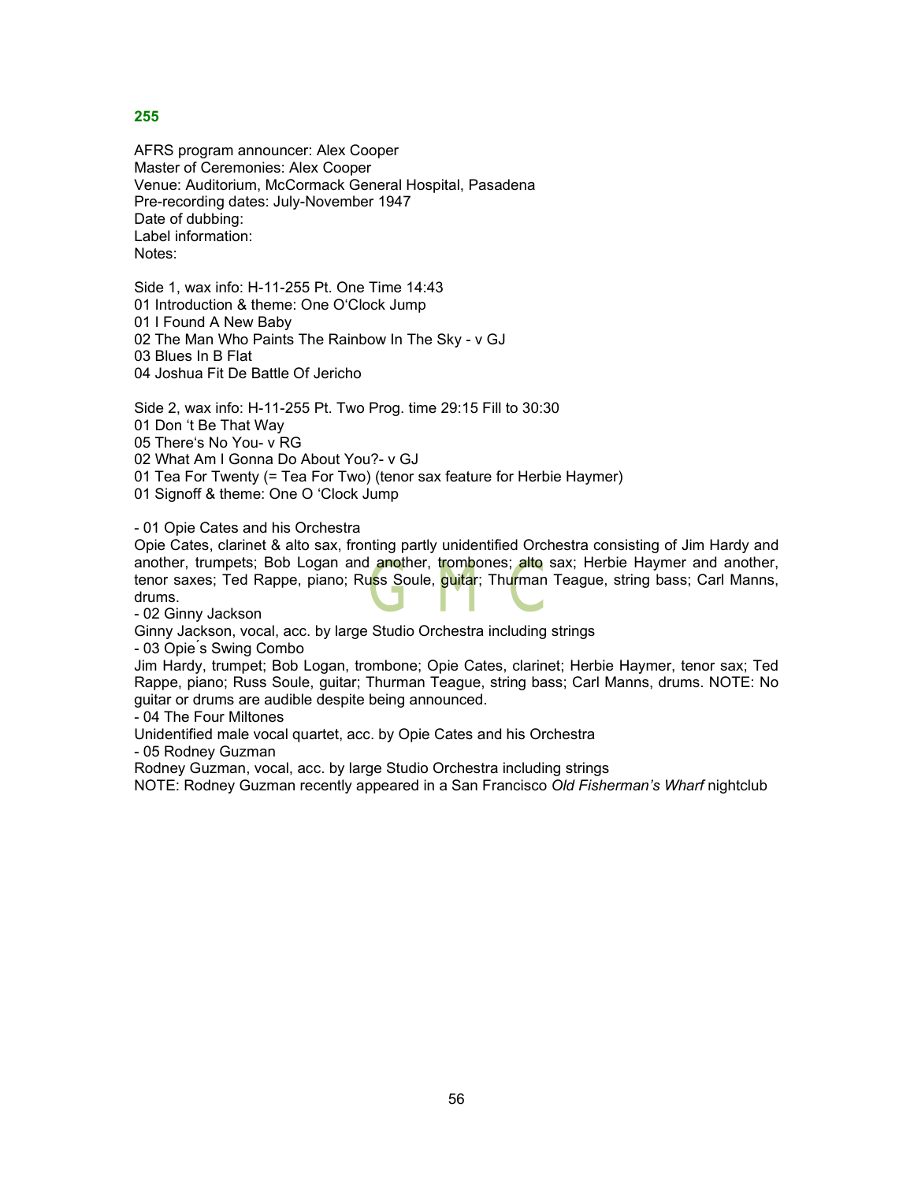**255**

AFRS program announcer: Alex Cooper
Master of Ceremonies: Alex Cooper
Venue: Auditorium, McCormack General Hospital, Pasadena
Pre-recording dates: July-November 1947
Date of dubbing:
Label information:
Notes:

Side 1, wax info: H-11-255 Pt. One Time 14:43
01 Introduction & theme: One O'Clock Jump
01 I Found A New Baby
02 The Man Who Paints The Rainbow In The Sky - v GJ
03 Blues In B Flat
04 Joshua Fit De Battle Of Jericho

Side 2, wax info: H-11-255 Pt. Two Prog. time 29:15 Fill to 30:30
01 Don 't Be That Way
05 There's No You- v RG
02 What Am I Gonna Do About You?- v GJ
01 Tea For Twenty (= Tea For Two) (tenor sax feature for Herbie Haymer)
01 Signoff & theme: One O 'Clock Jump

- 01 Opie Cates and his Orchestra
Opie Cates, clarinet & alto sax, fronting partly unidentified Orchestra consisting of Jim Hardy and another, trumpets; Bob Logan and another, trombones; alto sax; Herbie Haymer and another, tenor saxes; Ted Rappe, piano; Russ Soule, guitar; Thurman Teague, string bass; Carl Manns, drums.
- 02 Ginny Jackson
Ginny Jackson, vocal, acc. by large Studio Orchestra including strings
- 03 Opie´s Swing Combo
Jim Hardy, trumpet; Bob Logan, trombone; Opie Cates, clarinet; Herbie Haymer, tenor sax; Ted Rappe, piano; Russ Soule, guitar; Thurman Teague, string bass; Carl Manns, drums. NOTE: No guitar or drums are audible despite being announced.
- 04 The Four Miltones
Unidentified male vocal quartet, acc. by Opie Cates and his Orchestra
- 05 Rodney Guzman
Rodney Guzman, vocal, acc. by large Studio Orchestra including strings
NOTE: Rodney Guzman recently appeared in a San Francisco *Old Fisherman's Wharf* nightclub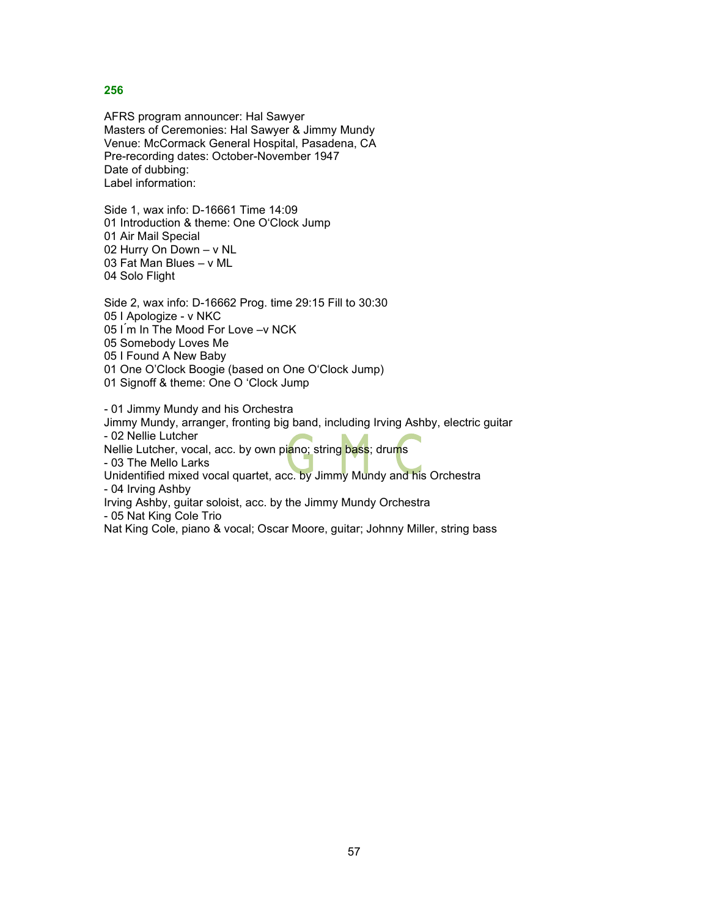**256**

AFRS program announcer: Hal Sawyer
Masters of Ceremonies: Hal Sawyer & Jimmy Mundy
Venue: McCormack General Hospital, Pasadena, CA
Pre-recording dates: October-November 1947
Date of dubbing:
Label information:

Side 1, wax info: D-16661 Time 14:09
01 Introduction & theme: One O'Clock Jump
01 Air Mail Special
02 Hurry On Down – v NL
03 Fat Man Blues – v ML
04 Solo Flight

Side 2, wax info: D-16662 Prog. time 29:15 Fill to 30:30
05 I Apologize - v NKC
05 I´m In The Mood For Love –v NCK
05 Somebody Loves Me
05 I Found A New Baby
01 One O'Clock Boogie (based on One O'Clock Jump)
01 Signoff & theme: One O 'Clock Jump

- 01 Jimmy Mundy and his Orchestra
Jimmy Mundy, arranger, fronting big band, including Irving Ashby, electric guitar
- 02 Nellie Lutcher
Nellie Lutcher, vocal, acc. by own piano; string bass; drums
- 03 The Mello Larks
Unidentified mixed vocal quartet, acc. by Jimmy Mundy and his Orchestra
- 04 Irving Ashby
Irving Ashby, guitar soloist, acc. by the Jimmy Mundy Orchestra
- 05 Nat King Cole Trio
Nat King Cole, piano & vocal; Oscar Moore, guitar; Johnny Miller, string bass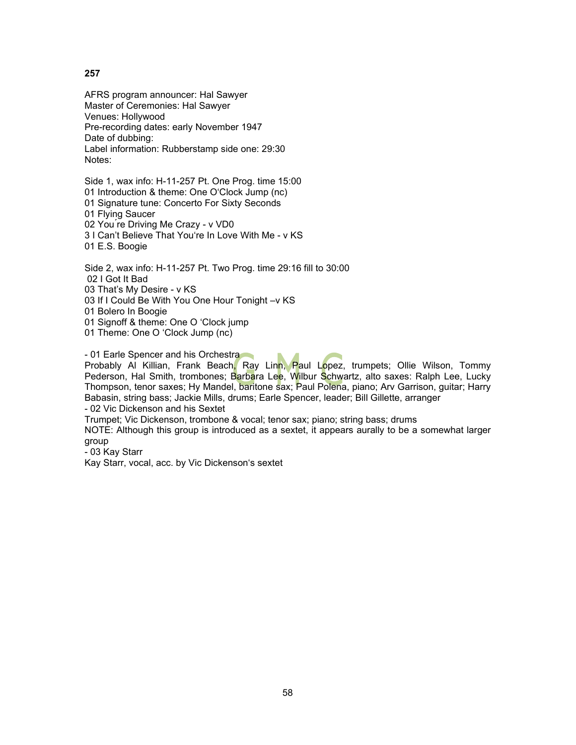**257**

AFRS program announcer: Hal Sawyer
Master of Ceremonies: Hal Sawyer
Venues: Hollywood
Pre-recording dates: early November 1947
Date of dubbing:
Label information: Rubberstamp side one: 29:30
Notes:

Side 1, wax info: H-11-257 Pt. One Prog. time 15:00
01 Introduction & theme: One O'Clock Jump (nc)
01 Signature tune: Concerto For Sixty Seconds
01 Flying Saucer
02 You´re Driving Me Crazy - v VD0
3 I Can't Believe That You're In Love With Me - v KS
01 E.S. Boogie

Side 2, wax info: H-11-257 Pt. Two Prog. time 29:16 fill to 30:00
02 I Got It Bad
03 That's My Desire - v KS
03 If I Could Be With You One Hour Tonight –v KS
01 Bolero In Boogie
01 Signoff & theme: One O 'Clock jump
01 Theme: One O 'Clock Jump (nc)

- 01 Earle Spencer and his Orchestra
Probably Al Killian, Frank Beach, Ray Linn, Paul Lopez, trumpets; Ollie Wilson, Tommy Pederson, Hal Smith, trombones; Barbara Lee, Wilbur Schwartz, alto saxes: Ralph Lee, Lucky Thompson, tenor saxes; Hy Mandel, baritone sax; Paul Polena, piano; Arv Garrison, guitar; Harry Babasin, string bass; Jackie Mills, drums; Earle Spencer, leader; Bill Gillette, arranger
- 02 Vic Dickenson and his Sextet
Trumpet; Vic Dickenson, trombone & vocal; tenor sax; piano; string bass; drums
NOTE: Although this group is introduced as a sextet, it appears aurally to be a somewhat larger group
- 03 Kay Starr
Kay Starr, vocal, acc. by Vic Dickenson's sextet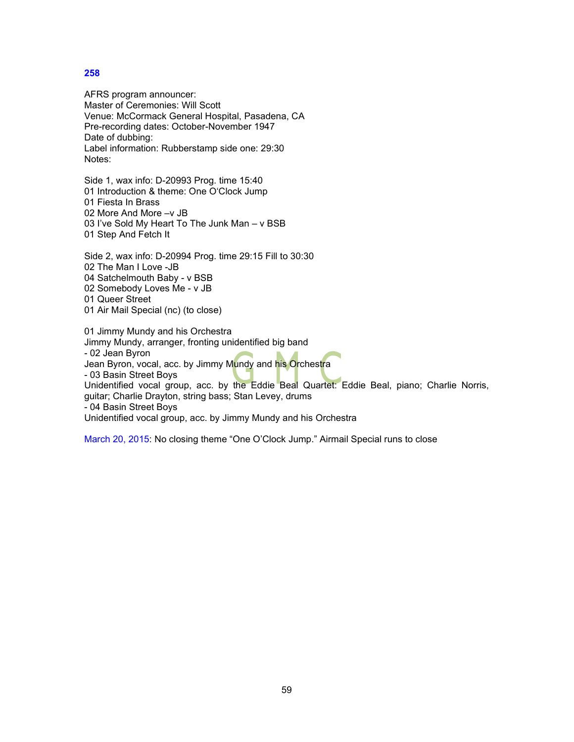**258**

AFRS program announcer:
Master of Ceremonies: Will Scott
Venue: McCormack General Hospital, Pasadena, CA
Pre-recording dates: October-November 1947
Date of dubbing:
Label information: Rubberstamp side one: 29:30
Notes:

Side 1, wax info: D-20993 Prog. time 15:40
01 Introduction & theme: One O'Clock Jump
01 Fiesta In Brass
02 More And More –v JB
03 I've Sold My Heart To The Junk Man – v BSB
01 Step And Fetch It

Side 2, wax info: D-20994 Prog. time 29:15 Fill to 30:30
02 The Man I Love -JB
04 Satchelmouth Baby - v BSB
02 Somebody Loves Me - v JB
01 Queer Street
01 Air Mail Special (nc) (to close)

01 Jimmy Mundy and his Orchestra
Jimmy Mundy, arranger, fronting unidentified big band
- 02 Jean Byron
Jean Byron, vocal, acc. by Jimmy Mundy and his Orchestra
- 03 Basin Street Boys
Unidentified vocal group, acc. by the Eddie Beal Quartet: Eddie Beal, piano; Charlie Norris, guitar; Charlie Drayton, string bass; Stan Levey, drums
- 04 Basin Street Boys
Unidentified vocal group, acc. by Jimmy Mundy and his Orchestra

March 20, 2015: No closing theme "One O'Clock Jump." Airmail Special runs to close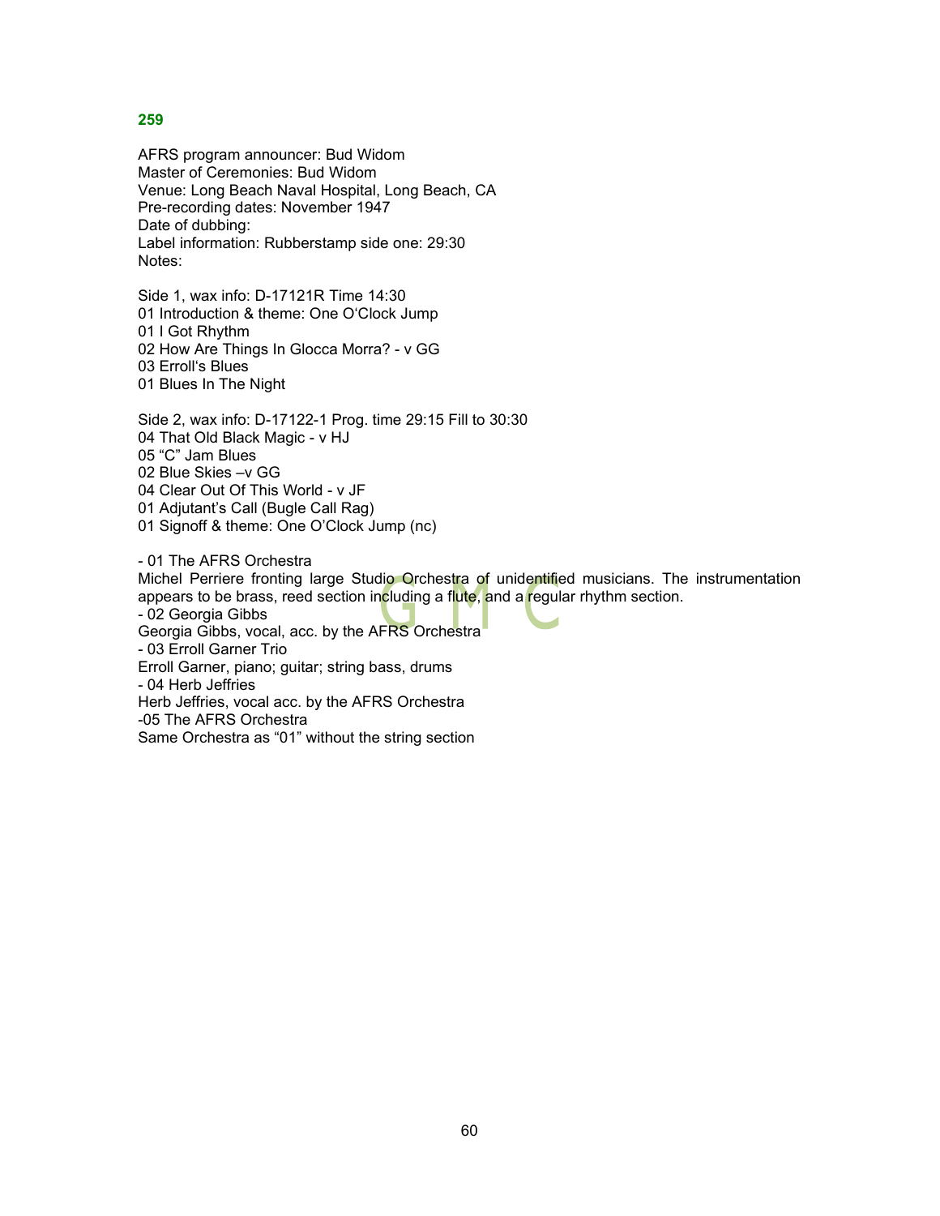**259**

AFRS program announcer: Bud Widom
Master of Ceremonies: Bud Widom
Venue: Long Beach Naval Hospital, Long Beach, CA
Pre-recording dates: November 1947
Date of dubbing:
Label information: Rubberstamp side one: 29:30
Notes:

Side 1, wax info: D-17121R Time 14:30
01 Introduction & theme: One O'Clock Jump
01 I Got Rhythm
02 How Are Things In Glocca Morra? - v GG
03 Erroll's Blues
01 Blues In The Night

Side 2, wax info: D-17122-1 Prog. time 29:15 Fill to 30:30
04 That Old Black Magic - v HJ
05 "C" Jam Blues
02 Blue Skies –v GG
04 Clear Out Of This World - v JF
01 Adjutant's Call (Bugle Call Rag)
01 Signoff & theme: One O'Clock Jump (nc)

- 01 The AFRS Orchestra
Michel Perriere fronting large Studio Orchestra of unidentified musicians. The instrumentation appears to be brass, reed section including a flute, and a regular rhythm section.
- 02 Georgia Gibbs
Georgia Gibbs, vocal, acc. by the AFRS Orchestra
- 03 Erroll Garner Trio
Erroll Garner, piano; guitar; string bass, drums
- 04 Herb Jeffries
Herb Jeffries, vocal acc. by the AFRS Orchestra
-05 The AFRS Orchestra
Same Orchestra as "01" without the string section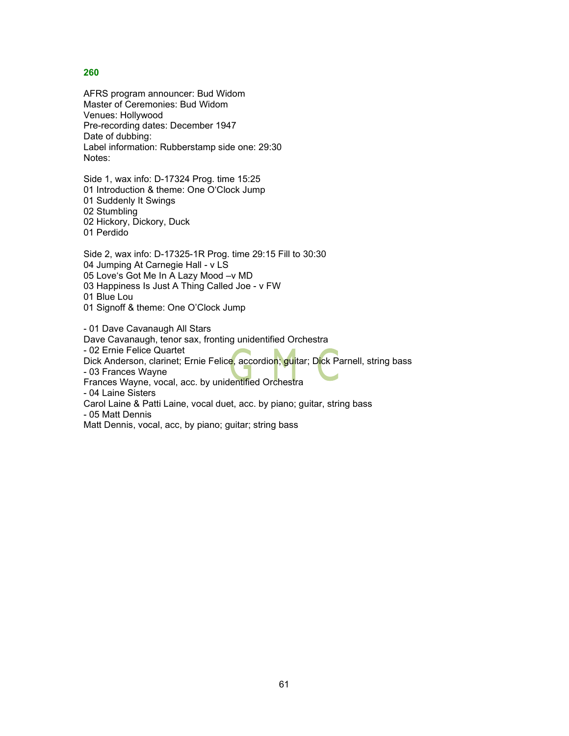**260**

AFRS program announcer: Bud Widom
Master of Ceremonies: Bud Widom
Venues: Hollywood
Pre-recording dates: December 1947
Date of dubbing:
Label information: Rubberstamp side one: 29:30
Notes:

Side 1, wax info: D-17324 Prog. time 15:25
01 Introduction & theme: One O'Clock Jump
01 Suddenly It Swings
02 Stumbling
02 Hickory, Dickory, Duck
01 Perdido

Side 2, wax info: D-17325-1R Prog. time 29:15 Fill to 30:30
04 Jumping At Carnegie Hall - v LS
05 Love's Got Me In A Lazy Mood –v MD
03 Happiness Is Just A Thing Called Joe - v FW
01 Blue Lou
01 Signoff & theme: One O'Clock Jump

- 01 Dave Cavanaugh All Stars
Dave Cavanaugh, tenor sax, fronting unidentified Orchestra
- 02 Ernie Felice Quartet
Dick Anderson, clarinet; Ernie Felice, accordion; guitar; Dick Parnell, string bass
- 03 Frances Wayne
Frances Wayne, vocal, acc. by unidentified Orchestra
- 04 Laine Sisters
Carol Laine & Patti Laine, vocal duet, acc. by piano; guitar, string bass
- 05 Matt Dennis
Matt Dennis, vocal, acc, by piano; guitar; string bass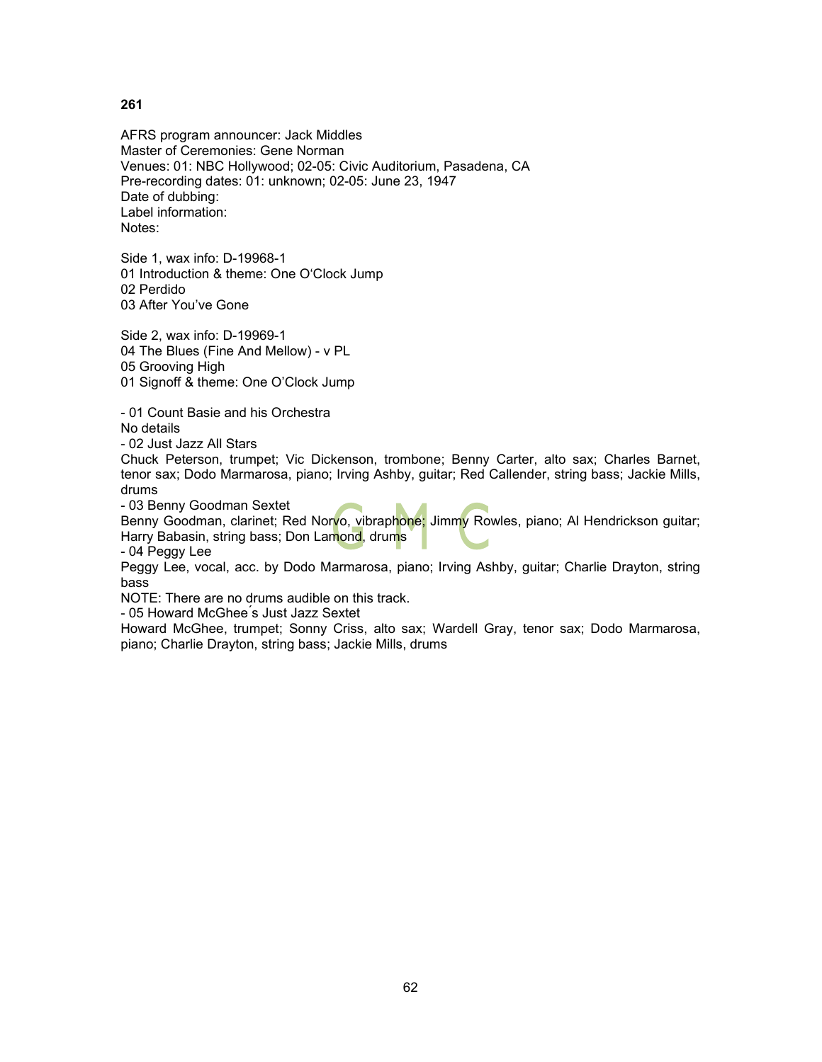**261**

AFRS program announcer: Jack Middles
Master of Ceremonies: Gene Norman
Venues: 01: NBC Hollywood; 02-05: Civic Auditorium, Pasadena, CA
Pre-recording dates: 01: unknown; 02-05: June 23, 1947
Date of dubbing:
Label information:
Notes:

Side 1, wax info: D-19968-1
01 Introduction & theme: One O'Clock Jump
02 Perdido
03 After You've Gone

Side 2, wax info: D-19969-1
04 The Blues (Fine And Mellow) - v PL
05 Grooving High
01 Signoff & theme: One O'Clock Jump

- 01 Count Basie and his Orchestra
No details
- 02 Just Jazz All Stars
Chuck Peterson, trumpet; Vic Dickenson, trombone; Benny Carter, alto sax; Charles Barnet, tenor sax; Dodo Marmarosa, piano; Irving Ashby, guitar; Red Callender, string bass; Jackie Mills, drums
- 03 Benny Goodman Sextet
Benny Goodman, clarinet; Red Norvo, vibraphone; Jimmy Rowles, piano; Al Hendrickson guitar; Harry Babasin, string bass; Don Lamond, drums
- 04 Peggy Lee
Peggy Lee, vocal, acc. by Dodo Marmarosa, piano; Irving Ashby, guitar; Charlie Drayton, string bass
NOTE: There are no drums audible on this track.
- 05 Howard McGhee´s Just Jazz Sextet
Howard McGhee, trumpet; Sonny Criss, alto sax; Wardell Gray, tenor sax; Dodo Marmarosa, piano; Charlie Drayton, string bass; Jackie Mills, drums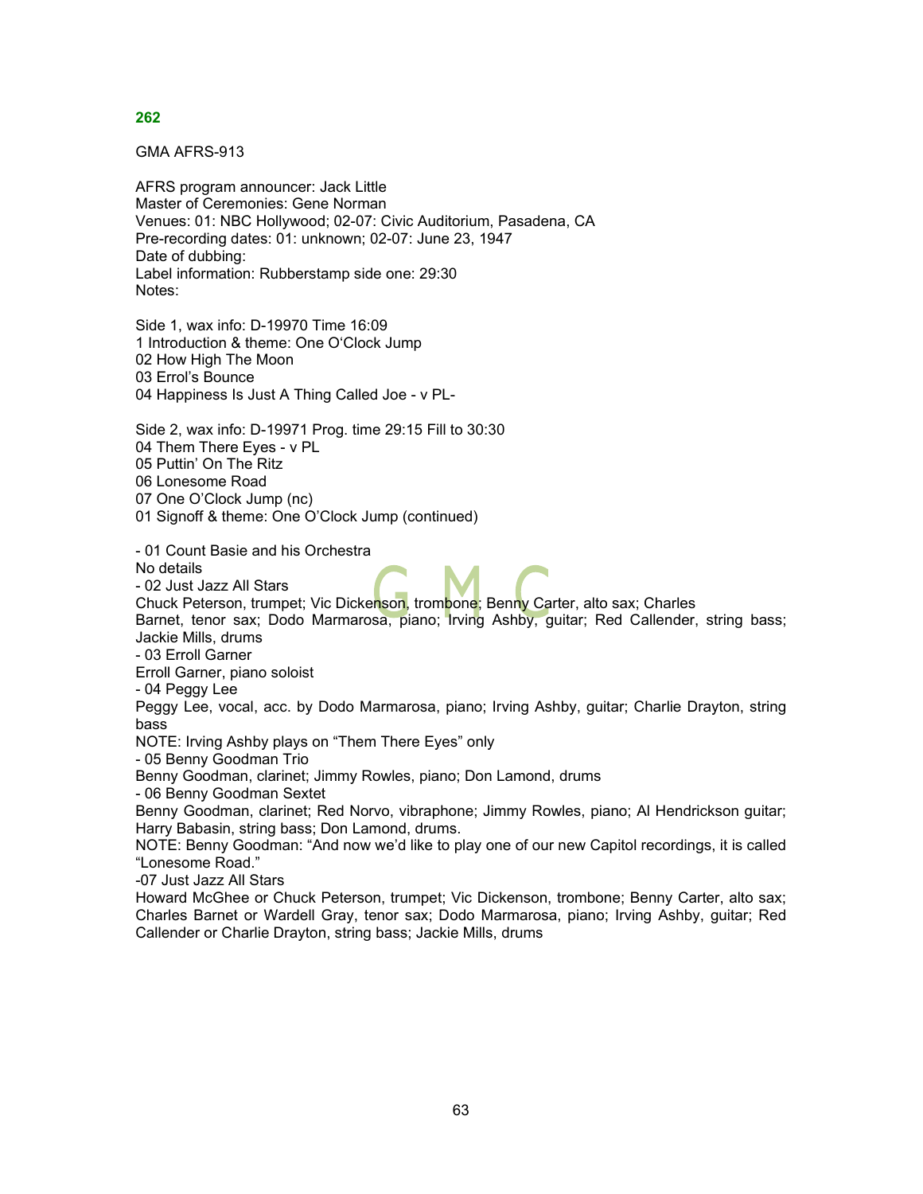## 262

GMA AFRS-913

AFRS program announcer: Jack Little
Master of Ceremonies: Gene Norman
Venues: 01: NBC Hollywood; 02-07: Civic Auditorium, Pasadena, CA
Pre-recording dates: 01: unknown; 02-07: June 23, 1947
Date of dubbing:
Label information: Rubberstamp side one: 29:30
Notes:

Side 1, wax info: D-19970 Time 16:09
1 Introduction & theme: One O'Clock Jump
02 How High The Moon
03 Errol's Bounce
04 Happiness Is Just A Thing Called Joe - v PL-

Side 2, wax info: D-19971 Prog. time 29:15 Fill to 30:30
04 Them There Eyes - v PL
05 Puttin' On The Ritz
06 Lonesome Road
07 One O'Clock Jump (nc)
01 Signoff & theme: One O'Clock Jump (continued)

- 01 Count Basie and his Orchestra
No details
- 02 Just Jazz All Stars
Chuck Peterson, trumpet; Vic Dickenson, trombone; Benny Carter, alto sax; Charles Barnet, tenor sax; Dodo Marmarosa, piano; Irving Ashby, guitar; Red Callender, string bass; Jackie Mills, drums
- 03 Erroll Garner
Erroll Garner, piano soloist
- 04 Peggy Lee
Peggy Lee, vocal, acc. by Dodo Marmarosa, piano; Irving Ashby, guitar; Charlie Drayton, string bass
NOTE: Irving Ashby plays on "Them There Eyes" only
- 05 Benny Goodman Trio
Benny Goodman, clarinet; Jimmy Rowles, piano; Don Lamond, drums
- 06 Benny Goodman Sextet
Benny Goodman, clarinet; Red Norvo, vibraphone; Jimmy Rowles, piano; Al Hendrickson guitar; Harry Babasin, string bass; Don Lamond, drums.
NOTE: Benny Goodman: "And now we'd like to play one of our new Capitol recordings, it is called "Lonesome Road."
-07 Just Jazz All Stars
Howard McGhee or Chuck Peterson, trumpet; Vic Dickenson, trombone; Benny Carter, alto sax; Charles Barnet or Wardell Gray, tenor sax; Dodo Marmarosa, piano; Irving Ashby, guitar; Red Callender or Charlie Drayton, string bass; Jackie Mills, drums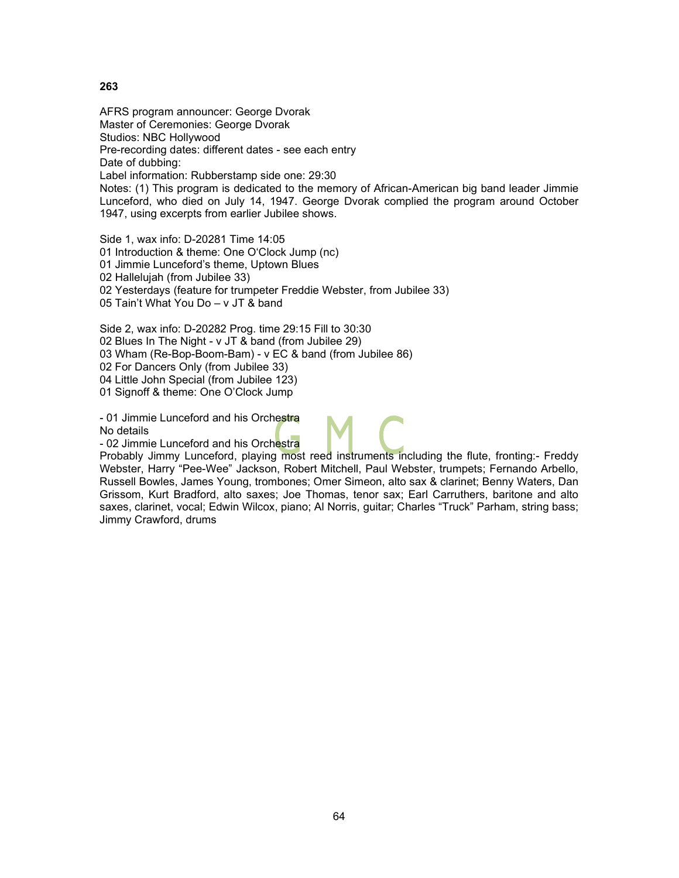**263**

AFRS program announcer: George Dvorak
Master of Ceremonies: George Dvorak
Studios: NBC Hollywood
Pre-recording dates: different dates - see each entry
Date of dubbing:
Label information: Rubberstamp side one: 29:30
Notes: (1) This program is dedicated to the memory of African-American big band leader Jimmie Lunceford, who died on July 14, 1947. George Dvorak complied the program around October 1947, using excerpts from earlier Jubilee shows.

Side 1, wax info: D-20281 Time 14:05
01 Introduction & theme: One O'Clock Jump (nc)
01 Jimmie Lunceford's theme, Uptown Blues
02 Hallelujah (from Jubilee 33)
02 Yesterdays (feature for trumpeter Freddie Webster, from Jubilee 33)
05 Tain't What You Do – v JT & band

Side 2, wax info: D-20282 Prog. time 29:15 Fill to 30:30
02 Blues In The Night - v JT & band (from Jubilee 29)
03 Wham (Re-Bop-Boom-Bam) - v EC & band (from Jubilee 86)
02 For Dancers Only (from Jubilee 33)
04 Little John Special (from Jubilee 123)
01 Signoff & theme: One O'Clock Jump

- 01 Jimmie Lunceford and his Orchestra
No details
- 02 Jimmie Lunceford and his Orchestra
Probably Jimmy Lunceford, playing most reed instruments including the flute, fronting:- Freddy Webster, Harry "Pee-Wee" Jackson, Robert Mitchell, Paul Webster, trumpets; Fernando Arbello, Russell Bowles, James Young, trombones; Omer Simeon, alto sax & clarinet; Benny Waters, Dan Grissom, Kurt Bradford, alto saxes; Joe Thomas, tenor sax; Earl Carruthers, baritone and alto saxes, clarinet, vocal; Edwin Wilcox, piano; Al Norris, guitar; Charles "Truck" Parham, string bass; Jimmy Crawford, drums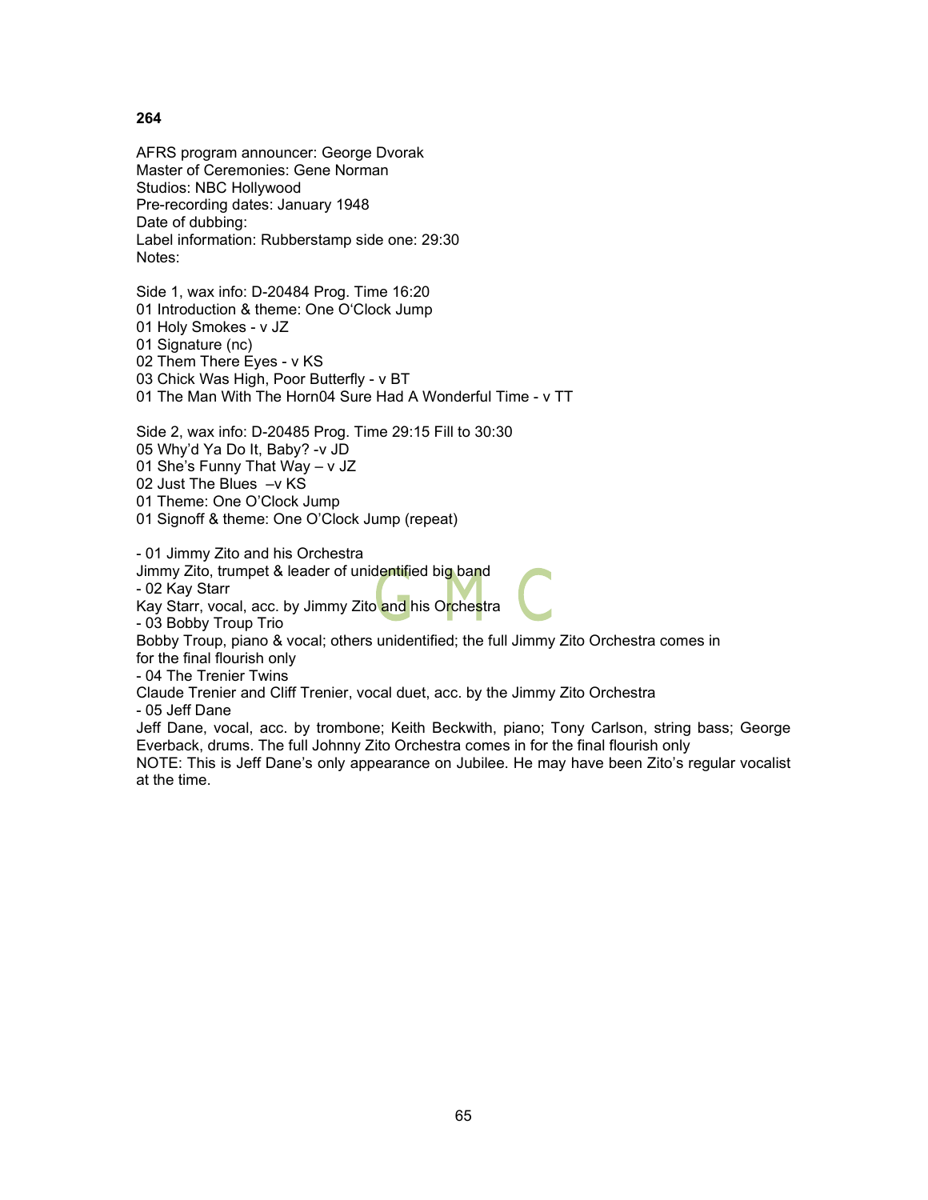**264**

AFRS program announcer: George Dvorak
Master of Ceremonies: Gene Norman
Studios: NBC Hollywood
Pre-recording dates: January 1948
Date of dubbing:
Label information: Rubberstamp side one: 29:30
Notes:

Side 1, wax info: D-20484 Prog. Time 16:20
01 Introduction & theme: One O'Clock Jump
01 Holy Smokes - v JZ
01 Signature (nc)
02 Them There Eyes - v KS
03 Chick Was High, Poor Butterfly - v BT
01 The Man With The Horn04 Sure Had A Wonderful Time - v TT

Side 2, wax info: D-20485 Prog. Time 29:15 Fill to 30:30
05 Why'd Ya Do It, Baby? -v JD
01 She's Funny That Way – v JZ
02 Just The Blues –v KS
01 Theme: One O'Clock Jump
01 Signoff & theme: One O'Clock Jump (repeat)

- 01 Jimmy Zito and his Orchestra
Jimmy Zito, trumpet & leader of unidentified big band
- 02 Kay Starr
Kay Starr, vocal, acc. by Jimmy Zito and his Orchestra
- 03 Bobby Troup Trio
Bobby Troup, piano & vocal; others unidentified; the full Jimmy Zito Orchestra comes in for the final flourish only
- 04 The Trenier Twins
Claude Trenier and Cliff Trenier, vocal duet, acc. by the Jimmy Zito Orchestra
- 05 Jeff Dane
Jeff Dane, vocal, acc. by trombone; Keith Beckwith, piano; Tony Carlson, string bass; George Everback, drums. The full Johnny Zito Orchestra comes in for the final flourish only
NOTE: This is Jeff Dane's only appearance on Jubilee. He may have been Zito's regular vocalist at the time.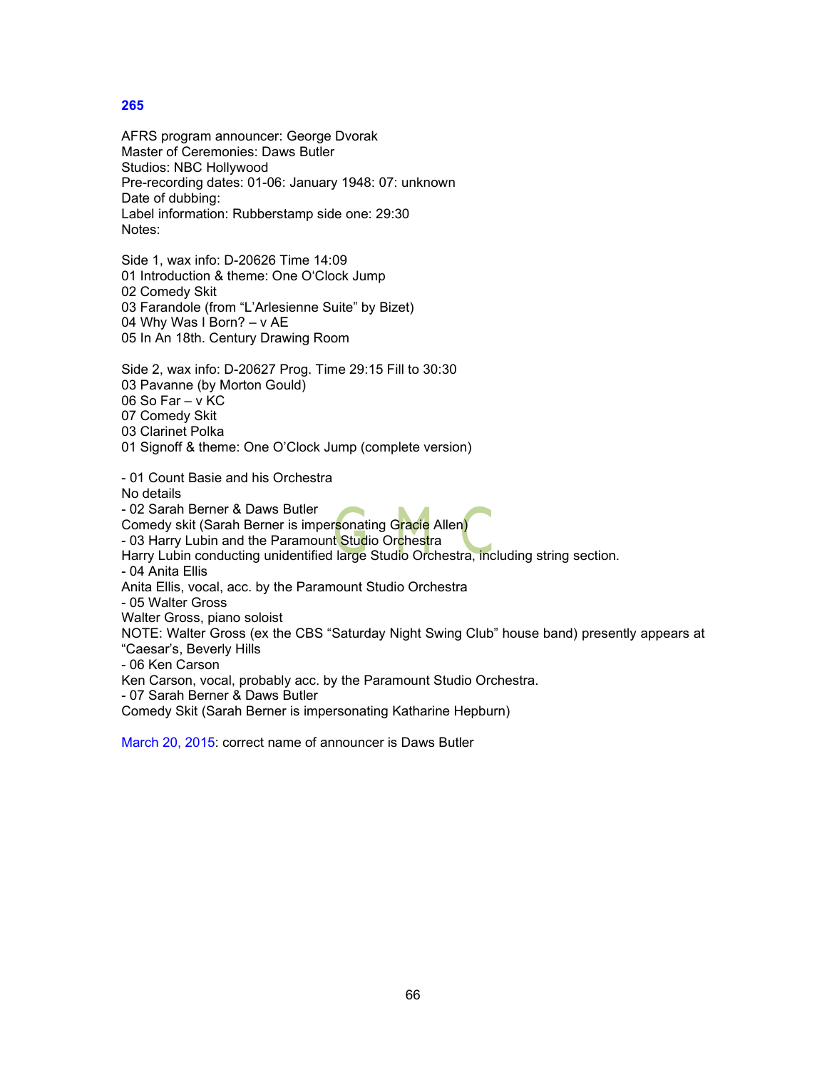## 265

AFRS program announcer: George Dvorak
Master of Ceremonies: Daws Butler
Studios: NBC Hollywood
Pre-recording dates: 01-06: January 1948: 07: unknown
Date of dubbing:
Label information: Rubberstamp side one: 29:30
Notes:

Side 1, wax info: D-20626 Time 14:09
01 Introduction & theme: One O'Clock Jump
02 Comedy Skit
03 Farandole (from "L'Arlesienne Suite" by Bizet)
04 Why Was I Born? – v AE
05 In An 18th. Century Drawing Room

Side 2, wax info: D-20627 Prog. Time 29:15 Fill to 30:30
03 Pavanne (by Morton Gould)
06 So Far – v KC
07 Comedy Skit
03 Clarinet Polka
01 Signoff & theme: One O'Clock Jump (complete version)

- 01 Count Basie and his Orchestra
No details
- 02 Sarah Berner & Daws Butler
Comedy skit (Sarah Berner is impersonating Gracie Allen)
- 03 Harry Lubin and the Paramount Studio Orchestra
Harry Lubin conducting unidentified large Studio Orchestra, including string section.
- 04 Anita Ellis
Anita Ellis, vocal, acc. by the Paramount Studio Orchestra
- 05 Walter Gross
Walter Gross, piano soloist
NOTE: Walter Gross (ex the CBS "Saturday Night Swing Club" house band) presently appears at "Caesar's, Beverly Hills
- 06 Ken Carson
Ken Carson, vocal, probably acc. by the Paramount Studio Orchestra.
- 07 Sarah Berner & Daws Butler
Comedy Skit (Sarah Berner is impersonating Katharine Hepburn)

March 20, 2015: correct name of announcer is Daws Butler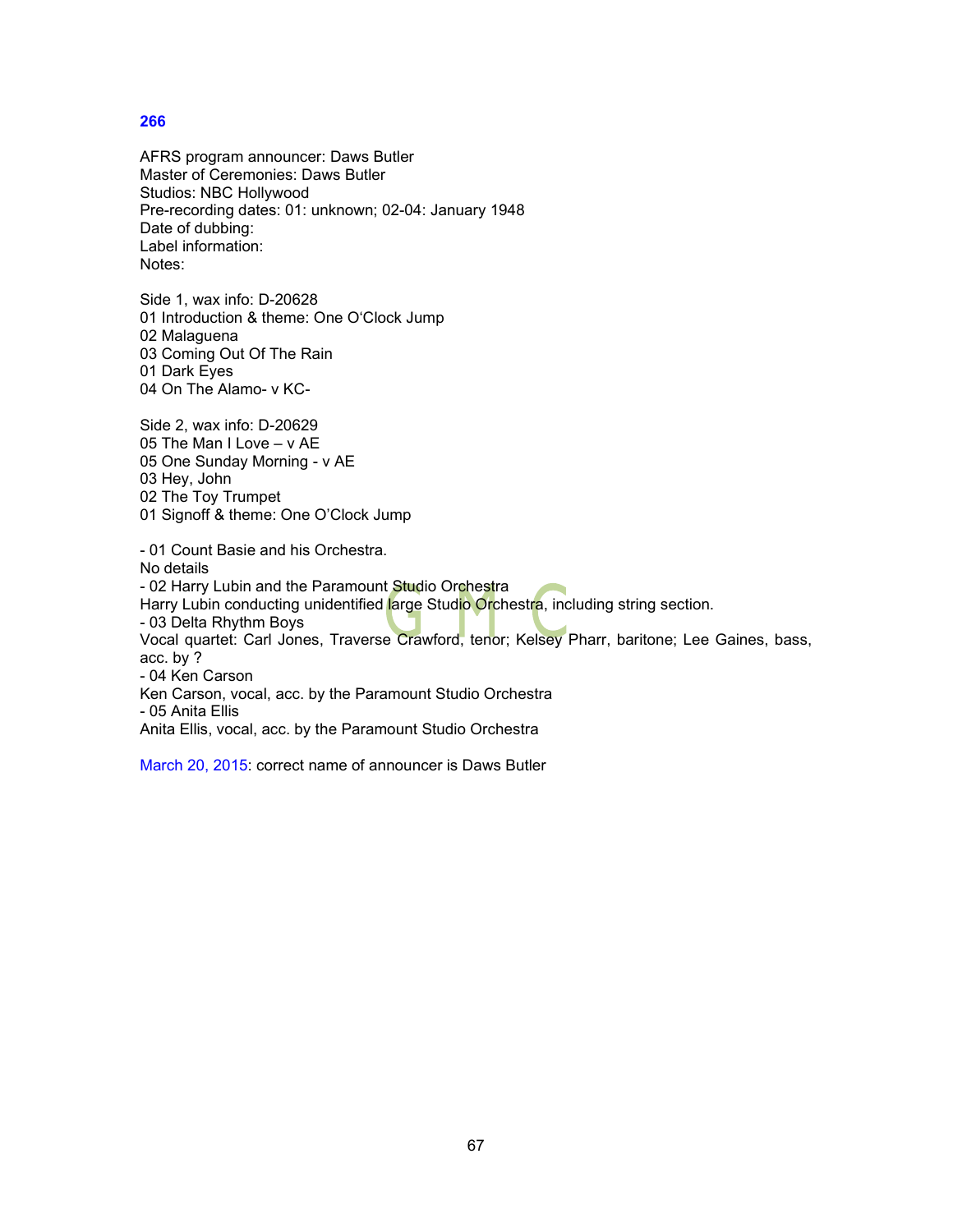## 266

AFRS program announcer: Daws Butler
Master of Ceremonies: Daws Butler
Studios: NBC Hollywood
Pre-recording dates: 01: unknown; 02-04: January 1948
Date of dubbing:
Label information:
Notes:

Side 1, wax info: D-20628
01 Introduction & theme: One O'Clock Jump
02 Malaguena
03 Coming Out Of The Rain
01 Dark Eyes
04 On The Alamo- v KC-

Side 2, wax info: D-20629
05 The Man I Love – v AE
05 One Sunday Morning - v AE
03 Hey, John
02 The Toy Trumpet
01 Signoff & theme: One O'Clock Jump

- 01 Count Basie and his Orchestra.
No details
- 02 Harry Lubin and the Paramount Studio Orchestra
Harry Lubin conducting unidentified large Studio Orchestra, including string section.
- 03 Delta Rhythm Boys
Vocal quartet: Carl Jones, Traverse Crawford, tenor; Kelsey Pharr, baritone; Lee Gaines, bass, acc. by ?
- 04 Ken Carson
Ken Carson, vocal, acc. by the Paramount Studio Orchestra
- 05 Anita Ellis
Anita Ellis, vocal, acc. by the Paramount Studio Orchestra

March 20, 2015: correct name of announcer is Daws Butler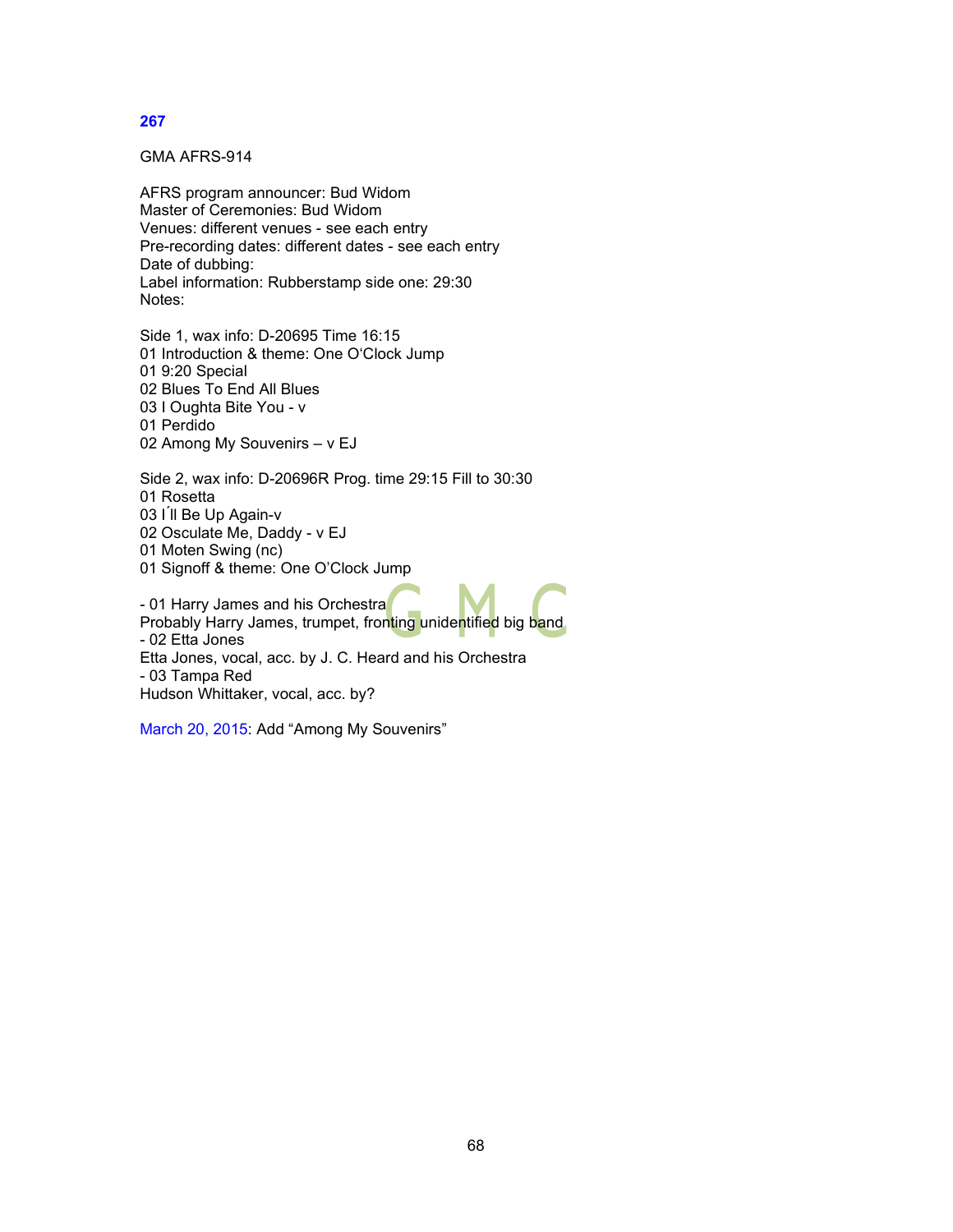**267**

GMA AFRS-914

AFRS program announcer: Bud Widom
Master of Ceremonies: Bud Widom
Venues: different venues - see each entry
Pre-recording dates: different dates - see each entry
Date of dubbing:
Label information: Rubberstamp side one: 29:30
Notes:

Side 1, wax info: D-20695 Time 16:15
01 Introduction & theme: One O'Clock Jump
01 9:20 Special
02 Blues To End All Blues
03 I Oughta Bite You - v
01 Perdido
02 Among My Souvenirs – v EJ

Side 2, wax info: D-20696R Prog. time 29:15 Fill to 30:30
01 Rosetta
03 I´ll Be Up Again-v
02 Osculate Me, Daddy - v EJ
01 Moten Swing (nc)
01 Signoff & theme: One O'Clock Jump

- 01 Harry James and his Orchestra
Probably Harry James, trumpet, fronting unidentified big band
- 02 Etta Jones
Etta Jones, vocal, acc. by J. C. Heard and his Orchestra
- 03 Tampa Red
Hudson Whittaker, vocal, acc. by?

March 20, 2015: Add "Among My Souvenirs"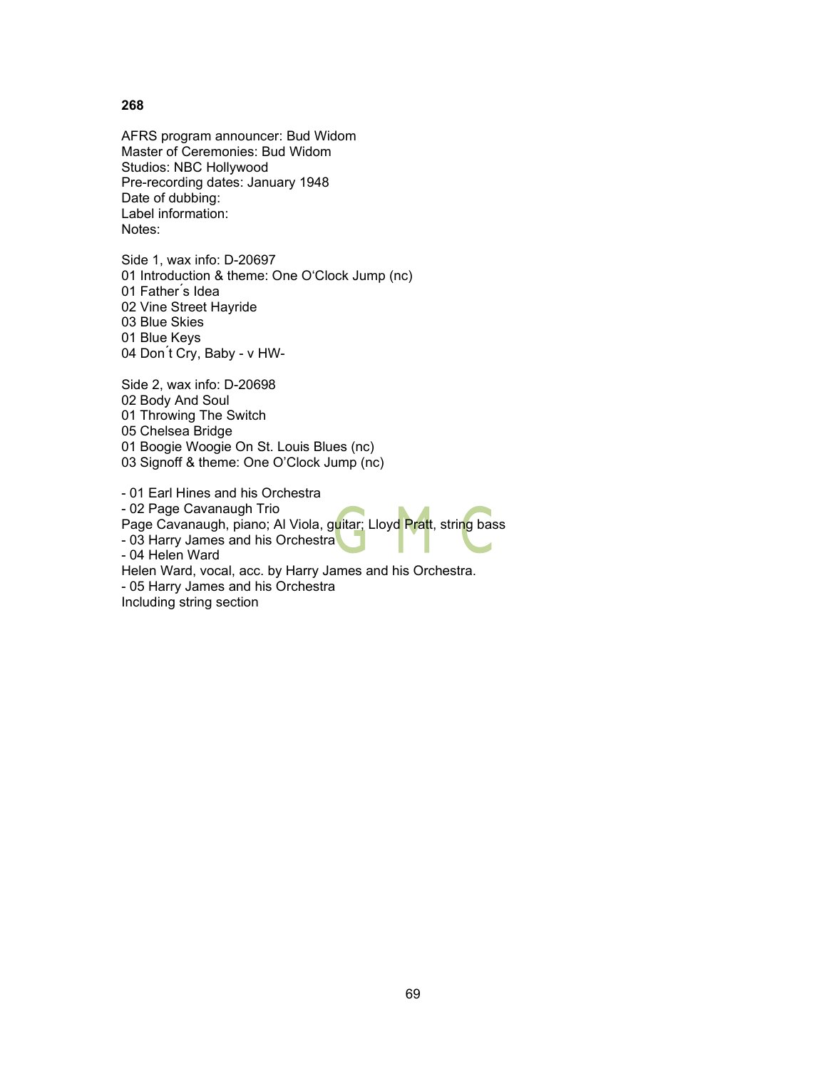**268**

AFRS program announcer: Bud Widom
Master of Ceremonies: Bud Widom
Studios: NBC Hollywood
Pre-recording dates: January 1948
Date of dubbing:
Label information:
Notes:

Side 1, wax info: D-20697
01 Introduction & theme: One O'Clock Jump (nc)
01 Father´s Idea
02 Vine Street Hayride
03 Blue Skies
01 Blue Keys
04 Don´t Cry, Baby - v HW-

Side 2, wax info: D-20698
02 Body And Soul
01 Throwing The Switch
05 Chelsea Bridge
01 Boogie Woogie On St. Louis Blues (nc)
03 Signoff & theme: One O'Clock Jump (nc)

- 01 Earl Hines and his Orchestra
- 02 Page Cavanaugh Trio
Page Cavanaugh, piano; Al Viola, guitar; Lloyd Pratt, string bass
- 03 Harry James and his Orchestra
- 04 Helen Ward
Helen Ward, vocal, acc. by Harry James and his Orchestra.
- 05 Harry James and his Orchestra
Including string section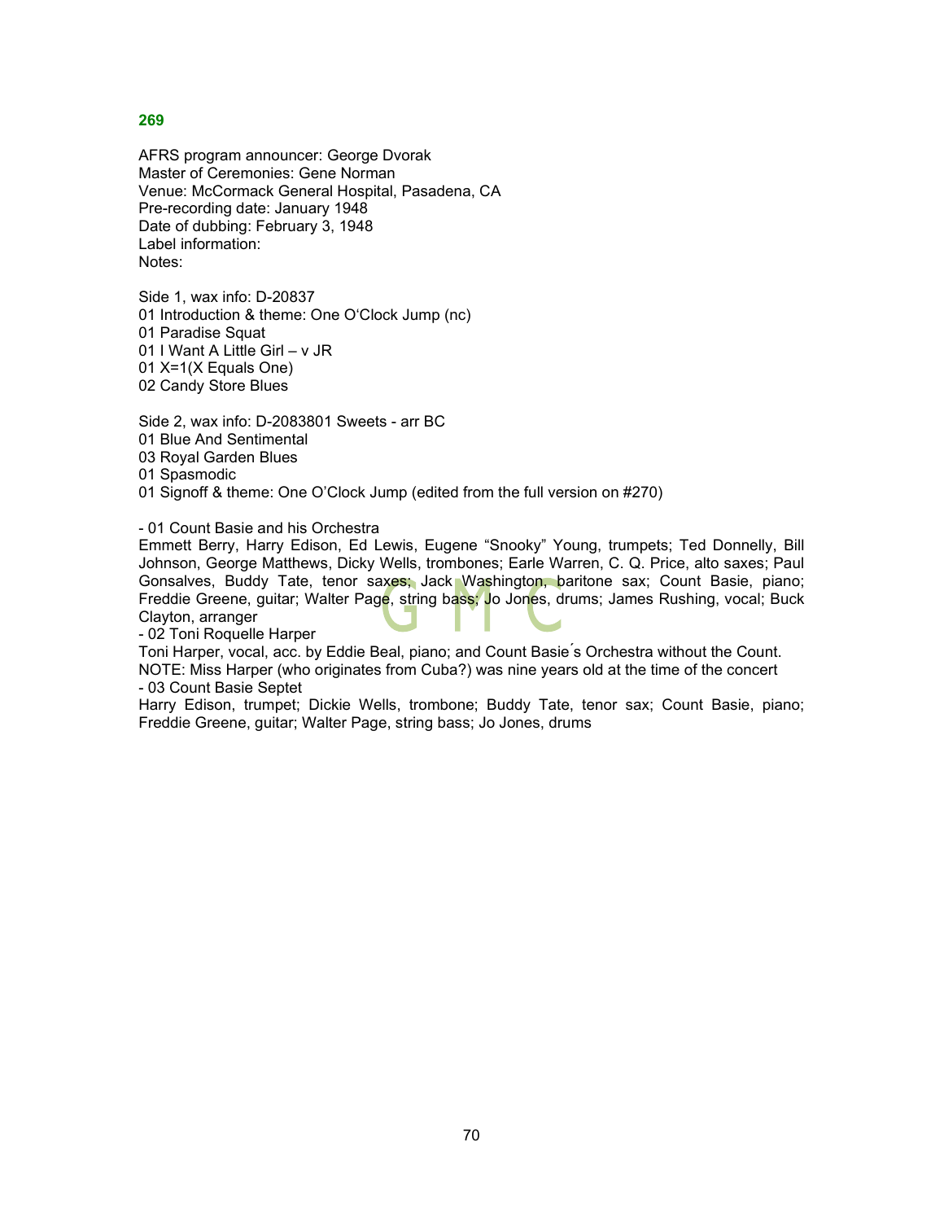**269**

AFRS program announcer: George Dvorak
Master of Ceremonies: Gene Norman
Venue: McCormack General Hospital, Pasadena, CA
Pre-recording date: January 1948
Date of dubbing: February 3, 1948
Label information:
Notes:

Side 1, wax info: D-20837
01 Introduction & theme: One O'Clock Jump (nc)
01 Paradise Squat
01 I Want A Little Girl – v JR
01 X=1(X Equals One)
02 Candy Store Blues

Side 2, wax info: D-2083801 Sweets - arr BC
01 Blue And Sentimental
03 Royal Garden Blues
01 Spasmodic
01 Signoff & theme: One O'Clock Jump (edited from the full version on #270)

- 01 Count Basie and his Orchestra
Emmett Berry, Harry Edison, Ed Lewis, Eugene "Snooky" Young, trumpets; Ted Donnelly, Bill Johnson, George Matthews, Dicky Wells, trombones; Earle Warren, C. Q. Price, alto saxes; Paul Gonsalves, Buddy Tate, tenor saxes; Jack Washington, baritone sax; Count Basie, piano; Freddie Greene, guitar; Walter Page, string bass; Jo Jones, drums; James Rushing, vocal; Buck Clayton, arranger
- 02 Toni Roquelle Harper
Toni Harper, vocal, acc. by Eddie Beal, piano; and Count Basie´s Orchestra without the Count.
NOTE: Miss Harper (who originates from Cuba?) was nine years old at the time of the concert
- 03 Count Basie Septet
Harry Edison, trumpet; Dickie Wells, trombone; Buddy Tate, tenor sax; Count Basie, piano; Freddie Greene, guitar; Walter Page, string bass; Jo Jones, drums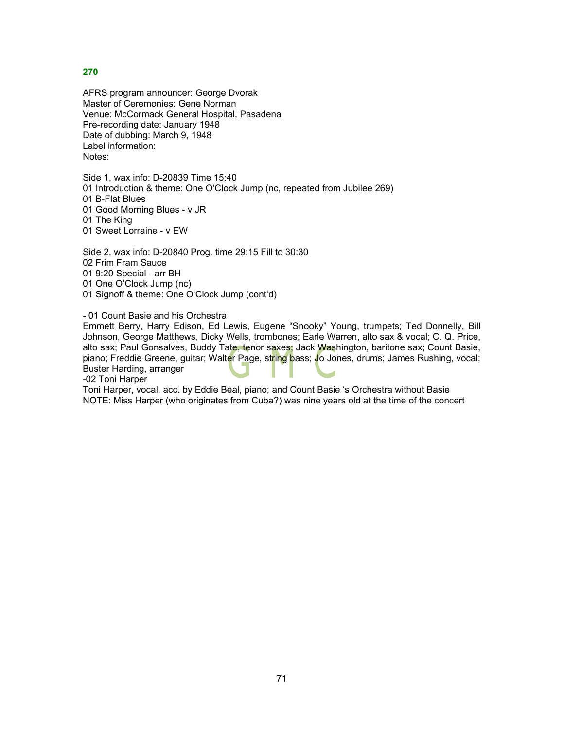## 270

AFRS program announcer: George Dvorak
Master of Ceremonies: Gene Norman
Venue: McCormack General Hospital, Pasadena
Pre-recording date: January 1948
Date of dubbing: March 9, 1948
Label information:
Notes:

Side 1, wax info: D-20839 Time 15:40
01 Introduction & theme: One O'Clock Jump (nc, repeated from Jubilee 269)
01 B-Flat Blues
01 Good Morning Blues - v JR
01 The King
01 Sweet Lorraine - v EW

Side 2, wax info: D-20840 Prog. time 29:15 Fill to 30:30
02 Frim Fram Sauce
01 9:20 Special - arr BH
01 One O'Clock Jump (nc)
01 Signoff & theme: One O'Clock Jump (cont'd)

- 01 Count Basie and his Orchestra
Emmett Berry, Harry Edison, Ed Lewis, Eugene "Snooky" Young, trumpets; Ted Donnelly, Bill Johnson, George Matthews, Dicky Wells, trombones; Earle Warren, alto sax & vocal; C. Q. Price, alto sax; Paul Gonsalves, Buddy Tate, tenor saxes; Jack Washington, baritone sax; Count Basie, piano; Freddie Greene, guitar; Walter Page, string bass; Jo Jones, drums; James Rushing, vocal; Buster Harding, arranger
-02 Toni Harper
Toni Harper, vocal, acc. by Eddie Beal, piano; and Count Basie 's Orchestra without Basie
NOTE: Miss Harper (who originates from Cuba?) was nine years old at the time of the concert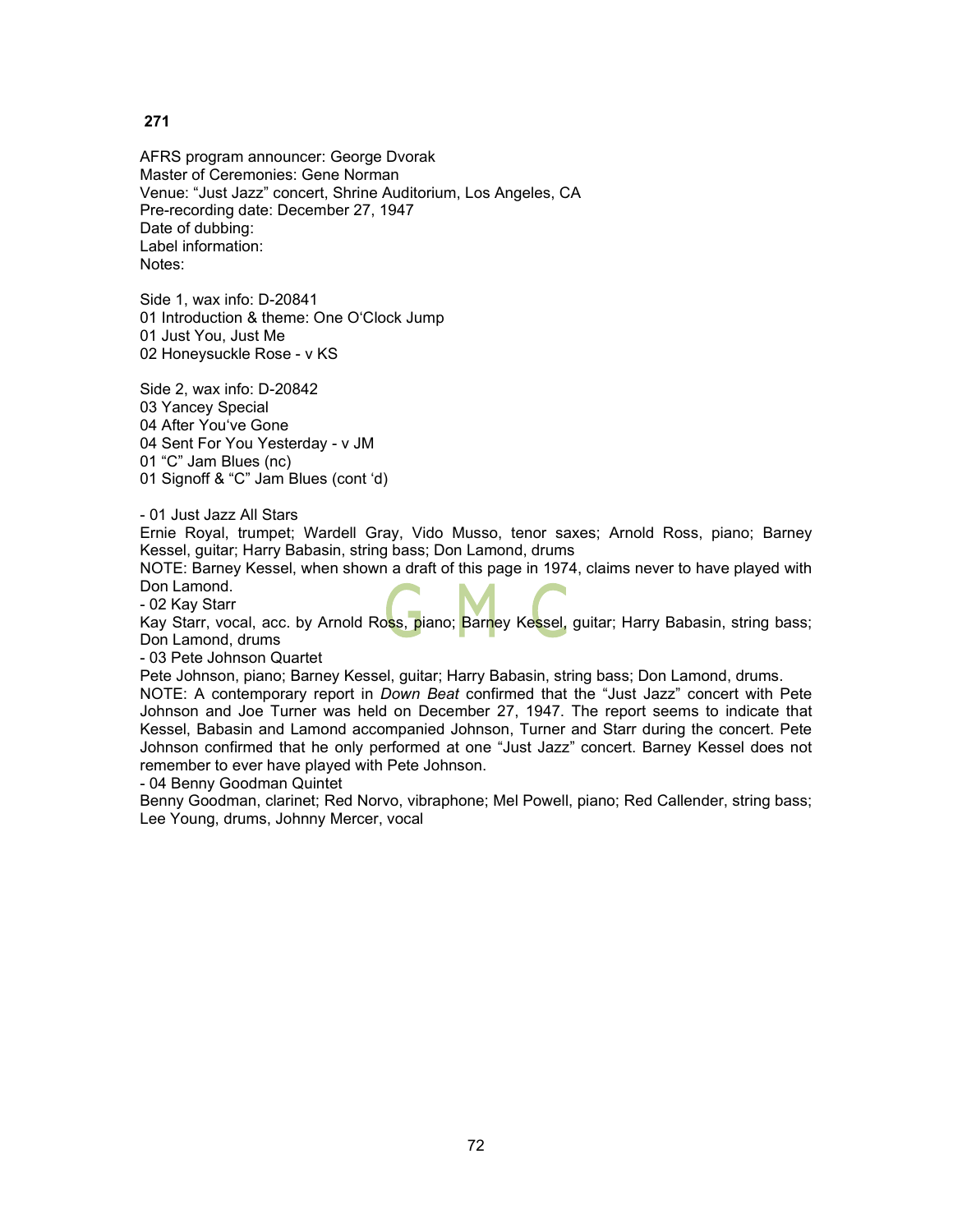**271**

AFRS program announcer: George Dvorak
Master of Ceremonies: Gene Norman
Venue: "Just Jazz" concert, Shrine Auditorium, Los Angeles, CA
Pre-recording date: December 27, 1947
Date of dubbing:
Label information:
Notes:

Side 1, wax info: D-20841
01 Introduction & theme: One O'Clock Jump
01 Just You, Just Me
02 Honeysuckle Rose - v KS

Side 2, wax info: D-20842
03 Yancey Special
04 After You've Gone
04 Sent For You Yesterday - v JM
01 "C" Jam Blues (nc)
01 Signoff & "C" Jam Blues (cont 'd)

- 01 Just Jazz All Stars
Ernie Royal, trumpet; Wardell Gray, Vido Musso, tenor saxes; Arnold Ross, piano; Barney Kessel, guitar; Harry Babasin, string bass; Don Lamond, drums
NOTE: Barney Kessel, when shown a draft of this page in 1974, claims never to have played with Don Lamond.
- 02 Kay Starr
Kay Starr, vocal, acc. by Arnold Ross, piano; Barney Kessel, guitar; Harry Babasin, string bass; Don Lamond, drums
- 03 Pete Johnson Quartet
Pete Johnson, piano; Barney Kessel, guitar; Harry Babasin, string bass; Don Lamond, drums.
NOTE: A contemporary report in *Down Beat* confirmed that the "Just Jazz" concert with Pete Johnson and Joe Turner was held on December 27, 1947. The report seems to indicate that Kessel, Babasin and Lamond accompanied Johnson, Turner and Starr during the concert. Pete Johnson confirmed that he only performed at one "Just Jazz" concert. Barney Kessel does not remember to ever have played with Pete Johnson.
- 04 Benny Goodman Quintet
Benny Goodman, clarinet; Red Norvo, vibraphone; Mel Powell, piano; Red Callender, string bass; Lee Young, drums, Johnny Mercer, vocal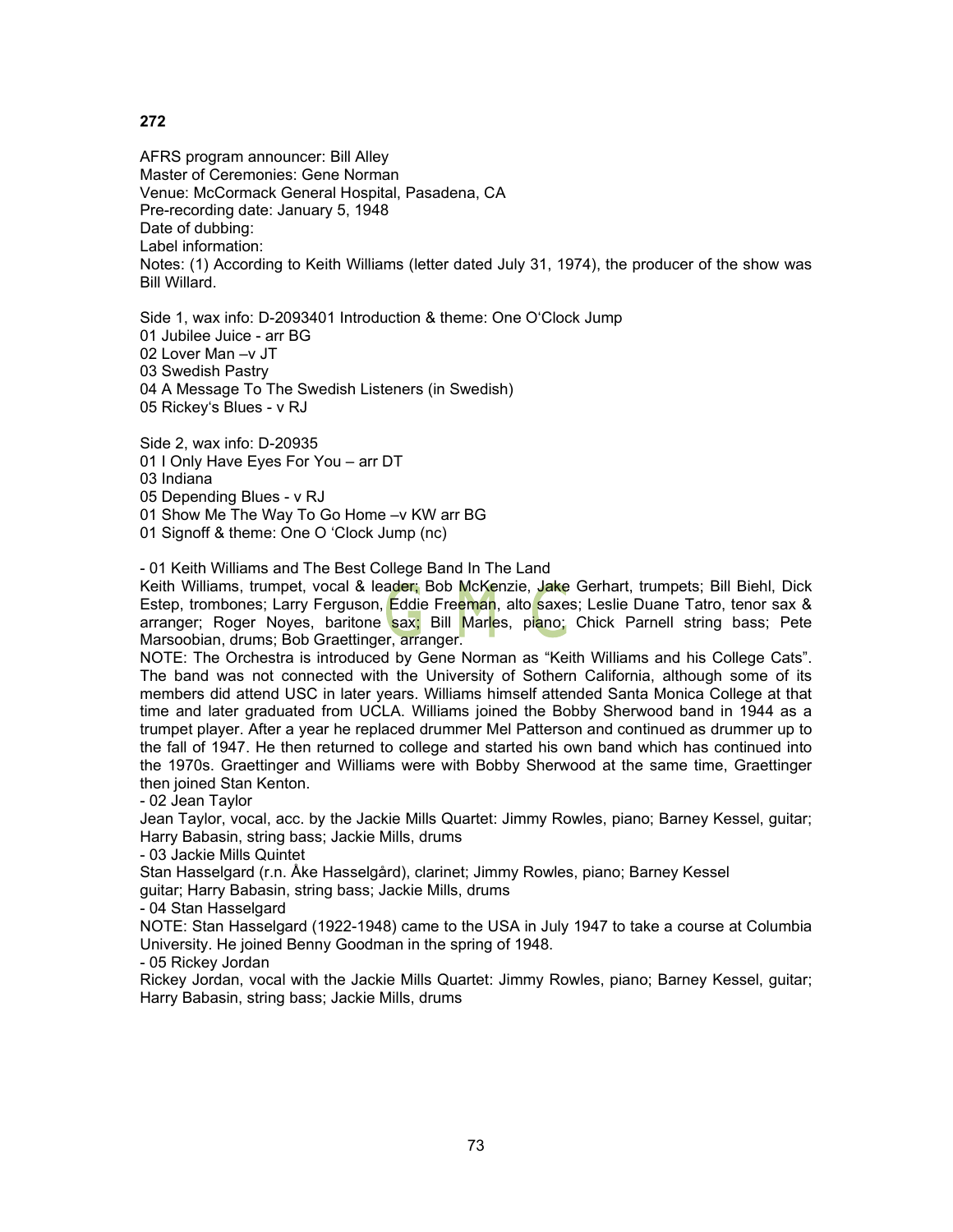**272**

AFRS program announcer: Bill Alley
Master of Ceremonies: Gene Norman
Venue: McCormack General Hospital, Pasadena, CA
Pre-recording date: January 5, 1948
Date of dubbing:
Label information:
Notes: (1) According to Keith Williams (letter dated July 31, 1974), the producer of the show was Bill Willard.

Side 1, wax info: D-2093401 Introduction & theme: One O'Clock Jump
01 Jubilee Juice - arr BG
02 Lover Man –v JT
03 Swedish Pastry
04 A Message To The Swedish Listeners (in Swedish)
05 Rickey's Blues - v RJ

Side 2, wax info: D-20935
01 I Only Have Eyes For You – arr DT
03 Indiana
05 Depending Blues - v RJ
01 Show Me The Way To Go Home –v KW arr BG
01 Signoff & theme: One O 'Clock Jump (nc)

- 01 Keith Williams and The Best College Band In The Land
Keith Williams, trumpet, vocal & leader; Bob McKenzie, Jake Gerhart, trumpets; Bill Biehl, Dick Estep, trombones; Larry Ferguson, Eddie Freeman, alto saxes; Leslie Duane Tatro, tenor sax & arranger; Roger Noyes, baritone sax; Bill Marles, piano; Chick Parnell string bass; Pete Marsoobian, drums; Bob Graettinger, arranger.
NOTE: The Orchestra is introduced by Gene Norman as "Keith Williams and his College Cats". The band was not connected with the University of Sothern California, although some of its members did attend USC in later years. Williams himself attended Santa Monica College at that time and later graduated from UCLA. Williams joined the Bobby Sherwood band in 1944 as a trumpet player. After a year he replaced drummer Mel Patterson and continued as drummer up to the fall of 1947. He then returned to college and started his own band which has continued into the 1970s. Graettinger and Williams were with Bobby Sherwood at the same time, Graettinger then joined Stan Kenton.
- 02 Jean Taylor
Jean Taylor, vocal, acc. by the Jackie Mills Quartet: Jimmy Rowles, piano; Barney Kessel, guitar; Harry Babasin, string bass; Jackie Mills, drums
- 03 Jackie Mills Quintet
Stan Hasselgard (r.n. Åke Hasselgård), clarinet; Jimmy Rowles, piano; Barney Kessel guitar; Harry Babasin, string bass; Jackie Mills, drums
- 04 Stan Hasselgard
NOTE: Stan Hasselgard (1922-1948) came to the USA in July 1947 to take a course at Columbia University. He joined Benny Goodman in the spring of 1948.
- 05 Rickey Jordan
Rickey Jordan, vocal with the Jackie Mills Quartet: Jimmy Rowles, piano; Barney Kessel, guitar; Harry Babasin, string bass; Jackie Mills, drums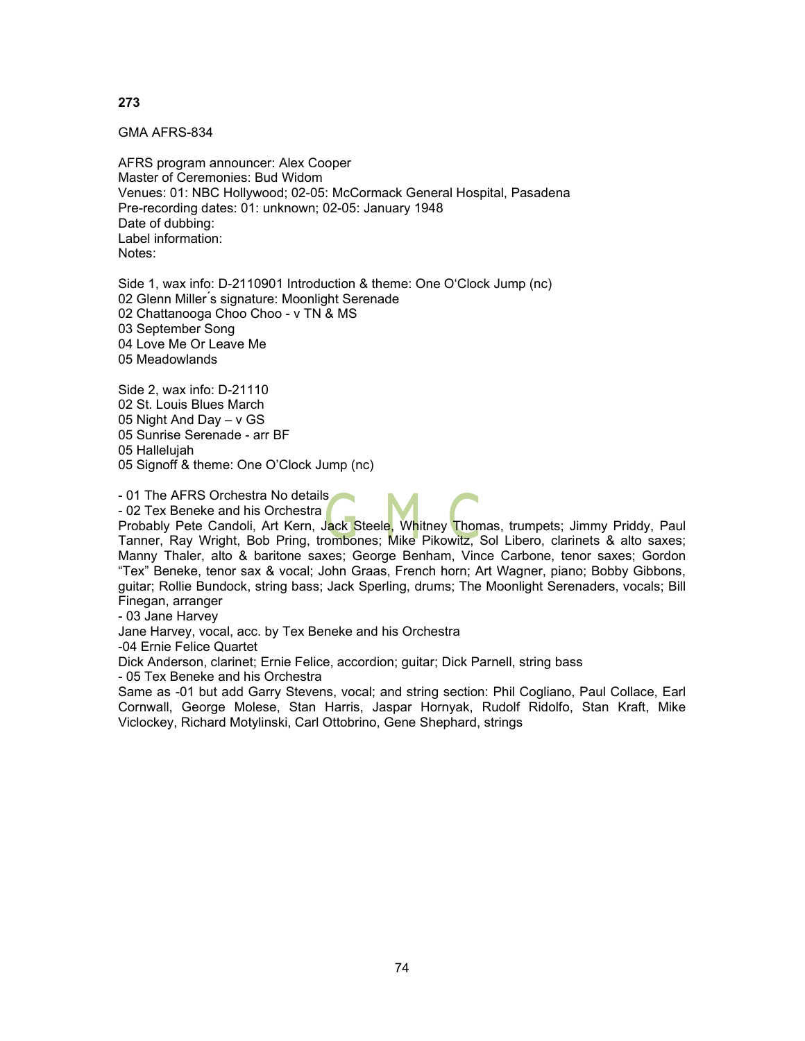**273**

GMA AFRS-834

AFRS program announcer: Alex Cooper
Master of Ceremonies: Bud Widom
Venues: 01: NBC Hollywood; 02-05: McCormack General Hospital, Pasadena
Pre-recording dates: 01: unknown; 02-05: January 1948
Date of dubbing:
Label information:
Notes:

Side 1, wax info: D-2110901 Introduction & theme: One O'Clock Jump (nc)
02 Glenn Miller´s signature: Moonlight Serenade
02 Chattanooga Choo Choo - v TN & MS
03 September Song
04 Love Me Or Leave Me
05 Meadowlands

Side 2, wax info: D-21110
02 St. Louis Blues March
05 Night And Day – v GS
05 Sunrise Serenade - arr BF
05 Hallelujah
05 Signoff & theme: One O'Clock Jump (nc)

- 01 The AFRS Orchestra No details
- 02 Tex Beneke and his Orchestra

Probably Pete Candoli, Art Kern, Jack Steele, Whitney Thomas, trumpets; Jimmy Priddy, Paul Tanner, Ray Wright, Bob Pring, trombones; Mike Pikowitz, Sol Libero, clarinets & alto saxes; Manny Thaler, alto & baritone saxes; George Benham, Vince Carbone, tenor saxes; Gordon "Tex" Beneke, tenor sax & vocal; John Graas, French horn; Art Wagner, piano; Bobby Gibbons, guitar; Rollie Bundock, string bass; Jack Sperling, drums; The Moonlight Serenaders, vocals; Bill Finegan, arranger

- 03 Jane Harvey

Jane Harvey, vocal, acc. by Tex Beneke and his Orchestra

-04 Ernie Felice Quartet

Dick Anderson, clarinet; Ernie Felice, accordion; guitar; Dick Parnell, string bass

- 05 Tex Beneke and his Orchestra

Same as -01 but add Garry Stevens, vocal; and string section: Phil Cogliano, Paul Collace, Earl Cornwall, George Molese, Stan Harris, Jaspar Hornyak, Rudolf Ridolfo, Stan Kraft, Mike Viclockey, Richard Motylinski, Carl Ottobrino, Gene Shephard, strings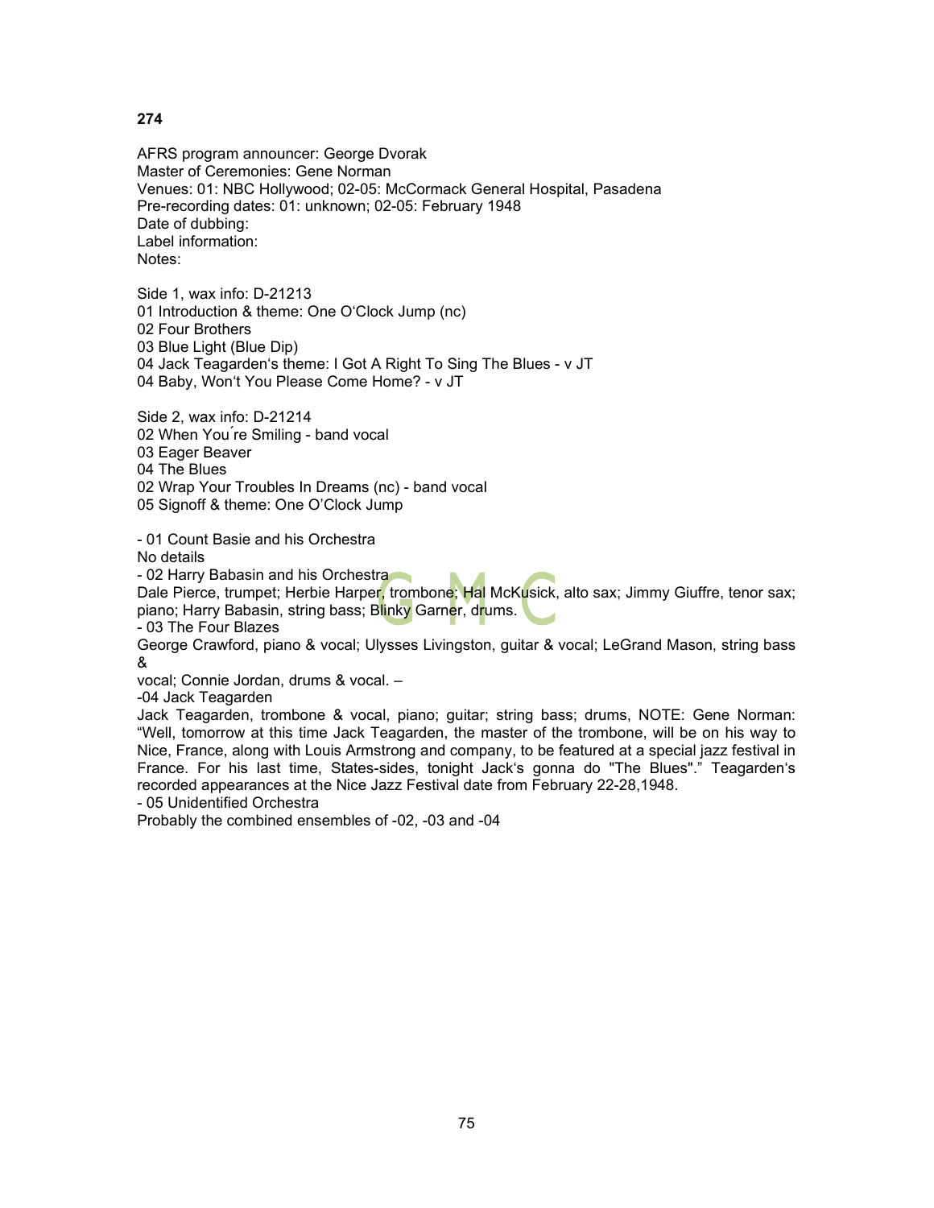**274**

AFRS program announcer: George Dvorak
Master of Ceremonies: Gene Norman
Venues: 01: NBC Hollywood; 02-05: McCormack General Hospital, Pasadena
Pre-recording dates: 01: unknown; 02-05: February 1948
Date of dubbing:
Label information:
Notes:

Side 1, wax info: D-21213
01 Introduction & theme: One O'Clock Jump (nc)
02 Four Brothers
03 Blue Light (Blue Dip)
04 Jack Teagarden's theme: I Got A Right To Sing The Blues - v JT
04 Baby, Won't You Please Come Home? - v JT

Side 2, wax info: D-21214
02 When You´re Smiling - band vocal
03 Eager Beaver
04 The Blues
02 Wrap Your Troubles In Dreams (nc) - band vocal
05 Signoff & theme: One O'Clock Jump

- 01 Count Basie and his Orchestra
No details
- 02 Harry Babasin and his Orchestra
Dale Pierce, trumpet; Herbie Harper, trombone; Hal McKusick, alto sax; Jimmy Giuffre, tenor sax; piano; Harry Babasin, string bass; Blinky Garner, drums.
- 03 The Four Blazes
George Crawford, piano & vocal; Ulysses Livingston, guitar & vocal; LeGrand Mason, string bass &
vocal; Connie Jordan, drums & vocal. –
-04 Jack Teagarden
Jack Teagarden, trombone & vocal, piano; guitar; string bass; drums, NOTE: Gene Norman: "Well, tomorrow at this time Jack Teagarden, the master of the trombone, will be on his way to Nice, France, along with Louis Armstrong and company, to be featured at a special jazz festival in France. For his last time, States-sides, tonight Jack's gonna do "The Blues"." Teagarden's recorded appearances at the Nice Jazz Festival date from February 22-28,1948.
- 05 Unidentified Orchestra
Probably the combined ensembles of -02, -03 and -04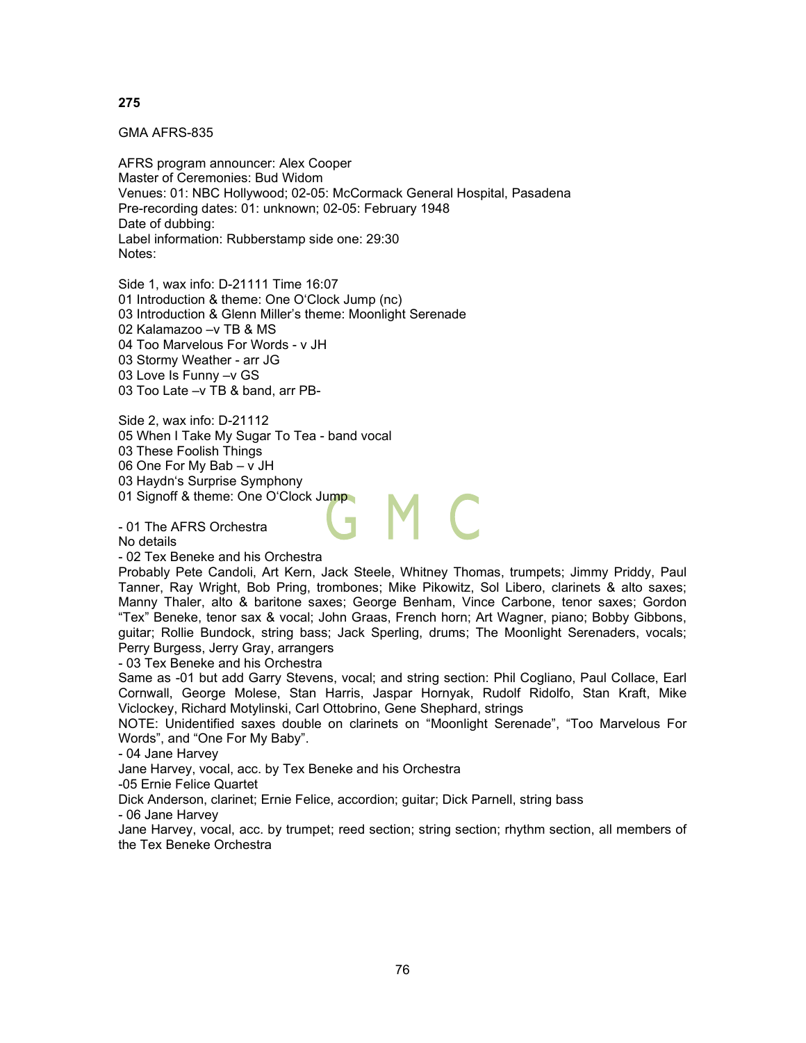**275**

GMA AFRS-835

AFRS program announcer: Alex Cooper
Master of Ceremonies: Bud Widom
Venues: 01: NBC Hollywood; 02-05: McCormack General Hospital, Pasadena
Pre-recording dates: 01: unknown; 02-05: February 1948
Date of dubbing:
Label information: Rubberstamp side one: 29:30
Notes:

Side 1, wax info: D-21111 Time 16:07
01 Introduction & theme: One O'Clock Jump (nc)
03 Introduction & Glenn Miller's theme: Moonlight Serenade
02 Kalamazoo –v TB & MS
04 Too Marvelous For Words - v JH
03 Stormy Weather - arr JG
03 Love Is Funny –v GS
03 Too Late –v TB & band, arr PB-

Side 2, wax info: D-21112
05 When I Take My Sugar To Tea - band vocal
03 These Foolish Things
06 One For My Bab – v JH
03 Haydn's Surprise Symphony
01 Signoff & theme: One O'Clock Jump

- 01 The AFRS Orchestra
No details
- 02 Tex Beneke and his Orchestra
Probably Pete Candoli, Art Kern, Jack Steele, Whitney Thomas, trumpets; Jimmy Priddy, Paul Tanner, Ray Wright, Bob Pring, trombones; Mike Pikowitz, Sol Libero, clarinets & alto saxes; Manny Thaler, alto & baritone saxes; George Benham, Vince Carbone, tenor saxes; Gordon "Tex" Beneke, tenor sax & vocal; John Graas, French horn; Art Wagner, piano; Bobby Gibbons, guitar; Rollie Bundock, string bass; Jack Sperling, drums; The Moonlight Serenaders, vocals; Perry Burgess, Jerry Gray, arrangers
- 03 Tex Beneke and his Orchestra
Same as -01 but add Garry Stevens, vocal; and string section: Phil Cogliano, Paul Collace, Earl Cornwall, George Molese, Stan Harris, Jaspar Hornyak, Rudolf Ridolfo, Stan Kraft, Mike Viclockey, Richard Motylinski, Carl Ottobrino, Gene Shephard, strings
NOTE: Unidentified saxes double on clarinets on "Moonlight Serenade", "Too Marvelous For Words", and "One For My Baby".
- 04 Jane Harvey
Jane Harvey, vocal, acc. by Tex Beneke and his Orchestra
-05 Ernie Felice Quartet
Dick Anderson, clarinet; Ernie Felice, accordion; guitar; Dick Parnell, string bass
- 06 Jane Harvey
Jane Harvey, vocal, acc. by trumpet; reed section; string section; rhythm section, all members of the Tex Beneke Orchestra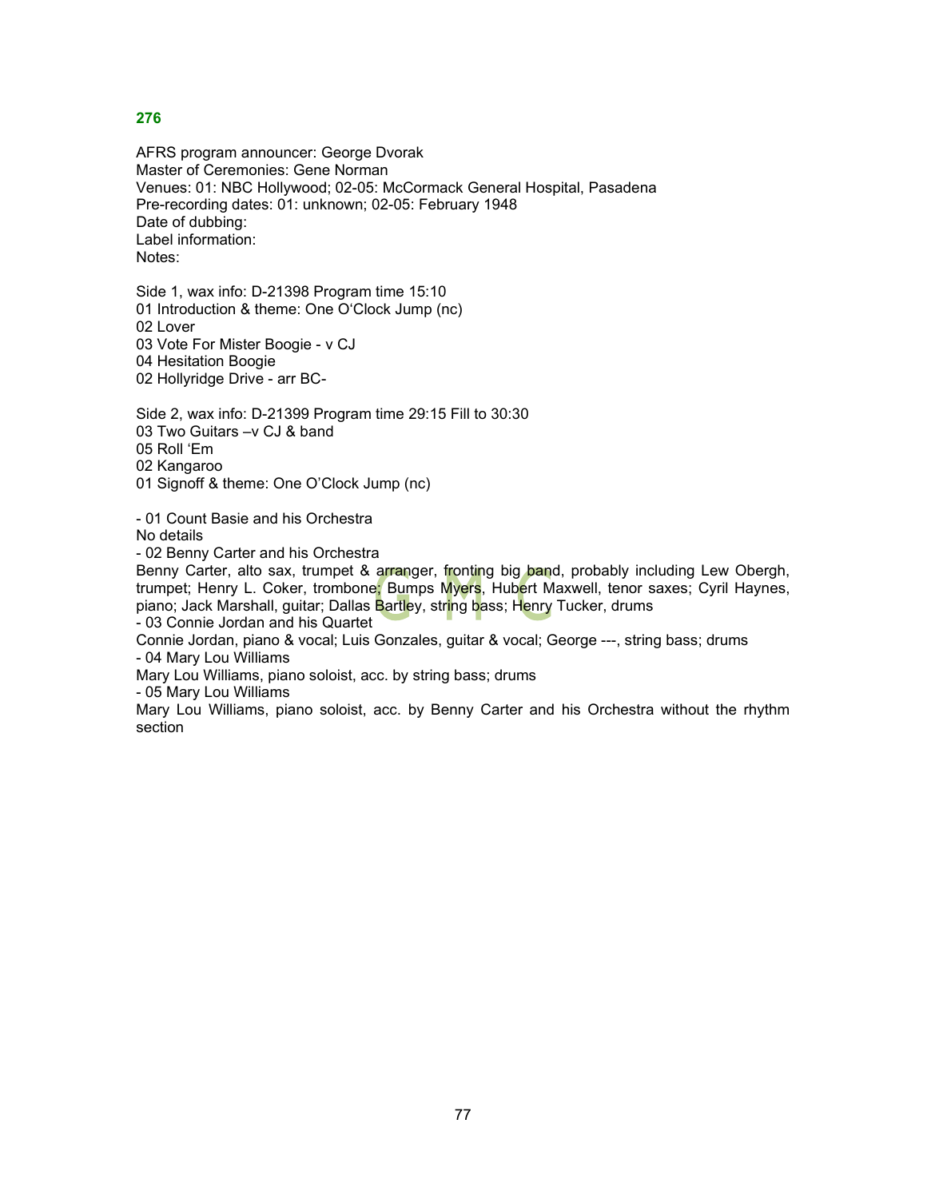## 276

AFRS program announcer: George Dvorak
Master of Ceremonies: Gene Norman
Venues: 01: NBC Hollywood; 02-05: McCormack General Hospital, Pasadena
Pre-recording dates: 01: unknown; 02-05: February 1948
Date of dubbing:
Label information:
Notes:

Side 1, wax info: D-21398 Program time 15:10
01 Introduction & theme: One O'Clock Jump (nc)
02 Lover
03 Vote For Mister Boogie - v CJ
04 Hesitation Boogie
02 Hollyridge Drive - arr BC-

Side 2, wax info: D-21399 Program time 29:15 Fill to 30:30
03 Two Guitars –v CJ & band
05 Roll 'Em
02 Kangaroo
01 Signoff & theme: One O'Clock Jump (nc)

- 01 Count Basie and his Orchestra
No details
- 02 Benny Carter and his Orchestra
Benny Carter, alto sax, trumpet & arranger, fronting big band, probably including Lew Obergh, trumpet; Henry L. Coker, trombone; Bumps Myers, Hubert Maxwell, tenor saxes; Cyril Haynes, piano; Jack Marshall, guitar; Dallas Bartley, string bass; Henry Tucker, drums
- 03 Connie Jordan and his Quartet
Connie Jordan, piano & vocal; Luis Gonzales, guitar & vocal; George ---, string bass; drums
- 04 Mary Lou Williams
Mary Lou Williams, piano soloist, acc. by string bass; drums
- 05 Mary Lou Williams
Mary Lou Williams, piano soloist, acc. by Benny Carter and his Orchestra without the rhythm section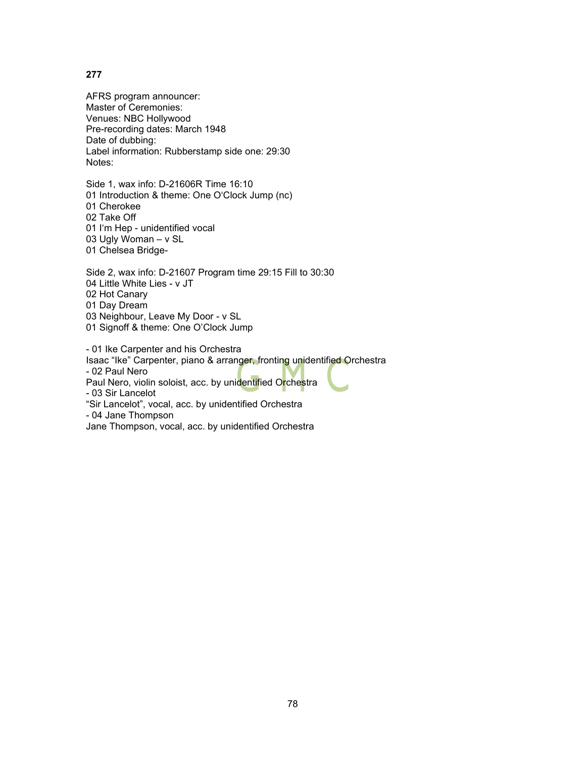**277**

AFRS program announcer:
Master of Ceremonies:
Venues: NBC Hollywood
Pre-recording dates: March 1948
Date of dubbing:
Label information: Rubberstamp side one: 29:30
Notes:

Side 1, wax info: D-21606R Time 16:10
01 Introduction & theme: One O'Clock Jump (nc)
01 Cherokee
02 Take Off
01 I'm Hep - unidentified vocal
03 Ugly Woman – v SL
01 Chelsea Bridge-

Side 2, wax info: D-21607 Program time 29:15 Fill to 30:30
04 Little White Lies - v JT
02 Hot Canary
01 Day Dream
03 Neighbour, Leave My Door - v SL
01 Signoff & theme: One O'Clock Jump

- 01 Ike Carpenter and his Orchestra
Isaac "Ike" Carpenter, piano & arranger, fronting unidentified Orchestra
- 02 Paul Nero
Paul Nero, violin soloist, acc. by unidentified Orchestra
- 03 Sir Lancelot
"Sir Lancelot", vocal, acc. by unidentified Orchestra
- 04 Jane Thompson
Jane Thompson, vocal, acc. by unidentified Orchestra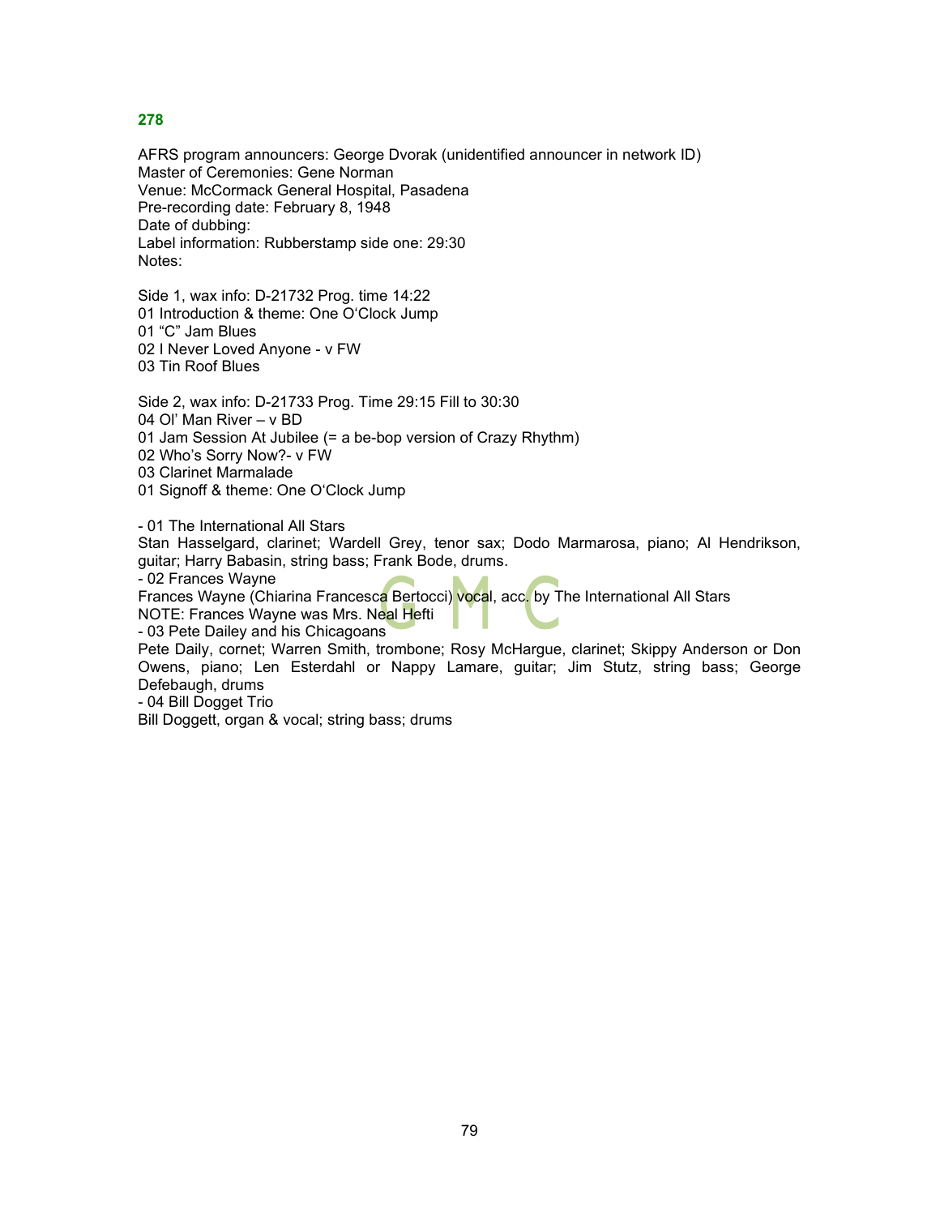**278**

AFRS program announcers: George Dvorak (unidentified announcer in network ID)
Master of Ceremonies: Gene Norman
Venue: McCormack General Hospital, Pasadena
Pre-recording date: February 8, 1948
Date of dubbing:
Label information: Rubberstamp side one: 29:30
Notes:

Side 1, wax info: D-21732 Prog. time 14:22
01 Introduction & theme: One O'Clock Jump
01 "C" Jam Blues
02 I Never Loved Anyone - v FW
03 Tin Roof Blues

Side 2, wax info: D-21733 Prog. Time 29:15 Fill to 30:30
04 Ol' Man River – v BD
01 Jam Session At Jubilee (= a be-bop version of Crazy Rhythm)
02 Who's Sorry Now?- v FW
03 Clarinet Marmalade
01 Signoff & theme: One O'Clock Jump

- 01 The International All Stars
Stan Hasselgard, clarinet; Wardell Grey, tenor sax; Dodo Marmarosa, piano; Al Hendrikson, guitar; Harry Babasin, string bass; Frank Bode, drums.
- 02 Frances Wayne
Frances Wayne (Chiarina Francesca Bertocci) vocal, acc. by The International All Stars
NOTE: Frances Wayne was Mrs. Neal Hefti
- 03 Pete Dailey and his Chicagoans
Pete Daily, cornet; Warren Smith, trombone; Rosy McHargue, clarinet; Skippy Anderson or Don Owens, piano; Len Esterdahl or Nappy Lamare, guitar; Jim Stutz, string bass; George Defebaugh, drums
- 04 Bill Dogget Trio
Bill Doggett, organ & vocal; string bass; drums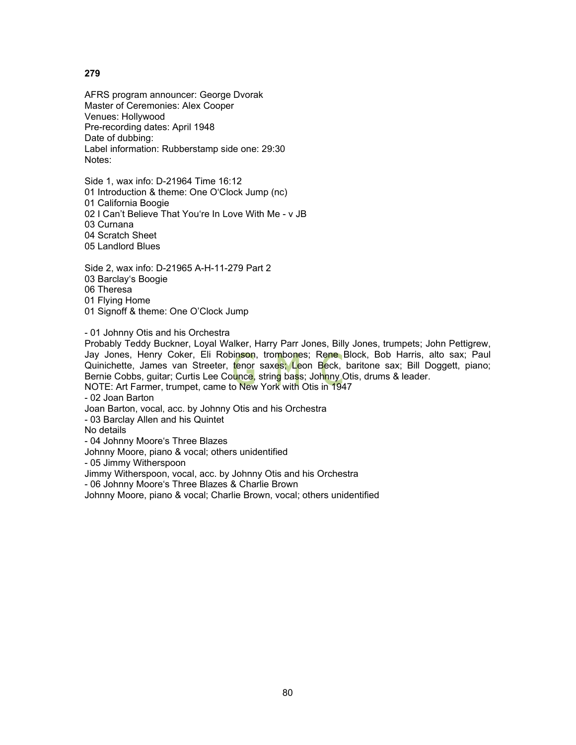**279**

AFRS program announcer: George Dvorak
Master of Ceremonies: Alex Cooper
Venues: Hollywood
Pre-recording dates: April 1948
Date of dubbing:
Label information: Rubberstamp side one: 29:30
Notes:

Side 1, wax info: D-21964 Time 16:12
01 Introduction & theme: One O'Clock Jump (nc)
01 California Boogie
02 I Can't Believe That You're In Love With Me - v JB
03 Curnana
04 Scratch Sheet
05 Landlord Blues

Side 2, wax info: D-21965 A-H-11-279 Part 2
03 Barclay's Boogie
06 Theresa
01 Flying Home
01 Signoff & theme: One O'Clock Jump

- 01 Johnny Otis and his Orchestra
Probably Teddy Buckner, Loyal Walker, Harry Parr Jones, Billy Jones, trumpets; John Pettigrew, Jay Jones, Henry Coker, Eli Robinson, trombones; Rene Block, Bob Harris, alto sax; Paul Quinichette, James van Streeter, tenor saxes; Leon Beck, baritone sax; Bill Doggett, piano; Bernie Cobbs, guitar; Curtis Lee Counce, string bass; Johnny Otis, drums & leader.
NOTE: Art Farmer, trumpet, came to New York with Otis in 1947
- 02 Joan Barton
Joan Barton, vocal, acc. by Johnny Otis and his Orchestra
- 03 Barclay Allen and his Quintet
No details
- 04 Johnny Moore's Three Blazes
Johnny Moore, piano & vocal; others unidentified
- 05 Jimmy Witherspoon
Jimmy Witherspoon, vocal, acc. by Johnny Otis and his Orchestra
- 06 Johnny Moore's Three Blazes & Charlie Brown
Johnny Moore, piano & vocal; Charlie Brown, vocal; others unidentified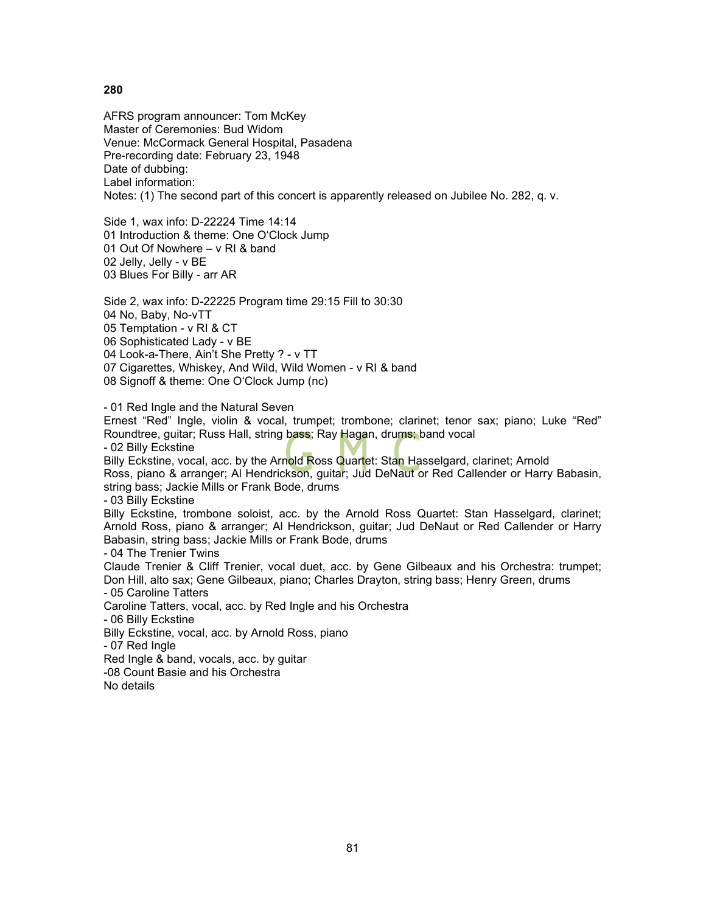**280**

AFRS program announcer: Tom McKey
Master of Ceremonies: Bud Widom
Venue: McCormack General Hospital, Pasadena
Pre-recording date: February 23, 1948
Date of dubbing:
Label information:
Notes: (1) The second part of this concert is apparently released on Jubilee No. 282, q. v.

Side 1, wax info: D-22224 Time 14:14
01 Introduction & theme: One O'Clock Jump
01 Out Of Nowhere – v RI & band
02 Jelly, Jelly - v BE
03 Blues For Billy - arr AR

Side 2, wax info: D-22225 Program time 29:15 Fill to 30:30
04 No, Baby, No-vTT
05 Temptation - v RI & CT
06 Sophisticated Lady - v BE
04 Look-a-There, Ain't She Pretty ? - v TT
07 Cigarettes, Whiskey, And Wild, Wild Women - v RI & band
08 Signoff & theme: One O'Clock Jump (nc)

- 01 Red Ingle and the Natural Seven
Ernest "Red" Ingle, violin & vocal, trumpet; trombone; clarinet; tenor sax; piano; Luke "Red" Roundtree, guitar; Russ Hall, string bass; Ray Hagan, drums; band vocal
- 02 Billy Eckstine
Billy Eckstine, vocal, acc. by the Arnold Ross Quartet: Stan Hasselgard, clarinet; Arnold Ross, piano & arranger; Al Hendrickson, guitar; Jud DeNaut or Red Callender or Harry Babasin, string bass; Jackie Mills or Frank Bode, drums
- 03 Billy Eckstine
Billy Eckstine, trombone soloist, acc. by the Arnold Ross Quartet: Stan Hasselgard, clarinet; Arnold Ross, piano & arranger; Al Hendrickson, guitar; Jud DeNaut or Red Callender or Harry Babasin, string bass; Jackie Mills or Frank Bode, drums
- 04 The Trenier Twins
Claude Trenier & Cliff Trenier, vocal duet, acc. by Gene Gilbeaux and his Orchestra: trumpet; Don Hill, alto sax; Gene Gilbeaux, piano; Charles Drayton, string bass; Henry Green, drums
- 05 Caroline Tatters
Caroline Tatters, vocal, acc. by Red Ingle and his Orchestra
- 06 Billy Eckstine
Billy Eckstine, vocal, acc. by Arnold Ross, piano
- 07 Red Ingle
Red Ingle & band, vocals, acc. by guitar
-08 Count Basie and his Orchestra
No details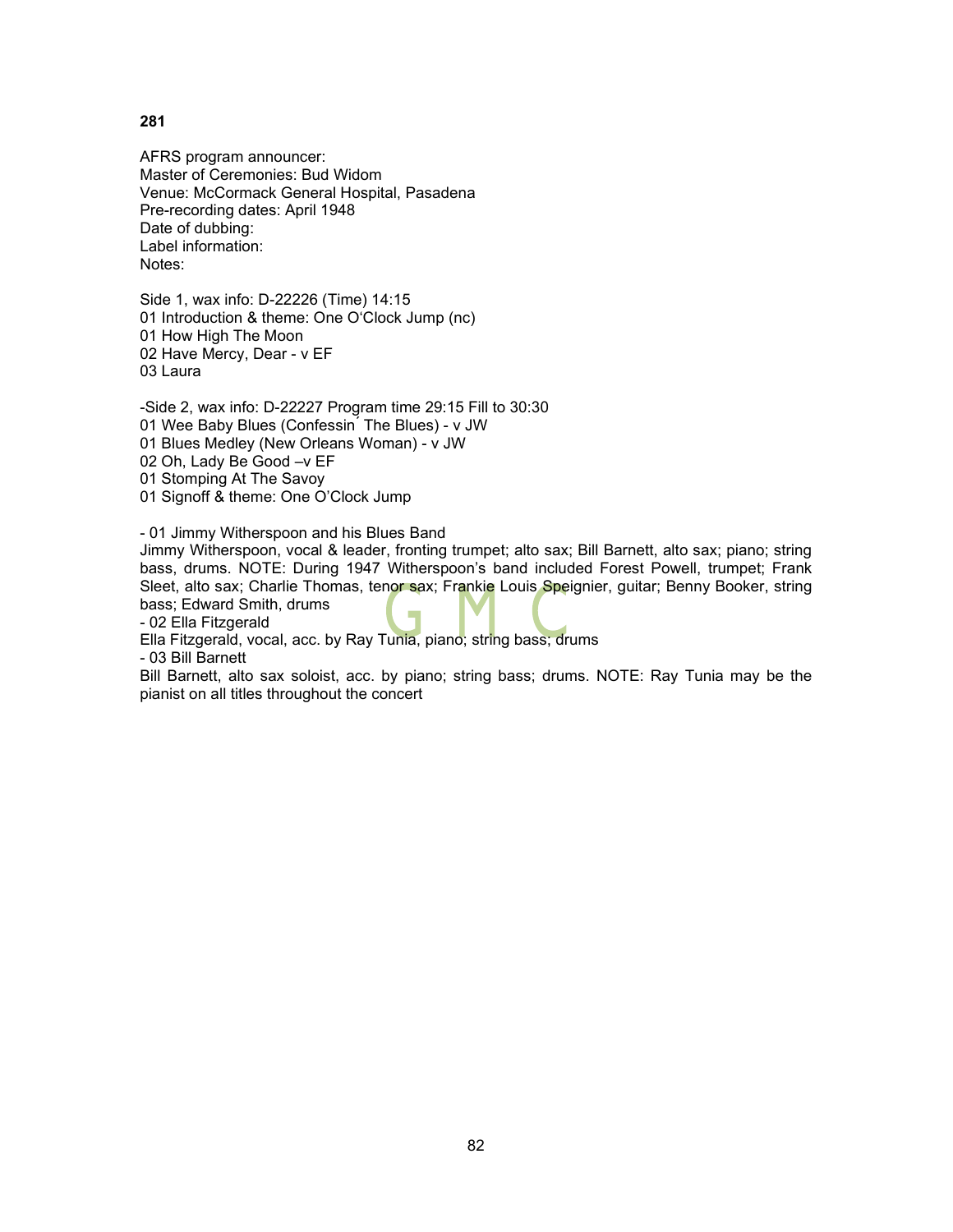**281**

AFRS program announcer:
Master of Ceremonies: Bud Widom
Venue: McCormack General Hospital, Pasadena
Pre-recording dates: April 1948
Date of dubbing:
Label information:
Notes:

Side 1, wax info: D-22226 (Time) 14:15
01 Introduction & theme: One O'Clock Jump (nc)
01 How High The Moon
02 Have Mercy, Dear - v EF
03 Laura

-Side 2, wax info: D-22227 Program time 29:15 Fill to 30:30
01 Wee Baby Blues (Confessin´ The Blues) - v JW
01 Blues Medley (New Orleans Woman) - v JW
02 Oh, Lady Be Good –v EF
01 Stomping At The Savoy
01 Signoff & theme: One O'Clock Jump

- 01 Jimmy Witherspoon and his Blues Band
Jimmy Witherspoon, vocal & leader, fronting trumpet; alto sax; Bill Barnett, alto sax; piano; string bass, drums. NOTE: During 1947 Witherspoon's band included Forest Powell, trumpet; Frank Sleet, alto sax; Charlie Thomas, tenor sax; Frankie Louis Speignier, guitar; Benny Booker, string bass; Edward Smith, drums
- 02 Ella Fitzgerald
Ella Fitzgerald, vocal, acc. by Ray Tunia, piano; string bass; drums
- 03 Bill Barnett
Bill Barnett, alto sax soloist, acc. by piano; string bass; drums. NOTE: Ray Tunia may be the pianist on all titles throughout the concert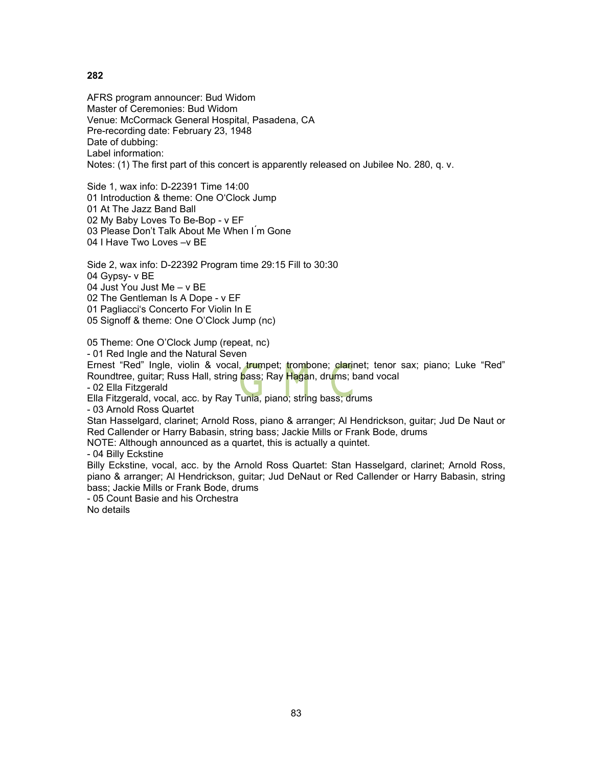**282**

AFRS program announcer: Bud Widom
Master of Ceremonies: Bud Widom
Venue: McCormack General Hospital, Pasadena, CA
Pre-recording date: February 23, 1948
Date of dubbing:
Label information:
Notes: (1) The first part of this concert is apparently released on Jubilee No. 280, q. v.

Side 1, wax info: D-22391 Time 14:00
01 Introduction & theme: One O'Clock Jump
01 At The Jazz Band Ball
02 My Baby Loves To Be-Bop - v EF
03 Please Don't Talk About Me When I´m Gone
04 I Have Two Loves –v BE

Side 2, wax info: D-22392 Program time 29:15 Fill to 30:30
04 Gypsy- v BE
04 Just You Just Me – v BE
02 The Gentleman Is A Dope - v EF
01 Pagliacci's Concerto For Violin In E
05 Signoff & theme: One O'Clock Jump (nc)

05 Theme: One O'Clock Jump (repeat, nc)
- 01 Red Ingle and the Natural Seven
Ernest "Red" Ingle, violin & vocal, trumpet; trombone; clarinet; tenor sax; piano; Luke "Red" Roundtree, guitar; Russ Hall, string bass; Ray Hagan, drums; band vocal
- 02 Ella Fitzgerald
Ella Fitzgerald, vocal, acc. by Ray Tunia, piano; string bass; drums
- 03 Arnold Ross Quartet
Stan Hasselgard, clarinet; Arnold Ross, piano & arranger; Al Hendrickson, guitar; Jud De Naut or Red Callender or Harry Babasin, string bass; Jackie Mills or Frank Bode, drums
NOTE: Although announced as a quartet, this is actually a quintet.
- 04 Billy Eckstine
Billy Eckstine, vocal, acc. by the Arnold Ross Quartet: Stan Hasselgard, clarinet; Arnold Ross, piano & arranger; Al Hendrickson, guitar; Jud DeNaut or Red Callender or Harry Babasin, string bass; Jackie Mills or Frank Bode, drums
- 05 Count Basie and his Orchestra
No details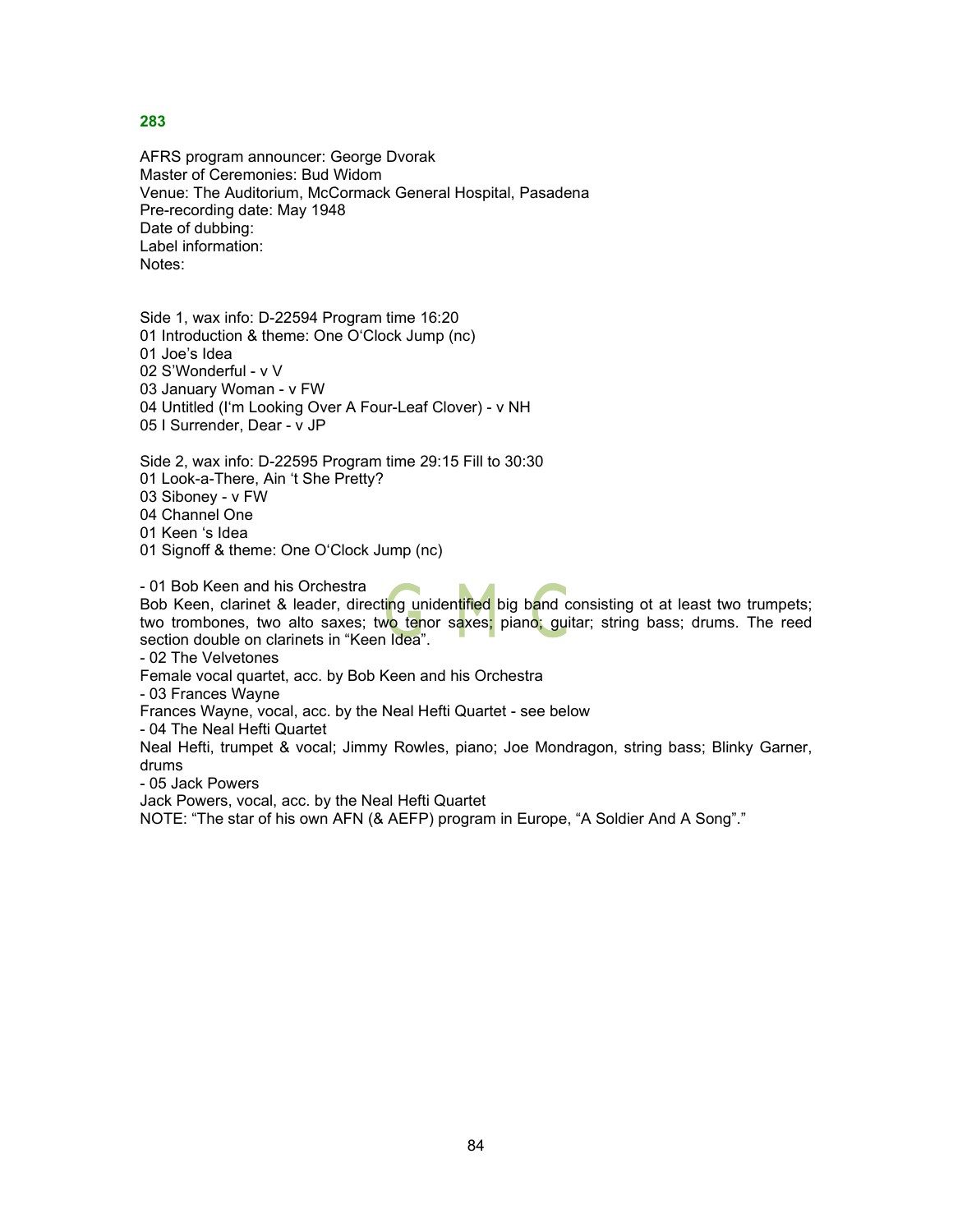**283**

AFRS program announcer: George Dvorak
Master of Ceremonies: Bud Widom
Venue: The Auditorium, McCormack General Hospital, Pasadena
Pre-recording date: May 1948
Date of dubbing:
Label information:
Notes:

Side 1, wax info: D-22594 Program time 16:20
01 Introduction & theme: One O'Clock Jump (nc)
01 Joe's Idea
02 S'Wonderful - v V
03 January Woman - v FW
04 Untitled (I'm Looking Over A Four-Leaf Clover) - v NH
05 I Surrender, Dear - v JP

Side 2, wax info: D-22595 Program time 29:15 Fill to 30:30
01 Look-a-There, Ain 't She Pretty?
03 Siboney - v FW
04 Channel One
01 Keen 's Idea
01 Signoff & theme: One O'Clock Jump (nc)

- 01 Bob Keen and his Orchestra
Bob Keen, clarinet & leader, directing unidentified big band consisting ot at least two trumpets; two trombones, two alto saxes; two tenor saxes; piano; guitar; string bass; drums. The reed section double on clarinets in "Keen Idea".
- 02 The Velvetones
Female vocal quartet, acc. by Bob Keen and his Orchestra
- 03 Frances Wayne
Frances Wayne, vocal, acc. by the Neal Hefti Quartet - see below
- 04 The Neal Hefti Quartet
Neal Hefti, trumpet & vocal; Jimmy Rowles, piano; Joe Mondragon, string bass; Blinky Garner, drums
- 05 Jack Powers
Jack Powers, vocal, acc. by the Neal Hefti Quartet
NOTE: "The star of his own AFN (& AEFP) program in Europe, "A Soldier And A Song"."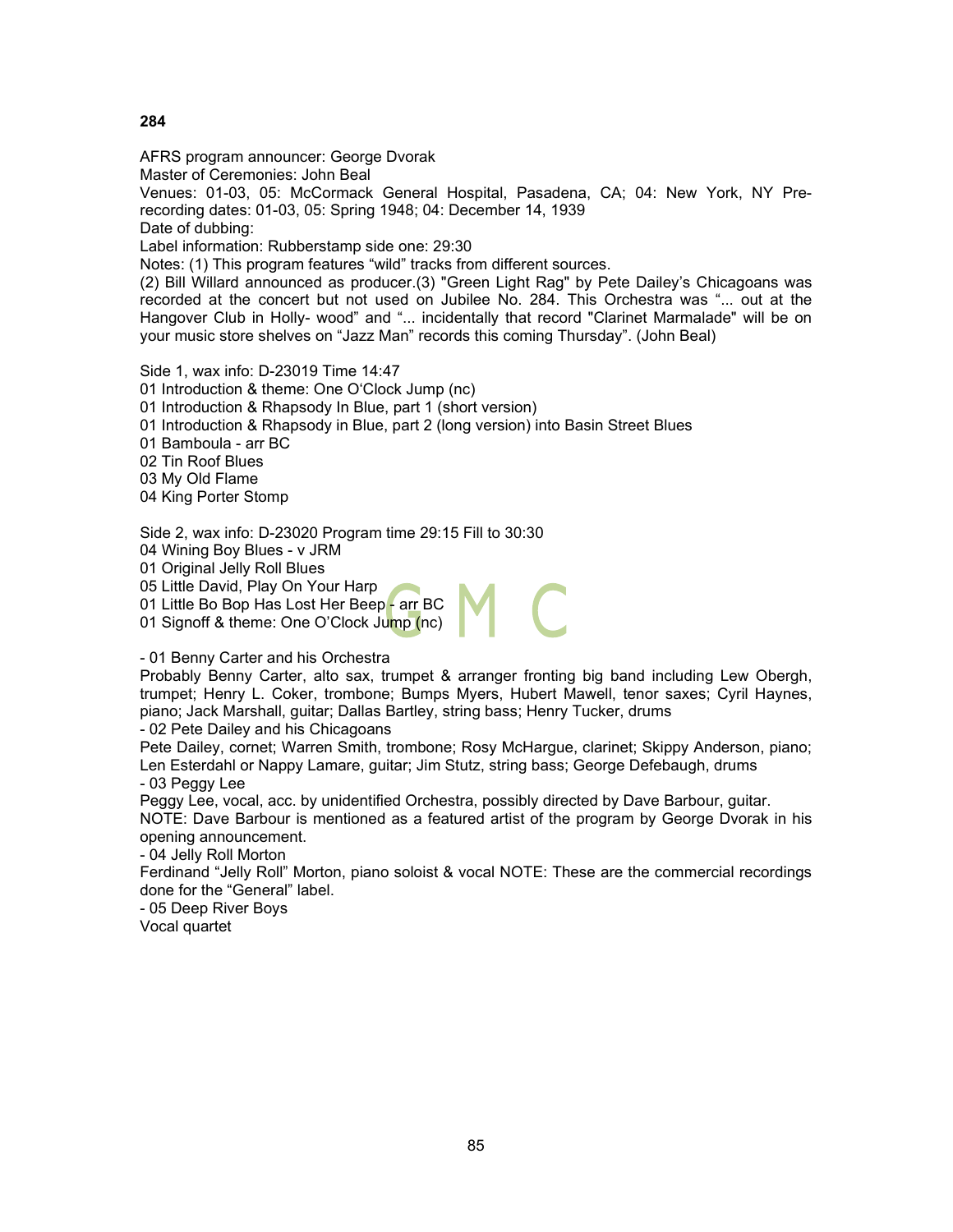**284**

AFRS program announcer: George Dvorak
Master of Ceremonies: John Beal
Venues: 01-03, 05: McCormack General Hospital, Pasadena, CA; 04: New York, NY Pre-recording dates: 01-03, 05: Spring 1948; 04: December 14, 1939
Date of dubbing:
Label information: Rubberstamp side one: 29:30
Notes: (1) This program features "wild" tracks from different sources.
(2) Bill Willard announced as producer.(3) "Green Light Rag" by Pete Dailey's Chicagoans was recorded at the concert but not used on Jubilee No. 284. This Orchestra was "... out at the Hangover Club in Holly- wood" and "... incidentally that record "Clarinet Marmalade" will be on your music store shelves on "Jazz Man" records this coming Thursday". (John Beal)

Side 1, wax info: D-23019 Time 14:47
01 Introduction & theme: One O'Clock Jump (nc)
01 Introduction & Rhapsody In Blue, part 1 (short version)
01 Introduction & Rhapsody in Blue, part 2 (long version) into Basin Street Blues
01 Bamboula - arr BC
02 Tin Roof Blues
03 My Old Flame
04 King Porter Stomp

Side 2, wax info: D-23020 Program time 29:15 Fill to 30:30
04 Wining Boy Blues - v JRM
01 Original Jelly Roll Blues
05 Little David, Play On Your Harp
01 Little Bo Bop Has Lost Her Beep - arr BC
01 Signoff & theme: One O'Clock Jump (nc)

- 01 Benny Carter and his Orchestra
Probably Benny Carter, alto sax, trumpet & arranger fronting big band including Lew Obergh, trumpet; Henry L. Coker, trombone; Bumps Myers, Hubert Mawell, tenor saxes; Cyril Haynes, piano; Jack Marshall, guitar; Dallas Bartley, string bass; Henry Tucker, drums
- 02 Pete Dailey and his Chicagoans
Pete Dailey, cornet; Warren Smith, trombone; Rosy McHargue, clarinet; Skippy Anderson, piano; Len Esterdahl or Nappy Lamare, guitar; Jim Stutz, string bass; George Defebaugh, drums
- 03 Peggy Lee
Peggy Lee, vocal, acc. by unidentified Orchestra, possibly directed by Dave Barbour, guitar.
NOTE: Dave Barbour is mentioned as a featured artist of the program by George Dvorak in his opening announcement.
- 04 Jelly Roll Morton
Ferdinand "Jelly Roll" Morton, piano soloist & vocal NOTE: These are the commercial recordings done for the "General" label.
- 05 Deep River Boys
Vocal quartet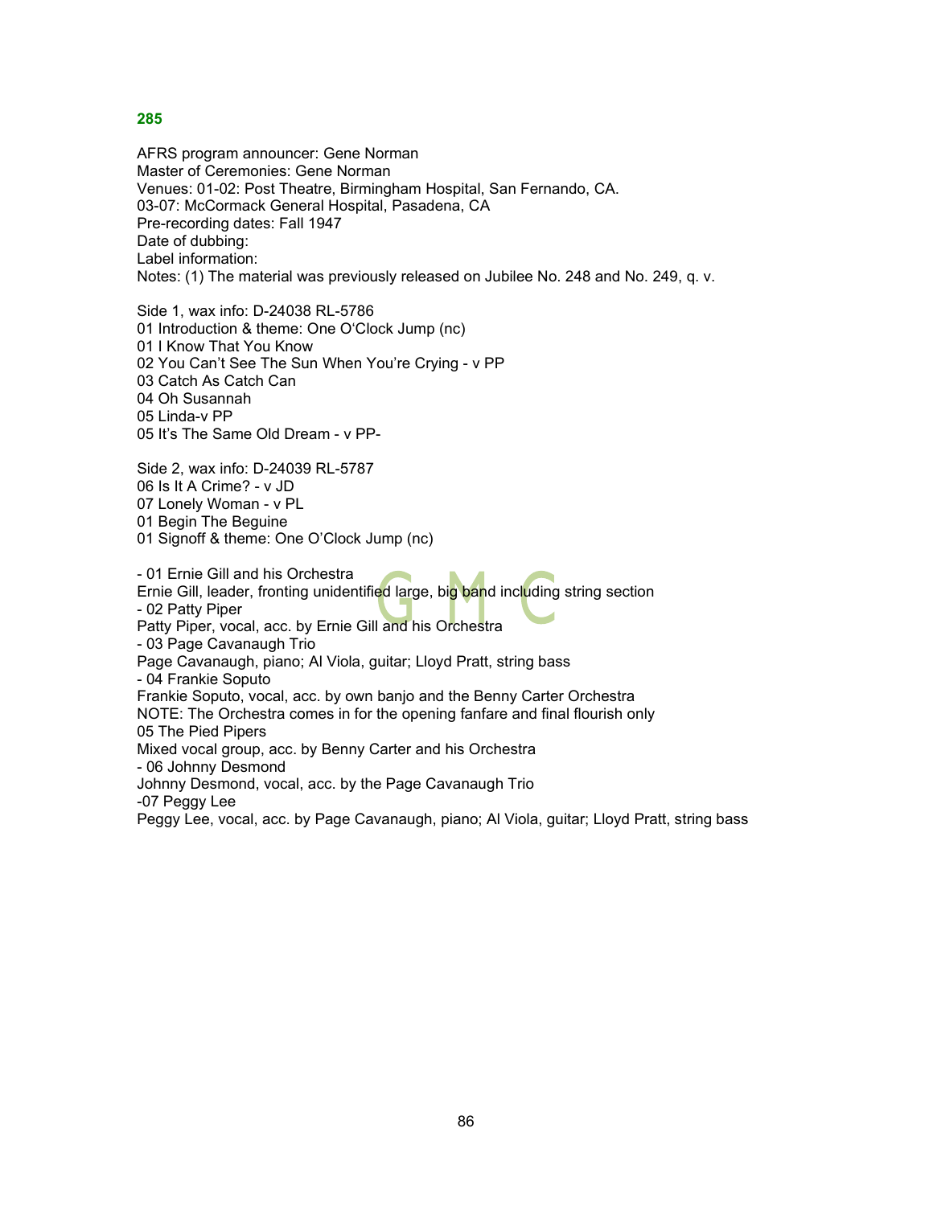**285**

AFRS program announcer: Gene Norman
Master of Ceremonies: Gene Norman
Venues: 01-02: Post Theatre, Birmingham Hospital, San Fernando, CA.
03-07: McCormack General Hospital, Pasadena, CA
Pre-recording dates: Fall 1947
Date of dubbing:
Label information:
Notes: (1) The material was previously released on Jubilee No. 248 and No. 249, q. v.

Side 1, wax info: D-24038 RL-5786
01 Introduction & theme: One O'Clock Jump (nc)
01 I Know That You Know
02 You Can't See The Sun When You're Crying - v PP
03 Catch As Catch Can
04 Oh Susannah
05 Linda-v PP
05 It's The Same Old Dream - v PP-

Side 2, wax info: D-24039 RL-5787
06 Is It A Crime? - v JD
07 Lonely Woman - v PL
01 Begin The Beguine
01 Signoff & theme: One O'Clock Jump (nc)

- 01 Ernie Gill and his Orchestra
Ernie Gill, leader, fronting unidentified large, big band including string section
- 02 Patty Piper
Patty Piper, vocal, acc. by Ernie Gill and his Orchestra
- 03 Page Cavanaugh Trio
Page Cavanaugh, piano; Al Viola, guitar; Lloyd Pratt, string bass
- 04 Frankie Soputo
Frankie Soputo, vocal, acc. by own banjo and the Benny Carter Orchestra
NOTE: The Orchestra comes in for the opening fanfare and final flourish only
05 The Pied Pipers
Mixed vocal group, acc. by Benny Carter and his Orchestra
- 06 Johnny Desmond
Johnny Desmond, vocal, acc. by the Page Cavanaugh Trio
-07 Peggy Lee
Peggy Lee, vocal, acc. by Page Cavanaugh, piano; Al Viola, guitar; Lloyd Pratt, string bass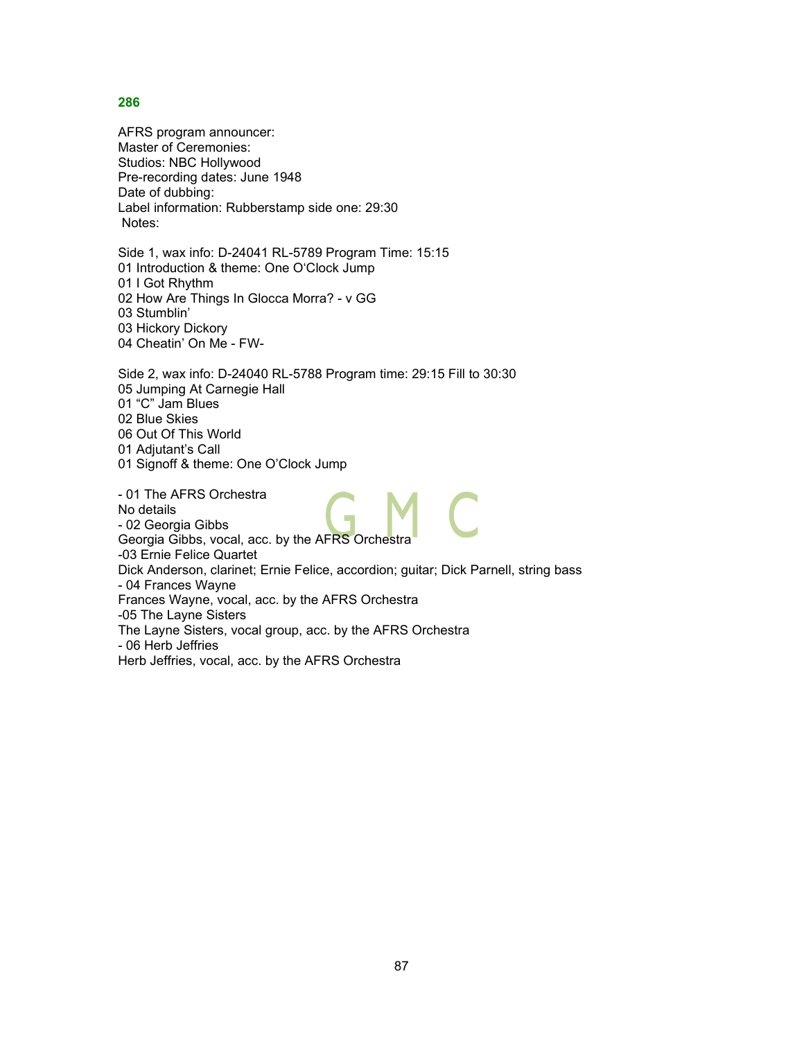## 286

AFRS program announcer:
Master of Ceremonies:
Studios: NBC Hollywood
Pre-recording dates: June 1948
Date of dubbing:
Label information: Rubberstamp side one: 29:30
Notes:

Side 1, wax info: D-24041 RL-5789 Program Time: 15:15
01 Introduction & theme: One O'Clock Jump
01 I Got Rhythm
02 How Are Things In Glocca Morra? - v GG
03 Stumblin'
03 Hickory Dickory
04 Cheatin' On Me - FW-

Side 2, wax info: D-24040 RL-5788 Program time: 29:15 Fill to 30:30
05 Jumping At Carnegie Hall
01 "C" Jam Blues
02 Blue Skies
06 Out Of This World
01 Adjutant's Call
01 Signoff & theme: One O'Clock Jump

- 01 The AFRS Orchestra
No details
- 02 Georgia Gibbs
Georgia Gibbs, vocal, acc. by the AFRS Orchestra
-03 Ernie Felice Quartet
Dick Anderson, clarinet; Ernie Felice, accordion; guitar; Dick Parnell, string bass
- 04 Frances Wayne
Frances Wayne, vocal, acc. by the AFRS Orchestra
-05 The Layne Sisters
The Layne Sisters, vocal group, acc. by the AFRS Orchestra
- 06 Herb Jeffries
Herb Jeffries, vocal, acc. by the AFRS Orchestra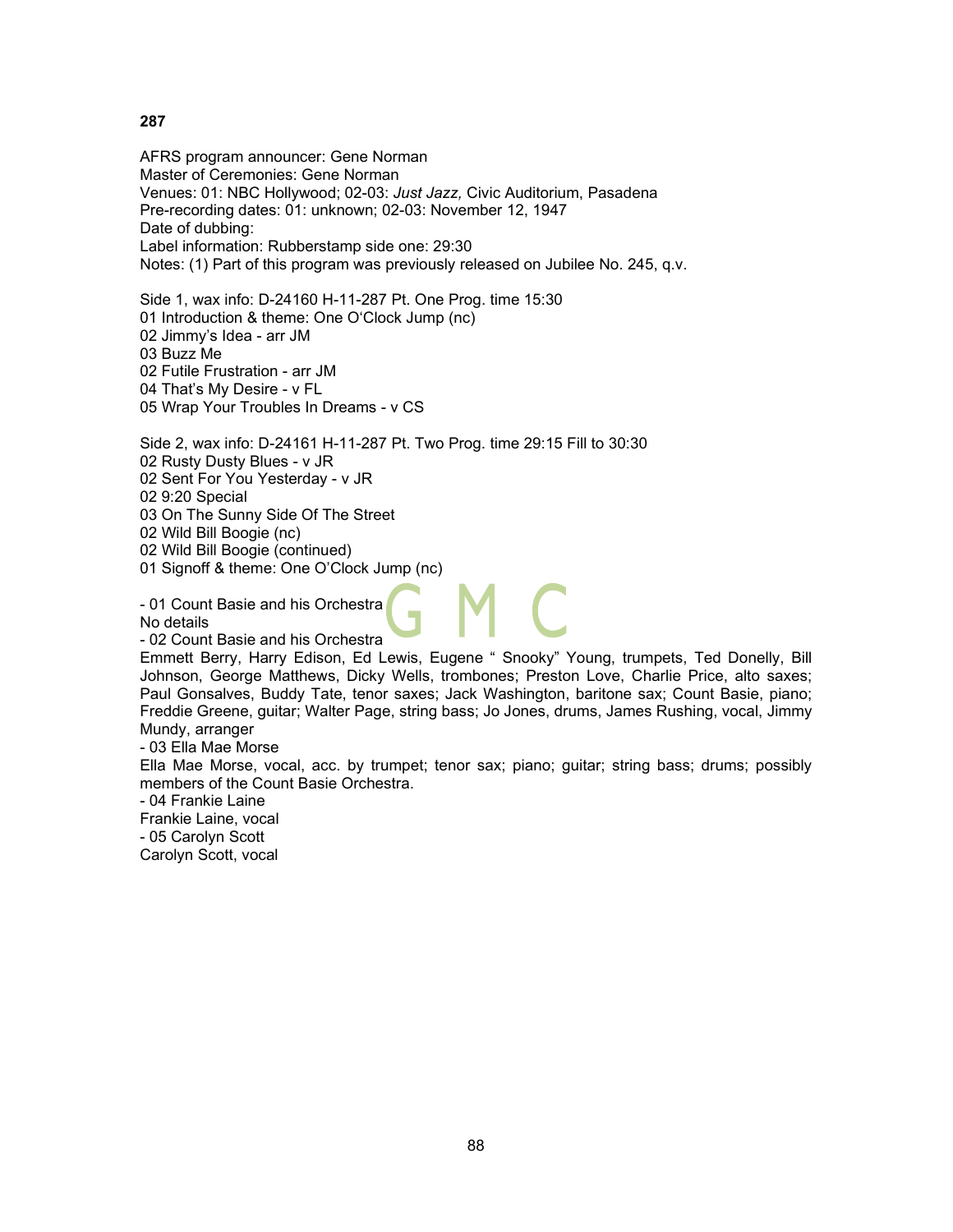**287**

AFRS program announcer: Gene Norman
Master of Ceremonies: Gene Norman
Venues: 01: NBC Hollywood; 02-03: *Just Jazz,* Civic Auditorium, Pasadena
Pre-recording dates: 01: unknown; 02-03: November 12, 1947
Date of dubbing:
Label information: Rubberstamp side one: 29:30
Notes: (1) Part of this program was previously released on Jubilee No. 245, q.v.

Side 1, wax info: D-24160 H-11-287 Pt. One Prog. time 15:30
01 Introduction & theme: One O'Clock Jump (nc)
02 Jimmy's Idea - arr JM
03 Buzz Me
02 Futile Frustration - arr JM
04 That's My Desire - v FL
05 Wrap Your Troubles In Dreams - v CS

Side 2, wax info: D-24161 H-11-287 Pt. Two Prog. time 29:15 Fill to 30:30
02 Rusty Dusty Blues - v JR
02 Sent For You Yesterday - v JR
02 9:20 Special
03 On The Sunny Side Of The Street
02 Wild Bill Boogie (nc)
02 Wild Bill Boogie (continued)
01 Signoff & theme: One O'Clock Jump (nc)

- 01 Count Basie and his Orchestra
No details
- 02 Count Basie and his Orchestra
Emmett Berry, Harry Edison, Ed Lewis, Eugene " Snooky" Young, trumpets, Ted Donelly, Bill Johnson, George Matthews, Dicky Wells, trombones; Preston Love, Charlie Price, alto saxes; Paul Gonsalves, Buddy Tate, tenor saxes; Jack Washington, baritone sax; Count Basie, piano; Freddie Greene, guitar; Walter Page, string bass; Jo Jones, drums, James Rushing, vocal, Jimmy Mundy, arranger
- 03 Ella Mae Morse
Ella Mae Morse, vocal, acc. by trumpet; tenor sax; piano; guitar; string bass; drums; possibly members of the Count Basie Orchestra.
- 04 Frankie Laine
Frankie Laine, vocal
- 05 Carolyn Scott
Carolyn Scott, vocal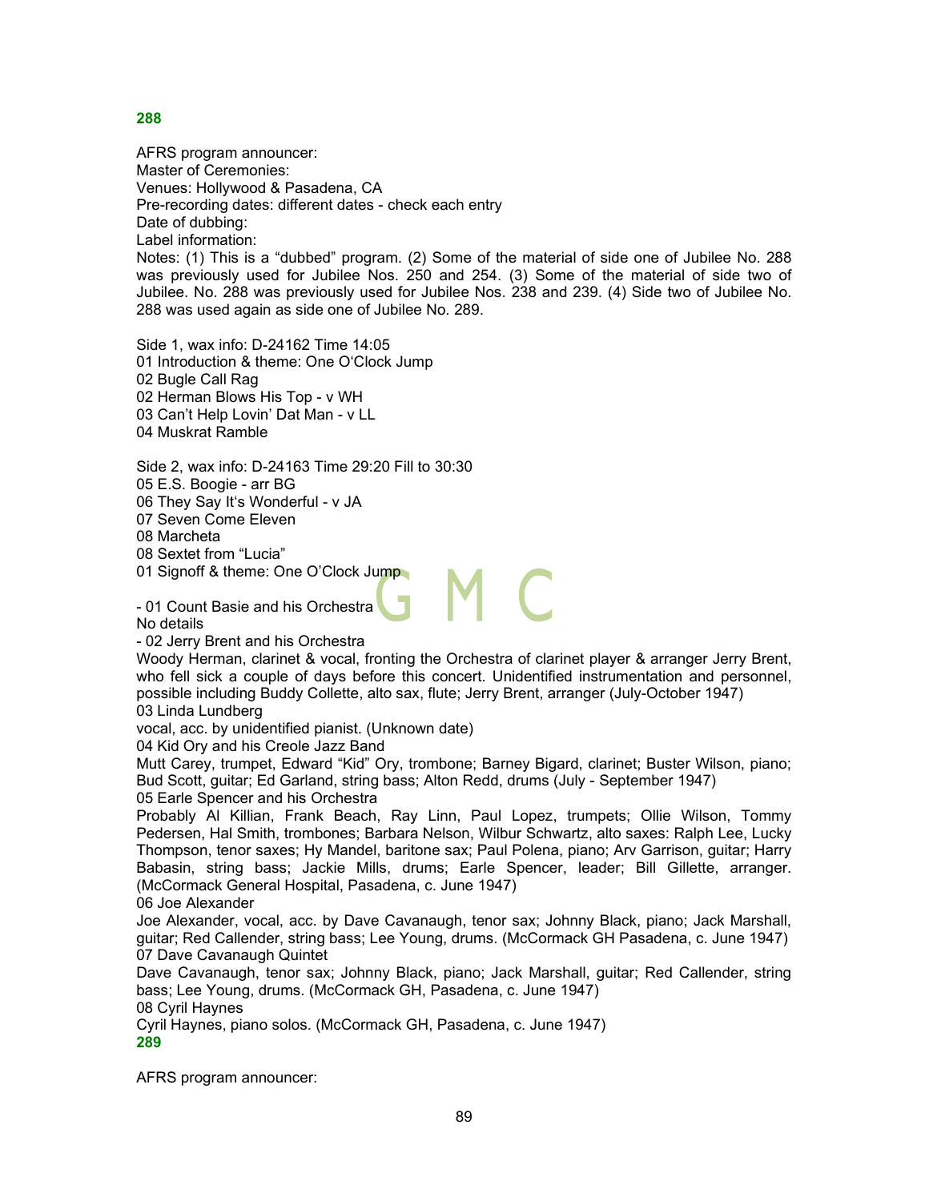## 288

AFRS program announcer:
Master of Ceremonies:
Venues: Hollywood & Pasadena, CA
Pre-recording dates: different dates - check each entry
Date of dubbing:
Label information:
Notes: (1) This is a "dubbed" program. (2) Some of the material of side one of Jubilee No. 288 was previously used for Jubilee Nos. 250 and 254. (3) Some of the material of side two of Jubilee. No. 288 was previously used for Jubilee Nos. 238 and 239. (4) Side two of Jubilee No. 288 was used again as side one of Jubilee No. 289.

Side 1, wax info: D-24162 Time 14:05
01 Introduction & theme: One O'Clock Jump
02 Bugle Call Rag
02 Herman Blows His Top - v WH
03 Can't Help Lovin' Dat Man - v LL
04 Muskrat Ramble

Side 2, wax info: D-24163 Time 29:20 Fill to 30:30
05 E.S. Boogie - arr BG
06 They Say It's Wonderful - v JA
07 Seven Come Eleven
08 Marcheta
08 Sextet from "Lucia"
01 Signoff & theme: One O'Clock Jump

- 01 Count Basie and his Orchestra
No details
- 02 Jerry Brent and his Orchestra
Woody Herman, clarinet & vocal, fronting the Orchestra of clarinet player & arranger Jerry Brent, who fell sick a couple of days before this concert. Unidentified instrumentation and personnel, possible including Buddy Collette, alto sax, flute; Jerry Brent, arranger (July-October 1947)
03 Linda Lundberg
vocal, acc. by unidentified pianist. (Unknown date)
04 Kid Ory and his Creole Jazz Band
Mutt Carey, trumpet, Edward "Kid" Ory, trombone; Barney Bigard, clarinet; Buster Wilson, piano; Bud Scott, guitar; Ed Garland, string bass; Alton Redd, drums (July - September 1947)
05 Earle Spencer and his Orchestra
Probably Al Killian, Frank Beach, Ray Linn, Paul Lopez, trumpets; Ollie Wilson, Tommy Pedersen, Hal Smith, trombones; Barbara Nelson, Wilbur Schwartz, alto saxes: Ralph Lee, Lucky Thompson, tenor saxes; Hy Mandel, baritone sax; Paul Polena, piano; Arv Garrison, guitar; Harry Babasin, string bass; Jackie Mills, drums; Earle Spencer, leader; Bill Gillette, arranger. (McCormack General Hospital, Pasadena, c. June 1947)
06 Joe Alexander
Joe Alexander, vocal, acc. by Dave Cavanaugh, tenor sax; Johnny Black, piano; Jack Marshall, guitar; Red Callender, string bass; Lee Young, drums. (McCormack GH Pasadena, c. June 1947)
07 Dave Cavanaugh Quintet
Dave Cavanaugh, tenor sax; Johnny Black, piano; Jack Marshall, guitar; Red Callender, string bass; Lee Young, drums. (McCormack GH, Pasadena, c. June 1947)
08 Cyril Haynes
Cyril Haynes, piano solos. (McCormack GH, Pasadena, c. June 1947)

## 289

AFRS program announcer: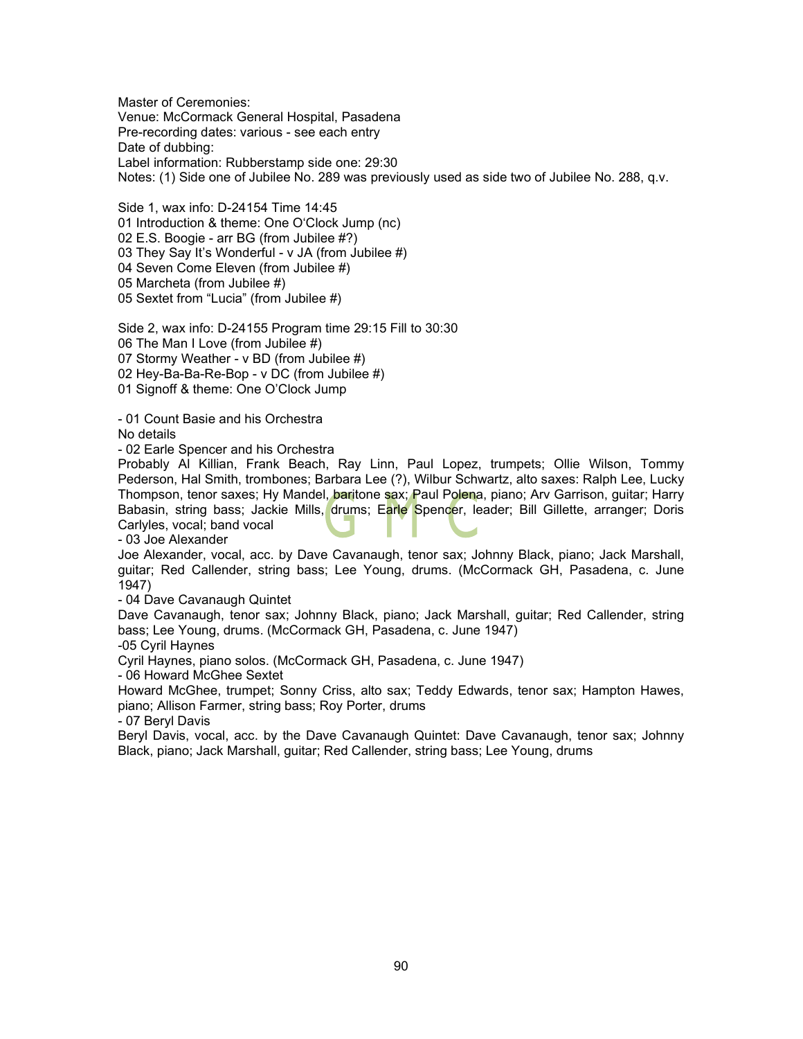Master of Ceremonies:
Venue: McCormack General Hospital, Pasadena
Pre-recording dates: various - see each entry
Date of dubbing:
Label information: Rubberstamp side one: 29:30
Notes: (1) Side one of Jubilee No. 289 was previously used as side two of Jubilee No. 288, q.v.

Side 1, wax info: D-24154 Time 14:45
01 Introduction & theme: One O'Clock Jump (nc)
02 E.S. Boogie - arr BG (from Jubilee #?)
03 They Say It's Wonderful - v JA (from Jubilee #)
04 Seven Come Eleven (from Jubilee #)
05 Marcheta (from Jubilee #)
05 Sextet from "Lucia" (from Jubilee #)

Side 2, wax info: D-24155 Program time 29:15 Fill to 30:30
06 The Man I Love (from Jubilee #)
07 Stormy Weather - v BD (from Jubilee #)
02 Hey-Ba-Ba-Re-Bop - v DC (from Jubilee #)
01 Signoff & theme: One O'Clock Jump

- 01 Count Basie and his Orchestra
No details
- 02 Earle Spencer and his Orchestra
Probably Al Killian, Frank Beach, Ray Linn, Paul Lopez, trumpets; Ollie Wilson, Tommy Pederson, Hal Smith, trombones; Barbara Lee (?), Wilbur Schwartz, alto saxes: Ralph Lee, Lucky Thompson, tenor saxes; Hy Mandel, baritone sax; Paul Polena, piano; Arv Garrison, guitar; Harry Babasin, string bass; Jackie Mills, drums; Earle Spencer, leader; Bill Gillette, arranger; Doris Carlyles, vocal; band vocal
- 03 Joe Alexander
Joe Alexander, vocal, acc. by Dave Cavanaugh, tenor sax; Johnny Black, piano; Jack Marshall, guitar; Red Callender, string bass; Lee Young, drums. (McCormack GH, Pasadena, c. June 1947)
- 04 Dave Cavanaugh Quintet
Dave Cavanaugh, tenor sax; Johnny Black, piano; Jack Marshall, guitar; Red Callender, string bass; Lee Young, drums. (McCormack GH, Pasadena, c. June 1947)
-05 Cyril Haynes
Cyril Haynes, piano solos. (McCormack GH, Pasadena, c. June 1947)
- 06 Howard McGhee Sextet
Howard McGhee, trumpet; Sonny Criss, alto sax; Teddy Edwards, tenor sax; Hampton Hawes, piano; Allison Farmer, string bass; Roy Porter, drums
- 07 Beryl Davis
Beryl Davis, vocal, acc. by the Dave Cavanaugh Quintet: Dave Cavanaugh, tenor sax; Johnny Black, piano; Jack Marshall, guitar; Red Callender, string bass; Lee Young, drums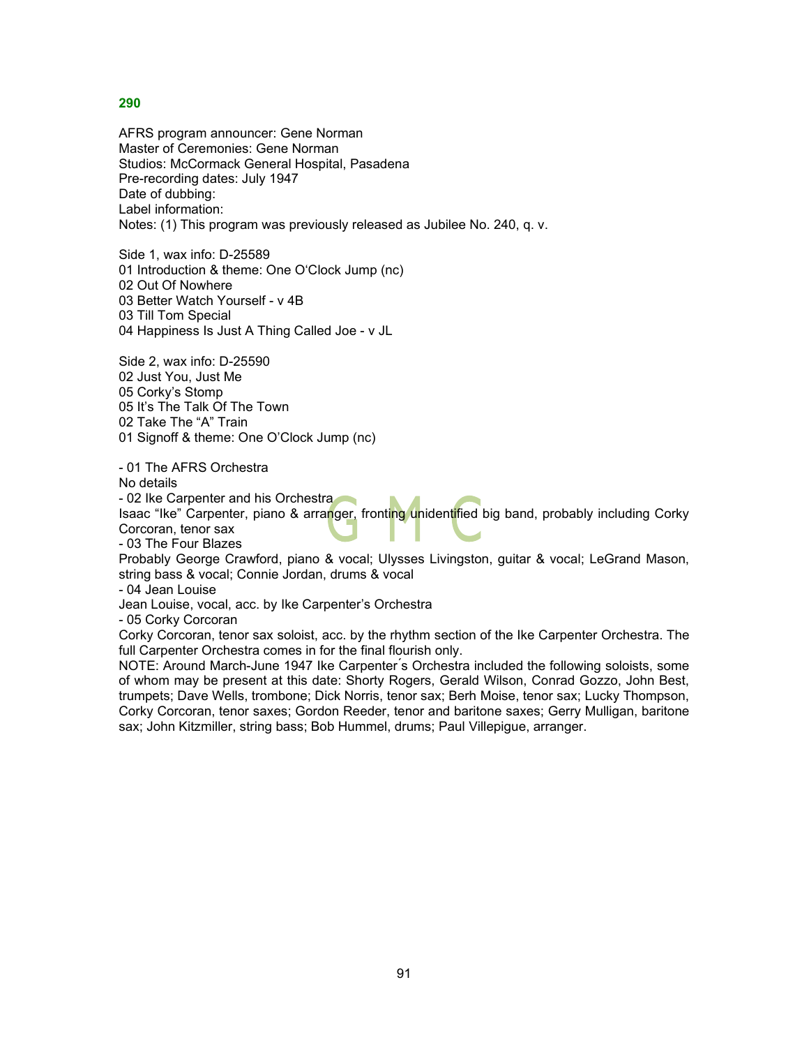## 290

AFRS program announcer: Gene Norman
Master of Ceremonies: Gene Norman
Studios: McCormack General Hospital, Pasadena
Pre-recording dates: July 1947
Date of dubbing:
Label information:
Notes: (1) This program was previously released as Jubilee No. 240, q. v.

Side 1, wax info: D-25589
01 Introduction & theme: One O'Clock Jump (nc)
02 Out Of Nowhere
03 Better Watch Yourself - v 4B
03 Till Tom Special
04 Happiness Is Just A Thing Called Joe - v JL

Side 2, wax info: D-25590
02 Just You, Just Me
05 Corky's Stomp
05 It's The Talk Of The Town
02 Take The "A" Train
01 Signoff & theme: One O'Clock Jump (nc)

- 01 The AFRS Orchestra
No details
- 02 Ike Carpenter and his Orchestra
Isaac "Ike" Carpenter, piano & arranger, fronting unidentified big band, probably including Corky Corcoran, tenor sax
- 03 The Four Blazes
Probably George Crawford, piano & vocal; Ulysses Livingston, guitar & vocal; LeGrand Mason, string bass & vocal; Connie Jordan, drums & vocal
- 04 Jean Louise
Jean Louise, vocal, acc. by Ike Carpenter's Orchestra
- 05 Corky Corcoran
Corky Corcoran, tenor sax soloist, acc. by the rhythm section of the Ike Carpenter Orchestra. The full Carpenter Orchestra comes in for the final flourish only.
NOTE: Around March-June 1947 Ike Carpenter´s Orchestra included the following soloists, some of whom may be present at this date: Shorty Rogers, Gerald Wilson, Conrad Gozzo, John Best, trumpets; Dave Wells, trombone; Dick Norris, tenor sax; Berh Moise, tenor sax; Lucky Thompson, Corky Corcoran, tenor saxes; Gordon Reeder, tenor and baritone saxes; Gerry Mulligan, baritone sax; John Kitzmiller, string bass; Bob Hummel, drums; Paul Villepigue, arranger.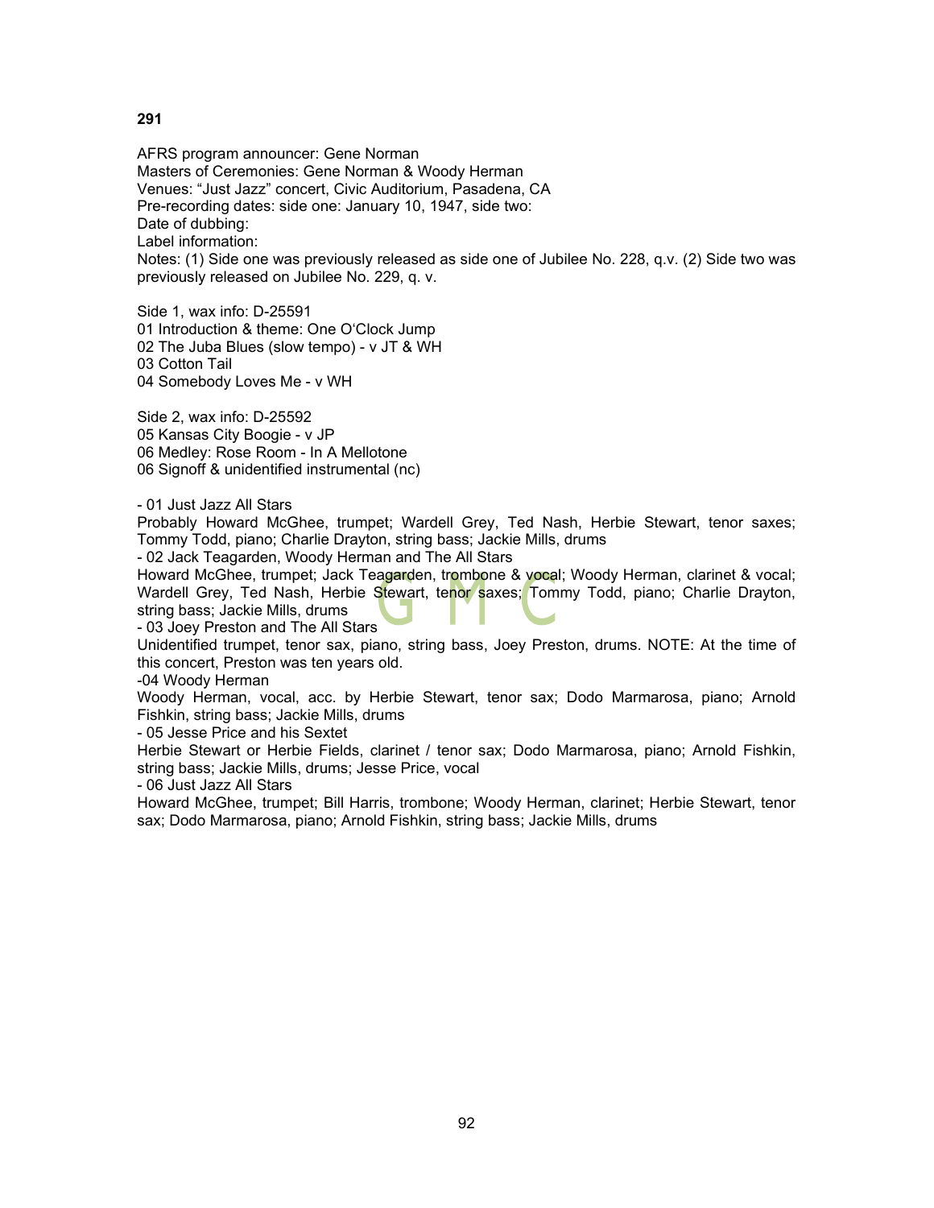**291**

AFRS program announcer: Gene Norman
Masters of Ceremonies: Gene Norman & Woody Herman
Venues: "Just Jazz" concert, Civic Auditorium, Pasadena, CA
Pre-recording dates: side one: January 10, 1947, side two:
Date of dubbing:
Label information:
Notes: (1) Side one was previously released as side one of Jubilee No. 228, q.v. (2) Side two was previously released on Jubilee No. 229, q. v.

Side 1, wax info: D-25591
01 Introduction & theme: One O'Clock Jump
02 The Juba Blues (slow tempo) - v JT & WH
03 Cotton Tail
04 Somebody Loves Me - v WH

Side 2, wax info: D-25592
05 Kansas City Boogie - v JP
06 Medley: Rose Room - In A Mellotone
06 Signoff & unidentified instrumental (nc)

- 01 Just Jazz All Stars
Probably Howard McGhee, trumpet; Wardell Grey, Ted Nash, Herbie Stewart, tenor saxes; Tommy Todd, piano; Charlie Drayton, string bass; Jackie Mills, drums
- 02 Jack Teagarden, Woody Herman and The All Stars
Howard McGhee, trumpet; Jack Teagarden, trombone & vocal; Woody Herman, clarinet & vocal; Wardell Grey, Ted Nash, Herbie Stewart, tenor saxes; Tommy Todd, piano; Charlie Drayton, string bass; Jackie Mills, drums
- 03 Joey Preston and The All Stars
Unidentified trumpet, tenor sax, piano, string bass, Joey Preston, drums. NOTE: At the time of this concert, Preston was ten years old.
-04 Woody Herman
Woody Herman, vocal, acc. by Herbie Stewart, tenor sax; Dodo Marmarosa, piano; Arnold Fishkin, string bass; Jackie Mills, drums
- 05 Jesse Price and his Sextet
Herbie Stewart or Herbie Fields, clarinet / tenor sax; Dodo Marmarosa, piano; Arnold Fishkin, string bass; Jackie Mills, drums; Jesse Price, vocal
- 06 Just Jazz All Stars
Howard McGhee, trumpet; Bill Harris, trombone; Woody Herman, clarinet; Herbie Stewart, tenor sax; Dodo Marmarosa, piano; Arnold Fishkin, string bass; Jackie Mills, drums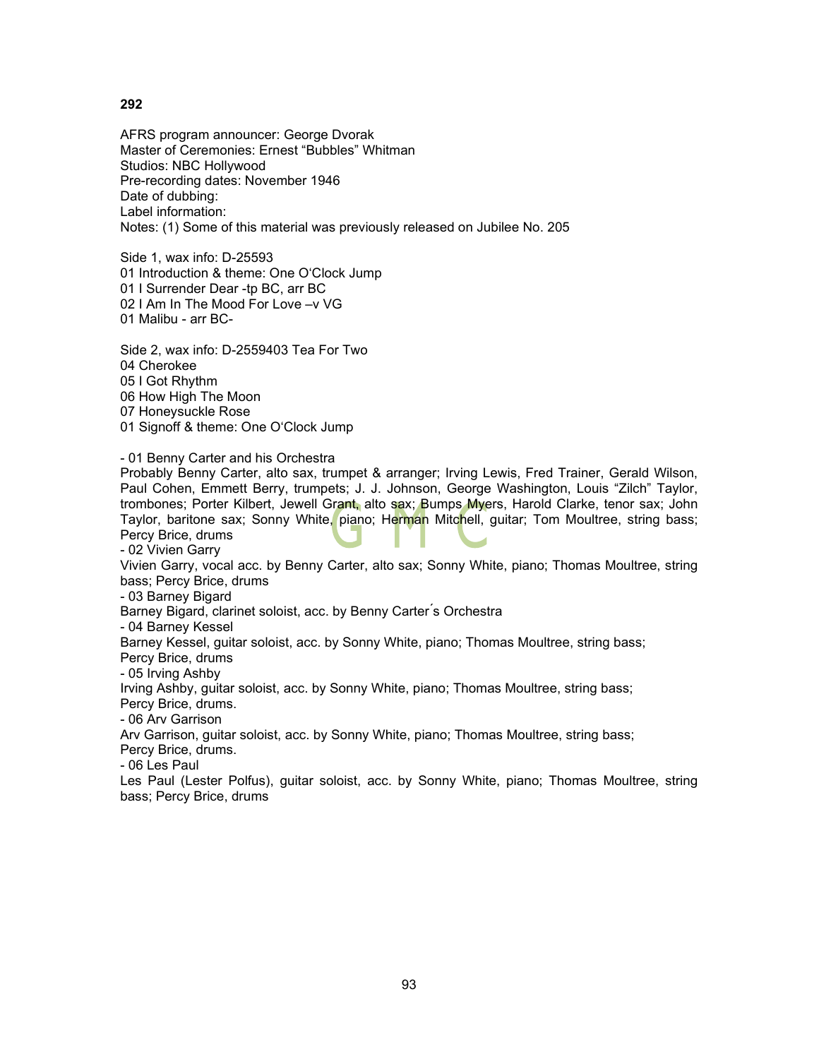**292**

AFRS program announcer: George Dvorak
Master of Ceremonies: Ernest “Bubbles” Whitman
Studios: NBC Hollywood
Pre-recording dates: November 1946
Date of dubbing:
Label information:
Notes: (1) Some of this material was previously released on Jubilee No. 205

Side 1, wax info: D-25593
01 Introduction & theme: One O'Clock Jump
01 I Surrender Dear -tp BC, arr BC
02 I Am In The Mood For Love –v VG
01 Malibu - arr BC-

Side 2, wax info: D-2559403 Tea For Two
04 Cherokee
05 I Got Rhythm
06 How High The Moon
07 Honeysuckle Rose
01 Signoff & theme: One O'Clock Jump

- 01 Benny Carter and his Orchestra
Probably Benny Carter, alto sax, trumpet & arranger; Irving Lewis, Fred Trainer, Gerald Wilson, Paul Cohen, Emmett Berry, trumpets; J. J. Johnson, George Washington, Louis “Zilch” Taylor, trombones; Porter Kilbert, Jewell Grant, alto sax; Bumps Myers, Harold Clarke, tenor sax; John Taylor, baritone sax; Sonny White, piano; Herman Mitchell, guitar; Tom Moultree, string bass; Percy Brice, drums
- 02 Vivien Garry
Vivien Garry, vocal acc. by Benny Carter, alto sax; Sonny White, piano; Thomas Moultree, string bass; Percy Brice, drums
- 03 Barney Bigard
Barney Bigard, clarinet soloist, acc. by Benny Carter´s Orchestra
- 04 Barney Kessel
Barney Kessel, guitar soloist, acc. by Sonny White, piano; Thomas Moultree, string bass; Percy Brice, drums
- 05 Irving Ashby
Irving Ashby, guitar soloist, acc. by Sonny White, piano; Thomas Moultree, string bass; Percy Brice, drums.
- 06 Arv Garrison
Arv Garrison, guitar soloist, acc. by Sonny White, piano; Thomas Moultree, string bass; Percy Brice, drums.
- 06 Les Paul
Les Paul (Lester Polfus), guitar soloist, acc. by Sonny White, piano; Thomas Moultree, string bass; Percy Brice, drums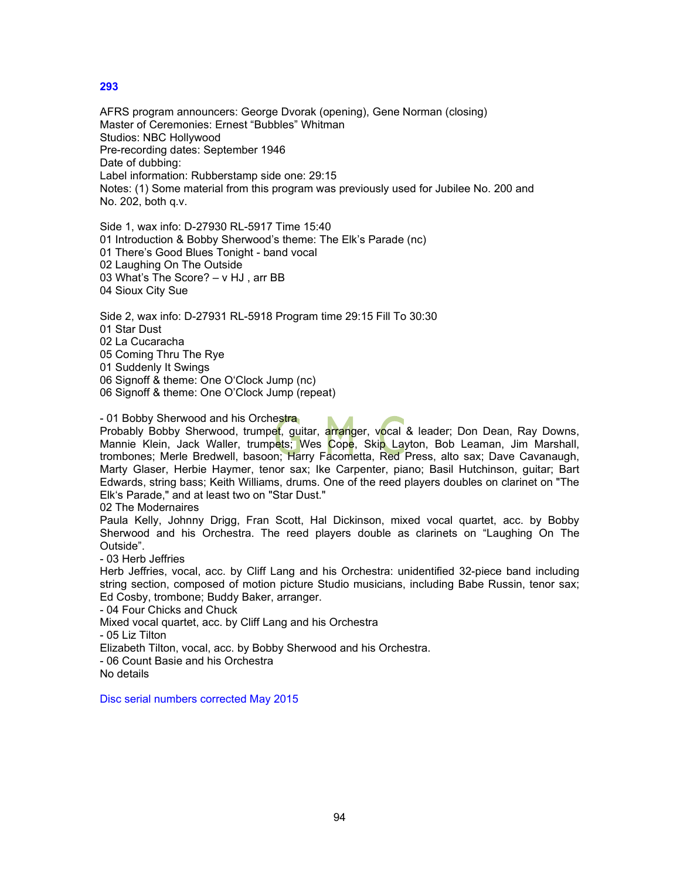## 293

AFRS program announcers: George Dvorak (opening), Gene Norman (closing)
Master of Ceremonies: Ernest “Bubbles” Whitman
Studios: NBC Hollywood
Pre-recording dates: September 1946
Date of dubbing:
Label information: Rubberstamp side one: 29:15
Notes: (1) Some material from this program was previously used for Jubilee No. 200 and No. 202, both q.v.

Side 1, wax info: D-27930 RL-5917 Time 15:40
01 Introduction & Bobby Sherwood’s theme: The Elk’s Parade (nc)
01 There’s Good Blues Tonight - band vocal
02 Laughing On The Outside
03 What’s The Score? – v HJ , arr BB
04 Sioux City Sue

Side 2, wax info: D-27931 RL-5918 Program time 29:15 Fill To 30:30
01 Star Dust
02 La Cucaracha
05 Coming Thru The Rye
01 Suddenly It Swings
06 Signoff & theme: One O‘Clock Jump (nc)
06 Signoff & theme: One O’Clock Jump (repeat)

- 01 Bobby Sherwood and his Orchestra
Probably Bobby Sherwood, trumpet, guitar, arranger, vocal & leader; Don Dean, Ray Downs, Mannie Klein, Jack Waller, trumpets; Wes Cope, Skip Layton, Bob Leaman, Jim Marshall, trombones; Merle Bredwell, basoon; Harry Facometta, Red Press, alto sax; Dave Cavanaugh, Marty Glaser, Herbie Haymer, tenor sax; Ike Carpenter, piano; Basil Hutchinson, guitar; Bart Edwards, string bass; Keith Williams, drums. One of the reed players doubles on clarinet on "The Elk‘s Parade," and at least two on "Star Dust."
02 The Modernaires
Paula Kelly, Johnny Drigg, Fran Scott, Hal Dickinson, mixed vocal quartet, acc. by Bobby Sherwood and his Orchestra. The reed players double as clarinets on “Laughing On The Outside”.
- 03 Herb Jeffries
Herb Jeffries, vocal, acc. by Cliff Lang and his Orchestra: unidentified 32-piece band including string section, composed of motion picture Studio musicians, including Babe Russin, tenor sax; Ed Cosby, trombone; Buddy Baker, arranger.
- 04 Four Chicks and Chuck
Mixed vocal quartet, acc. by Cliff Lang and his Orchestra
- 05 Liz Tilton
Elizabeth Tilton, vocal, acc. by Bobby Sherwood and his Orchestra.
- 06 Count Basie and his Orchestra
No details

Disc serial numbers corrected May 2015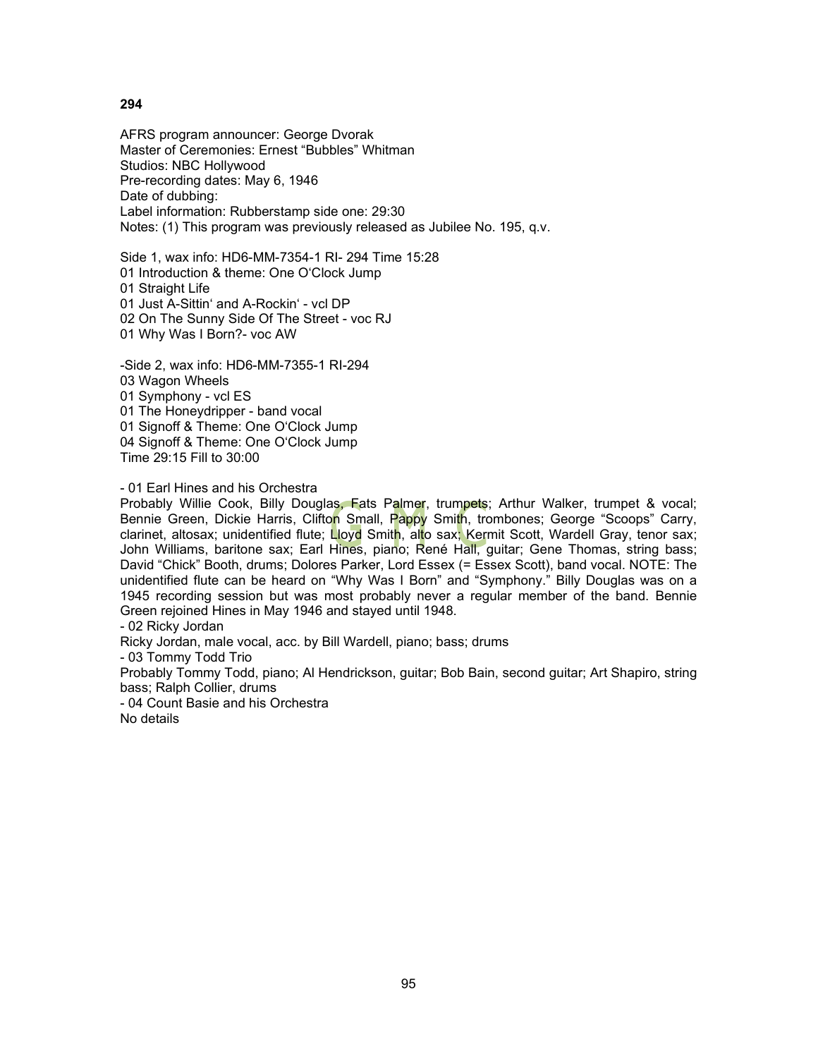**294**

AFRS program announcer: George Dvorak
Master of Ceremonies: Ernest “Bubbles” Whitman
Studios: NBC Hollywood
Pre-recording dates: May 6, 1946
Date of dubbing:
Label information: Rubberstamp side one: 29:30
Notes: (1) This program was previously released as Jubilee No. 195, q.v.

Side 1, wax info: HD6-MM-7354-1 RI- 294 Time 15:28
01 Introduction & theme: One O‘Clock Jump
01 Straight Life
01 Just A-Sittin‘ and A-Rockin‘ - vcl DP
02 On The Sunny Side Of The Street - voc RJ
01 Why Was I Born?- voc AW

-Side 2, wax info: HD6-MM-7355-1 RI-294
03 Wagon Wheels
01 Symphony - vcl ES
01 The Honeydripper - band vocal
01 Signoff & Theme: One O‘Clock Jump
04 Signoff & Theme: One O‘Clock Jump
Time 29:15 Fill to 30:00

- 01 Earl Hines and his Orchestra
Probably Willie Cook, Billy Douglas, Fats Palmer, trumpets; Arthur Walker, trumpet & vocal; Bennie Green, Dickie Harris, Clifton Small, Pappy Smith, trombones; George “Scoops” Carry, clarinet, altosax; unidentified flute; Lloyd Smith, alto sax; Kermit Scott, Wardell Gray, tenor sax; John Williams, baritone sax; Earl Hines, piano; René Hall, guitar; Gene Thomas, string bass; David “Chick” Booth, drums; Dolores Parker, Lord Essex (= Essex Scott), band vocal. NOTE: The unidentified flute can be heard on “Why Was I Born” and “Symphony.” Billy Douglas was on a 1945 recording session but was most probably never a regular member of the band. Bennie Green rejoined Hines in May 1946 and stayed until 1948.
- 02 Ricky Jordan
Ricky Jordan, male vocal, acc. by Bill Wardell, piano; bass; drums
- 03 Tommy Todd Trio
Probably Tommy Todd, piano; Al Hendrickson, guitar; Bob Bain, second guitar; Art Shapiro, string bass; Ralph Collier, drums
- 04 Count Basie and his Orchestra
No details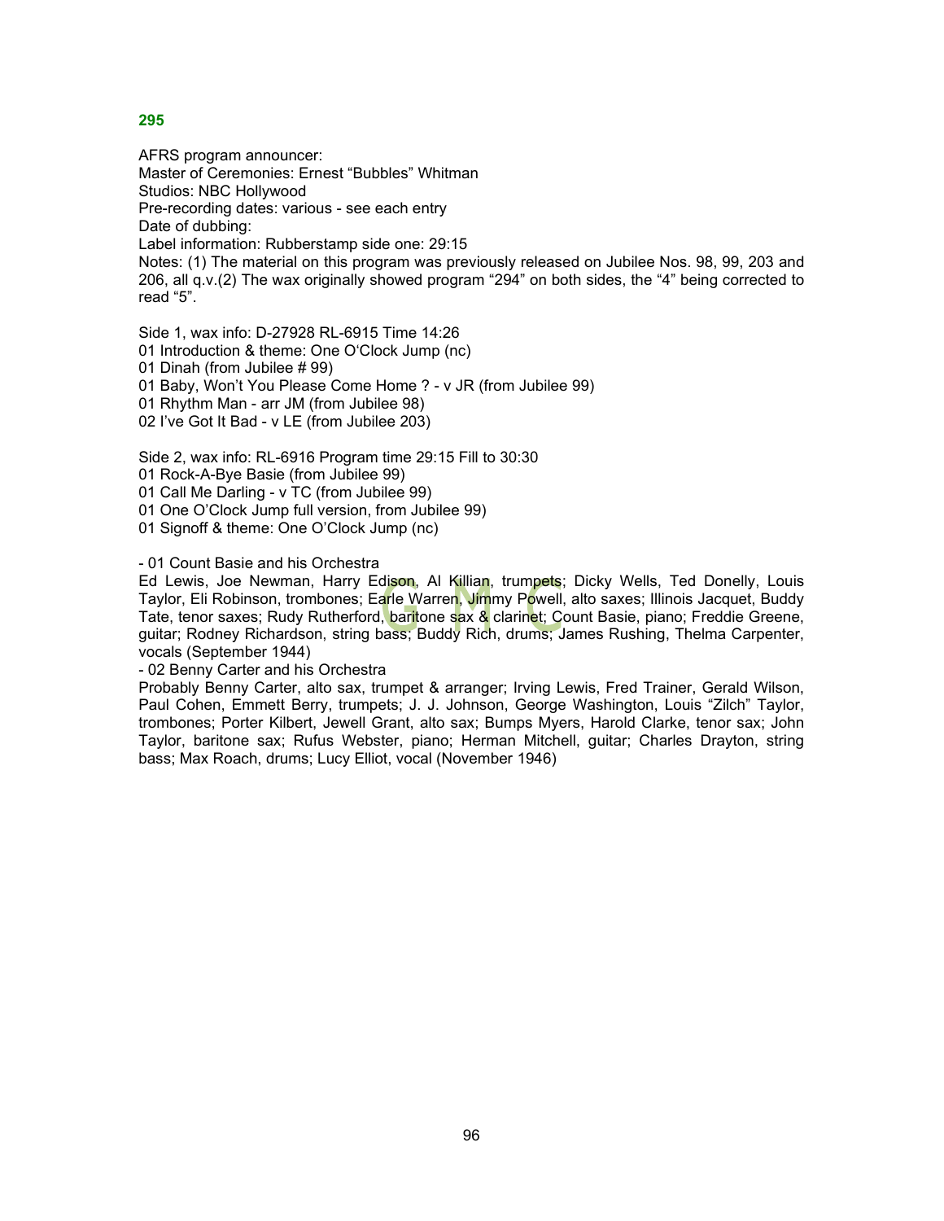**295**

AFRS program announcer:
Master of Ceremonies: Ernest “Bubbles” Whitman
Studios: NBC Hollywood
Pre-recording dates: various - see each entry
Date of dubbing:
Label information: Rubberstamp side one: 29:15
Notes: (1) The material on this program was previously released on Jubilee Nos. 98, 99, 203 and 206, all q.v.(2) The wax originally showed program “294” on both sides, the “4” being corrected to read “5”.

Side 1, wax info: D-27928 RL-6915 Time 14:26
01 Introduction & theme: One O‘Clock Jump (nc)
01 Dinah (from Jubilee # 99)
01 Baby, Won’t You Please Come Home ? - v JR (from Jubilee 99)
01 Rhythm Man - arr JM (from Jubilee 98)
02 I’ve Got It Bad - v LE (from Jubilee 203)

Side 2, wax info: RL-6916 Program time 29:15 Fill to 30:30
01 Rock-A-Bye Basie (from Jubilee 99)
01 Call Me Darling - v TC (from Jubilee 99)
01 One O’Clock Jump full version, from Jubilee 99)
01 Signoff & theme: One O’Clock Jump (nc)

- 01 Count Basie and his Orchestra
Ed Lewis, Joe Newman, Harry Edison, Al Killian, trumpets; Dicky Wells, Ted Donelly, Louis Taylor, Eli Robinson, trombones; Earle Warren, Jimmy Powell, alto saxes; Illinois Jacquet, Buddy Tate, tenor saxes; Rudy Rutherford, baritone sax & clarinet; Count Basie, piano; Freddie Greene, guitar; Rodney Richardson, string bass; Buddy Rich, drums; James Rushing, Thelma Carpenter, vocals (September 1944)
- 02 Benny Carter and his Orchestra
Probably Benny Carter, alto sax, trumpet & arranger; Irving Lewis, Fred Trainer, Gerald Wilson, Paul Cohen, Emmett Berry, trumpets; J. J. Johnson, George Washington, Louis “Zilch” Taylor, trombones; Porter Kilbert, Jewell Grant, alto sax; Bumps Myers, Harold Clarke, tenor sax; John Taylor, baritone sax; Rufus Webster, piano; Herman Mitchell, guitar; Charles Drayton, string bass; Max Roach, drums; Lucy Elliot, vocal (November 1946)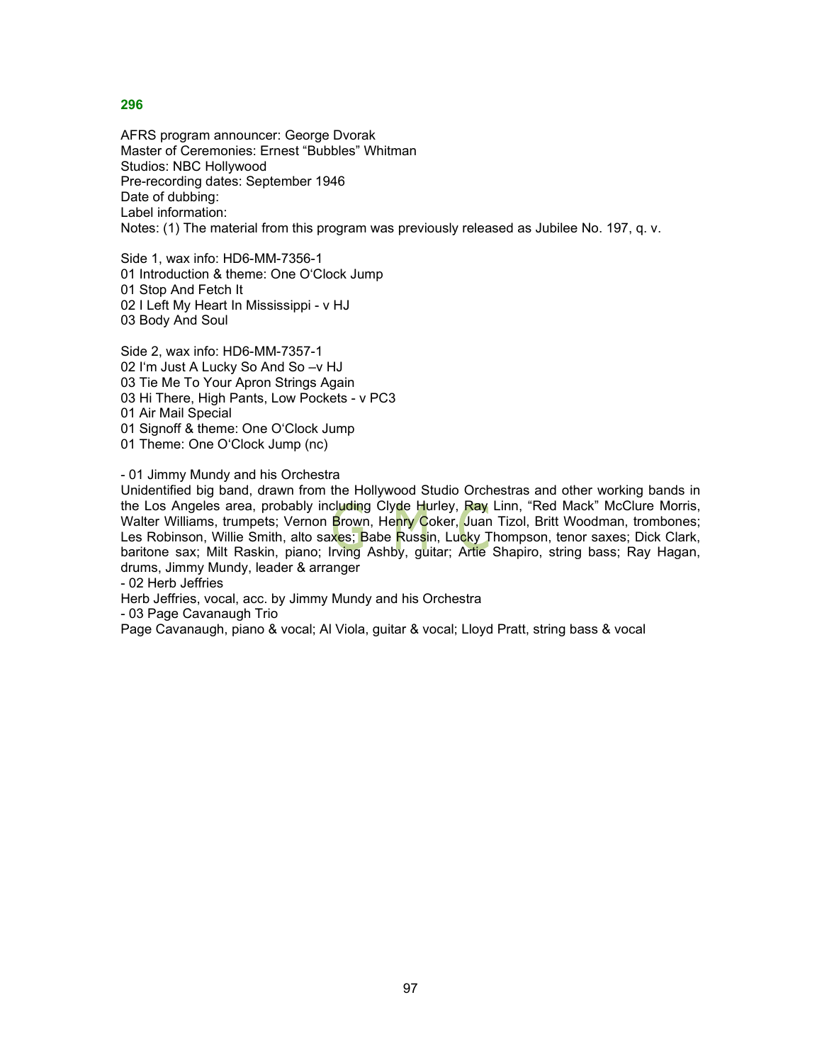## 296

AFRS program announcer: George Dvorak
Master of Ceremonies: Ernest "Bubbles" Whitman
Studios: NBC Hollywood
Pre-recording dates: September 1946
Date of dubbing:
Label information:
Notes: (1) The material from this program was previously released as Jubilee No. 197, q. v.

Side 1, wax info: HD6-MM-7356-1
01 Introduction & theme: One O'Clock Jump
01 Stop And Fetch It
02 I Left My Heart In Mississippi - v HJ
03 Body And Soul

Side 2, wax info: HD6-MM-7357-1
02 I'm Just A Lucky So And So –v HJ
03 Tie Me To Your Apron Strings Again
03 Hi There, High Pants, Low Pockets - v PC3
01 Air Mail Special
01 Signoff & theme: One O'Clock Jump
01 Theme: One O'Clock Jump (nc)

- 01 Jimmy Mundy and his Orchestra
Unidentified big band, drawn from the Hollywood Studio Orchestras and other working bands in the Los Angeles area, probably including Clyde Hurley, Ray Linn, "Red Mack" McClure Morris, Walter Williams, trumpets; Vernon Brown, Henry Coker, Juan Tizol, Britt Woodman, trombones; Les Robinson, Willie Smith, alto saxes; Babe Russin, Lucky Thompson, tenor saxes; Dick Clark, baritone sax; Milt Raskin, piano; Irving Ashby, guitar; Artie Shapiro, string bass; Ray Hagan, drums, Jimmy Mundy, leader & arranger
- 02 Herb Jeffries
Herb Jeffries, vocal, acc. by Jimmy Mundy and his Orchestra
- 03 Page Cavanaugh Trio
Page Cavanaugh, piano & vocal; Al Viola, guitar & vocal; Lloyd Pratt, string bass & vocal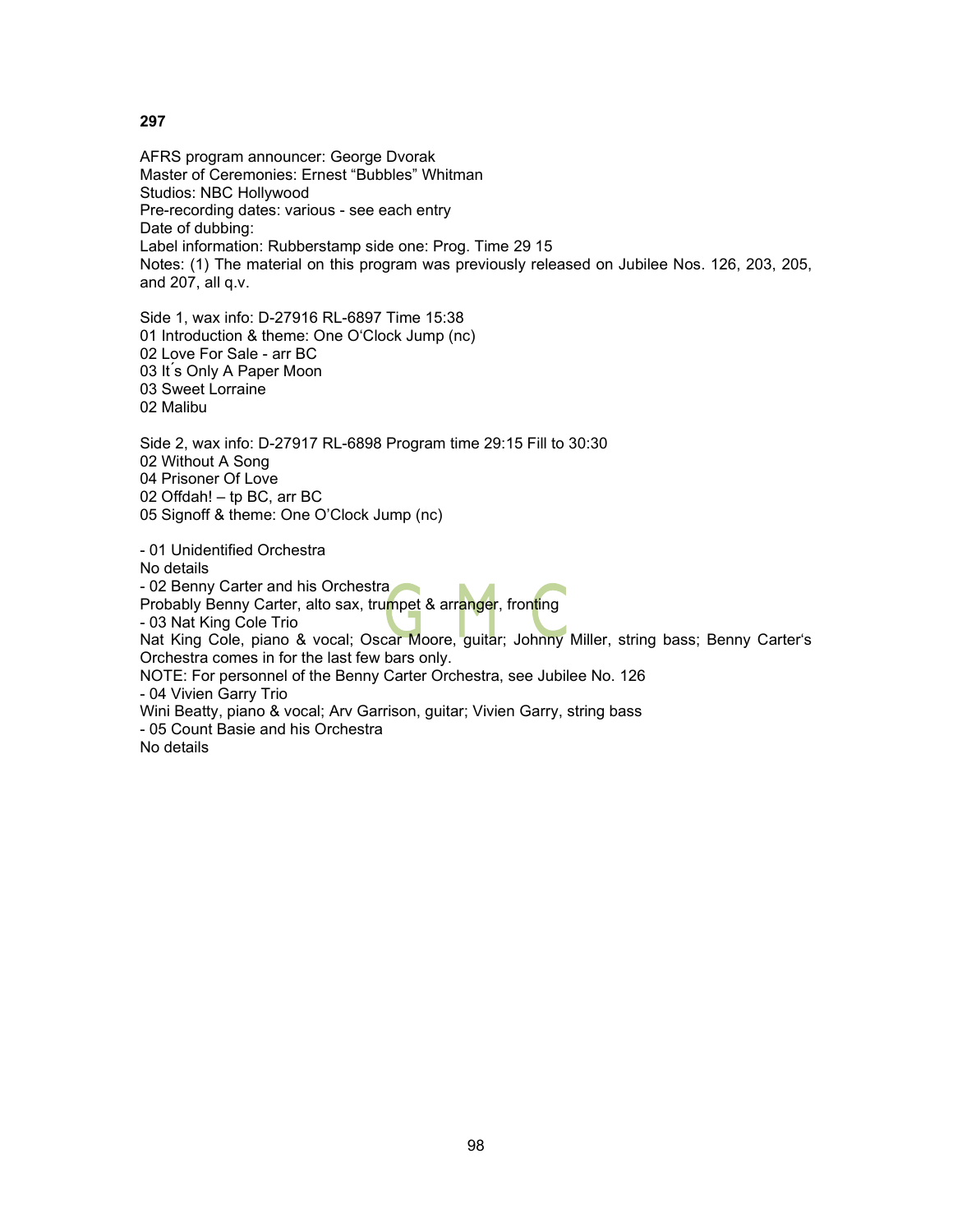**297**

AFRS program announcer: George Dvorak
Master of Ceremonies: Ernest “Bubbles” Whitman
Studios: NBC Hollywood
Pre-recording dates: various - see each entry
Date of dubbing:
Label information: Rubberstamp side one: Prog. Time 29 15
Notes: (1) The material on this program was previously released on Jubilee Nos. 126, 203, 205, and 207, all q.v.

Side 1, wax info: D-27916 RL-6897 Time 15:38
01 Introduction & theme: One O‘Clock Jump (nc)
02 Love For Sale - arr BC
03 It´s Only A Paper Moon
03 Sweet Lorraine
02 Malibu

Side 2, wax info: D-27917 RL-6898 Program time 29:15 Fill to 30:30
02 Without A Song
04 Prisoner Of Love
02 Offdah! – tp BC, arr BC
05 Signoff & theme: One O’Clock Jump (nc)

- 01 Unidentified Orchestra
No details
- 02 Benny Carter and his Orchestra
Probably Benny Carter, alto sax, trumpet & arranger, fronting
- 03 Nat King Cole Trio
Nat King Cole, piano & vocal; Oscar Moore, guitar; Johnny Miller, string bass; Benny Carter‘s Orchestra comes in for the last few bars only.
NOTE: For personnel of the Benny Carter Orchestra, see Jubilee No. 126
- 04 Vivien Garry Trio
Wini Beatty, piano & vocal; Arv Garrison, guitar; Vivien Garry, string bass
- 05 Count Basie and his Orchestra
No details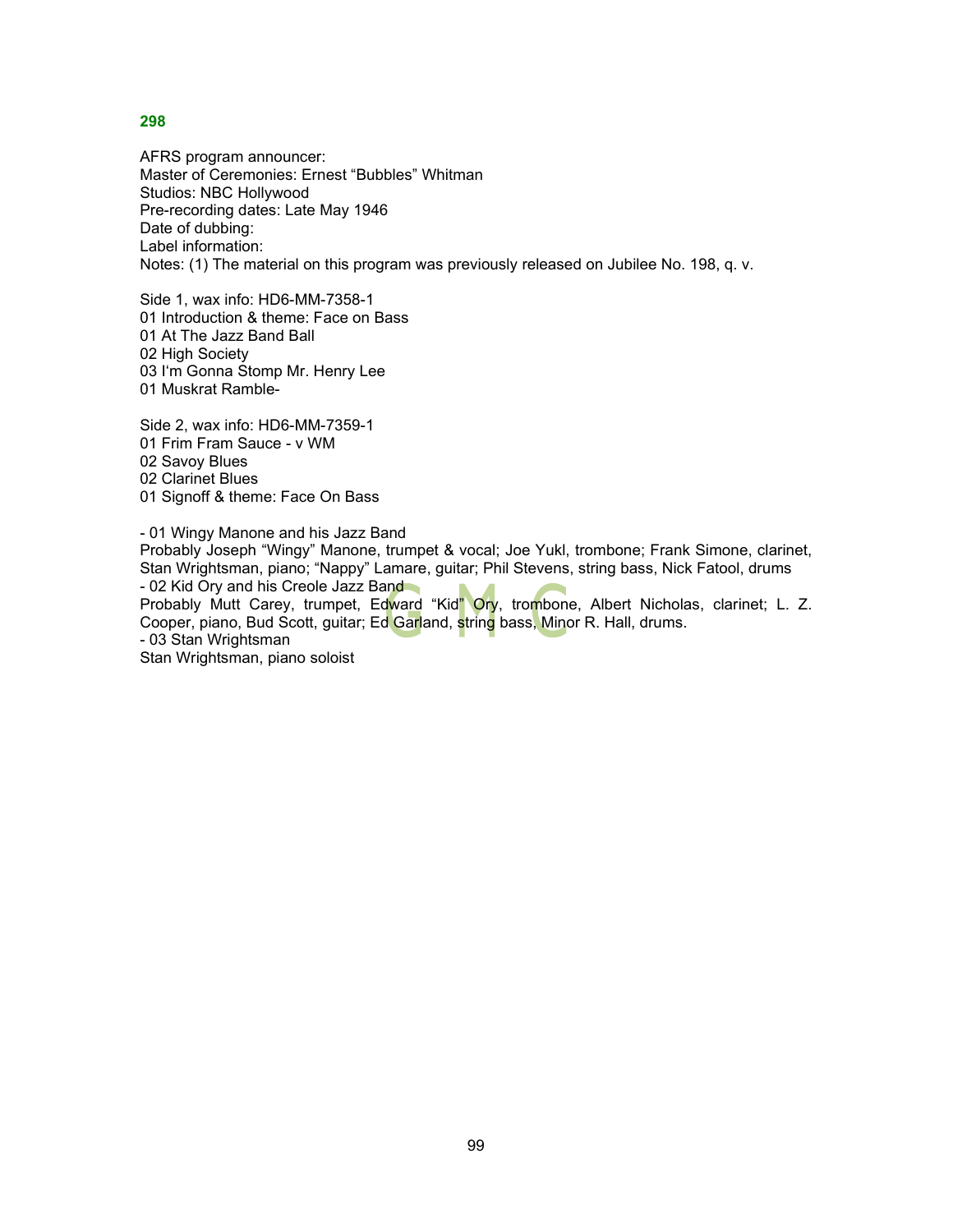**298**

AFRS program announcer:
Master of Ceremonies: Ernest “Bubbles” Whitman
Studios: NBC Hollywood
Pre-recording dates: Late May 1946
Date of dubbing:
Label information:
Notes: (1) The material on this program was previously released on Jubilee No. 198, q. v.

Side 1, wax info: HD6-MM-7358-1
01 Introduction & theme: Face on Bass
01 At The Jazz Band Ball
02 High Society
03 I'm Gonna Stomp Mr. Henry Lee
01 Muskrat Ramble-

Side 2, wax info: HD6-MM-7359-1
01 Frim Fram Sauce - v WM
02 Savoy Blues
02 Clarinet Blues
01 Signoff & theme: Face On Bass

- 01 Wingy Manone and his Jazz Band
Probably Joseph “Wingy” Manone, trumpet & vocal; Joe Yukl, trombone; Frank Simone, clarinet, Stan Wrightsman, piano; “Nappy” Lamare, guitar; Phil Stevens, string bass, Nick Fatool, drums
- 02 Kid Ory and his Creole Jazz Band
Probably Mutt Carey, trumpet, Edward “Kid” Ory, trombone, Albert Nicholas, clarinet; L. Z. Cooper, piano, Bud Scott, guitar; Ed Garland, string bass, Minor R. Hall, drums.
- 03 Stan Wrightsman
Stan Wrightsman, piano soloist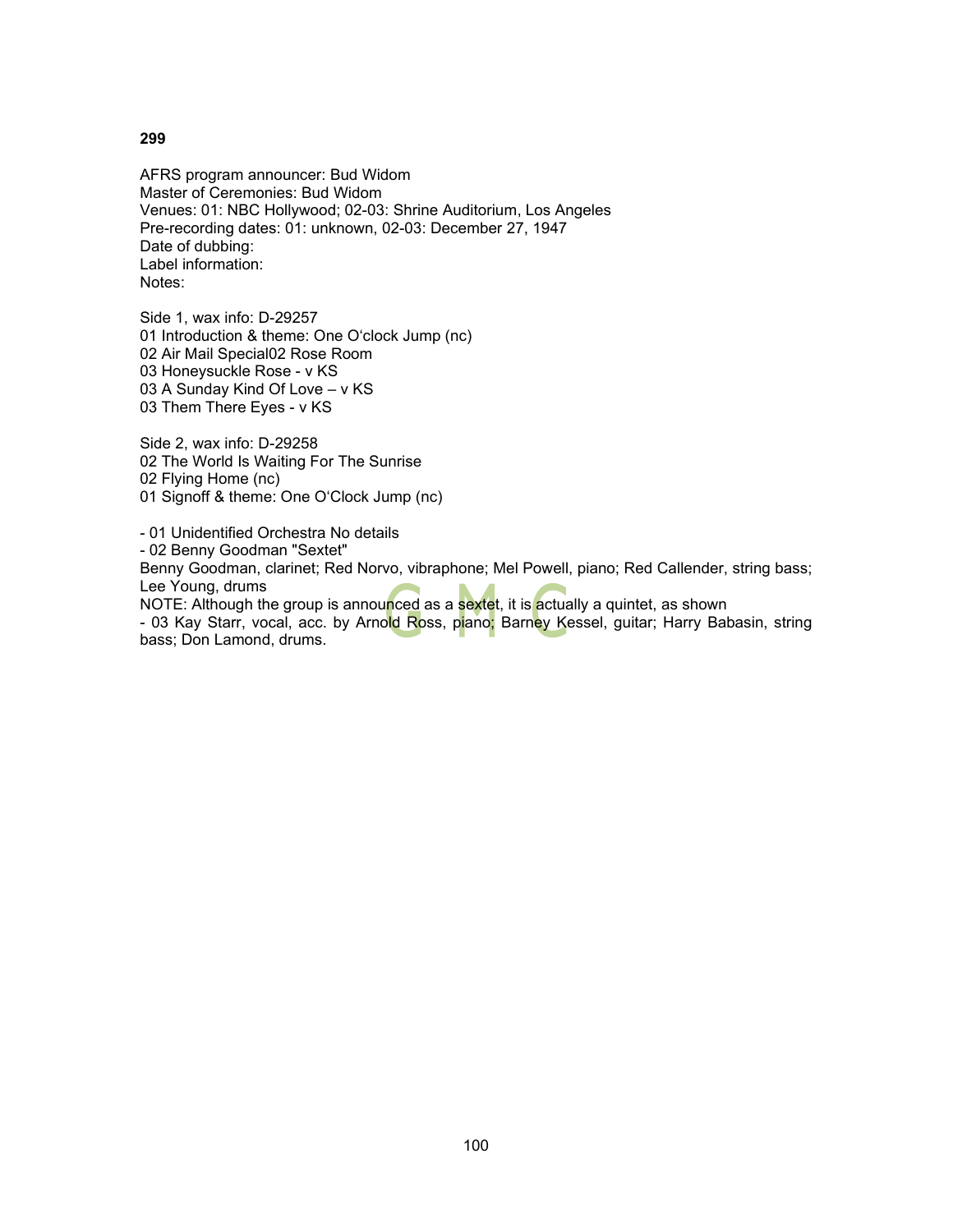**299**

AFRS program announcer: Bud Widom
Master of Ceremonies: Bud Widom
Venues: 01: NBC Hollywood; 02-03: Shrine Auditorium, Los Angeles
Pre-recording dates: 01: unknown, 02-03: December 27, 1947
Date of dubbing:
Label information:
Notes:

Side 1, wax info: D-29257
01 Introduction & theme: One O'clock Jump (nc)
02 Air Mail Special02 Rose Room
03 Honeysuckle Rose - v KS
03 A Sunday Kind Of Love – v KS
03 Them There Eyes - v KS

Side 2, wax info: D-29258
02 The World Is Waiting For The Sunrise
02 Flying Home (nc)
01 Signoff & theme: One O'Clock Jump (nc)

- 01 Unidentified Orchestra No details
- 02 Benny Goodman "Sextet"
Benny Goodman, clarinet; Red Norvo, vibraphone; Mel Powell, piano; Red Callender, string bass; Lee Young, drums
NOTE: Although the group is announced as a sextet, it is actually a quintet, as shown
- 03 Kay Starr, vocal, acc. by Arnold Ross, piano; Barney Kessel, guitar; Harry Babasin, string bass; Don Lamond, drums.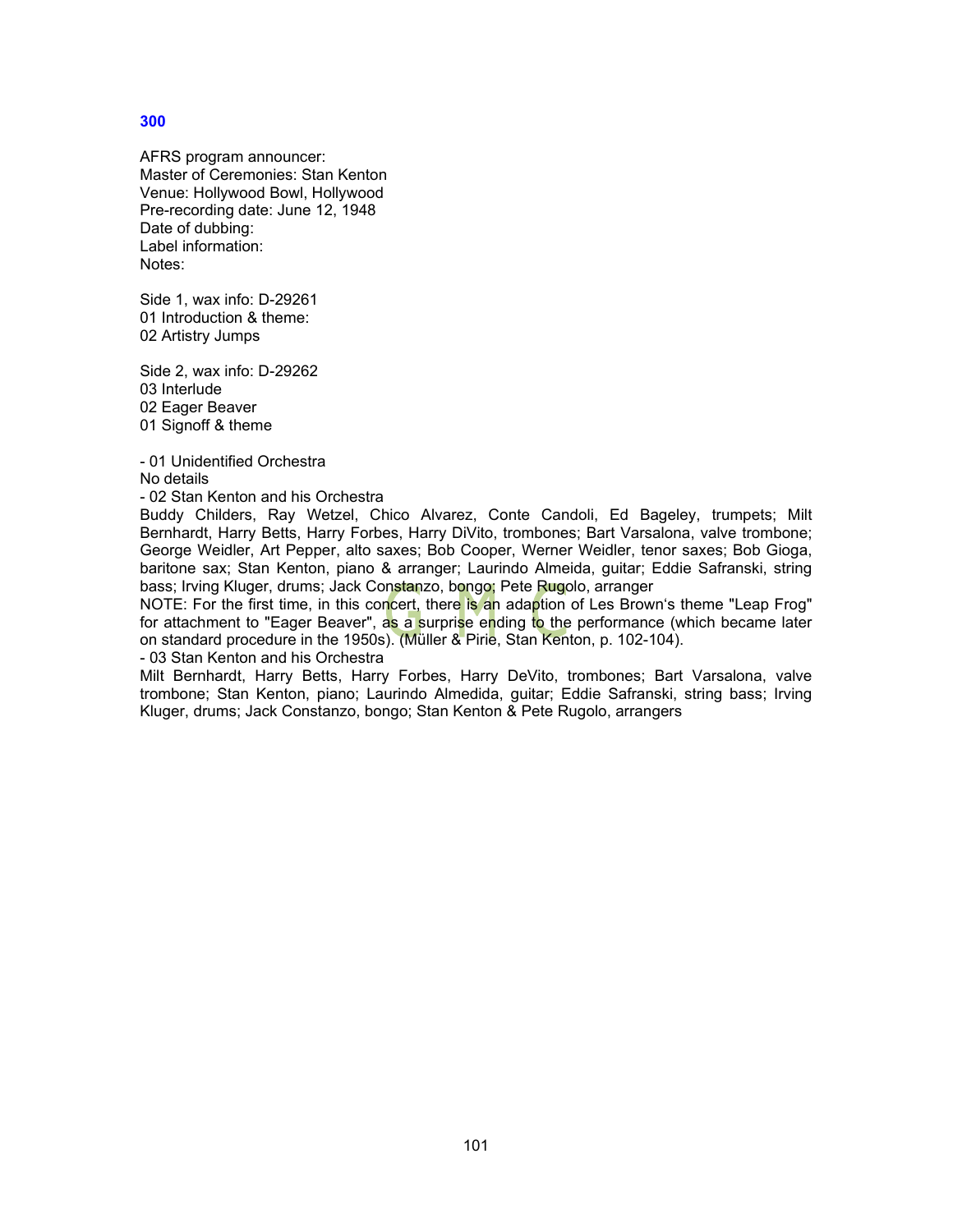**300**

AFRS program announcer:
Master of Ceremonies: Stan Kenton
Venue: Hollywood Bowl, Hollywood
Pre-recording date: June 12, 1948
Date of dubbing:
Label information:
Notes:

Side 1, wax info: D-29261
01 Introduction & theme:
02 Artistry Jumps

Side 2, wax info: D-29262
03 Interlude
02 Eager Beaver
01 Signoff & theme

- 01 Unidentified Orchestra
No details
- 02 Stan Kenton and his Orchestra
Buddy Childers, Ray Wetzel, Chico Alvarez, Conte Candoli, Ed Bageley, trumpets; Milt Bernhardt, Harry Betts, Harry Forbes, Harry DiVito, trombones; Bart Varsalona, valve trombone; George Weidler, Art Pepper, alto saxes; Bob Cooper, Werner Weidler, tenor saxes; Bob Gioga, baritone sax; Stan Kenton, piano & arranger; Laurindo Almeida, guitar; Eddie Safranski, string bass; Irving Kluger, drums; Jack Constanzo, bongo; Pete Rugolo, arranger
NOTE: For the first time, in this concert, there is an adaption of Les Brown's theme "Leap Frog" for attachment to "Eager Beaver", as a surprise ending to the performance (which became later on standard procedure in the 1950s). (Müller & Pirie, Stan Kenton, p. 102-104).
- 03 Stan Kenton and his Orchestra
Milt Bernhardt, Harry Betts, Harry Forbes, Harry DeVito, trombones; Bart Varsalona, valve trombone; Stan Kenton, piano; Laurindo Almedida, guitar; Eddie Safranski, string bass; Irving Kluger, drums; Jack Constanzo, bongo; Stan Kenton & Pete Rugolo, arrangers